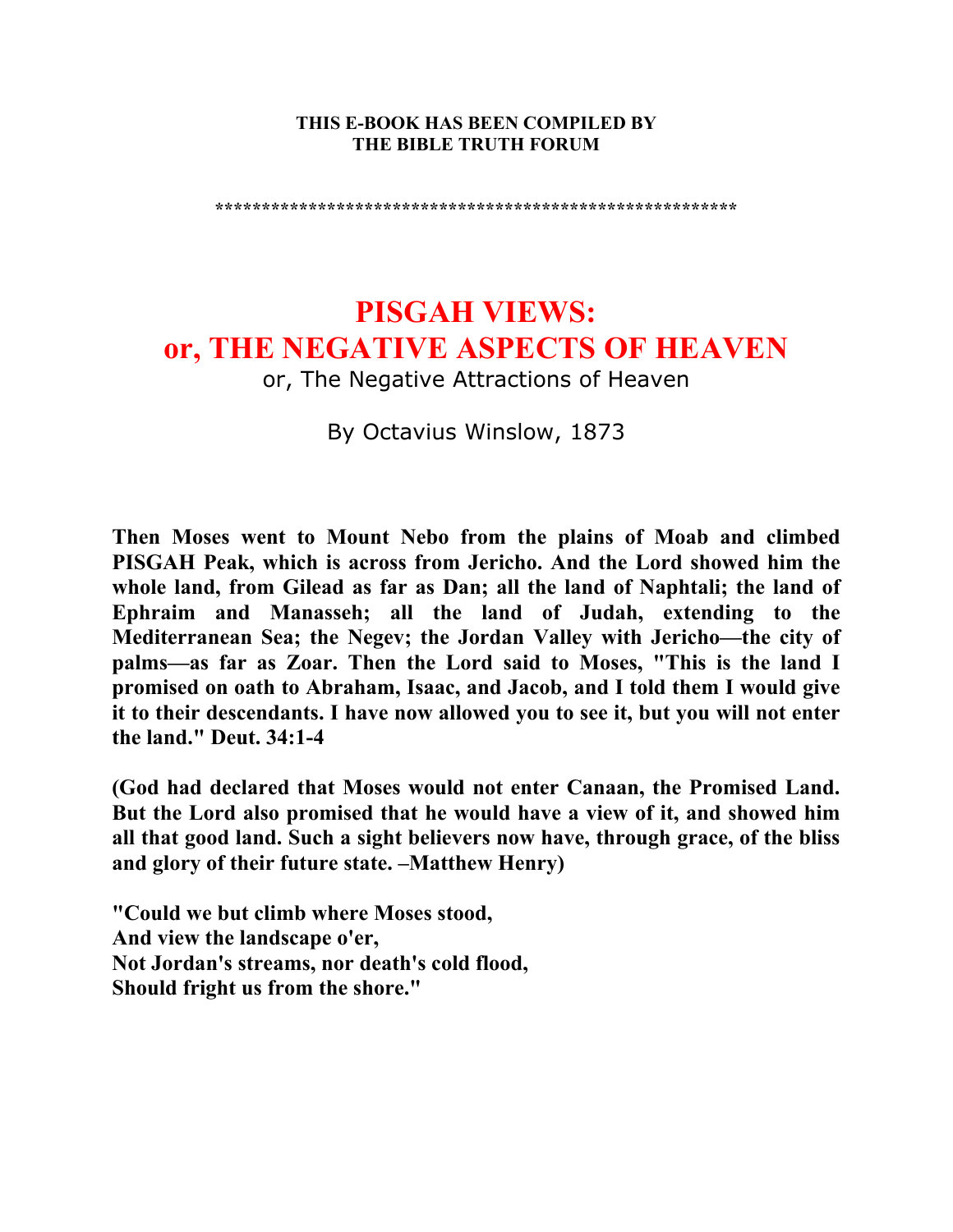**THIS E-BOOK HAS BEEN COMPILED BY**
**THE BIBLE TRUTH FORUM**

*******************************************************

# PISGAH VIEWS:
# or, THE NEGATIVE ASPECTS OF HEAVEN

or, The Negative Attractions of Heaven

By Octavius Winslow, 1873

**Then Moses went to Mount Nebo from the plains of Moab and climbed PISGAH Peak, which is across from Jericho. And the Lord showed him the whole land, from Gilead as far as Dan; all the land of Naphtali; the land of Ephraim and Manasseh; all the land of Judah, extending to the Mediterranean Sea; the Negev; the Jordan Valley with Jericho—the city of palms—as far as Zoar. Then the Lord said to Moses, "This is the land I promised on oath to Abraham, Isaac, and Jacob, and I told them I would give it to their descendants. I have now allowed you to see it, but you will not enter the land." Deut. 34:1-4**

**(God had declared that Moses would not enter Canaan, the Promised Land. But the Lord also promised that he would have a view of it, and showed him all that good land. Such a sight believers now have, through grace, of the bliss and glory of their future state. –Matthew Henry)**

**"Could we but climb where Moses stood,**
**And view the landscape o'er,**
**Not Jordan's streams, nor death's cold flood,**
**Should fright us from the shore."**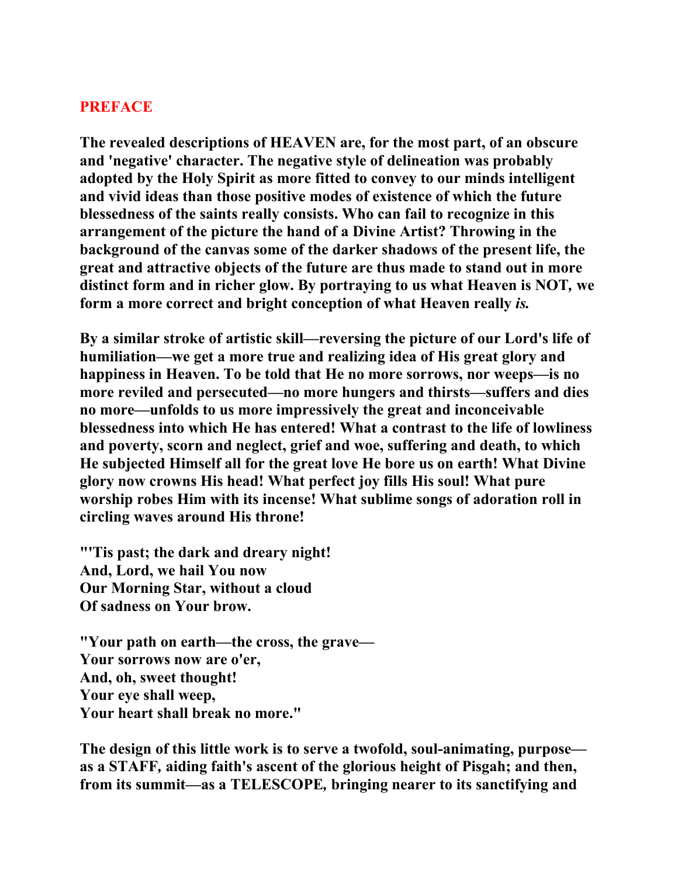## PREFACE

**The revealed descriptions of HEAVEN are, for the most part, of an obscure and 'negative' character. The negative style of delineation was probably adopted by the Holy Spirit as more fitted to convey to our minds intelligent and vivid ideas than those positive modes of existence of which the future blessedness of the saints really consists. Who can fail to recognize in this arrangement of the picture the hand of a Divine Artist? Throwing in the background of the canvas some of the darker shadows of the present life, the great and attractive objects of the future are thus made to stand out in more distinct form and in richer glow. By portraying to us what Heaven is NOT, we form a more correct and bright conception of what Heaven really *is.***

**By a similar stroke of artistic skill—reversing the picture of our Lord's life of humiliation—we get a more true and realizing idea of His great glory and happiness in Heaven. To be told that He no more sorrows, nor weeps—is no more reviled and persecuted—no more hungers and thirsts—suffers and dies no more—unfolds to us more impressively the great and inconceivable blessedness into which He has entered! What a contrast to the life of lowliness and poverty, scorn and neglect, grief and woe, suffering and death, to which He subjected Himself all for the great love He bore us on earth! What Divine glory now crowns His head! What perfect joy fills His soul! What pure worship robes Him with its incense! What sublime songs of adoration roll in circling waves around His throne!**

**"'Tis past; the dark and dreary night!**
**And, Lord, we hail You now**
**Our Morning Star, without a cloud**
**Of sadness on Your brow.**

**"Your path on earth—the cross, the grave—**
**Your sorrows now are o'er,**
**And, oh, sweet thought!**
**Your eye shall weep,**
**Your heart shall break no more."**

**The design of this little work is to serve a twofold, soul-animating, purpose—as a STAFF, aiding faith's ascent of the glorious height of Pisgah; and then, from its summit—as a TELESCOPE, bringing nearer to its sanctifying and**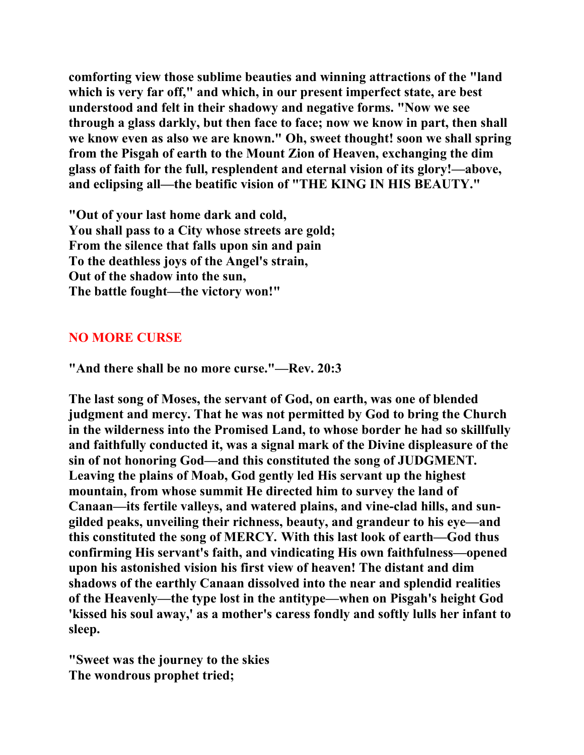**comforting view those sublime beauties and winning attractions of the "land which is very far off," and which, in our present imperfect state, are best understood and felt in their shadowy and negative forms. "Now we see through a glass darkly, but then face to face; now we know in part, then shall we know even as also we are known." Oh, sweet thought! soon we shall spring from the Pisgah of earth to the Mount Zion of Heaven, exchanging the dim glass of faith for the full, resplendent and eternal vision of its glory!—above, and eclipsing all—the beatific vision of "THE KING IN HIS BEAUTY."**

**"Out of your last home dark and cold,**
**You shall pass to a City whose streets are gold;**
**From the silence that falls upon sin and pain**
**To the deathless joys of the Angel's strain,**
**Out of the shadow into the sun,**
**The battle fought—the victory won!"**

## NO MORE CURSE

**"And there shall be no more curse."—Rev. 20:3**

**The last song of Moses, the servant of God, on earth, was one of blended judgment and mercy. That he was not permitted by God to bring the Church in the wilderness into the Promised Land, to whose border he had so skillfully and faithfully conducted it, was a signal mark of the Divine displeasure of the sin of not honoring God—and this constituted the song of JUDGMENT. Leaving the plains of Moab, God gently led His servant up the highest mountain, from whose summit He directed him to survey the land of Canaan—its fertile valleys, and watered plains, and vine-clad hills, and sun-gilded peaks, unveiling their richness, beauty, and grandeur to his eye—and this constituted the song of MERCY. With this last look of earth—God thus confirming His servant's faith, and vindicating His own faithfulness—opened upon his astonished vision his first view of heaven! The distant and dim shadows of the earthly Canaan dissolved into the near and splendid realities of the Heavenly—the type lost in the antitype—when on Pisgah's height God 'kissed his soul away,' as a mother's caress fondly and softly lulls her infant to sleep.**

**"Sweet was the journey to the skies**
**The wondrous prophet tried;**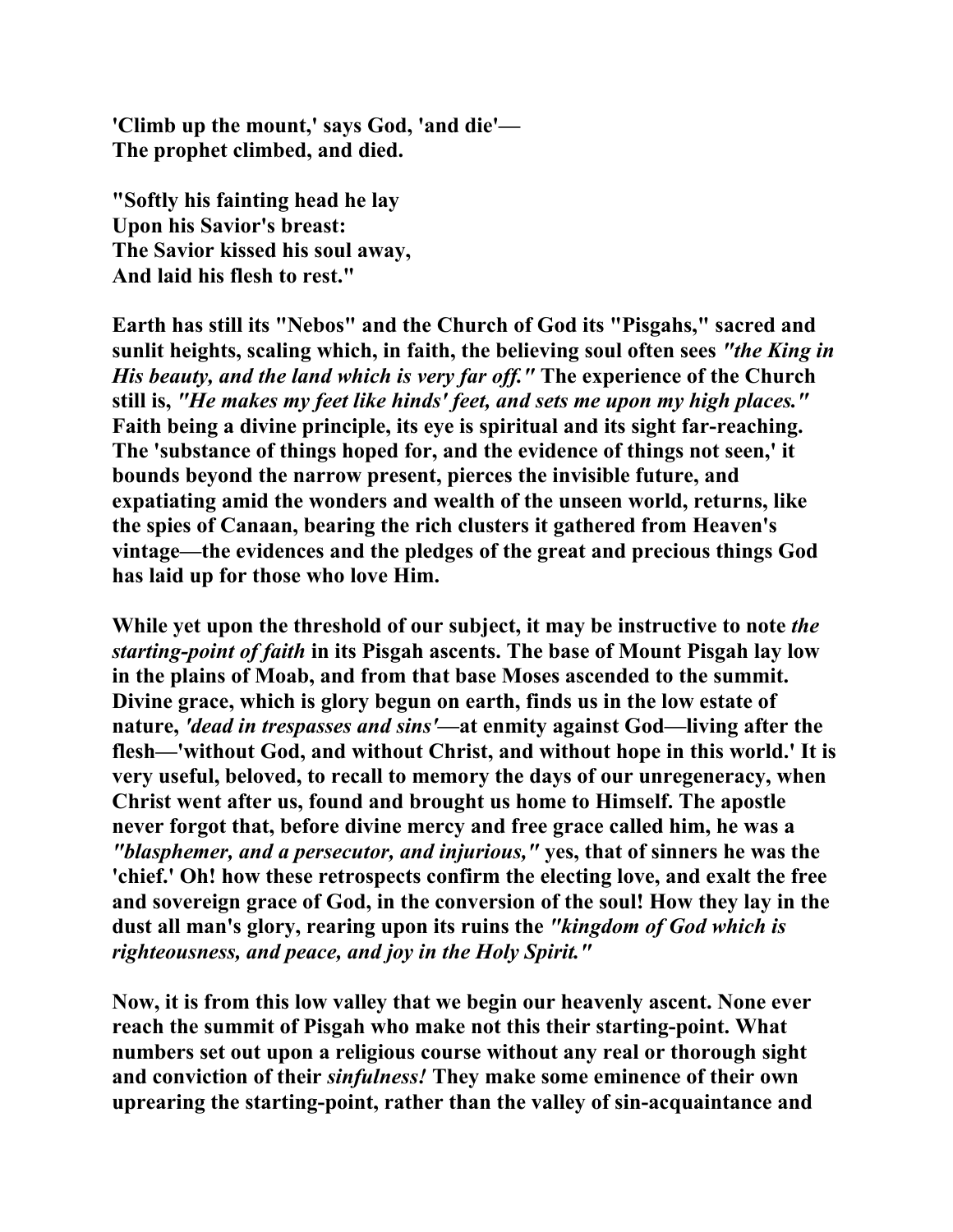**'Climb up the mount,' says God, 'and die'—**
**The prophet climbed, and died.**

**"Softly his fainting head he lay**
**Upon his Savior's breast:**
**The Savior kissed his soul away,**
**And laid his flesh to rest."**

**Earth has still its "Nebos" and the Church of God its "Pisgahs," sacred and sunlit heights, scaling which, in faith, the believing soul often sees *"the King in His beauty, and the land which is very far off."* The experience of the Church still is, *"He makes my feet like hinds' feet, and sets me upon my high places."* Faith being a divine principle, its eye is spiritual and its sight far-reaching. The 'substance of things hoped for, and the evidence of things not seen,' it bounds beyond the narrow present, pierces the invisible future, and expatiating amid the wonders and wealth of the unseen world, returns, like the spies of Canaan, bearing the rich clusters it gathered from Heaven's vintage—the evidences and the pledges of the great and precious things God has laid up for those who love Him.**

**While yet upon the threshold of our subject, it may be instructive to note *the starting-point of faith* in its Pisgah ascents. The base of Mount Pisgah lay low in the plains of Moab, and from that base Moses ascended to the summit. Divine grace, which is glory begun on earth, finds us in the low estate of nature, *'dead in trespasses and sins'*—at enmity against God—living after the flesh—'without God, and without Christ, and without hope in this world.' It is very useful, beloved, to recall to memory the days of our unregeneracy, when Christ went after us, found and brought us home to Himself. The apostle never forgot that, before divine mercy and free grace called him, he was a *"blasphemer, and a persecutor, and injurious,"* yes, that of sinners he was the 'chief.' Oh! how these retrospects confirm the electing love, and exalt the free and sovereign grace of God, in the conversion of the soul! How they lay in the dust all man's glory, rearing upon its ruins the *"kingdom of God which is righteousness, and peace, and joy in the Holy Spirit."***

**Now, it is from this low valley that we begin our heavenly ascent. None ever reach the summit of Pisgah who make not this their starting-point. What numbers set out upon a religious course without any real or thorough sight and conviction of their *sinfulness!* They make some eminence of their own upearing the starting-point, rather than the valley of sin-acquaintance and**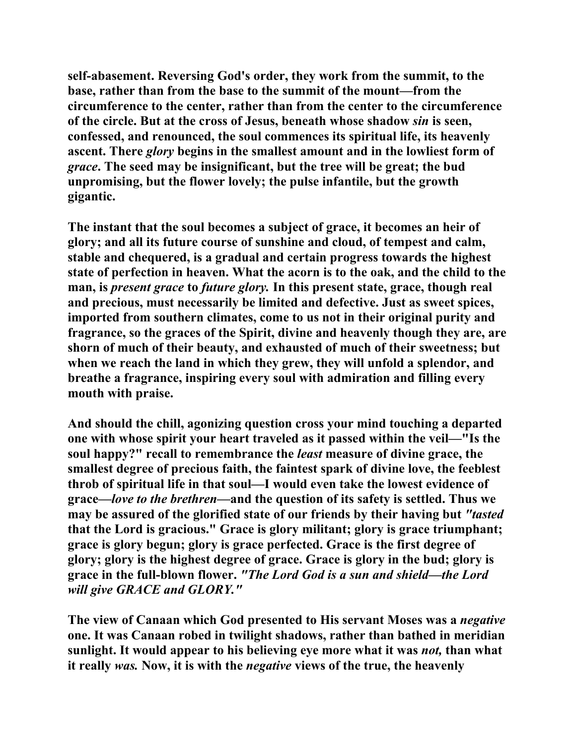self-abasement. Reversing God's order, they work from the summit, to the base, rather than from the base to the summit of the mount—from the circumference to the center, rather than from the center to the circumference of the circle. But at the cross of Jesus, beneath whose shadow *sin* is seen, confessed, and renounced, the soul commences its spiritual life, its heavenly ascent. There *glory* begins in the smallest amount and in the lowliest form of *grace*. The seed may be insignificant, but the tree will be great; the bud unpromising, but the flower lovely; the pulse infantile, but the growth gigantic.

The instant that the soul becomes a subject of grace, it becomes an heir of glory; and all its future course of sunshine and cloud, of tempest and calm, stable and chequered, is a gradual and certain progress towards the highest state of perfection in heaven. What the acorn is to the oak, and the child to the man, is *present grace* to *future glory.* In this present state, grace, though real and precious, must necessarily be limited and defective. Just as sweet spices, imported from southern climates, come to us not in their original purity and fragrance, so the graces of the Spirit, divine and heavenly though they are, are shorn of much of their beauty, and exhausted of much of their sweetness; but when we reach the land in which they grew, they will unfold a splendor, and breathe a fragrance, inspiring every soul with admiration and filling every mouth with praise.

And should the chill, agonizing question cross your mind touching a departed one with whose spirit your heart traveled as it passed within the veil—"Is the soul happy?" recall to remembrance the *least* measure of divine grace, the smallest degree of precious faith, the faintest spark of divine love, the feeblest throb of spiritual life in that soul—I would even take the lowest evidence of grace—*love to the brethren*—and the question of its safety is settled. Thus we may be assured of the glorified state of our friends by their having but *"tasted* that the Lord is gracious." Grace is glory militant; glory is grace triumphant; grace is glory begun; glory is grace perfected. Grace is the first degree of glory; glory is the highest degree of grace. Grace is glory in the bud; glory is grace in the full-blown flower. *"The Lord God is a sun and shield—the Lord will give GRACE and GLORY."*

The view of Canaan which God presented to His servant Moses was a *negative* one. It was Canaan robed in twilight shadows, rather than bathed in meridian sunlight. It would appear to his believing eye more what it was *not,* than what it really *was.* Now, it is with the *negative* views of the true, the heavenly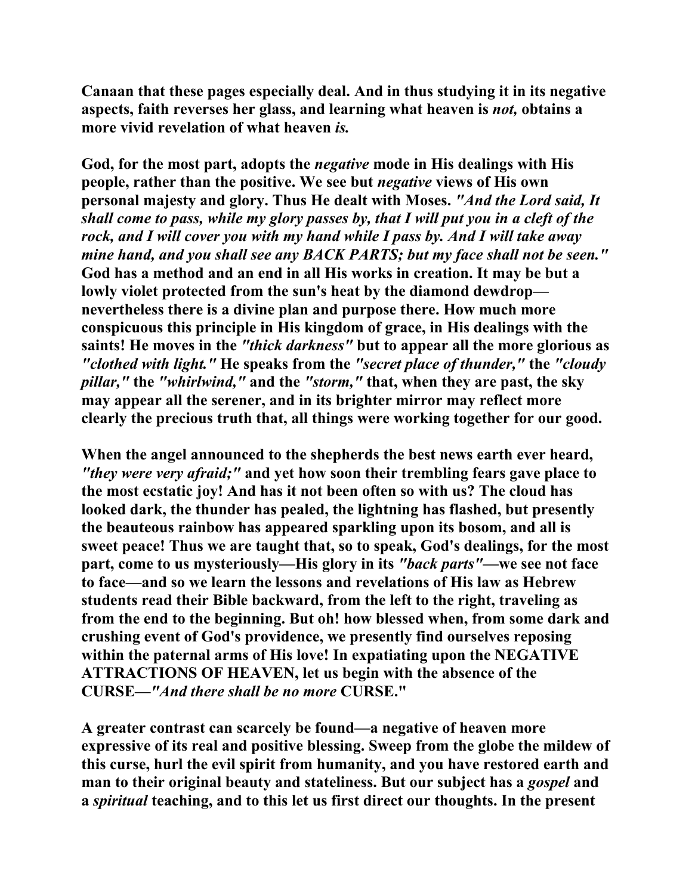**Canaan that these pages especially deal. And in thus studying it in its negative aspects, faith reverses her glass, and learning what heaven is *not,* obtains a more vivid revelation of what heaven *is.***

**God, for the most part, adopts the *negative* mode in His dealings with His people, rather than the positive. We see but *negative* views of His own personal majesty and glory. Thus He dealt with Moses. *"And the Lord said, It shall come to pass, while my glory passes by, that I will put you in a cleft of the rock, and I will cover you with my hand while I pass by. And I will take away mine hand, and you shall see any BACK PARTS; but my face shall not be seen."* God has a method and an end in all His works in creation. It may be but a lowly violet protected from the sun's heat by the diamond dewdrop—nevertheless there is a divine plan and purpose there. How much more conspicuous this principle in His kingdom of grace, in His dealings with the saints! He moves in the *"thick darkness"* but to appear all the more glorious as *"clothed with light."* He speaks from the *"secret place of thunder,"* the *"cloudy pillar,"* the *"whirlwind,"* and the *"storm,"* that, when they are past, the sky may appear all the serener, and in its brighter mirror may reflect more clearly the precious truth that, all things were working together for our good.**

**When the angel announced to the shepherds the best news earth ever heard, *"they were very afraid;"* and yet how soon their trembling fears gave place to the most ecstatic joy! And has it not been often so with us? The cloud has looked dark, the thunder has pealed, the lightning has flashed, but presently the beauteous rainbow has appeared sparkling upon its bosom, and all is sweet peace! Thus we are taught that, so to speak, God's dealings, for the most part, come to us mysteriously—His glory in its *"back parts"*—we see not face to face—and so we learn the lessons and revelations of His law as Hebrew students read their Bible backward, from the left to the right, traveling as from the end to the beginning. But oh! how blessed when, from some dark and crushing event of God's providence, we presently find ourselves reposing within the paternal arms of His love! In expatiating upon the NEGATIVE ATTRACTIONS OF HEAVEN, let us begin with the absence of the CURSE—*"And there shall be no more* CURSE."**

**A greater contrast can scarcely be found—a negative of heaven more expressive of its real and positive blessing. Sweep from the globe the mildew of this curse, hurl the evil spirit from humanity, and you have restored earth and man to their original beauty and stateliness. But our subject has a *gospel* and a *spiritual* teaching, and to this let us first direct our thoughts. In the present**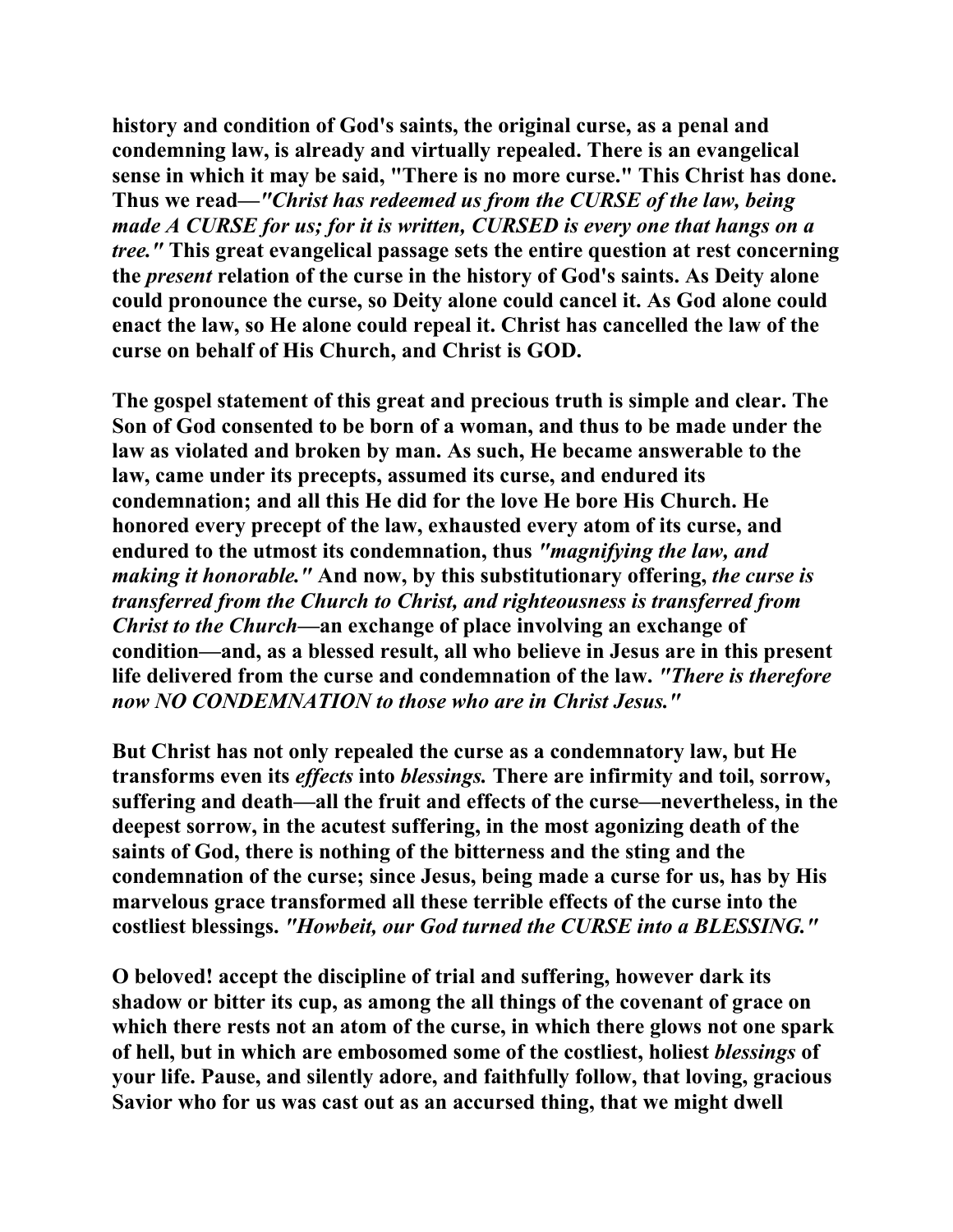history and condition of God's saints, the original curse, as a penal and condemning law, is already and virtually repealed. There is an evangelical sense in which it may be said, "There is no more curse." This Christ has done. Thus we read—*"Christ has redeemed us from the CURSE of the law, being made A CURSE for us; for it is written, CURSED is every one that hangs on a tree."* This great evangelical passage sets the entire question at rest concerning the *present* relation of the curse in the history of God's saints. As Deity alone could pronounce the curse, so Deity alone could cancel it. As God alone could enact the law, so He alone could repeal it. Christ has cancelled the law of the curse on behalf of His Church, and Christ is GOD.

The gospel statement of this great and precious truth is simple and clear. The Son of God consented to be born of a woman, and thus to be made under the law as violated and broken by man. As such, He became answerable to the law, came under its precepts, assumed its curse, and endured its condemnation; and all this He did for the love He bore His Church. He honored every precept of the law, exhausted every atom of its curse, and endured to the utmost its condemnation, thus *"magnifying the law, and making it honorable."* And now, by this substitutionary offering, *the curse is transferred from the Church to Christ, and righteousness is transferred from Christ to the Church*—an exchange of place involving an exchange of condition—and, as a blessed result, all who believe in Jesus are in this present life delivered from the curse and condemnation of the law. *"There is therefore now NO CONDEMNATION to those who are in Christ Jesus."*

But Christ has not only repealed the curse as a condemnatory law, but He transforms even its *effects* into *blessings.* There are infirmity and toil, sorrow, suffering and death—all the fruit and effects of the curse—nevertheless, in the deepest sorrow, in the acutest suffering, in the most agonizing death of the saints of God, there is nothing of the bitterness and the sting and the condemnation of the curse; since Jesus, being made a curse for us, has by His marvelous grace transformed all these terrible effects of the curse into the costliest blessings. *"Howbeit, our God turned the CURSE into a BLESSING."*

O beloved! accept the discipline of trial and suffering, however dark its shadow or bitter its cup, as among the all things of the covenant of grace on which there rests not an atom of the curse, in which there glows not one spark of hell, but in which are embosomed some of the costliest, holiest *blessings* of your life. Pause, and silently adore, and faithfully follow, that loving, gracious Savior who for us was cast out as an accursed thing, that we might dwell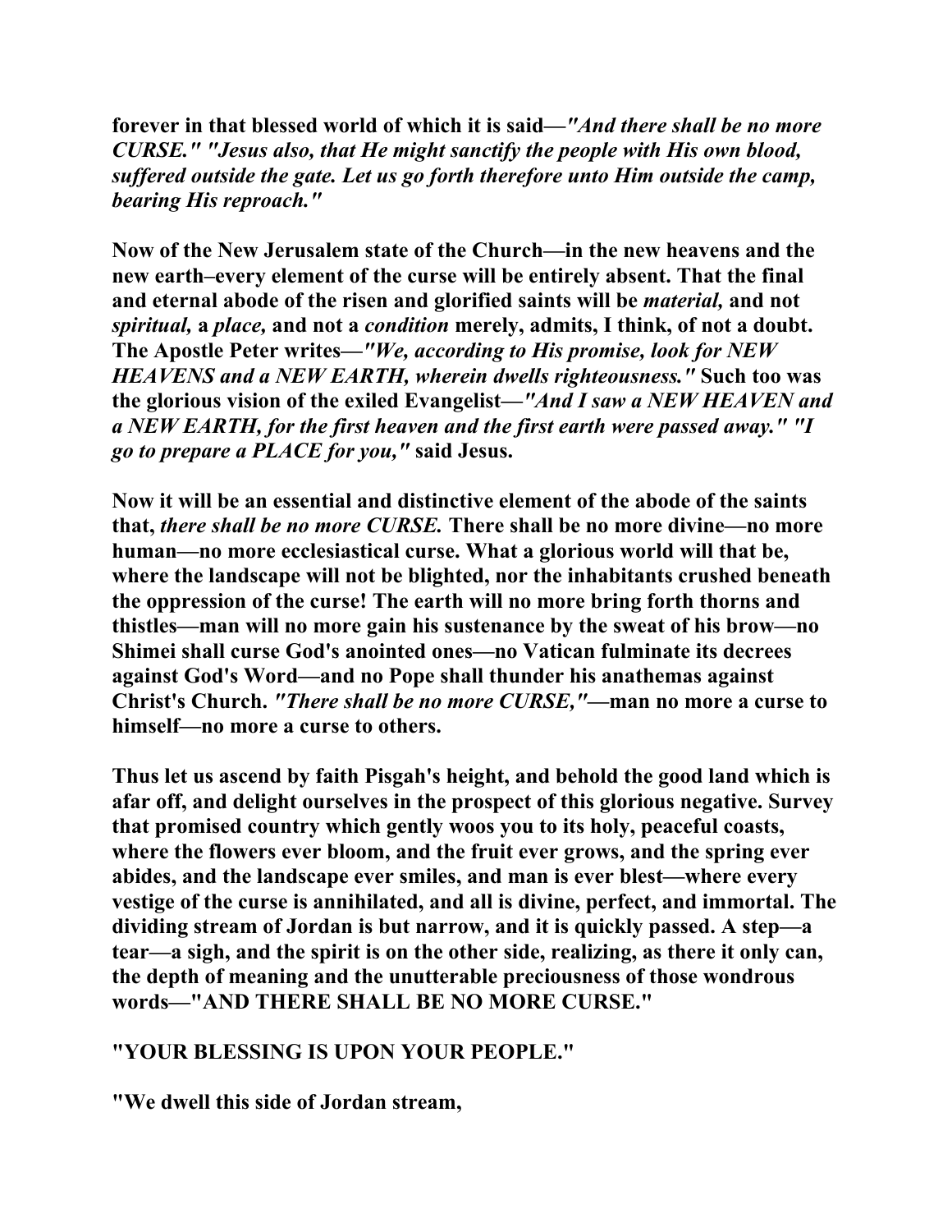**forever in that blessed world of which it is said—*"And there shall be no more CURSE." "Jesus also, that He might sanctify the people with His own blood, suffered outside the gate. Let us go forth therefore unto Him outside the camp, bearing His reproach."***

**Now of the New Jerusalem state of the Church—in the new heavens and the new earth–every element of the curse will be entirely absent. That the final and eternal abode of the risen and glorified saints will be *material,* and not *spiritual,* a *place,* and not a *condition* merely, admits, I think, of not a doubt. The Apostle Peter writes—*"We, according to His promise, look for NEW HEAVENS and a NEW EARTH, wherein dwells righteousness."* Such too was the glorious vision of the exiled Evangelist—*"And I saw a NEW HEAVEN and a NEW EARTH, for the first heaven and the first earth were passed away." "I go to prepare a PLACE for you,"* said Jesus.**

**Now it will be an essential and distinctive element of the abode of the saints that, *there shall be no more CURSE.* There shall be no more divine—no more human—no more ecclesiastical curse. What a glorious world will that be, where the landscape will not be blighted, nor the inhabitants crushed beneath the oppression of the curse! The earth will no more bring forth thorns and thistles—man will no more gain his sustenance by the sweat of his brow—no Shimei shall curse God's anointed ones—no Vatican fulminate its decrees against God's Word—and no Pope shall thunder his anathemas against Christ's Church. *"There shall be no more CURSE,"*—man no more a curse to himself—no more a curse to others.**

**Thus let us ascend by faith Pisgah's height, and behold the good land which is afar off, and delight ourselves in the prospect of this glorious negative. Survey that promised country which gently woos you to its holy, peaceful coasts, where the flowers ever bloom, and the fruit ever grows, and the spring ever abides, and the landscape ever smiles, and man is ever blest—where every vestige of the curse is annihilated, and all is divine, perfect, and immortal. The dividing stream of Jordan is but narrow, and it is quickly passed. A step—a tear—a sigh, and the spirit is on the other side, realizing, as there it only can, the depth of meaning and the unutterable preciousness of those wondrous words—"AND THERE SHALL BE NO MORE CURSE."**

**"YOUR BLESSING IS UPON YOUR PEOPLE."**

**"We dwell this side of Jordan stream,**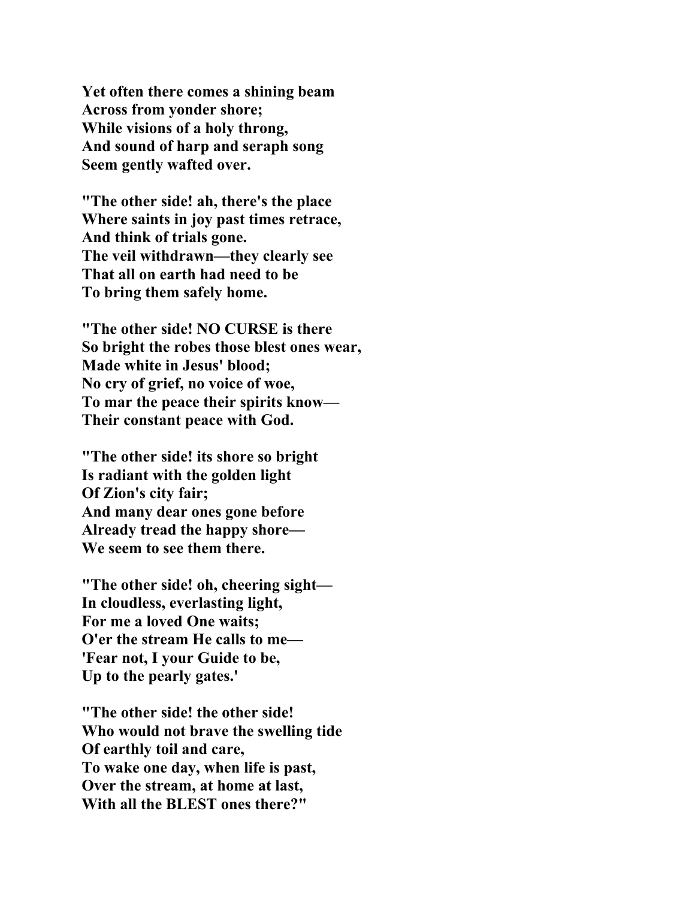**Yet often there comes a shining beam**
**Across from yonder shore;**
**While visions of a holy throng,**
**And sound of harp and seraph song**
**Seem gently wafted over.**

**"The other side! ah, there's the place**
**Where saints in joy past times retrace,**
**And think of trials gone.**
**The veil withdrawn—they clearly see**
**That all on earth had need to be**
**To bring them safely home.**

**"The other side! NO CURSE is there**
**So bright the robes those blest ones wear,**
**Made white in Jesus' blood;**
**No cry of grief, no voice of woe,**
**To mar the peace their spirits know—**
**Their constant peace with God.**

**"The other side! its shore so bright**
**Is radiant with the golden light**
**Of Zion's city fair;**
**And many dear ones gone before**
**Already tread the happy shore—**
**We seem to see them there.**

**"The other side! oh, cheering sight—**
**In cloudless, everlasting light,**
**For me a loved One waits;**
**O'er the stream He calls to me—**
**'Fear not, I your Guide to be,**
**Up to the pearly gates.'**

**"The other side! the other side!**
**Who would not brave the swelling tide**
**Of earthly toil and care,**
**To wake one day, when life is past,**
**Over the stream, at home at last,**
**With all the BLEST ones there?"**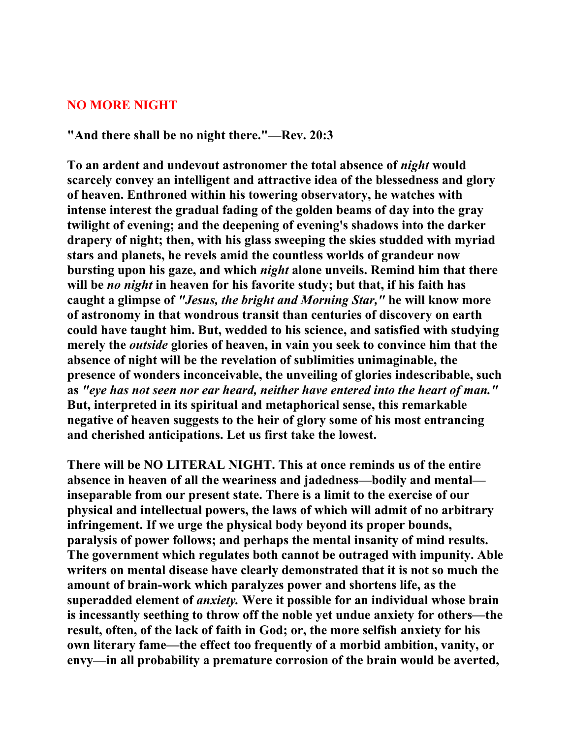## NO MORE NIGHT

**"And there shall be no night there."—Rev. 20:3**

**To an ardent and undevout astronomer the total absence of *night* would scarcely convey an intelligent and attractive idea of the blessedness and glory of heaven. Enthroned within his towering observatory, he watches with intense interest the gradual fading of the golden beams of day into the gray twilight of evening; and the deepening of evening's shadows into the darker drapery of night; then, with his glass sweeping the skies studded with myriad stars and planets, he revels amid the countless worlds of grandeur now bursting upon his gaze, and which *night* alone unveils. Remind him that there will be *no night* in heaven for his favorite study; but that, if his faith has caught a glimpse of *"Jesus, the bright and Morning Star,"* he will know more of astronomy in that wondrous transit than centuries of discovery on earth could have taught him. But, wedded to his science, and satisfied with studying merely the *outside* glories of heaven, in vain you seek to convince him that the absence of night will be the revelation of sublimities unimaginable, the presence of wonders inconceivable, the unveiling of glories indescribable, such as *"eye has not seen nor ear heard, neither have entered into the heart of man."* But, interpreted in its spiritual and metaphorical sense, this remarkable negative of heaven suggests to the heir of glory some of his most entrancing and cherished anticipations. Let us first take the lowest.**

**There will be NO LITERAL NIGHT. This at once reminds us of the entire absence in heaven of all the weariness and jadedness—bodily and mental—inseparable from our present state. There is a limit to the exercise of our physical and intellectual powers, the laws of which will admit of no arbitrary infringement. If we urge the physical body beyond its proper bounds, paralysis of power follows; and perhaps the mental insanity of mind results. The government which regulates both cannot be outraged with impunity. Able writers on mental disease have clearly demonstrated that it is not so much the amount of brain-work which paralyzes power and shortens life, as the superadded element of *anxiety.* Were it possible for an individual whose brain is incessantly seething to throw off the noble yet undue anxiety for others—the result, often, of the lack of faith in God; or, the more selfish anxiety for his own literary fame—the effect too frequently of a morbid ambition, vanity, or envy—in all probability a premature corrosion of the brain would be averted,**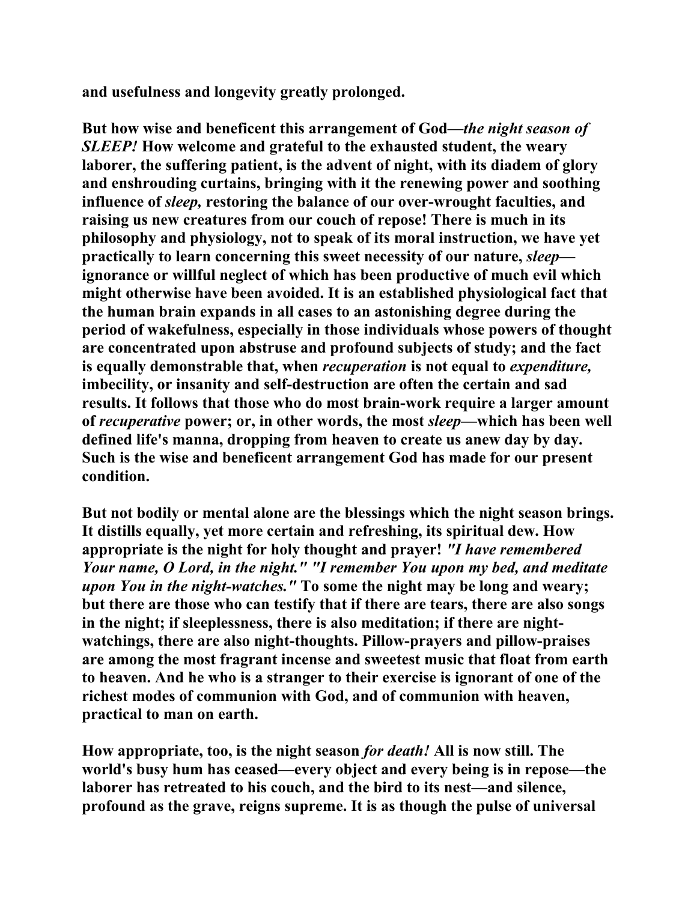**and usefulness and longevity greatly prolonged.**

**But how wise and beneficent this arrangement of God—*the night season of SLEEP!* How welcome and grateful to the exhausted student, the weary laborer, the suffering patient, is the advent of night, with its diadem of glory and enshrouding curtains, bringing with it the renewing power and soothing influence of *sleep,* restoring the balance of our over-wrought faculties, and raising us new creatures from our couch of repose! There is much in its philosophy and physiology, not to speak of its moral instruction, we have yet practically to learn concerning this sweet necessity of our nature, *sleep*—ignorance or willful neglect of which has been productive of much evil which might otherwise have been avoided. It is an established physiological fact that the human brain expands in all cases to an astonishing degree during the period of wakefulness, especially in those individuals whose powers of thought are concentrated upon abstruse and profound subjects of study; and the fact is equally demonstrable that, when *recuperation* is not equal to *expenditure,* imbecility, or insanity and self-destruction are often the certain and sad results. It follows that those who do most brain-work require a larger amount of *recuperative* power; or, in other words, the most *sleep*—which has been well defined life's manna, dropping from heaven to create us anew day by day. Such is the wise and beneficent arrangement God has made for our present condition.**

**But not bodily or mental alone are the blessings which the night season brings. It distills equally, yet more certain and refreshing, its spiritual dew. How appropriate is the night for holy thought and prayer! *"I have remembered Your name, O Lord, in the night." "I remember You upon my bed, and meditate upon You in the night-watches."* To some the night may be long and weary; but there are those who can testify that if there are tears, there are also songs in the night; if sleeplessness, there is also meditation; if there are night-watchings, there are also night-thoughts. Pillow-prayers and pillow-praises are among the most fragrant incense and sweetest music that float from earth to heaven. And he who is a stranger to their exercise is ignorant of one of the richest modes of communion with God, and of communion with heaven, practical to man on earth.**

**How appropriate, too, is the night season *for death!* All is now still. The world's busy hum has ceased—every object and every being is in repose—the laborer has retreated to his couch, and the bird to its nest—and silence, profound as the grave, reigns supreme. It is as though the pulse of universal**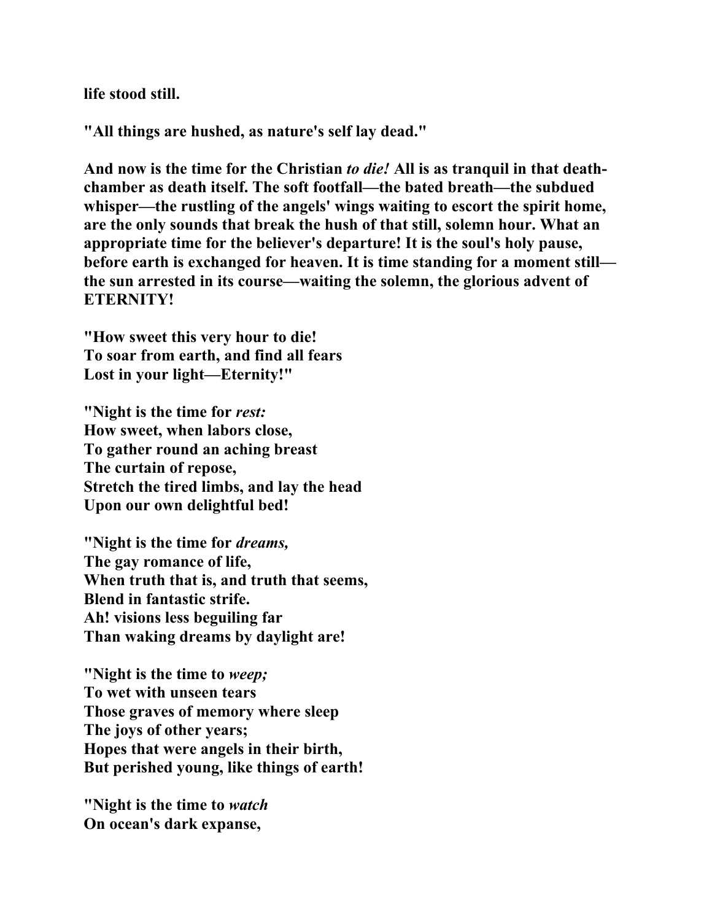**life stood still.**

**"All things are hushed, as nature's self lay dead."**

**And now is the time for the Christian *to die!* All is as tranquil in that death-chamber as death itself. The soft footfall—the bated breath—the subdued whisper—the rustling of the angels' wings waiting to escort the spirit home, are the only sounds that break the hush of that still, solemn hour. What an appropriate time for the believer's departure! It is the soul's holy pause, before earth is exchanged for heaven. It is time standing for a moment still—the sun arrested in its course—waiting the solemn, the glorious advent of ETERNITY!**

**"How sweet this very hour to die!**
**To soar from earth, and find all fears**
**Lost in your light—Eternity!"**

**"Night is the time for *rest:***
**How sweet, when labors close,**
**To gather round an aching breast**
**The curtain of repose,**
**Stretch the tired limbs, and lay the head**
**Upon our own delightful bed!**

**"Night is the time for *dreams,***
**The gay romance of life,**
**When truth that is, and truth that seems,**
**Blend in fantastic strife.**
**Ah! visions less beguiling far**
**Than waking dreams by daylight are!**

**"Night is the time to *weep;***
**To wet with unseen tears**
**Those graves of memory where sleep**
**The joys of other years;**
**Hopes that were angels in their birth,**
**But perished young, like things of earth!**

**"Night is the time to *watch***
**On ocean's dark expanse,**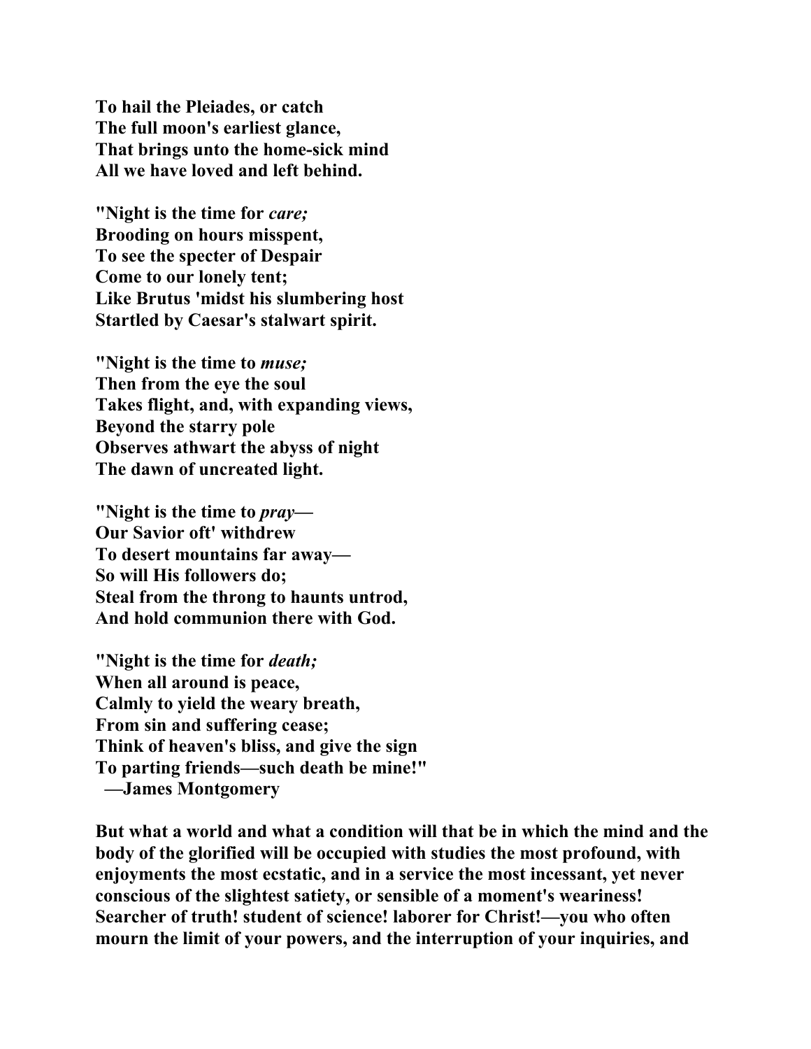**To hail the Pleiades, or catch**
**The full moon's earliest glance,**
**That brings unto the home-sick mind**
**All we have loved and left behind.**

**"Night is the time for *care;***
**Brooding on hours misspent,**
**To see the specter of Despair**
**Come to our lonely tent;**
**Like Brutus 'midst his slumbering host**
**Startled by Caesar's stalwart spirit.**

**"Night is the time to *muse;***
**Then from the eye the soul**
**Takes flight, and, with expanding views,**
**Beyond the starry pole**
**Observes athwart the abyss of night**
**The dawn of uncreated light.**

**"Night is the time to *pray*—**
**Our Savior oft' withdrew**
**To desert mountains far away—**
**So will His followers do;**
**Steal from the throng to haunts untrod,**
**And hold communion there with God.**

**"Night is the time for *death;***
**When all around is peace,**
**Calmly to yield the weary breath,**
**From sin and suffering cease;**
**Think of heaven's bliss, and give the sign**
**To parting friends—such death be mine!"**
**—James Montgomery**

**But what a world and what a condition will that be in which the mind and the body of the glorified will be occupied with studies the most profound, with enjoyments the most ecstatic, and in a service the most incessant, yet never conscious of the slightest satiety, or sensible of a moment's weariness! Searcher of truth! student of science! laborer for Christ!—you who often mourn the limit of your powers, and the interruption of your inquiries, and**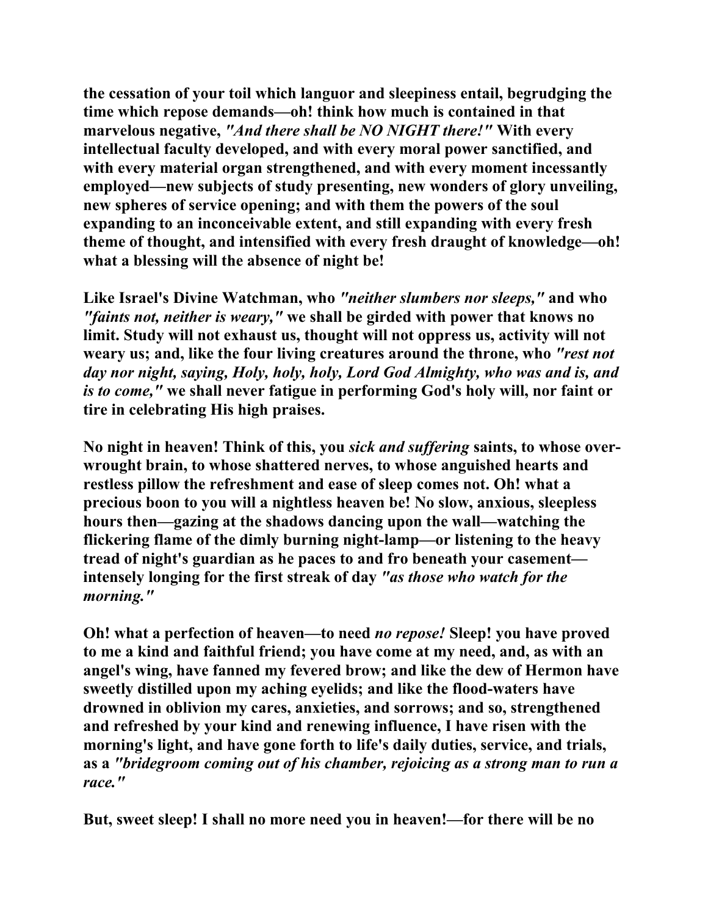**the cessation of your toil which languor and sleepiness entail, begrudging the time which repose demands—oh! think how much is contained in that marvelous negative, *"And there shall be NO NIGHT there!"* With every intellectual faculty developed, and with every moral power sanctified, and with every material organ strengthened, and with every moment incessantly employed—new subjects of study presenting, new wonders of glory unveiling, new spheres of service opening; and with them the powers of the soul expanding to an inconceivable extent, and still expanding with every fresh theme of thought, and intensified with every fresh draught of knowledge—oh! what a blessing will the absence of night be!**

**Like Israel's Divine Watchman, who *"neither slumbers nor sleeps,"* and who *"faints not, neither is weary,"* we shall be girded with power that knows no limit. Study will not exhaust us, thought will not oppress us, activity will not weary us; and, like the four living creatures around the throne, who *"rest not day nor night, saying, Holy, holy, holy, Lord God Almighty, who was and is, and is to come,"* we shall never fatigue in performing God's holy will, nor faint or tire in celebrating His high praises.**

**No night in heaven! Think of this, you *sick and suffering* saints, to whose over-wrought brain, to whose shattered nerves, to whose anguished hearts and restless pillow the refreshment and ease of sleep comes not. Oh! what a precious boon to you will a nightless heaven be! No slow, anxious, sleepless hours then—gazing at the shadows dancing upon the wall—watching the flickering flame of the dimly burning night-lamp—or listening to the heavy tread of night's guardian as he paces to and fro beneath your casement—intensely longing for the first streak of day *"as those who watch for the morning."***

**Oh! what a perfection of heaven—to need *no repose!* Sleep! you have proved to me a kind and faithful friend; you have come at my need, and, as with an angel's wing, have fanned my fevered brow; and like the dew of Hermon have sweetly distilled upon my aching eyelids; and like the flood-waters have drowned in oblivion my cares, anxieties, and sorrows; and so, strengthened and refreshed by your kind and renewing influence, I have risen with the morning's light, and have gone forth to life's daily duties, service, and trials, as a *"bridegroom coming out of his chamber, rejoicing as a strong man to run a race."***

**But, sweet sleep! I shall no more need you in heaven!—for there will be no**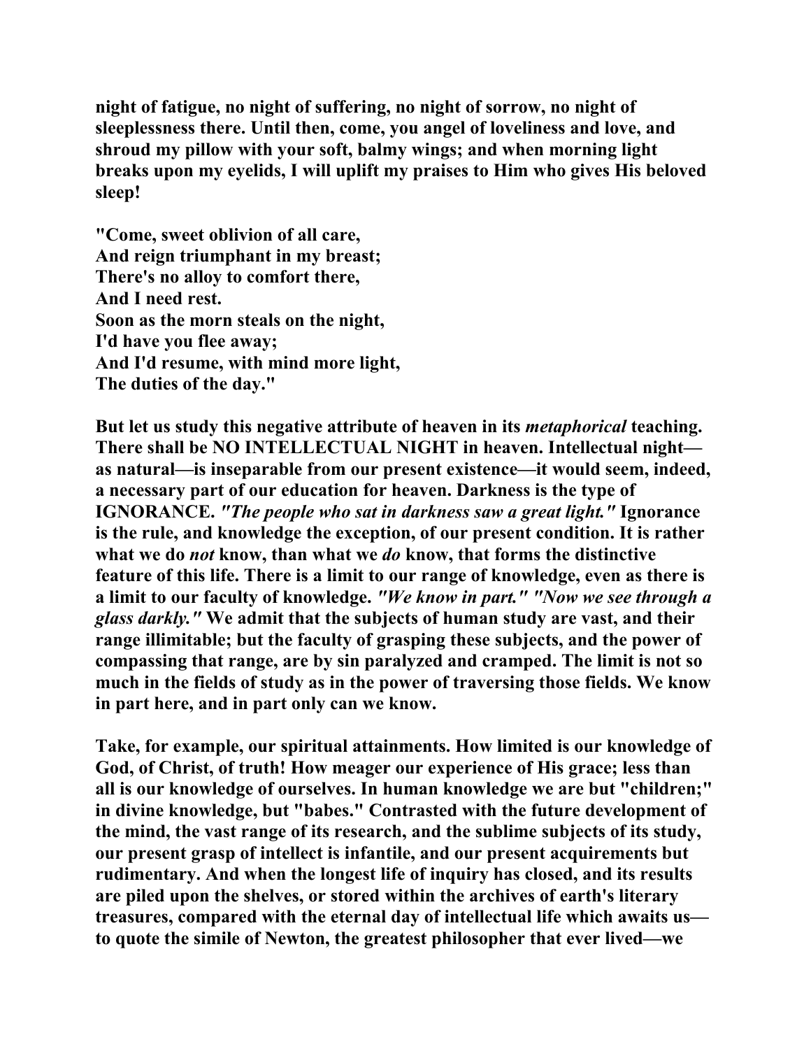night of fatigue, no night of suffering, no night of sorrow, no night of sleeplessness there. Until then, come, you angel of loveliness and love, and shroud my pillow with your soft, balmy wings; and when morning light breaks upon my eyelids, I will uplift my praises to Him who gives His beloved sleep!

"Come, sweet oblivion of all care,  
And reign triumphant in my breast;  
There's no alloy to comfort there,  
And I need rest.  
Soon as the morn steals on the night,  
I'd have you flee away;  
And I'd resume, with mind more light,  
The duties of the day."

But let us study this negative attribute of heaven in its *metaphorical* teaching. There shall be NO INTELLECTUAL NIGHT in heaven. Intellectual night—as natural—is inseparable from our present existence—it would seem, indeed, a necessary part of our education for heaven. Darkness is the type of IGNORANCE. *"The people who sat in darkness saw a great light."* Ignorance is the rule, and knowledge the exception, of our present condition. It is rather what we do *not* know, than what we *do* know, that forms the distinctive feature of this life. There is a limit to our range of knowledge, even as there is a limit to our faculty of knowledge. *"We know in part." "Now we see through a glass darkly."* We admit that the subjects of human study are vast, and their range illimitable; but the faculty of grasping these subjects, and the power of compassing that range, are by sin paralyzed and cramped. The limit is not so much in the fields of study as in the power of traversing those fields. We know in part here, and in part only can we know.

Take, for example, our spiritual attainments. How limited is our knowledge of God, of Christ, of truth! How meager our experience of His grace; less than all is our knowledge of ourselves. In human knowledge we are but "children;" in divine knowledge, but "babes." Contrasted with the future development of the mind, the vast range of its research, and the sublime subjects of its study, our present grasp of intellect is infantile, and our present acquirements but rudimentary. And when the longest life of inquiry has closed, and its results are piled upon the shelves, or stored within the archives of earth's literary treasures, compared with the eternal day of intellectual life which awaits us—to quote the simile of Newton, the greatest philosopher that ever lived—we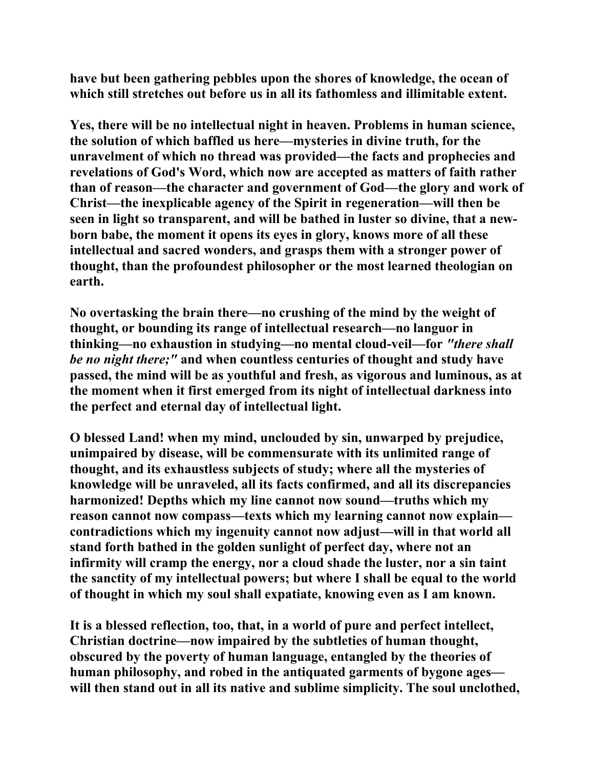have but been gathering pebbles upon the shores of knowledge, the ocean of which still stretches out before us in all its fathomless and illimitable extent.

Yes, there will be no intellectual night in heaven. Problems in human science, the solution of which baffled us here—mysteries in divine truth, for the unravelment of which no thread was provided—the facts and prophecies and revelations of God's Word, which now are accepted as matters of faith rather than of reason—the character and government of God—the glory and work of Christ—the inexplicable agency of the Spirit in regeneration—will then be seen in light so transparent, and will be bathed in luster so divine, that a new-born babe, the moment it opens its eyes in glory, knows more of all these intellectual and sacred wonders, and grasps them with a stronger power of thought, than the profoundest philosopher or the most learned theologian on earth.

No overtasking the brain there—no crushing of the mind by the weight of thought, or bounding its range of intellectual research—no languor in thinking—no exhaustion in studying—no mental cloud-veil—for *"there shall be no night there;"* and when countless centuries of thought and study have passed, the mind will be as youthful and fresh, as vigorous and luminous, as at the moment when it first emerged from its night of intellectual darkness into the perfect and eternal day of intellectual light.

O blessed Land! when my mind, unclouded by sin, unwarped by prejudice, unimpaired by disease, will be commensurate with its unlimited range of thought, and its exhaustless subjects of study; where all the mysteries of knowledge will be unraveled, all its facts confirmed, and all its discrepancies harmonized! Depths which my line cannot now sound—truths which my reason cannot now compass—texts which my learning cannot now explain—contradictions which my ingenuity cannot now adjust—will in that world all stand forth bathed in the golden sunlight of perfect day, where not an infirmity will cramp the energy, nor a cloud shade the luster, nor a sin taint the sanctity of my intellectual powers; but where I shall be equal to the world of thought in which my soul shall expatiate, knowing even as I am known.

It is a blessed reflection, too, that, in a world of pure and perfect intellect, Christian doctrine—now impaired by the subtleties of human thought, obscured by the poverty of human language, entangled by the theories of human philosophy, and robed in the antiquated garments of bygone ages—will then stand out in all its native and sublime simplicity. The soul unclothed,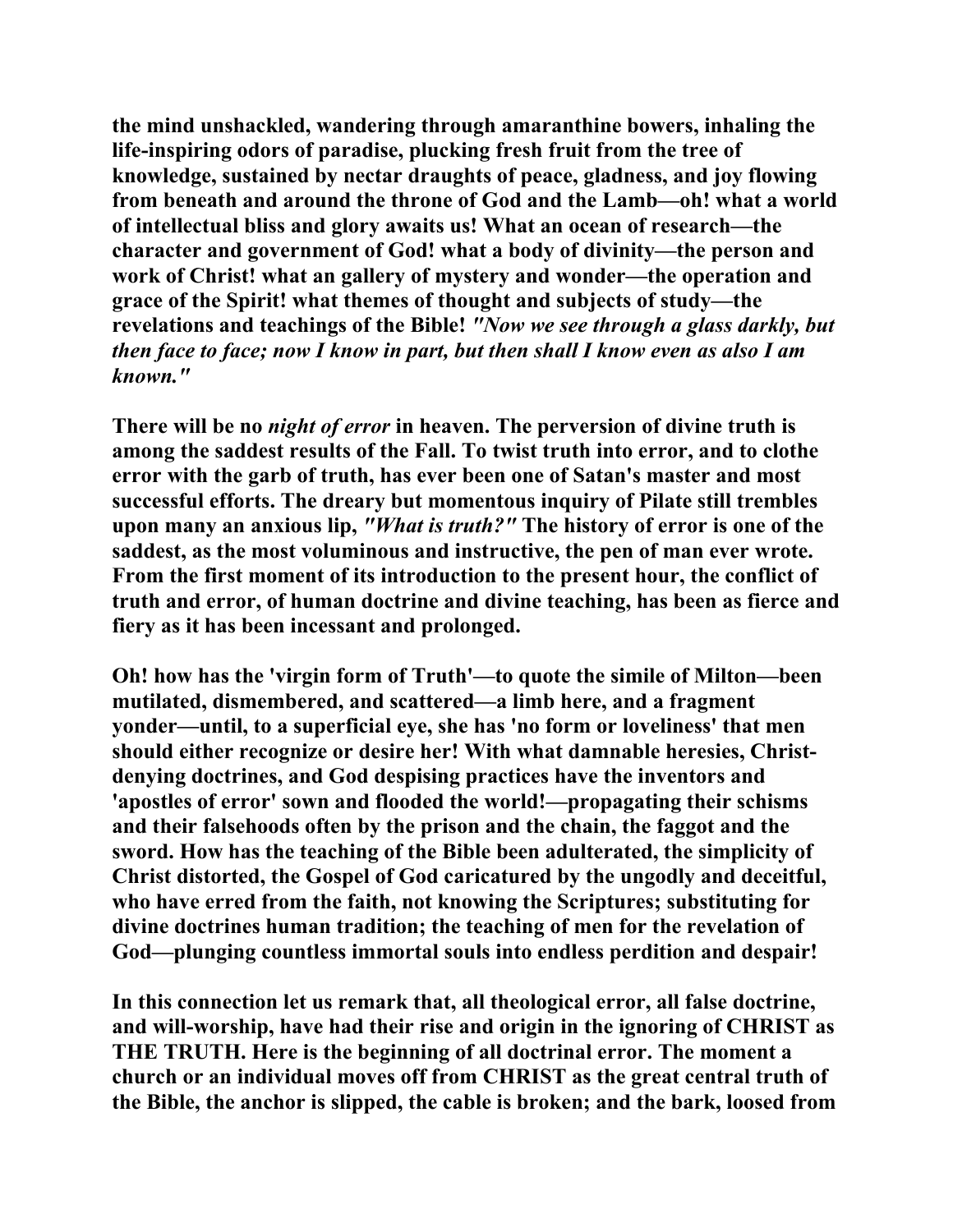**the mind unshackled, wandering through amaranthine bowers, inhaling the life-inspiring odors of paradise, plucking fresh fruit from the tree of knowledge, sustained by nectar draughts of peace, gladness, and joy flowing from beneath and around the throne of God and the Lamb—oh! what a world of intellectual bliss and glory awaits us! What an ocean of research—the character and government of God! what a body of divinity—the person and work of Christ! what an gallery of mystery and wonder—the operation and grace of the Spirit! what themes of thought and subjects of study—the revelations and teachings of the Bible!** ***"Now we see through a glass darkly, but then face to face; now I know in part, but then shall I know even as also I am known."***

**There will be no** ***night of error*** **in heaven. The perversion of divine truth is among the saddest results of the Fall. To twist truth into error, and to clothe error with the garb of truth, has ever been one of Satan's master and most successful efforts. The dreary but momentous inquiry of Pilate still trembles upon many an anxious lip,** ***"What is truth?"*** **The history of error is one of the saddest, as the most voluminous and instructive, the pen of man ever wrote. From the first moment of its introduction to the present hour, the conflict of truth and error, of human doctrine and divine teaching, has been as fierce and fiery as it has been incessant and prolonged.**

**Oh! how has the 'virgin form of Truth'—to quote the simile of Milton—been mutilated, dismembered, and scattered—a limb here, and a fragment yonder—until, to a superficial eye, she has 'no form or loveliness' that men should either recognize or desire her! With what damnable heresies, Christ-denying doctrines, and God despising practices have the inventors and 'apostles of error' sown and flooded the world!—propagating their schisms and their falsehoods often by the prison and the chain, the faggot and the sword. How has the teaching of the Bible been adulterated, the simplicity of Christ distorted, the Gospel of God caricatured by the ungodly and deceitful, who have erred from the faith, not knowing the Scriptures; substituting for divine doctrines human tradition; the teaching of men for the revelation of God—plunging countless immortal souls into endless perdition and despair!**

**In this connection let us remark that, all theological error, all false doctrine, and will-worship, have had their rise and origin in the ignoring of CHRIST as THE TRUTH. Here is the beginning of all doctrinal error. The moment a church or an individual moves off from CHRIST as the great central truth of the Bible, the anchor is slipped, the cable is broken; and the bark, loosed from**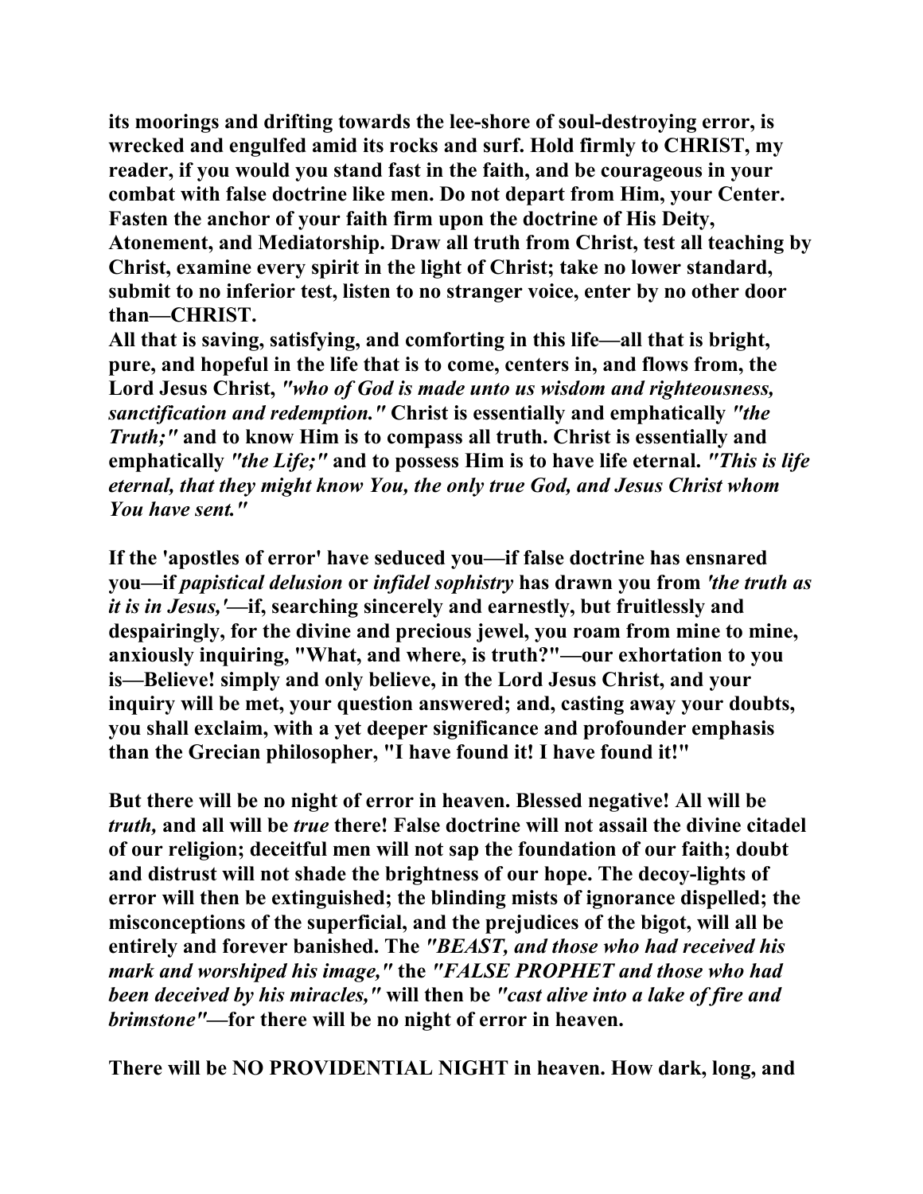**its moorings and drifting towards the lee-shore of soul-destroying error, is wrecked and engulfed amid its rocks and surf. Hold firmly to CHRIST, my reader, if you would you stand fast in the faith, and be courageous in your combat with false doctrine like men. Do not depart from Him, your Center. Fasten the anchor of your faith firm upon the doctrine of His Deity, Atonement, and Mediatorship. Draw all truth from Christ, test all teaching by Christ, examine every spirit in the light of Christ; take no lower standard, submit to no inferior test, listen to no stranger voice, enter by no other door than—CHRIST.**

**All that is saving, satisfying, and comforting in this life—all that is bright, pure, and hopeful in the life that is to come, centers in, and flows from, the Lord Jesus Christ,** ***"who of God is made unto us wisdom and righteousness, sanctification and redemption."*** **Christ is essentially and emphatically** ***"the Truth;"*** **and to know Him is to compass all truth. Christ is essentially and emphatically** ***"the Life;"*** **and to possess Him is to have life eternal.** ***"This is life eternal, that they might know You, the only true God, and Jesus Christ whom You have sent."***

**If the 'apostles of error' have seduced you—if false doctrine has ensnared you—if** ***papistical delusion*** **or** ***infidel sophistry*** **has drawn you from** ***'the truth as it is in Jesus,'*****—if, searching sincerely and earnestly, but fruitlessly and despairingly, for the divine and precious jewel, you roam from mine to mine, anxiously inquiring, "What, and where, is truth?"—our exhortation to you is—Believe! simply and only believe, in the Lord Jesus Christ, and your inquiry will be met, your question answered; and, casting away your doubts, you shall exclaim, with a yet deeper significance and profounder emphasis than the Grecian philosopher, "I have found it! I have found it!"**

**But there will be no night of error in heaven. Blessed negative! All will be** ***truth,*** **and all will be** ***true*** **there! False doctrine will not assail the divine citadel of our religion; deceitful men will not sap the foundation of our faith; doubt and distrust will not shade the brightness of our hope. The decoy-lights of error will then be extinguished; the blinding mists of ignorance dispelled; the misconceptions of the superficial, and the prejudices of the bigot, will all be entirely and forever banished. The** ***"BEAST, and those who had received his mark and worshiped his image,"*** **the** ***"FALSE PROPHET and those who had been deceived by his miracles,"*** **will then be** ***"cast alive into a lake of fire and brimstone"*****—for there will be no night of error in heaven.**

**There will be NO PROVIDENTIAL NIGHT in heaven. How dark, long, and**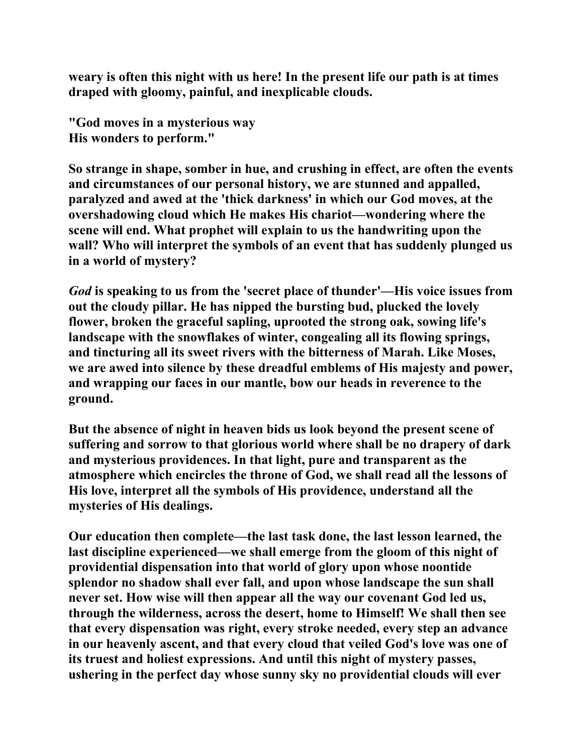**weary is often this night with us here! In the present life our path is at times draped with gloomy, painful, and inexplicable clouds.**

**"God moves in a mysterious way**
**His wonders to perform."**

**So strange in shape, somber in hue, and crushing in effect, are often the events and circumstances of our personal history, we are stunned and appalled, paralyzed and awed at the 'thick darkness' in which our God moves, at the overshadowing cloud which He makes His chariot—wondering where the scene will end. What prophet will explain to us the handwriting upon the wall? Who will interpret the symbols of an event that has suddenly plunged us in a world of mystery?**

***God* is speaking to us from the 'secret place of thunder'—His voice issues from out the cloudy pillar. He has nipped the bursting bud, plucked the lovely flower, broken the graceful sapling, uprooted the strong oak, sowing life's landscape with the snowflakes of winter, congealing all its flowing springs, and tincturing all its sweet rivers with the bitterness of Marah. Like Moses, we are awed into silence by these dreadful emblems of His majesty and power, and wrapping our faces in our mantle, bow our heads in reverence to the ground.**

**But the absence of night in heaven bids us look beyond the present scene of suffering and sorrow to that glorious world where shall be no drapery of dark and mysterious providences. In that light, pure and transparent as the atmosphere which encircles the throne of God, we shall read all the lessons of His love, interpret all the symbols of His providence, understand all the mysteries of His dealings.**

**Our education then complete—the last task done, the last lesson learned, the last discipline experienced—we shall emerge from the gloom of this night of providential dispensation into that world of glory upon whose noontide splendor no shadow shall ever fall, and upon whose landscape the sun shall never set. How wise will then appear all the way our covenant God led us, through the wilderness, across the desert, home to Himself! We shall then see that every dispensation was right, every stroke needed, every step an advance in our heavenly ascent, and that every cloud that veiled God's love was one of its truest and holiest expressions. And until this night of mystery passes, ushering in the perfect day whose sunny sky no providential clouds will ever**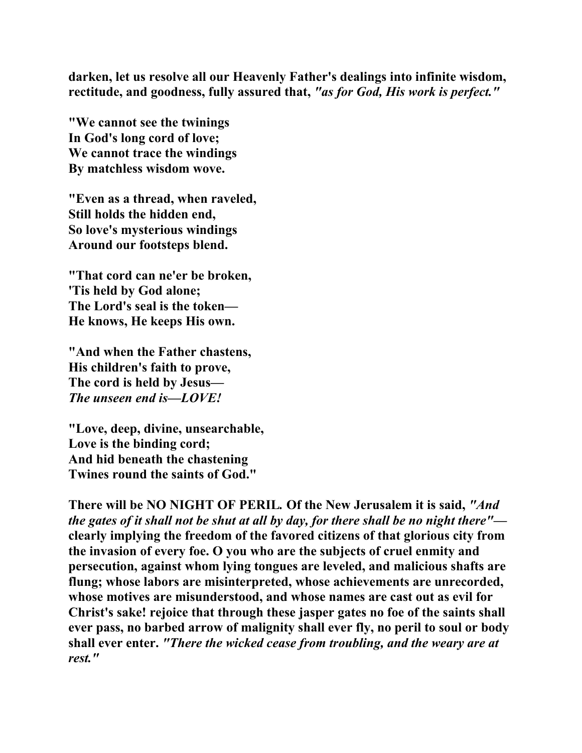**darken, let us resolve all our Heavenly Father's dealings into infinite wisdom, rectitude, and goodness, fully assured that,** ***"as for God, His work is perfect."***

**"We cannot see the twinings**
**In God's long cord of love;**
**We cannot trace the windings**
**By matchless wisdom wove.**

**"Even as a thread, when raveled,**
**Still holds the hidden end,**
**So love's mysterious windings**
**Around our footsteps blend.**

**"That cord can ne'er be broken,**
**'Tis held by God alone;**
**The Lord's seal is the token—**
**He knows, He keeps His own.**

**"And when the Father chastens,**
**His children's faith to prove,**
**The cord is held by Jesus—**
***The unseen end is—LOVE!***

**"Love, deep, divine, unsearchable,**
**Love is the binding cord;**
**And hid beneath the chastening**
**Twines round the saints of God."**

**There will be NO NIGHT OF PERIL. Of the New Jerusalem it is said,** ***"And the gates of it shall not be shut at all by day, for there shall be no night there"*****— clearly implying the freedom of the favored citizens of that glorious city from the invasion of every foe. O you who are the subjects of cruel enmity and persecution, against whom lying tongues are leveled, and malicious shafts are flung; whose labors are misinterpreted, whose achievements are unrecorded, whose motives are misunderstood, and whose names are cast out as evil for Christ's sake! rejoice that through these jasper gates no foe of the saints shall ever pass, no barbed arrow of malignity shall ever fly, no peril to soul or body shall ever enter.** ***"There the wicked cease from troubling, and the weary are at rest."***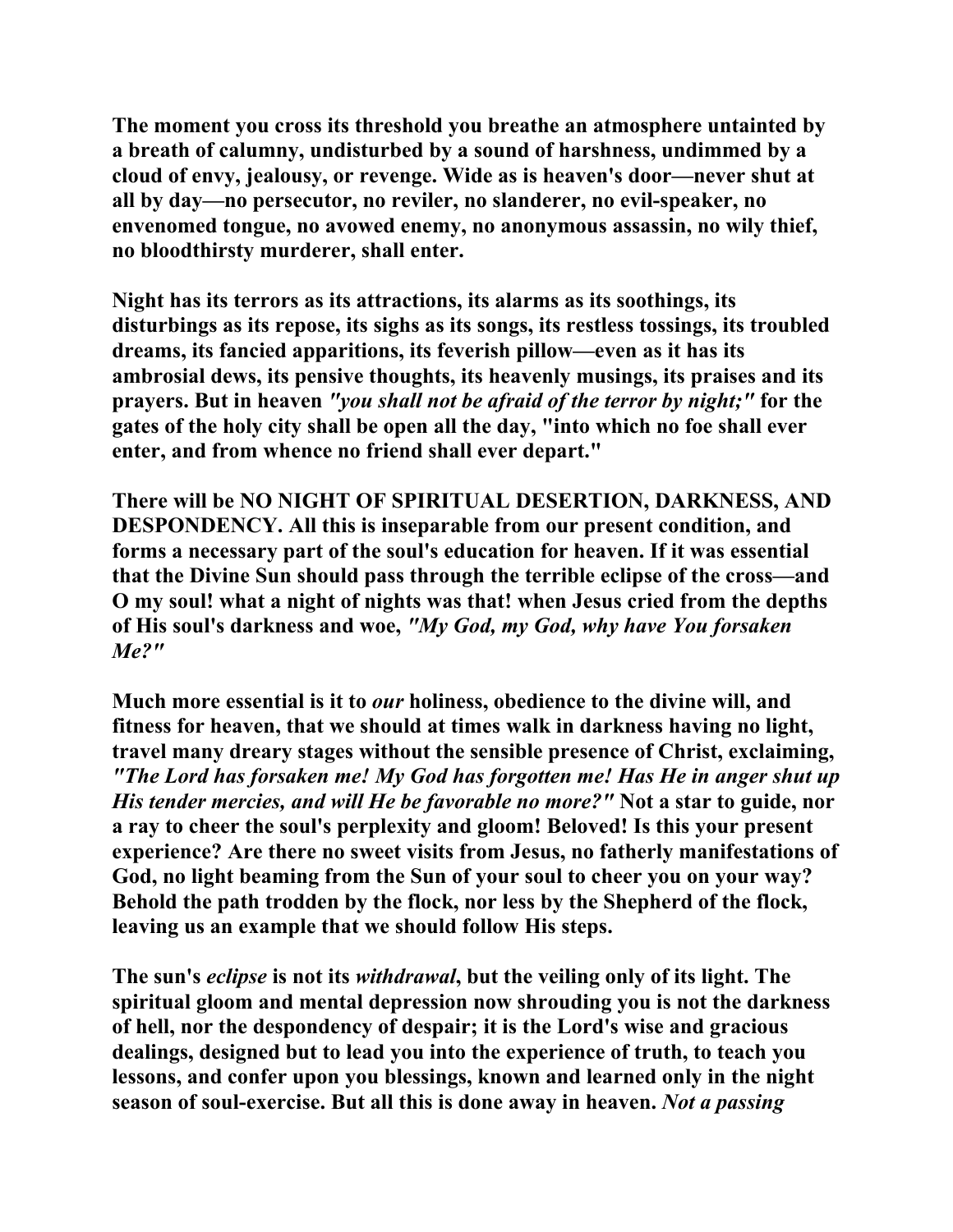**The moment you cross its threshold you breathe an atmosphere untainted by a breath of calumny, undisturbed by a sound of harshness, undimmed by a cloud of envy, jealousy, or revenge. Wide as is heaven's door—never shut at all by day—no persecutor, no reviler, no slanderer, no evil-speaker, no envenomed tongue, no avowed enemy, no anonymous assassin, no wily thief, no bloodthirsty murderer, shall enter.**

**Night has its terrors as its attractions, its alarms as its soothings, its disturbings as its repose, its sighs as its songs, its restless tossings, its troubled dreams, its fancied apparitions, its feverish pillow—even as it has its ambrosial dews, its pensive thoughts, its heavenly musings, its praises and its prayers. But in heaven *"you shall not be afraid of the terror by night;"* for the gates of the holy city shall be open all the day, "into which no foe shall ever enter, and from whence no friend shall ever depart."**

**There will be NO NIGHT OF SPIRITUAL DESERTION, DARKNESS, AND DESPONDENCY. All this is inseparable from our present condition, and forms a necessary part of the soul's education for heaven. If it was essential that the Divine Sun should pass through the terrible eclipse of the cross—and O my soul! what a night of nights was that! when Jesus cried from the depths of His soul's darkness and woe, *"My God, my God, why have You forsaken Me?"***

**Much more essential is it to *our* holiness, obedience to the divine will, and fitness for heaven, that we should at times walk in darkness having no light, travel many dreary stages without the sensible presence of Christ, exclaiming, *"The Lord has forsaken me! My God has forgotten me! Has He in anger shut up His tender mercies, and will He be favorable no more?"* Not a star to guide, nor a ray to cheer the soul's perplexity and gloom! Beloved! Is this your present experience? Are there no sweet visits from Jesus, no fatherly manifestations of God, no light beaming from the Sun of your soul to cheer you on your way? Behold the path trodden by the flock, nor less by the Shepherd of the flock, leaving us an example that we should follow His steps.**

**The sun's *eclipse* is not its *withdrawal*, but the veiling only of its light. The spiritual gloom and mental depression now shrouding you is not the darkness of hell, nor the despondency of despair; it is the Lord's wise and gracious dealings, designed but to lead you into the experience of truth, to teach you lessons, and confer upon you blessings, known and learned only in the night season of soul-exercise. But all this is done away in heaven. *Not a passing***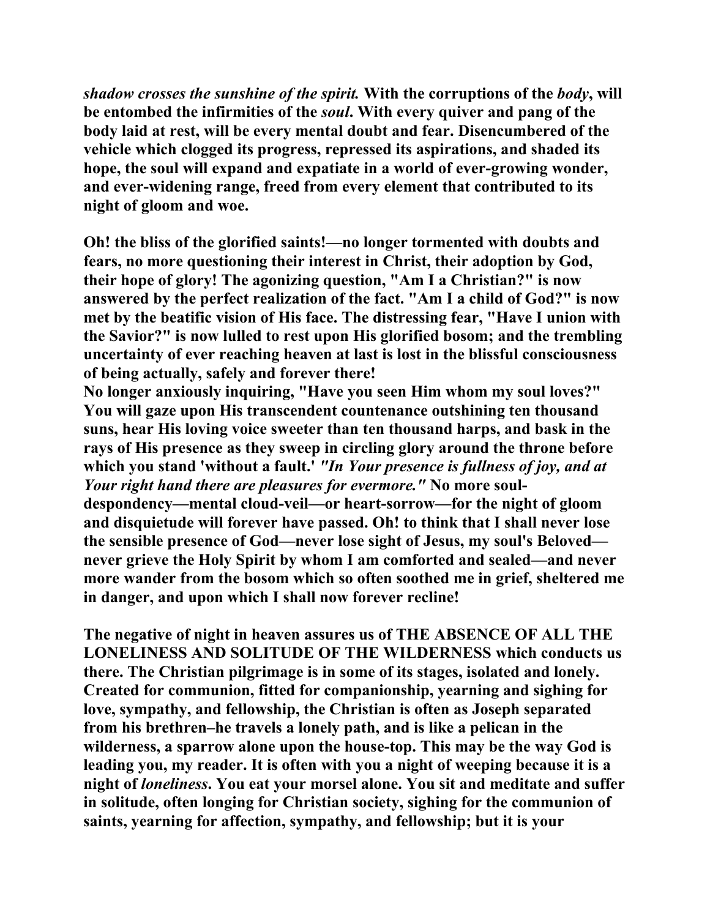*shadow crosses the sunshine of the spirit.* **With the corruptions of the** ***body*****, will be entombed the infirmities of the** ***soul*****. With every quiver and pang of the body laid at rest, will be every mental doubt and fear. Disencumbered of the vehicle which clogged its progress, repressed its aspirations, and shaded its hope, the soul will expand and expatiate in a world of ever-growing wonder, and ever-widening range, freed from every element that contributed to its night of gloom and woe.**

**Oh! the bliss of the glorified saints!—no longer tormented with doubts and fears, no more questioning their interest in Christ, their adoption by God, their hope of glory! The agonizing question, "Am I a Christian?" is now answered by the perfect realization of the fact. "Am I a child of God?" is now met by the beatific vision of His face. The distressing fear, "Have I union with the Savior?" is now lulled to rest upon His glorified bosom; and the trembling uncertainty of ever reaching heaven at last is lost in the blissful consciousness of being actually, safely and forever there!**

**No longer anxiously inquiring, "Have you seen Him whom my soul loves?" You will gaze upon His transcendent countenance outshining ten thousand suns, hear His loving voice sweeter than ten thousand harps, and bask in the rays of His presence as they sweep in circling glory around the throne before which you stand 'without a fault.'** ***"In Your presence is fullness of joy, and at Your right hand there are pleasures for evermore."*** **No more soul-despondency—mental cloud-veil—or heart-sorrow—for the night of gloom and disquietude will forever have passed. Oh! to think that I shall never lose the sensible presence of God—never lose sight of Jesus, my soul's Beloved—never grieve the Holy Spirit by whom I am comforted and sealed—and never more wander from the bosom which so often soothed me in grief, sheltered me in danger, and upon which I shall now forever recline!**

**The negative of night in heaven assures us of THE ABSENCE OF ALL THE LONELINESS AND SOLITUDE OF THE WILDERNESS which conducts us there. The Christian pilgrimage is in some of its stages, isolated and lonely. Created for communion, fitted for companionship, yearning and sighing for love, sympathy, and fellowship, the Christian is often as Joseph separated from his brethren–he travels a lonely path, and is like a pelican in the wilderness, a sparrow alone upon the house-top. This may be the way God is leading you, my reader. It is often with you a night of weeping because it is a night of** ***loneliness*****. You eat your morsel alone. You sit and meditate and suffer in solitude, often longing for Christian society, sighing for the communion of saints, yearning for affection, sympathy, and fellowship; but it is your**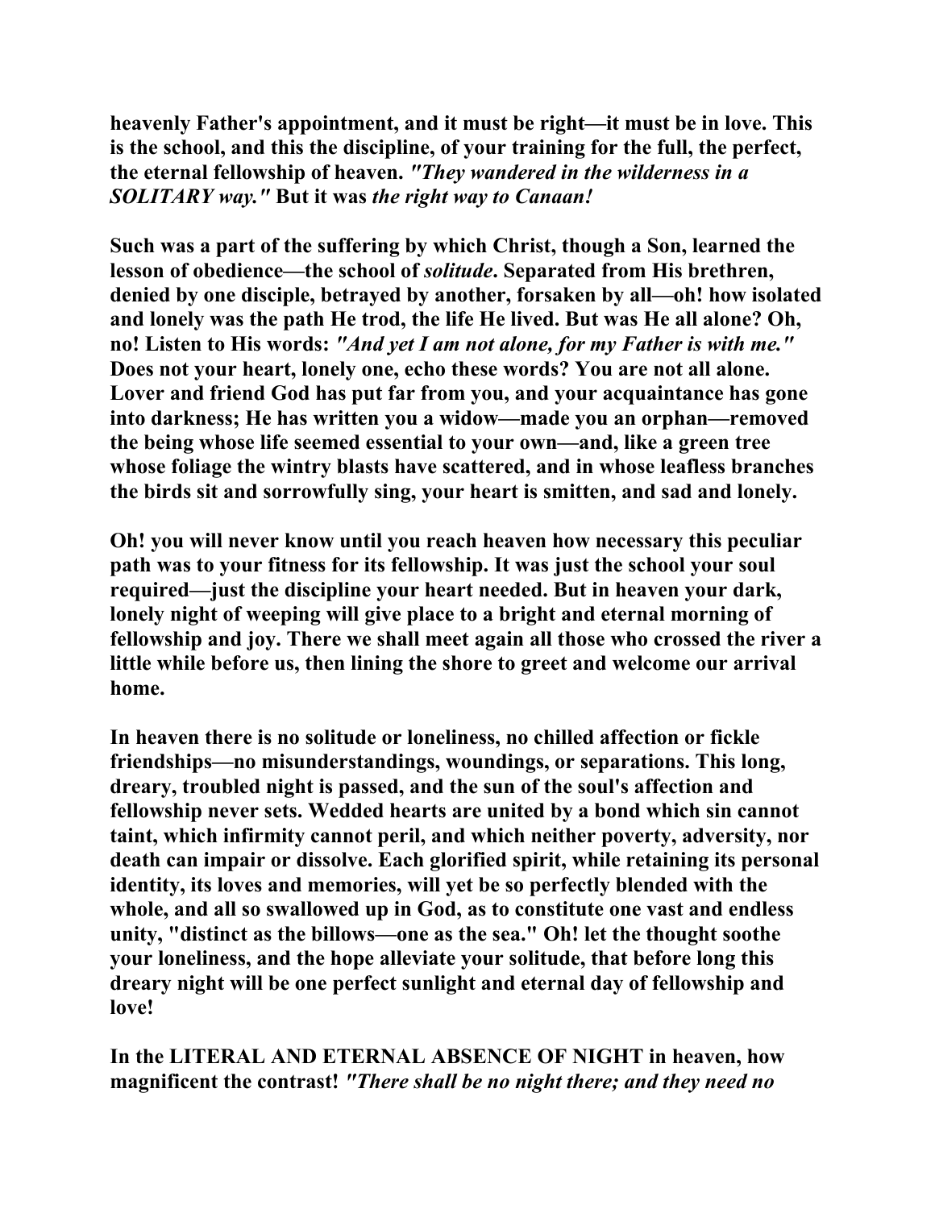**heavenly Father's appointment, and it must be right—it must be in love. This is the school, and this the discipline, of your training for the full, the perfect, the eternal fellowship of heaven.** ***"They wandered in the wilderness in a SOLITARY way."*** **But it was** ***the right way to Canaan!***

**Such was a part of the suffering by which Christ, though a Son, learned the lesson of obedience—the school of** ***solitude*****. Separated from His brethren, denied by one disciple, betrayed by another, forsaken by all—oh! how isolated and lonely was the path He trod, the life He lived. But was He all alone? Oh, no! Listen to His words:** ***"And yet I am not alone, for my Father is with me."*** **Does not your heart, lonely one, echo these words? You are not all alone. Lover and friend God has put far from you, and your acquaintance has gone into darkness; He has written you a widow—made you an orphan—removed the being whose life seemed essential to your own—and, like a green tree whose foliage the wintry blasts have scattered, and in whose leafless branches the birds sit and sorrowfully sing, your heart is smitten, and sad and lonely.**

**Oh! you will never know until you reach heaven how necessary this peculiar path was to your fitness for its fellowship. It was just the school your soul required—just the discipline your heart needed. But in heaven your dark, lonely night of weeping will give place to a bright and eternal morning of fellowship and joy. There we shall meet again all those who crossed the river a little while before us, then lining the shore to greet and welcome our arrival home.**

**In heaven there is no solitude or loneliness, no chilled affection or fickle friendships—no misunderstandings, woundings, or separations. This long, dreary, troubled night is passed, and the sun of the soul's affection and fellowship never sets. Wedded hearts are united by a bond which sin cannot taint, which infirmity cannot peril, and which neither poverty, adversity, nor death can impair or dissolve. Each glorified spirit, while retaining its personal identity, its loves and memories, will yet be so perfectly blended with the whole, and all so swallowed up in God, as to constitute one vast and endless unity, "distinct as the billows—one as the sea." Oh! let the thought soothe your loneliness, and the hope alleviate your solitude, that before long this dreary night will be one perfect sunlight and eternal day of fellowship and love!**

**In the LITERAL AND ETERNAL ABSENCE OF NIGHT in heaven, how magnificent the contrast!** ***"There shall be no night there; and they need no***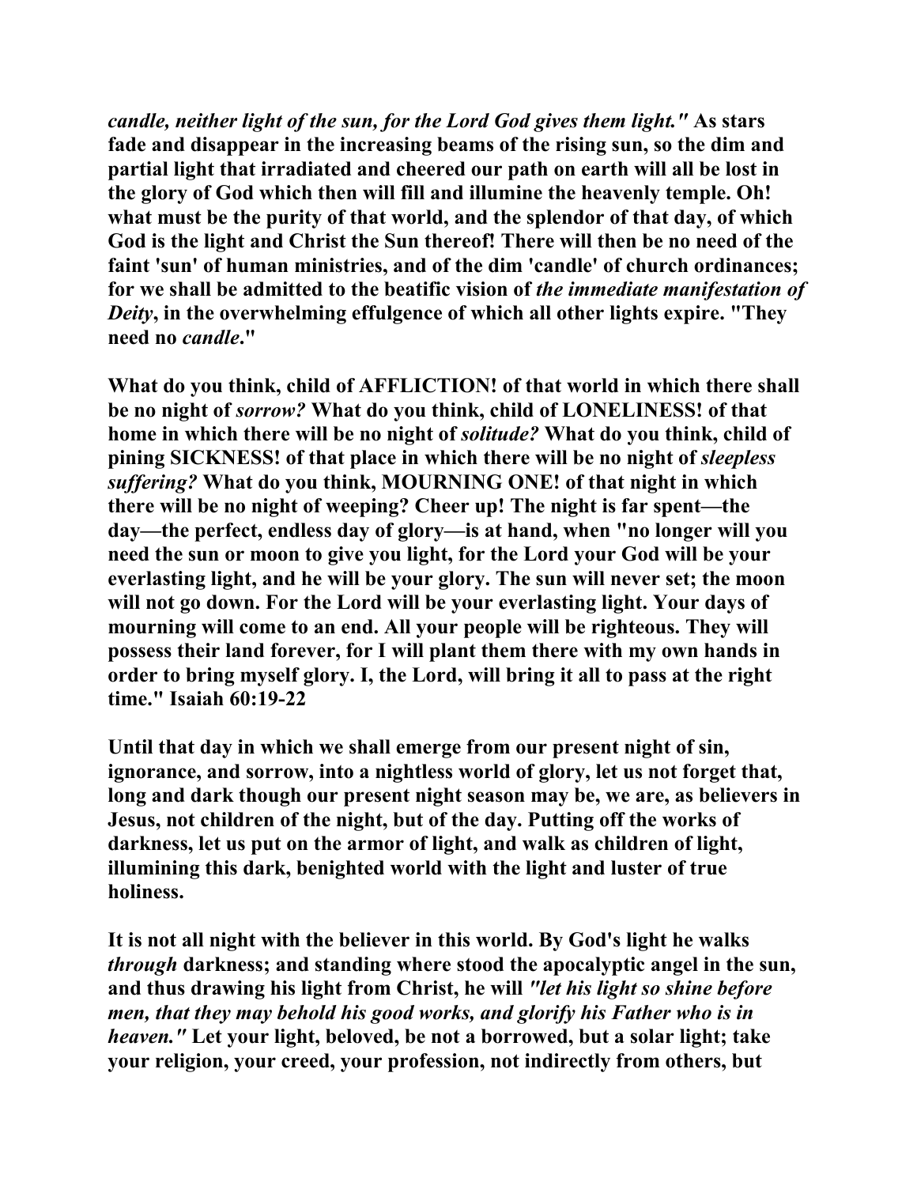*candle, neither light of the sun, for the Lord God gives them light."* **As stars fade and disappear in the increasing beams of the rising sun, so the dim and partial light that irradiated and cheered our path on earth will all be lost in the glory of God which then will fill and illumine the heavenly temple. Oh! what must be the purity of that world, and the splendor of that day, of which God is the light and Christ the Sun thereof! There will then be no need of the faint 'sun' of human ministries, and of the dim 'candle' of church ordinances; for we shall be admitted to the beatific vision of** ***the immediate manifestation of Deity*****, in the overwhelming effulgence of which all other lights expire. "They need no** ***candle*****."**

**What do you think, child of AFFLICTION! of that world in which there shall be no night of** ***sorrow?*** **What do you think, child of LONELINESS! of that home in which there will be no night of** ***solitude?*** **What do you think, child of pining SICKNESS! of that place in which there will be no night of** ***sleepless suffering?*** **What do you think, MOURNING ONE! of that night in which there will be no night of weeping? Cheer up! The night is far spent—the day—the perfect, endless day of glory—is at hand, when "no longer will you need the sun or moon to give you light, for the Lord your God will be your everlasting light, and he will be your glory. The sun will never set; the moon will not go down. For the Lord will be your everlasting light. Your days of mourning will come to an end. All your people will be righteous. They will possess their land forever, for I will plant them there with my own hands in order to bring myself glory. I, the Lord, will bring it all to pass at the right time." Isaiah 60:19-22**

**Until that day in which we shall emerge from our present night of sin, ignorance, and sorrow, into a nightless world of glory, let us not forget that, long and dark though our present night season may be, we are, as believers in Jesus, not children of the night, but of the day. Putting off the works of darkness, let us put on the armor of light, and walk as children of light, illumining this dark, benighted world with the light and luster of true holiness.**

**It is not all night with the believer in this world. By God's light he walks** ***through*** **darkness; and standing where stood the apocalyptic angel in the sun, and thus drawing his light from Christ, he will** ***"let his light so shine before men, that they may behold his good works, and glorify his Father who is in heaven."*** **Let your light, beloved, be not a borrowed, but a solar light; take your religion, your creed, your profession, not indirectly from others, but**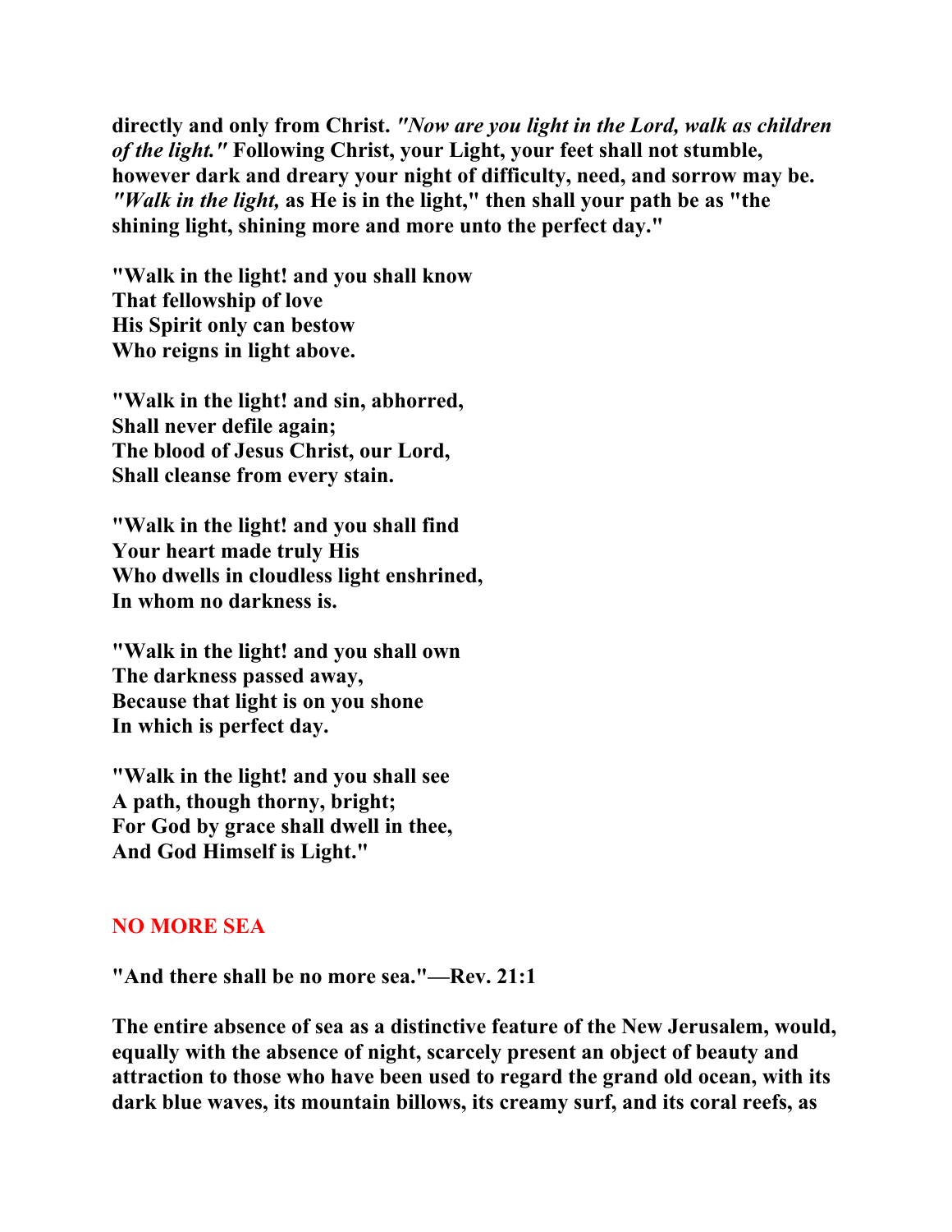**directly and only from Christ.** ***"Now are you light in the Lord, walk as children of the light."*** **Following Christ, your Light, your feet shall not stumble, however dark and dreary your night of difficulty, need, and sorrow may be.** ***"Walk in the light,*** **as He is in the light," then shall your path be as "the shining light, shining more and more unto the perfect day."**

**"Walk in the light! and you shall know**
**That fellowship of love**
**His Spirit only can bestow**
**Who reigns in light above.**

**"Walk in the light! and sin, abhorred,**
**Shall never defile again;**
**The blood of Jesus Christ, our Lord,**
**Shall cleanse from every stain.**

**"Walk in the light! and you shall find**
**Your heart made truly His**
**Who dwells in cloudless light enshrined,**
**In whom no darkness is.**

**"Walk in the light! and you shall own**
**The darkness passed away,**
**Because that light is on you shone**
**In which is perfect day.**

**"Walk in the light! and you shall see**
**A path, though thorny, bright;**
**For God by grace shall dwell in thee,**
**And God Himself is Light."**

## NO MORE SEA

**"And there shall be no more sea."—Rev. 21:1**

**The entire absence of sea as a distinctive feature of the New Jerusalem, would, equally with the absence of night, scarcely present an object of beauty and attraction to those who have been used to regard the grand old ocean, with its dark blue waves, its mountain billows, its creamy surf, and its coral reefs, as**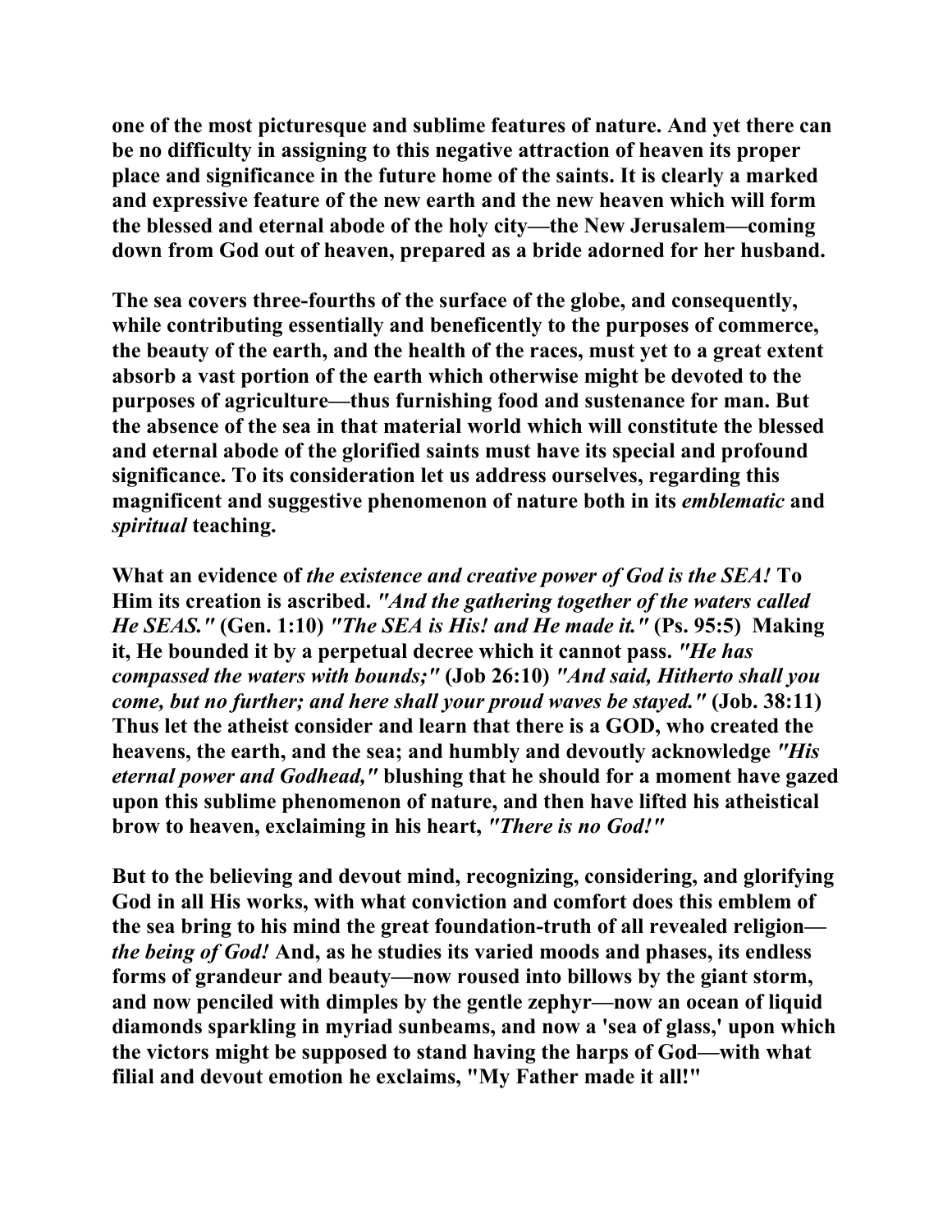one of the most picturesque and sublime features of nature. And yet there can be no difficulty in assigning to this negative attraction of heaven its proper place and significance in the future home of the saints. It is clearly a marked and expressive feature of the new earth and the new heaven which will form the blessed and eternal abode of the holy city—the New Jerusalem—coming down from God out of heaven, prepared as a bride adorned for her husband.

The sea covers three-fourths of the surface of the globe, and consequently, while contributing essentially and beneficently to the purposes of commerce, the beauty of the earth, and the health of the races, must yet to a great extent absorb a vast portion of the earth which otherwise might be devoted to the purposes of agriculture—thus furnishing food and sustenance for man. But the absence of the sea in that material world which will constitute the blessed and eternal abode of the glorified saints must have its special and profound significance. To its consideration let us address ourselves, regarding this magnificent and suggestive phenomenon of nature both in its *emblematic* and *spiritual* teaching.

What an evidence of *the existence and creative power of God is the SEA!* To Him its creation is ascribed. *"And the gathering together of the waters called He SEAS."* (Gen. 1:10) *"The SEA is His! and He made it."* (Ps. 95:5) Making it, He bounded it by a perpetual decree which it cannot pass. *"He has compassed the waters with bounds;"* (Job 26:10) *"And said, Hitherto shall you come, but no further; and here shall your proud waves be stayed."* (Job. 38:11) Thus let the atheist consider and learn that there is a GOD, who created the heavens, the earth, and the sea; and humbly and devoutly acknowledge *"His eternal power and Godhead,"* blushing that he should for a moment have gazed upon this sublime phenomenon of nature, and then have lifted his atheistical brow to heaven, exclaiming in his heart, *"There is no God!"*

But to the believing and devout mind, recognizing, considering, and glorifying God in all His works, with what conviction and comfort does this emblem of the sea bring to his mind the great foundation-truth of all revealed religion—*the being of God!* And, as he studies its varied moods and phases, its endless forms of grandeur and beauty—now roused into billows by the giant storm, and now penciled with dimples by the gentle zephyr—now an ocean of liquid diamonds sparkling in myriad sunbeams, and now a 'sea of glass,' upon which the victors might be supposed to stand having the harps of God—with what filial and devout emotion he exclaims, "My Father made it all!"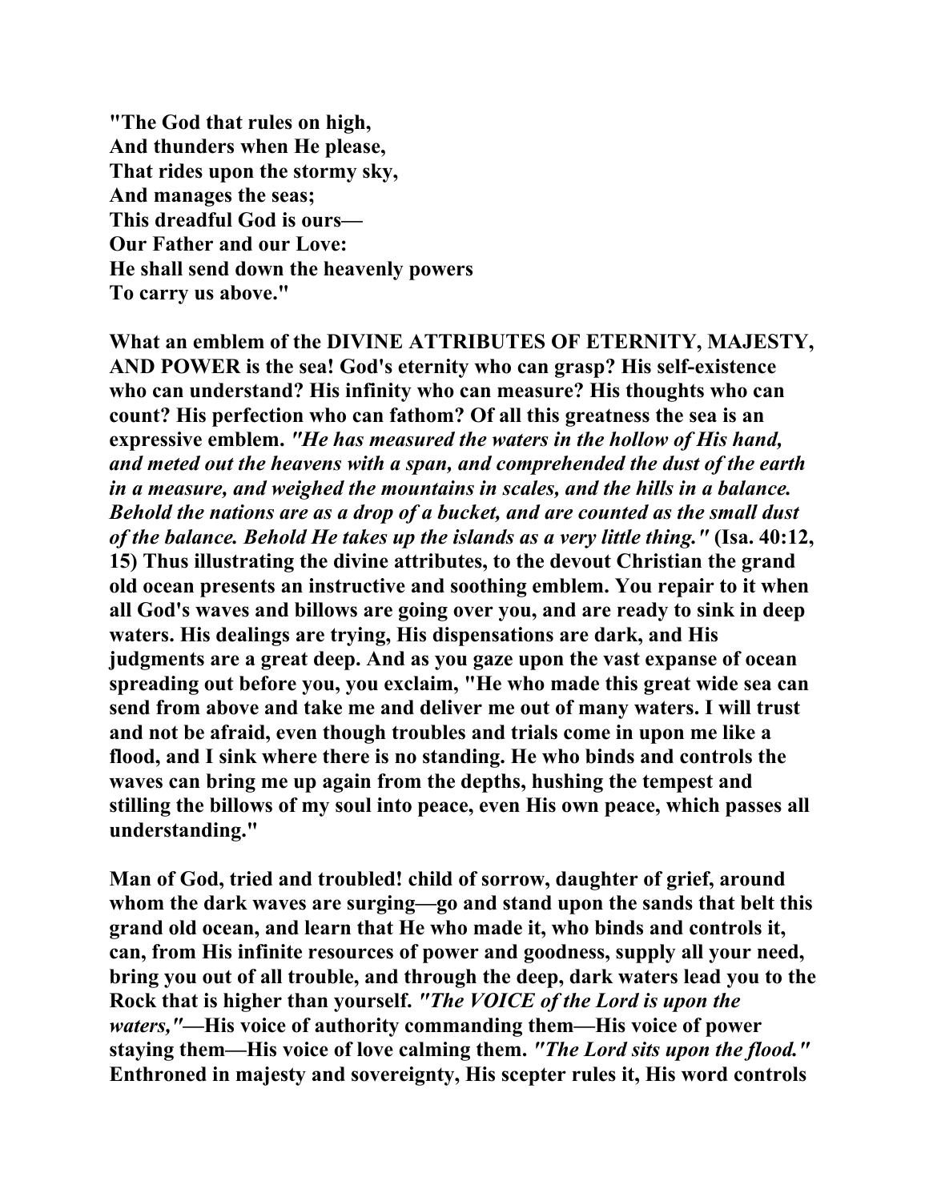**"The God that rules on high,**
**And thunders when He please,**
**That rides upon the stormy sky,**
**And manages the seas;**
**This dreadful God is ours—**
**Our Father and our Love:**
**He shall send down the heavenly powers**
**To carry us above."**

**What an emblem of the DIVINE ATTRIBUTES OF ETERNITY, MAJESTY, AND POWER is the sea! God's eternity who can grasp? His self-existence who can understand? His infinity who can measure? His thoughts who can count? His perfection who can fathom? Of all this greatness the sea is an expressive emblem.** ***"He has measured the waters in the hollow of His hand, and meted out the heavens with a span, and comprehended the dust of the earth in a measure, and weighed the mountains in scales, and the hills in a balance. Behold the nations are as a drop of a bucket, and are counted as the small dust of the balance. Behold He takes up the islands as a very little thing."*** **(Isa. 40:12, 15) Thus illustrating the divine attributes, to the devout Christian the grand old ocean presents an instructive and soothing emblem. You repair to it when all God's waves and billows are going over you, and are ready to sink in deep waters. His dealings are trying, His dispensations are dark, and His judgments are a great deep. And as you gaze upon the vast expanse of ocean spreading out before you, you exclaim, "He who made this great wide sea can send from above and take me and deliver me out of many waters. I will trust and not be afraid, even though troubles and trials come in upon me like a flood, and I sink where there is no standing. He who binds and controls the waves can bring me up again from the depths, hushing the tempest and stilling the billows of my soul into peace, even His own peace, which passes all understanding."**

**Man of God, tried and troubled! child of sorrow, daughter of grief, around whom the dark waves are surging—go and stand upon the sands that belt this grand old ocean, and learn that He who made it, who binds and controls it, can, from His infinite resources of power and goodness, supply all your need, bring you out of all trouble, and through the deep, dark waters lead you to the Rock that is higher than yourself.** ***"The VOICE of the Lord is upon the waters,"*****—His voice of authority commanding them—His voice of power staying them—His voice of love calming them.** ***"The Lord sits upon the flood."*** **Enthroned in majesty and sovereignty, His scepter rules it, His word controls**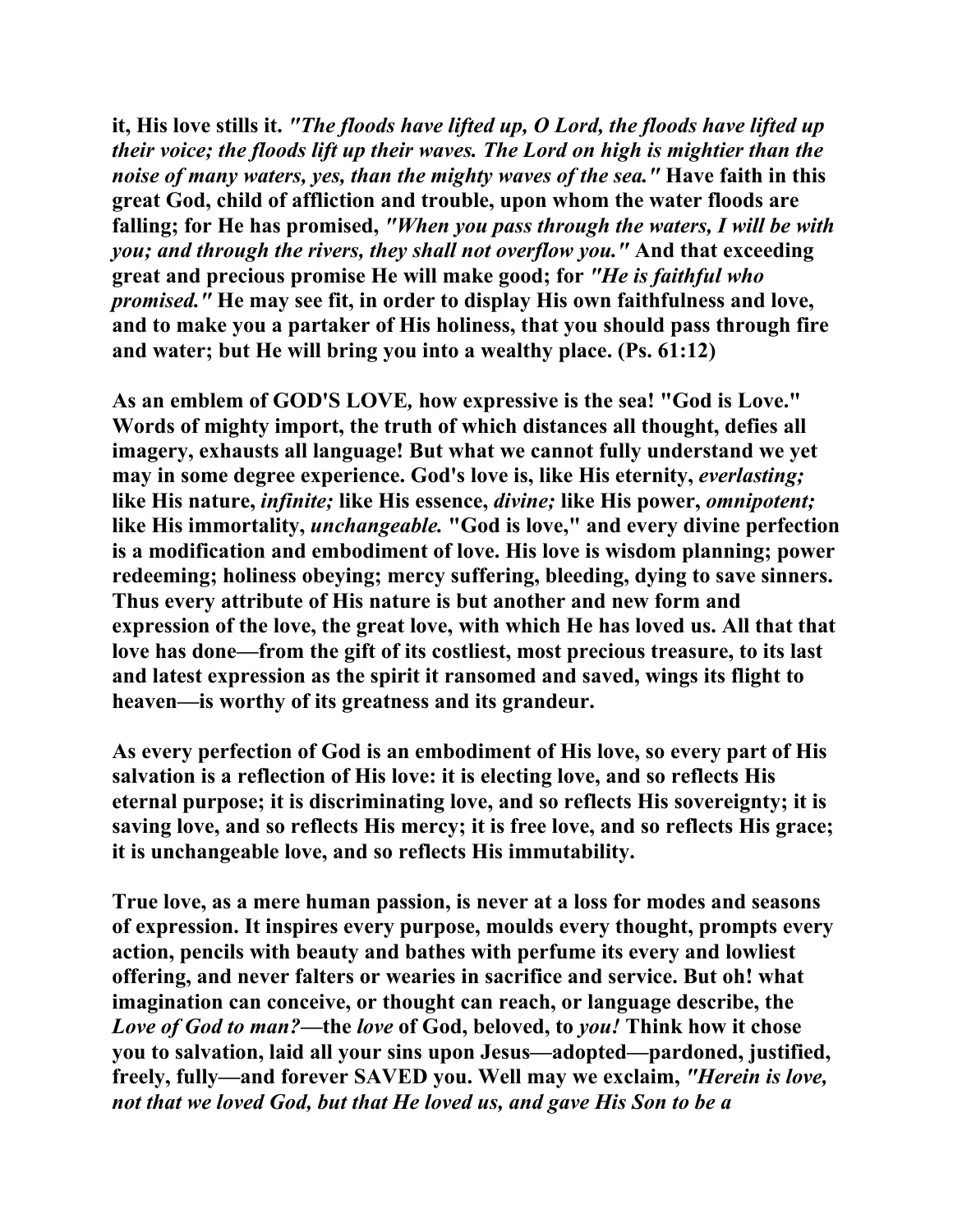**it, His love stills it.** ***"The floods have lifted up, O Lord, the floods have lifted up their voice; the floods lift up their waves. The Lord on high is mightier than the noise of many waters, yes, than the mighty waves of the sea."*** **Have faith in this great God, child of affliction and trouble, upon whom the water floods are falling; for He has promised,** ***"When you pass through the waters, I will be with you; and through the rivers, they shall not overflow you."*** **And that exceeding great and precious promise He will make good; for** ***"He is faithful who promised."*** **He may see fit, in order to display His own faithfulness and love, and to make you a partaker of His holiness, that you should pass through fire and water; but He will bring you into a wealthy place. (Ps. 61:12)**

**As an emblem of GOD'S LOVE, how expressive is the sea! "God is Love." Words of mighty import, the truth of which distances all thought, defies all imagery, exhausts all language! But what we cannot fully understand we yet may in some degree experience. God's love is, like His eternity,** ***everlasting;*** **like His nature,** ***infinite;*** **like His essence,** ***divine;*** **like His power,** ***omnipotent;*** **like His immortality,** ***unchangeable.*** **"God is love," and every divine perfection is a modification and embodiment of love. His love is wisdom planning; power redeeming; holiness obeying; mercy suffering, bleeding, dying to save sinners. Thus every attribute of His nature is but another and new form and expression of the love, the great love, with which He has loved us. All that that love has done—from the gift of its costliest, most precious treasure, to its last and latest expression as the spirit it ransomed and saved, wings its flight to heaven—is worthy of its greatness and its grandeur.**

**As every perfection of God is an embodiment of His love, so every part of His salvation is a reflection of His love: it is electing love, and so reflects His eternal purpose; it is discriminating love, and so reflects His sovereignty; it is saving love, and so reflects His mercy; it is free love, and so reflects His grace; it is unchangeable love, and so reflects His immutability.**

**True love, as a mere human passion, is never at a loss for modes and seasons of expression. It inspires every purpose, moulds every thought, prompts every action, pencils with beauty and bathes with perfume its every and lowliest offering, and never falters or wearies in sacrifice and service. But oh! what imagination can conceive, or thought can reach, or language describe, the** ***Love of God to man?*****—the** ***love*** **of God, beloved, to** ***you!*** **Think how it chose you to salvation, laid all your sins upon Jesus—adopted—pardoned, justified, freely, fully—and forever SAVED you. Well may we exclaim,** ***"Herein is love, not that we loved God, but that He loved us, and gave His Son to be a***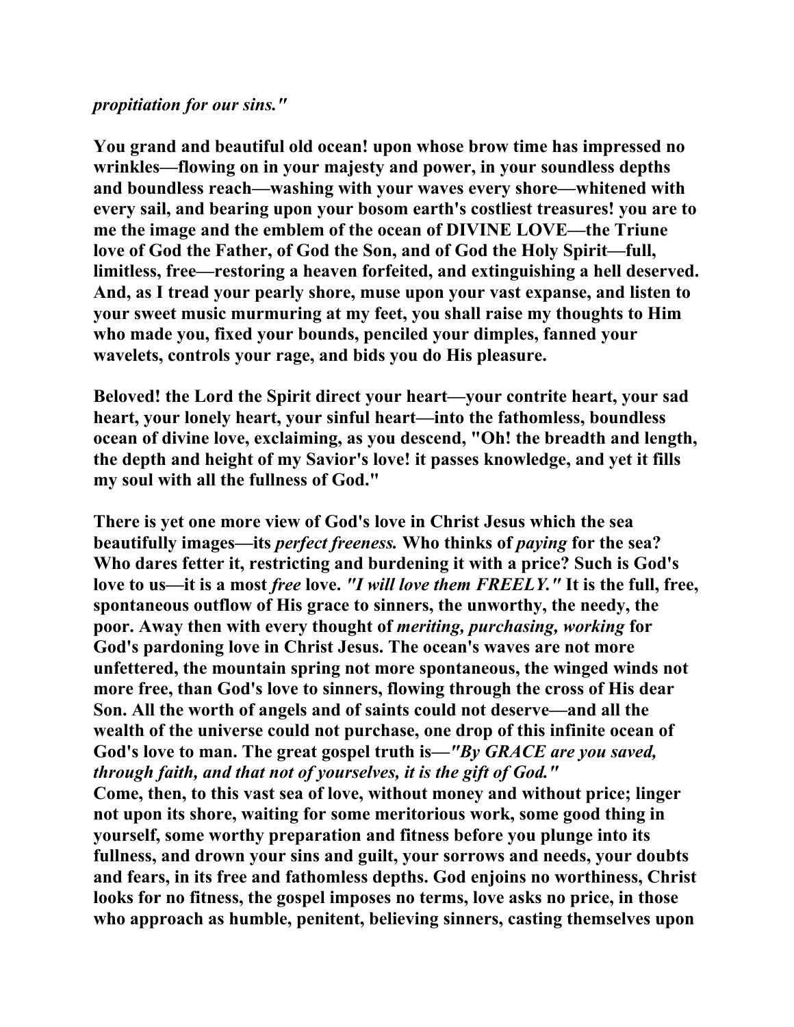***propitiation for our sins."***

**You grand and beautiful old ocean! upon whose brow time has impressed no wrinkles—flowing on in your majesty and power, in your soundless depths and boundless reach—washing with your waves every shore—whitened with every sail, and bearing upon your bosom earth's costliest treasures! you are to me the image and the emblem of the ocean of DIVINE LOVE—the Triune love of God the Father, of God the Son, and of God the Holy Spirit—full, limitless, free—restoring a heaven forfeited, and extinguishing a hell deserved. And, as I tread your pearly shore, muse upon your vast expanse, and listen to your sweet music murmuring at my feet, you shall raise my thoughts to Him who made you, fixed your bounds, penciled your dimples, fanned your wavelets, controls your rage, and bids you do His pleasure.**

**Beloved! the Lord the Spirit direct your heart—your contrite heart, your sad heart, your lonely heart, your sinful heart—into the fathomless, boundless ocean of divine love, exclaiming, as you descend, "Oh! the breadth and length, the depth and height of my Savior's love! it passes knowledge, and yet it fills my soul with all the fullness of God."**

**There is yet one more view of God's love in Christ Jesus which the sea beautifully images—its *perfect freeness.* Who thinks of *paying* for the sea? Who dares fetter it, restricting and burdening it with a price? Such is God's love to us—it is a most *free* love. *"I will love them FREELY."* It is the full, free, spontaneous outflow of His grace to sinners, the unworthy, the needy, the poor. Away then with every thought of *meriting, purchasing, working* for God's pardoning love in Christ Jesus. The ocean's waves are not more unfettered, the mountain spring not more spontaneous, the winged winds not more free, than God's love to sinners, flowing through the cross of His dear Son. All the worth of angels and of saints could not deserve—and all the wealth of the universe could not purchase, one drop of this infinite ocean of God's love to man. The great gospel truth is—*"By GRACE are you saved, through faith, and that not of yourselves, it is the gift of God."***
**Come, then, to this vast sea of love, without money and without price; linger not upon its shore, waiting for some meritorious work, some good thing in yourself, some worthy preparation and fitness before you plunge into its fullness, and drown your sins and guilt, your sorrows and needs, your doubts and fears, in its free and fathomless depths. God enjoins no worthiness, Christ looks for no fitness, the gospel imposes no terms, love asks no price, in those who approach as humble, penitent, believing sinners, casting themselves upon**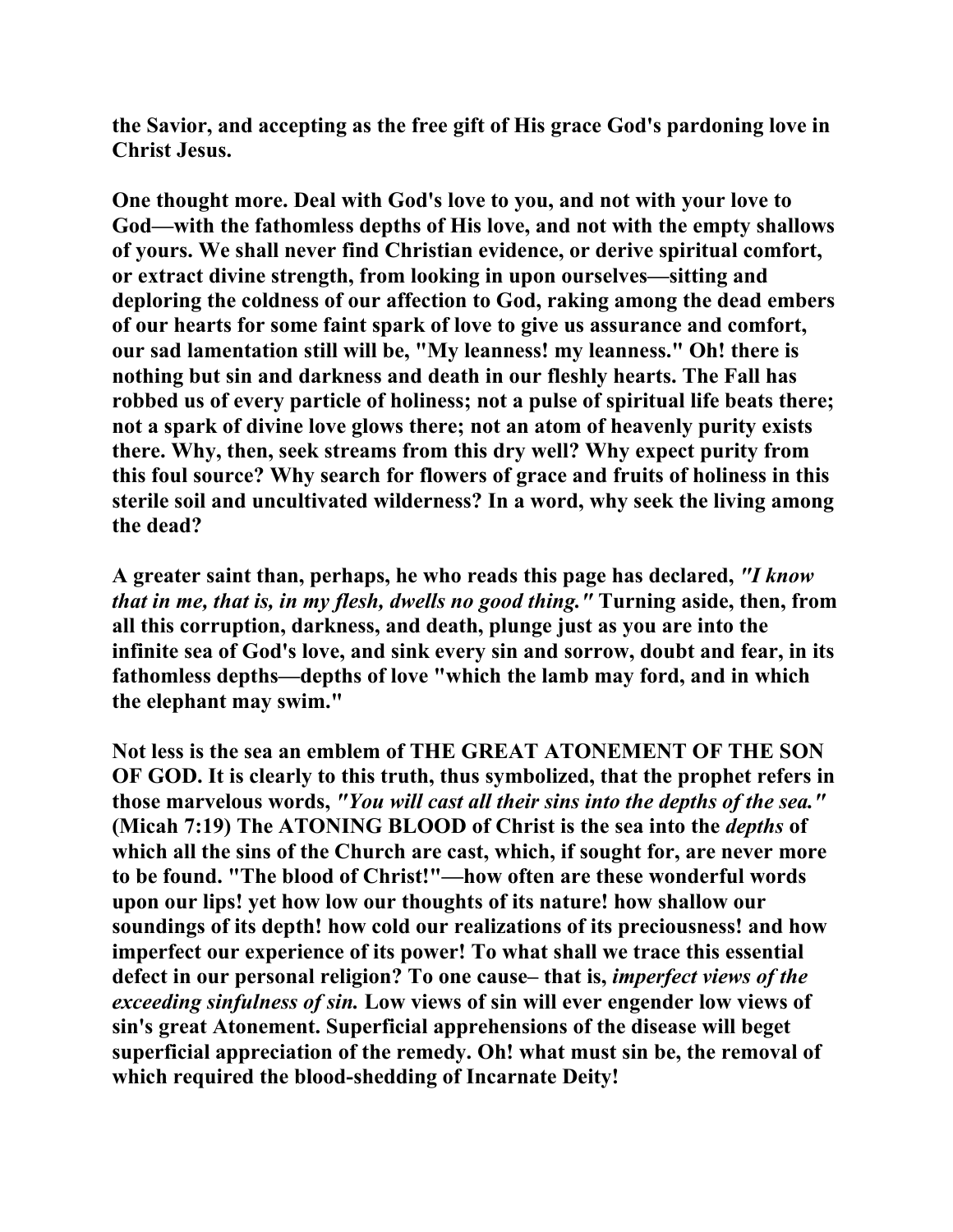**the Savior, and accepting as the free gift of His grace God's pardoning love in Christ Jesus.**

**One thought more. Deal with God's love to you, and not with your love to God—with the fathomless depths of His love, and not with the empty shallows of yours. We shall never find Christian evidence, or derive spiritual comfort, or extract divine strength, from looking in upon ourselves—sitting and deploring the coldness of our affection to God, raking among the dead embers of our hearts for some faint spark of love to give us assurance and comfort, our sad lamentation still will be, "My leanness! my leanness." Oh! there is nothing but sin and darkness and death in our fleshly hearts. The Fall has robbed us of every particle of holiness; not a pulse of spiritual life beats there; not a spark of divine love glows there; not an atom of heavenly purity exists there. Why, then, seek streams from this dry well? Why expect purity from this foul source? Why search for flowers of grace and fruits of holiness in this sterile soil and uncultivated wilderness? In a word, why seek the living among the dead?**

**A greater saint than, perhaps, he who reads this page has declared, *"I know that in me, that is, in my flesh, dwells no good thing."* Turning aside, then, from all this corruption, darkness, and death, plunge just as you are into the infinite sea of God's love, and sink every sin and sorrow, doubt and fear, in its fathomless depths—depths of love "which the lamb may ford, and in which the elephant may swim."**

**Not less is the sea an emblem of THE GREAT ATONEMENT OF THE SON OF GOD. It is clearly to this truth, thus symbolized, that the prophet refers in those marvelous words, *"You will cast all their sins into the depths of the sea."* (Micah 7:19) The ATONING BLOOD of Christ is the sea into the *depths* of which all the sins of the Church are cast, which, if sought for, are never more to be found. "The blood of Christ!"—how often are these wonderful words upon our lips! yet how low our thoughts of its nature! how shallow our soundings of its depth! how cold our realizations of its preciousness! and how imperfect our experience of its power! To what shall we trace this essential defect in our personal religion? To one cause– that is, *imperfect views of the exceeding sinfulness of sin.* Low views of sin will ever engender low views of sin's great Atonement. Superficial apprehensions of the disease will beget superficial appreciation of the remedy. Oh! what must sin be, the removal of which required the blood-shedding of Incarnate Deity!**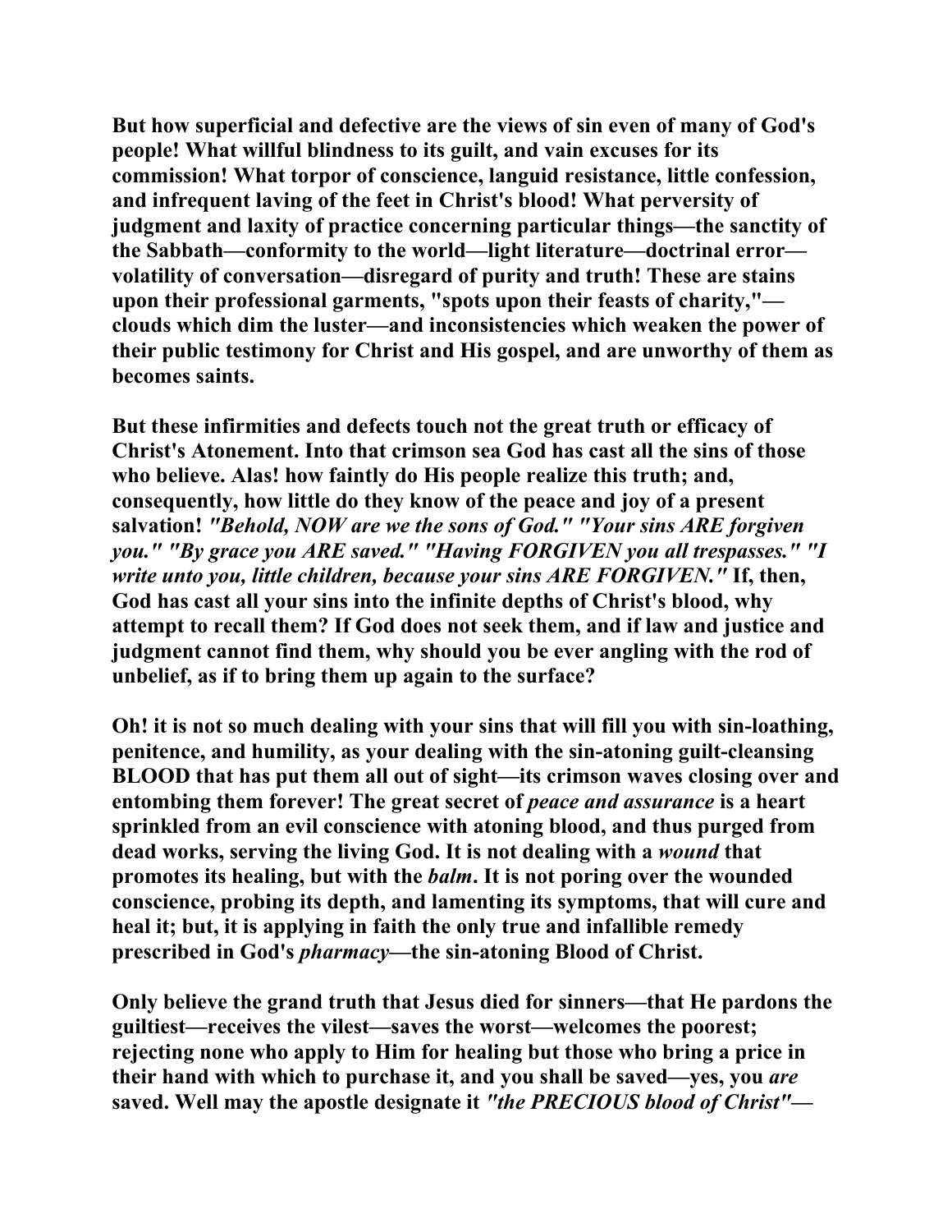But how superficial and defective are the views of sin even of many of God's people! What willful blindness to its guilt, and vain excuses for its commission! What torpor of conscience, languid resistance, little confession, and infrequent laving of the feet in Christ's blood! What perversity of judgment and laxity of practice concerning particular things—the sanctity of the Sabbath—conformity to the world—light literature—doctrinal error—volatility of conversation—disregard of purity and truth! These are stains upon their professional garments, "spots upon their feasts of charity,"—clouds which dim the luster—and inconsistencies which weaken the power of their public testimony for Christ and His gospel, and are unworthy of them as becomes saints.

But these infirmities and defects touch not the great truth or efficacy of Christ's Atonement. Into that crimson sea God has cast all the sins of those who believe. Alas! how faintly do His people realize this truth; and, consequently, how little do they know of the peace and joy of a present salvation! *"Behold, NOW are we the sons of God." "Your sins ARE forgiven you." "By grace you ARE saved." "Having FORGIVEN you all trespasses." "I write unto you, little children, because your sins ARE FORGIVEN."* If, then, God has cast all your sins into the infinite depths of Christ's blood, why attempt to recall them? If God does not seek them, and if law and justice and judgment cannot find them, why should you be ever angling with the rod of unbelief, as if to bring them up again to the surface?

Oh! it is not so much dealing with your sins that will fill you with sin-loathing, penitence, and humility, as your dealing with the sin-atoning guilt-cleansing BLOOD that has put them all out of sight—its crimson waves closing over and entombing them forever! The great secret of *peace and assurance* is a heart sprinkled from an evil conscience with atoning blood, and thus purged from dead works, serving the living God. It is not dealing with a *wound* that promotes its healing, but with the *balm*. It is not poring over the wounded conscience, probing its depth, and lamenting its symptoms, that will cure and heal it; but, it is applying in faith the only true and infallible remedy prescribed in God's *pharmacy*—the sin-atoning Blood of Christ.

Only believe the grand truth that Jesus died for sinners—that He pardons the guiltiest—receives the vilest—saves the worst—welcomes the poorest; rejecting none who apply to Him for healing but those who bring a price in their hand with which to purchase it, and you shall be saved—yes, you *are* saved. Well may the apostle designate it *"the PRECIOUS blood of Christ"*—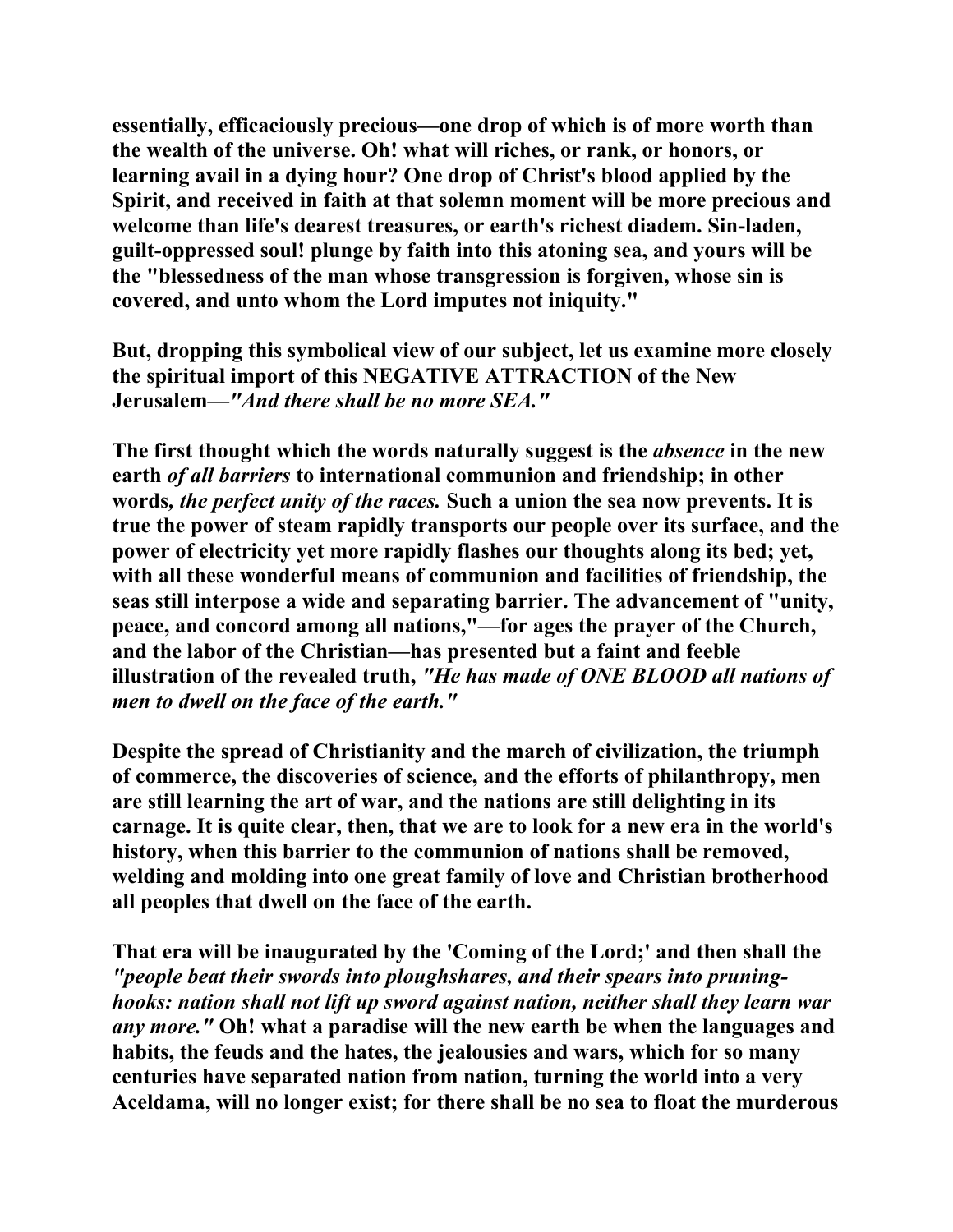**essentially, efficaciously precious—one drop of which is of more worth than the wealth of the universe. Oh! what will riches, or rank, or honors, or learning avail in a dying hour? One drop of Christ's blood applied by the Spirit, and received in faith at that solemn moment will be more precious and welcome than life's dearest treasures, or earth's richest diadem. Sin-laden, guilt-oppressed soul! plunge by faith into this atoning sea, and yours will be the "blessedness of the man whose transgression is forgiven, whose sin is covered, and unto whom the Lord imputes not iniquity."**

**But, dropping this symbolical view of our subject, let us examine more closely the spiritual import of this NEGATIVE ATTRACTION of the New Jerusalem—*"And there shall be no more SEA."***

**The first thought which the words naturally suggest is the *absence* in the new earth *of all barriers* to international communion and friendship; in other words*, the perfect unity of the races.* Such a union the sea now prevents. It is true the power of steam rapidly transports our people over its surface, and the power of electricity yet more rapidly flashes our thoughts along its bed; yet, with all these wonderful means of communion and facilities of friendship, the seas still interpose a wide and separating barrier. The advancement of "unity, peace, and concord among all nations,"—for ages the prayer of the Church, and the labor of the Christian—has presented but a faint and feeble illustration of the revealed truth, *"He has made of ONE BLOOD all nations of men to dwell on the face of the earth."***

**Despite the spread of Christianity and the march of civilization, the triumph of commerce, the discoveries of science, and the efforts of philanthropy, men are still learning the art of war, and the nations are still delighting in its carnage. It is quite clear, then, that we are to look for a new era in the world's history, when this barrier to the communion of nations shall be removed, welding and molding into one great family of love and Christian brotherhood all peoples that dwell on the face of the earth.**

**That era will be inaugurated by the 'Coming of the Lord;' and then shall the *"people beat their swords into ploughshares, and their spears into pruning-hooks: nation shall not lift up sword against nation, neither shall they learn war any more."* Oh! what a paradise will the new earth be when the languages and habits, the feuds and the hates, the jealousies and wars, which for so many centuries have separated nation from nation, turning the world into a very Aceldama, will no longer exist; for there shall be no sea to float the murderous**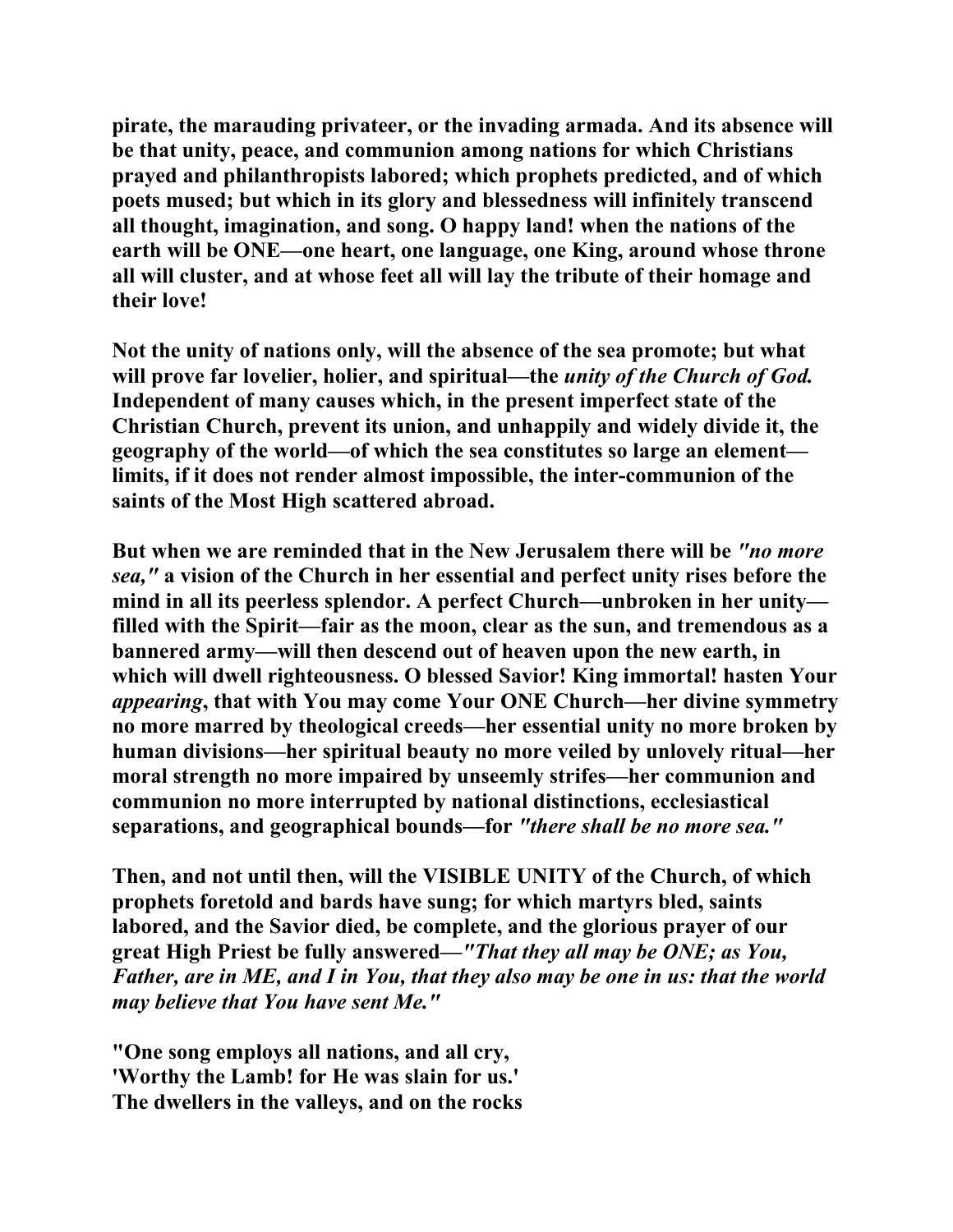**pirate, the marauding privateer, or the invading armada. And its absence will be that unity, peace, and communion among nations for which Christians prayed and philanthropists labored; which prophets predicted, and of which poets mused; but which in its glory and blessedness will infinitely transcend all thought, imagination, and song. O happy land! when the nations of the earth will be ONE—one heart, one language, one King, around whose throne all will cluster, and at whose feet all will lay the tribute of their homage and their love!**

**Not the unity of nations only, will the absence of the sea promote; but what will prove far lovelier, holier, and spiritual—the *unity of the Church of God.* Independent of many causes which, in the present imperfect state of the Christian Church, prevent its union, and unhappily and widely divide it, the geography of the world—of which the sea constitutes so large an element—limits, if it does not render almost impossible, the inter-communion of the saints of the Most High scattered abroad.**

**But when we are reminded that in the New Jerusalem there will be *"no more sea,"* a vision of the Church in her essential and perfect unity rises before the mind in all its peerless splendor. A perfect Church—unbroken in her unity—filled with the Spirit—fair as the moon, clear as the sun, and tremendous as a bannered army—will then descend out of heaven upon the new earth, in which will dwell righteousness. O blessed Savior! King immortal! hasten Your *appearing*, that with You may come Your ONE Church—her divine symmetry no more marred by theological creeds—her essential unity no more broken by human divisions—her spiritual beauty no more veiled by unlovely ritual—her moral strength no more impaired by unseemly strifes—her communion and communion no more interrupted by national distinctions, ecclesiastical separations, and geographical bounds—for *"there shall be no more sea."***

**Then, and not until then, will the VISIBLE UNITY of the Church, of which prophets foretold and bards have sung; for which martyrs bled, saints labored, and the Savior died, be complete, and the glorious prayer of our great High Priest be fully answered—*"That they all may be ONE; as You, Father, are in ME, and I in You, that they also may be one in us: that the world may believe that You have sent Me."***

**"One song employs all nations, and all cry,**
**'Worthy the Lamb! for He was slain for us.'**
**The dwellers in the valleys, and on the rocks**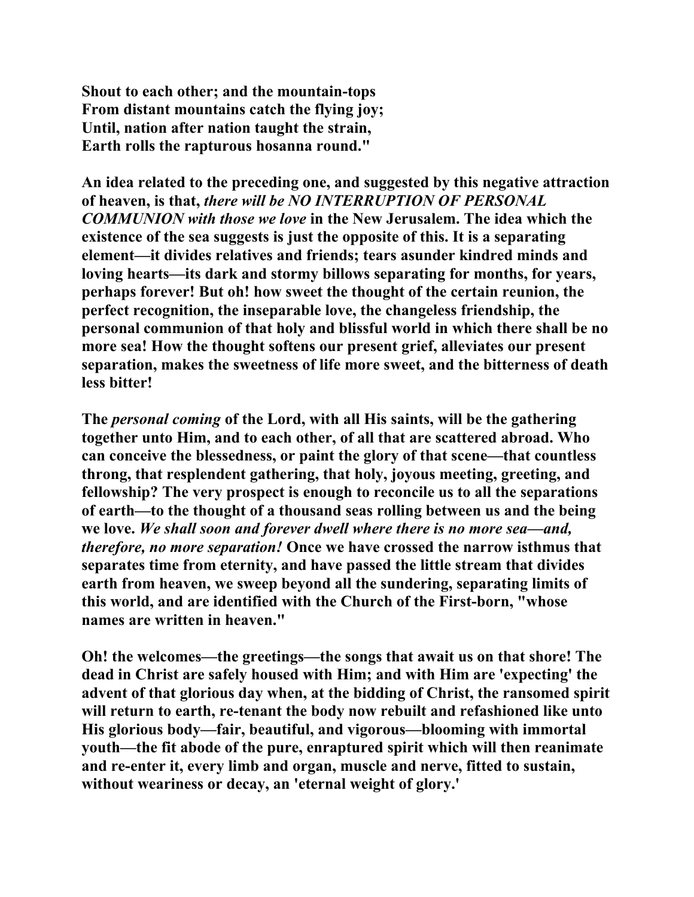**Shout to each other; and the mountain-tops**
**From distant mountains catch the flying joy;**
**Until, nation after nation taught the strain,**
**Earth rolls the rapturous hosanna round."**

**An idea related to the preceding one, and suggested by this negative attraction of heaven, is that, *there will be NO INTERRUPTION OF PERSONAL COMMUNION with those we love* in the New Jerusalem. The idea which the existence of the sea suggests is just the opposite of this. It is a separating element—it divides relatives and friends; tears asunder kindred minds and loving hearts—its dark and stormy billows separating for months, for years, perhaps forever! But oh! how sweet the thought of the certain reunion, the perfect recognition, the inseparable love, the changeless friendship, the personal communion of that holy and blissful world in which there shall be no more sea! How the thought softens our present grief, alleviates our present separation, makes the sweetness of life more sweet, and the bitterness of death less bitter!**

**The *personal coming* of the Lord, with all His saints, will be the gathering together unto Him, and to each other, of all that are scattered abroad. Who can conceive the blessedness, or paint the glory of that scene—that countless throng, that resplendent gathering, that holy, joyous meeting, greeting, and fellowship? The very prospect is enough to reconcile us to all the separations of earth—to the thought of a thousand seas rolling between us and the being we love. *We shall soon and forever dwell where there is no more sea—and, therefore, no more separation!* Once we have crossed the narrow isthmus that separates time from eternity, and have passed the little stream that divides earth from heaven, we sweep beyond all the sundering, separating limits of this world, and are identified with the Church of the First-born, "whose names are written in heaven."**

**Oh! the welcomes—the greetings—the songs that await us on that shore! The dead in Christ are safely housed with Him; and with Him are 'expecting' the advent of that glorious day when, at the bidding of Christ, the ransomed spirit will return to earth, re-tenant the body now rebuilt and refashioned like unto His glorious body—fair, beautiful, and vigorous—blooming with immortal youth—the fit abode of the pure, enraptured spirit which will then reanimate and re-enter it, every limb and organ, muscle and nerve, fitted to sustain, without weariness or decay, an 'eternal weight of glory.'**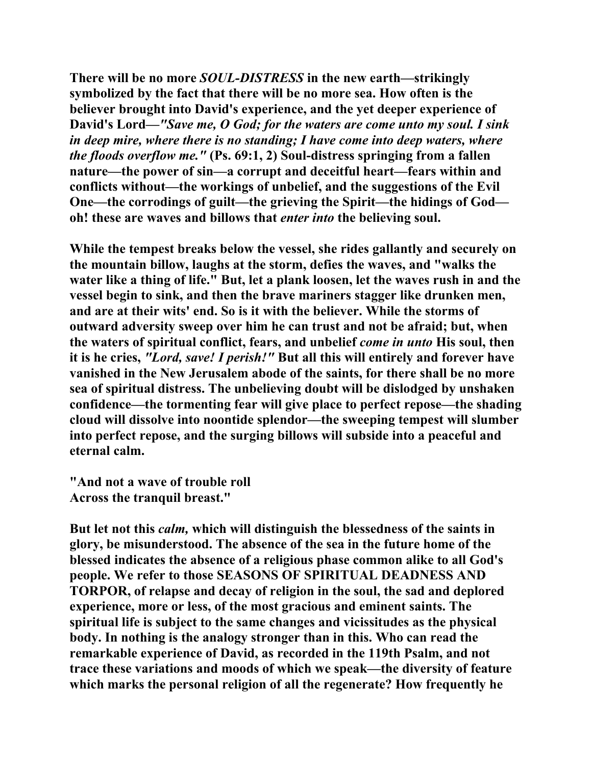**There will be no more *SOUL-DISTRESS* in the new earth—strikingly symbolized by the fact that there will be no more sea. How often is the believer brought into David's experience, and the yet deeper experience of David's Lord—*"Save me, O God; for the waters are come unto my soul. I sink in deep mire, where there is no standing; I have come into deep waters, where the floods overflow me."* (Ps. 69:1, 2) Soul-distress springing from a fallen nature—the power of sin—a corrupt and deceitful heart—fears within and conflicts without—the workings of unbelief, and the suggestions of the Evil One—the corrodings of guilt—the grieving the Spirit—the hidings of God—oh! these are waves and billows that *enter into* the believing soul.**

**While the tempest breaks below the vessel, she rides gallantly and securely on the mountain billow, laughs at the storm, defies the waves, and "walks the water like a thing of life." But, let a plank loosen, let the waves rush in and the vessel begin to sink, and then the brave mariners stagger like drunken men, and are at their wits' end. So is it with the believer. While the storms of outward adversity sweep over him he can trust and not be afraid; but, when the waters of spiritual conflict, fears, and unbelief *come in unto* His soul, then it is he cries, *"Lord, save! I perish!"* But all this will entirely and forever have vanished in the New Jerusalem abode of the saints, for there shall be no more sea of spiritual distress. The unbelieving doubt will be dislodged by unshaken confidence—the tormenting fear will give place to perfect repose—the shading cloud will dissolve into noontide splendor—the sweeping tempest will slumber into perfect repose, and the surging billows will subside into a peaceful and eternal calm.**

**"And not a wave of trouble roll
Across the tranquil breast."**

**But let not this *calm,* which will distinguish the blessedness of the saints in glory, be misunderstood. The absence of the sea in the future home of the blessed indicates the absence of a religious phase common alike to all God's people. We refer to those SEASONS OF SPIRITUAL DEADNESS AND TORPOR, of relapse and decay of religion in the soul, the sad and deplored experience, more or less, of the most gracious and eminent saints. The spiritual life is subject to the same changes and vicissitudes as the physical body. In nothing is the analogy stronger than in this. Who can read the remarkable experience of David, as recorded in the 119th Psalm, and not trace these variations and moods of which we speak—the diversity of feature which marks the personal religion of all the regenerate? How frequently he**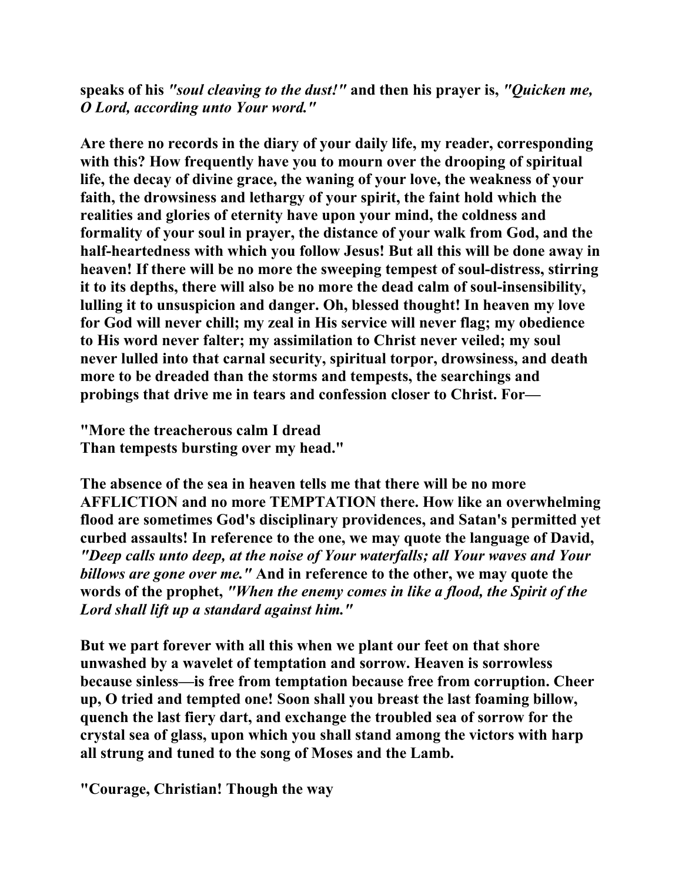**speaks of his *"soul cleaving to the dust!"* and then his prayer is, *"Quicken me, O Lord, according unto Your word."***

**Are there no records in the diary of your daily life, my reader, corresponding with this? How frequently have you to mourn over the drooping of spiritual life, the decay of divine grace, the waning of your love, the weakness of your faith, the drowsiness and lethargy of your spirit, the faint hold which the realities and glories of eternity have upon your mind, the coldness and formality of your soul in prayer, the distance of your walk from God, and the half-heartedness with which you follow Jesus! But all this will be done away in heaven! If there will be no more the sweeping tempest of soul-distress, stirring it to its depths, there will also be no more the dead calm of soul-insensibility, lulling it to unsuspicion and danger. Oh, blessed thought! In heaven my love for God will never chill; my zeal in His service will never flag; my obedience to His word never falter; my assimilation to Christ never veiled; my soul never lulled into that carnal security, spiritual torpor, drowsiness, and death more to be dreaded than the storms and tempests, the searchings and probings that drive me in tears and confession closer to Christ. For—**

**"More the treacherous calm I dread**
**Than tempests bursting over my head."**

**The absence of the sea in heaven tells me that there will be no more AFFLICTION and no more TEMPTATION there. How like an overwhelming flood are sometimes God's disciplinary providences, and Satan's permitted yet curbed assaults! In reference to the one, we may quote the language of David, *"Deep calls unto deep, at the noise of Your waterfalls; all Your waves and Your billows are gone over me."* And in reference to the other, we may quote the words of the prophet, *"When the enemy comes in like a flood, the Spirit of the Lord shall lift up a standard against him."***

**But we part forever with all this when we plant our feet on that shore unwashed by a wavelet of temptation and sorrow. Heaven is sorrowless because sinless—is free from temptation because free from corruption. Cheer up, O tried and tempted one! Soon shall you breast the last foaming billow, quench the last fiery dart, and exchange the troubled sea of sorrow for the crystal sea of glass, upon which you shall stand among the victors with harp all strung and tuned to the song of Moses and the Lamb.**

**"Courage, Christian! Though the way**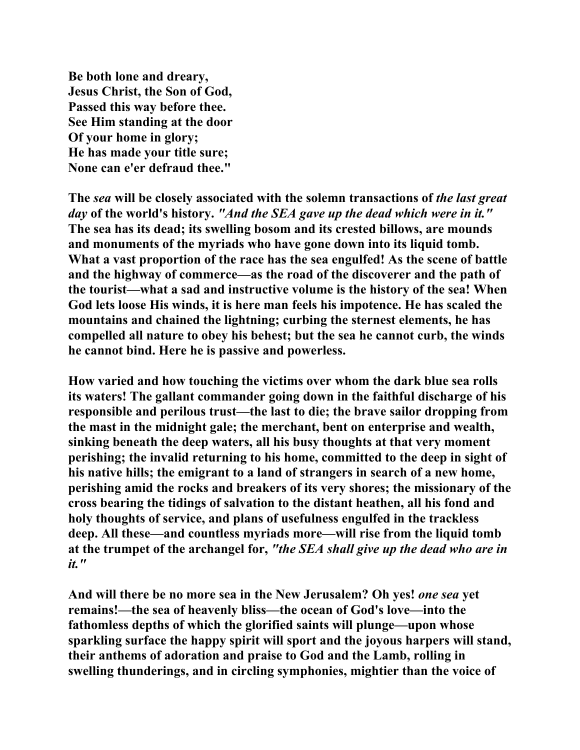**Be both lone and dreary,**
**Jesus Christ, the Son of God,**
**Passed this way before thee.**
**See Him standing at the door**
**Of your home in glory;**
**He has made your title sure;**
**None can e'er defraud thee."**

**The *sea* will be closely associated with the solemn transactions of *the last great day* of the world's history. *"And the SEA gave up the dead which were in it."* The sea has its dead; its swelling bosom and its crested billows, are mounds and monuments of the myriads who have gone down into its liquid tomb. What a vast proportion of the race has the sea engulfed! As the scene of battle and the highway of commerce—as the road of the discoverer and the path of the tourist—what a sad and instructive volume is the history of the sea! When God lets loose His winds, it is here man feels his impotence. He has scaled the mountains and chained the lightning; curbing the sternest elements, he has compelled all nature to obey his behest; but the sea he cannot curb, the winds he cannot bind. Here he is passive and powerless.**

**How varied and how touching the victims over whom the dark blue sea rolls its waters! The gallant commander going down in the faithful discharge of his responsible and perilous trust—the last to die; the brave sailor dropping from the mast in the midnight gale; the merchant, bent on enterprise and wealth, sinking beneath the deep waters, all his busy thoughts at that very moment perishing; the invalid returning to his home, committed to the deep in sight of his native hills; the emigrant to a land of strangers in search of a new home, perishing amid the rocks and breakers of its very shores; the missionary of the cross bearing the tidings of salvation to the distant heathen, all his fond and holy thoughts of service, and plans of usefulness engulfed in the trackless deep. All these—and countless myriads more—will rise from the liquid tomb at the trumpet of the archangel for, *"the SEA shall give up the dead who are in it."***

**And will there be no more sea in the New Jerusalem? Oh yes! *one sea* yet remains!—the sea of heavenly bliss—the ocean of God's love—into the fathomless depths of which the glorified saints will plunge—upon whose sparkling surface the happy spirit will sport and the joyous harpers will stand, their anthems of adoration and praise to God and the Lamb, rolling in swelling thunderings, and in circling symphonies, mightier than the voice of**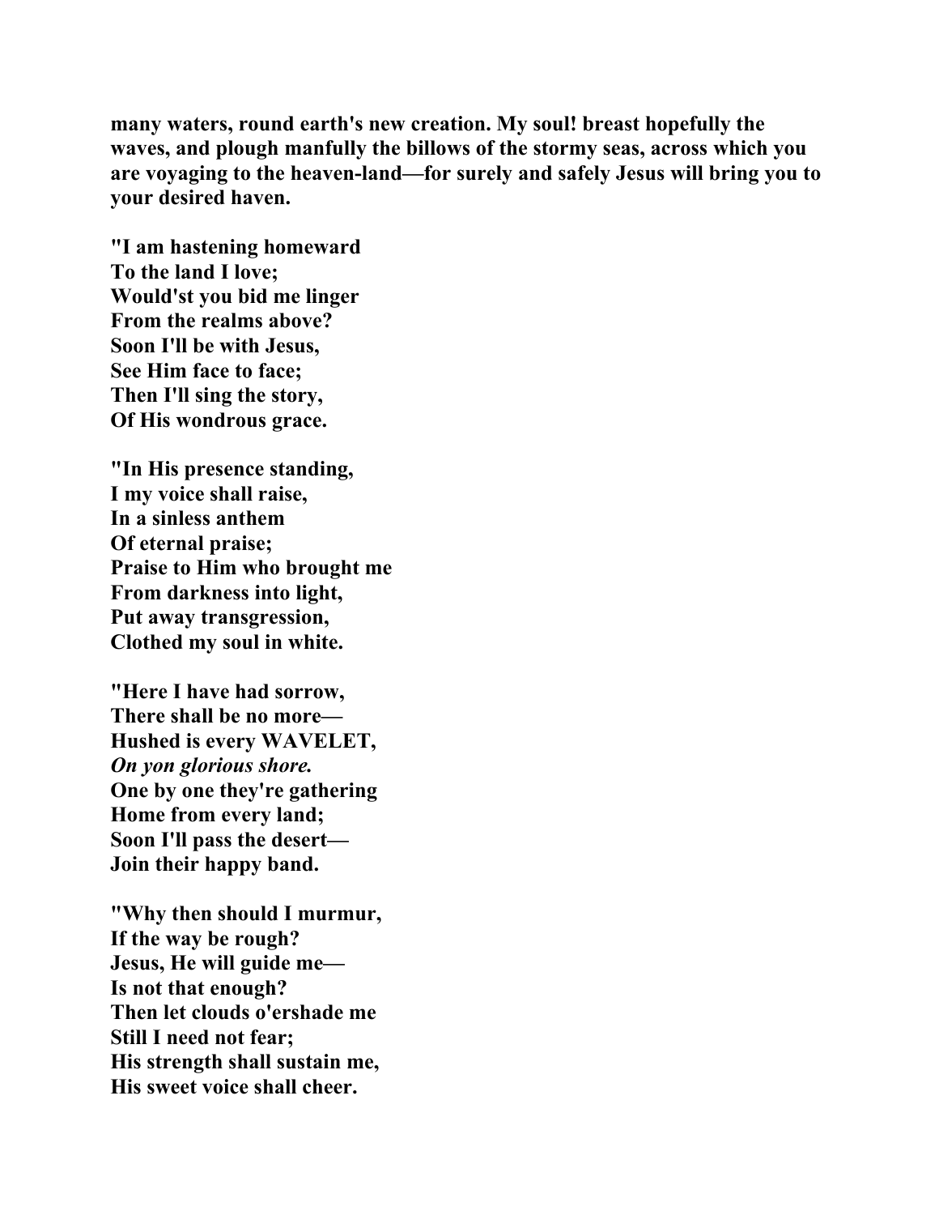**many waters, round earth's new creation. My soul! breast hopefully the waves, and plough manfully the billows of the stormy seas, across which you are voyaging to the heaven-land—for surely and safely Jesus will bring you to your desired haven.**

**"I am hastening homeward**
**To the land I love;**
**Would'st you bid me linger**
**From the realms above?**
**Soon I'll be with Jesus,**
**See Him face to face;**
**Then I'll sing the story,**
**Of His wondrous grace.**

**"In His presence standing,**
**I my voice shall raise,**
**In a sinless anthem**
**Of eternal praise;**
**Praise to Him who brought me**
**From darkness into light,**
**Put away transgression,**
**Clothed my soul in white.**

**"Here I have had sorrow,**
**There shall be no more—**
**Hushed is every WAVELET,**
***On yon glorious shore.***
**One by one they're gathering**
**Home from every land;**
**Soon I'll pass the desert—**
**Join their happy band.**

**"Why then should I murmur,**
**If the way be rough?**
**Jesus, He will guide me—**
**Is not that enough?**
**Then let clouds o'ershade me**
**Still I need not fear;**
**His strength shall sustain me,**
**His sweet voice shall cheer.**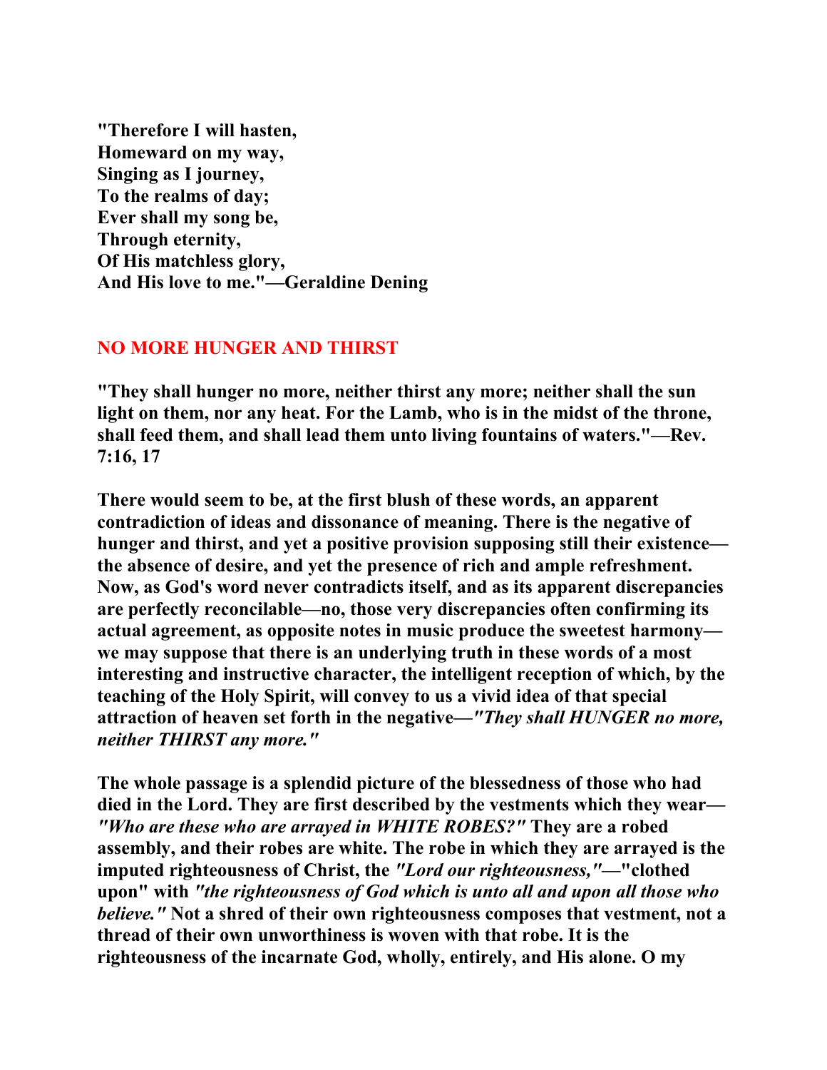**"Therefore I will hasten,**
**Homeward on my way,**
**Singing as I journey,**
**To the realms of day;**
**Ever shall my song be,**
**Through eternity,**
**Of His matchless glory,**
**And His love to me."—Geraldine Dening**

## NO MORE HUNGER AND THIRST

**"They shall hunger no more, neither thirst any more; neither shall the sun light on them, nor any heat. For the Lamb, who is in the midst of the throne, shall feed them, and shall lead them unto living fountains of waters."—Rev. 7:16, 17**

**There would seem to be, at the first blush of these words, an apparent contradiction of ideas and dissonance of meaning. There is the negative of hunger and thirst, and yet a positive provision supposing still their existence—the absence of desire, and yet the presence of rich and ample refreshment. Now, as God's word never contradicts itself, and as its apparent discrepancies are perfectly reconcilable—no, those very discrepancies often confirming its actual agreement, as opposite notes in music produce the sweetest harmony—we may suppose that there is an underlying truth in these words of a most interesting and instructive character, the intelligent reception of which, by the teaching of the Holy Spirit, will convey to us a vivid idea of that special attraction of heaven set forth in the negative—*"They shall HUNGER no more, neither THIRST any more."***

**The whole passage is a splendid picture of the blessedness of those who had died in the Lord. They are first described by the vestments which they wear—*"Who are these who are arrayed in WHITE ROBES?"* They are a robed assembly, and their robes are white. The robe in which they are arrayed is the imputed righteousness of Christ, the *"Lord our righteousness,"*—"clothed upon" with *"the righteousness of God which is unto all and upon all those who believe."* Not a shred of their own righteousness composes that vestment, not a thread of their own unworthiness is woven with that robe. It is the righteousness of the incarnate God, wholly, entirely, and His alone. O my**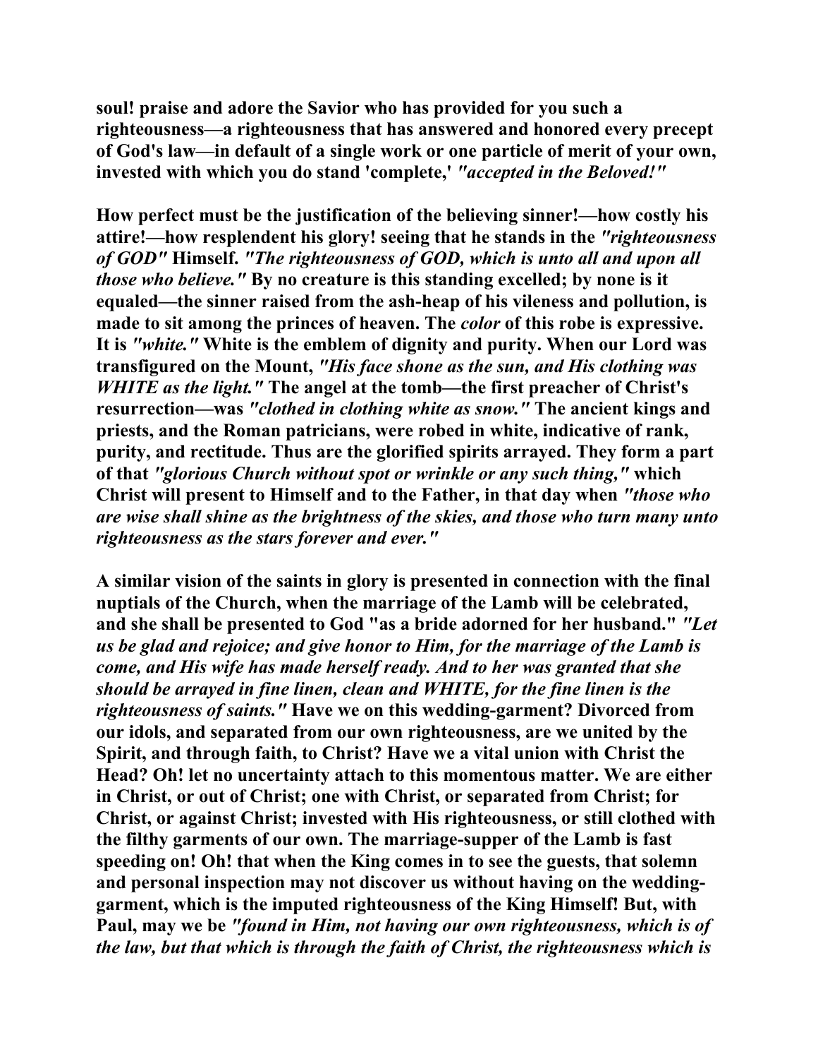**soul! praise and adore the Savior who has provided for you such a righteousness—a righteousness that has answered and honored every precept of God's law—in default of a single work or one particle of merit of your own, invested with which you do stand 'complete,'** ***"accepted in the Beloved!"***

**How perfect must be the justification of the believing sinner!—how costly his attire!—how resplendent his glory! seeing that he stands in the** ***"righteousness of GOD"*** **Himself.** ***"The righteousness of GOD, which is unto all and upon all those who believe."*** **By no creature is this standing excelled; by none is it equaled—the sinner raised from the ash-heap of his vileness and pollution, is made to sit among the princes of heaven. The** ***color*** **of this robe is expressive. It is** ***"white."*** **White is the emblem of dignity and purity. When our Lord was transfigured on the Mount,** ***"His face shone as the sun, and His clothing was WHITE as the light."*** **The angel at the tomb—the first preacher of Christ's resurrection—was** ***"clothed in clothing white as snow."*** **The ancient kings and priests, and the Roman patricians, were robed in white, indicative of rank, purity, and rectitude. Thus are the glorified spirits arrayed. They form a part of that** ***"glorious Church without spot or wrinkle or any such thing,"*** **which Christ will present to Himself and to the Father, in that day when** ***"those who are wise shall shine as the brightness of the skies, and those who turn many unto righteousness as the stars forever and ever."***

**A similar vision of the saints in glory is presented in connection with the final nuptials of the Church, when the marriage of the Lamb will be celebrated, and she shall be presented to God "as a bride adorned for her husband."** ***"Let us be glad and rejoice; and give honor to Him, for the marriage of the Lamb is come, and His wife has made herself ready. And to her was granted that she should be arrayed in fine linen, clean and WHITE, for the fine linen is the righteousness of saints."*** **Have we on this wedding-garment? Divorced from our idols, and separated from our own righteousness, are we united by the Spirit, and through faith, to Christ? Have we a vital union with Christ the Head? Oh! let no uncertainty attach to this momentous matter. We are either in Christ, or out of Christ; one with Christ, or separated from Christ; for Christ, or against Christ; invested with His righteousness, or still clothed with the filthy garments of our own. The marriage-supper of the Lamb is fast speeding on! Oh! that when the King comes in to see the guests, that solemn and personal inspection may not discover us without having on the wedding-garment, which is the imputed righteousness of the King Himself! But, with Paul, may we be** ***"found in Him, not having our own righteousness, which is of the law, but that which is through the faith of Christ, the righteousness which is***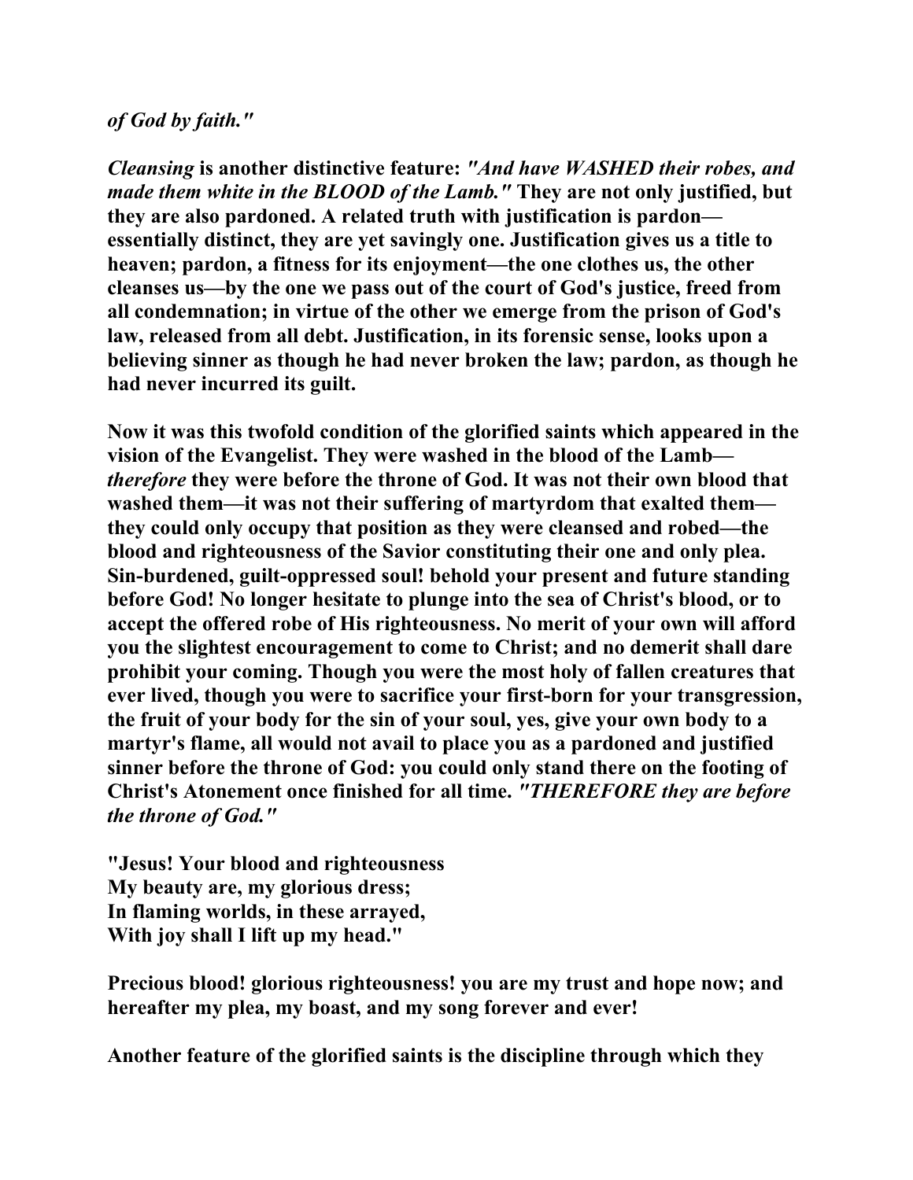*of God by faith."*

***Cleansing* is another distinctive feature: *"And have WASHED their robes, and made them white in the BLOOD of the Lamb."* They are not only justified, but they are also pardoned. A related truth with justification is pardon—essentially distinct, they are yet savingly one. Justification gives us a title to heaven; pardon, a fitness for its enjoyment—the one clothes us, the other cleanses us—by the one we pass out of the court of God's justice, freed from all condemnation; in virtue of the other we emerge from the prison of God's law, released from all debt. Justification, in its forensic sense, looks upon a believing sinner as though he had never broken the law; pardon, as though he had never incurred its guilt.**

**Now it was this twofold condition of the glorified saints which appeared in the vision of the Evangelist. They were washed in the blood of the Lamb—*therefore* they were before the throne of God. It was not their own blood that washed them—it was not their suffering of martyrdom that exalted them—they could only occupy that position as they were cleansed and robed—the blood and righteousness of the Savior constituting their one and only plea. Sin-burdened, guilt-oppressed soul! behold your present and future standing before God! No longer hesitate to plunge into the sea of Christ's blood, or to accept the offered robe of His righteousness. No merit of your own will afford you the slightest encouragement to come to Christ; and no demerit shall dare prohibit your coming. Though you were the most holy of fallen creatures that ever lived, though you were to sacrifice your first-born for your transgression, the fruit of your body for the sin of your soul, yes, give your own body to a martyr's flame, all would not avail to place you as a pardoned and justified sinner before the throne of God: you could only stand there on the footing of Christ's Atonement once finished for all time. *"THEREFORE they are before the throne of God."***

**"Jesus! Your blood and righteousness
My beauty are, my glorious dress;
In flaming worlds, in these arrayed,
With joy shall I lift up my head."**

**Precious blood! glorious righteousness! you are my trust and hope now; and hereafter my plea, my boast, and my song forever and ever!**

**Another feature of the glorified saints is the discipline through which they**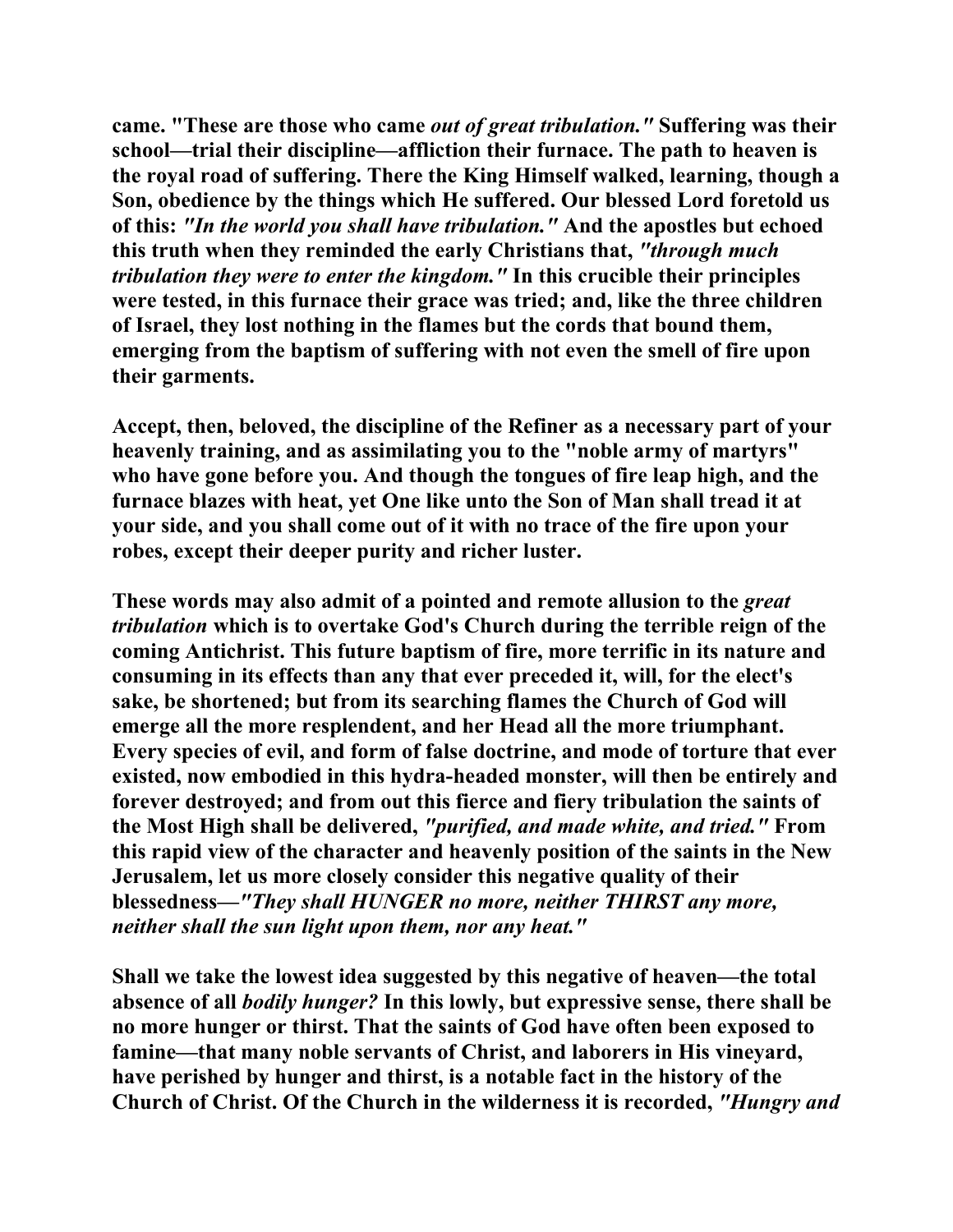came. "These are those who came *out of great tribulation."* Suffering was their school—trial their discipline—affliction their furnace. The path to heaven is the royal road of suffering. There the King Himself walked, learning, though a Son, obedience by the things which He suffered. Our blessed Lord foretold us of this: *"In the world you shall have tribulation."* And the apostles but echoed this truth when they reminded the early Christians that, *"through much tribulation they were to enter the kingdom."* In this crucible their principles were tested, in this furnace their grace was tried; and, like the three children of Israel, they lost nothing in the flames but the cords that bound them, emerging from the baptism of suffering with not even the smell of fire upon their garments.

Accept, then, beloved, the discipline of the Refiner as a necessary part of your heavenly training, and as assimilating you to the "noble army of martyrs" who have gone before you. And though the tongues of fire leap high, and the furnace blazes with heat, yet One like unto the Son of Man shall tread it at your side, and you shall come out of it with no trace of the fire upon your robes, except their deeper purity and richer luster.

These words may also admit of a pointed and remote allusion to the *great tribulation* which is to overtake God's Church during the terrible reign of the coming Antichrist. This future baptism of fire, more terrific in its nature and consuming in its effects than any that ever preceded it, will, for the elect's sake, be shortened; but from its searching flames the Church of God will emerge all the more resplendent, and her Head all the more triumphant. Every species of evil, and form of false doctrine, and mode of torture that ever existed, now embodied in this hydra-headed monster, will then be entirely and forever destroyed; and from out this fierce and fiery tribulation the saints of the Most High shall be delivered, *"purified, and made white, and tried."* From this rapid view of the character and heavenly position of the saints in the New Jerusalem, let us more closely consider this negative quality of their blessedness—*"They shall HUNGER no more, neither THIRST any more, neither shall the sun light upon them, nor any heat."*

Shall we take the lowest idea suggested by this negative of heaven—the total absence of all *bodily hunger?* In this lowly, but expressive sense, there shall be no more hunger or thirst. That the saints of God have often been exposed to famine—that many noble servants of Christ, and laborers in His vineyard, have perished by hunger and thirst, is a notable fact in the history of the Church of Christ. Of the Church in the wilderness it is recorded, *"Hungry and*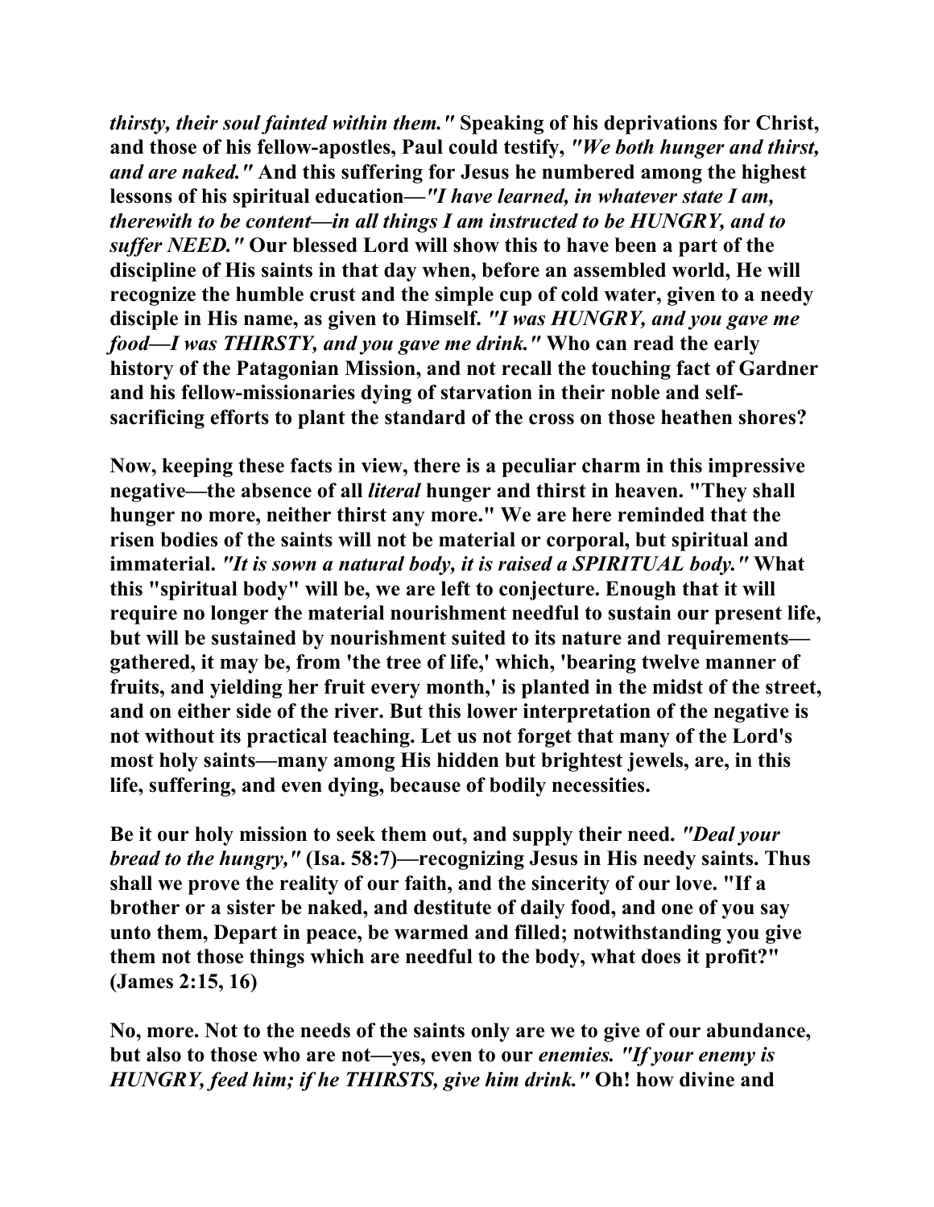**_thirsty, their soul fainted within them."_ Speaking of his deprivations for Christ, and those of his fellow-apostles, Paul could testify, _"We both hunger and thirst, and are naked."_ And this suffering for Jesus he numbered among the highest lessons of his spiritual education—_"I have learned, in whatever state I am, therewith to be content—in all things I am instructed to be HUNGRY, and to suffer NEED."_ Our blessed Lord will show this to have been a part of the discipline of His saints in that day when, before an assembled world, He will recognize the humble crust and the simple cup of cold water, given to a needy disciple in His name, as given to Himself. _"I was HUNGRY, and you gave me food—I was THIRSTY, and you gave me drink."_ Who can read the early history of the Patagonian Mission, and not recall the touching fact of Gardner and his fellow-missionaries dying of starvation in their noble and self-sacrificing efforts to plant the standard of the cross on those heathen shores?**

**Now, keeping these facts in view, there is a peculiar charm in this impressive negative—the absence of all _literal_ hunger and thirst in heaven. "They shall hunger no more, neither thirst any more." We are here reminded that the risen bodies of the saints will not be material or corporal, but spiritual and immaterial. _"It is sown a natural body, it is raised a SPIRITUAL body."_ What this "spiritual body" will be, we are left to conjecture. Enough that it will require no longer the material nourishment needful to sustain our present life, but will be sustained by nourishment suited to its nature and requirements—gathered, it may be, from 'the tree of life,' which, 'bearing twelve manner of fruits, and yielding her fruit every month,' is planted in the midst of the street, and on either side of the river. But this lower interpretation of the negative is not without its practical teaching. Let us not forget that many of the Lord's most holy saints—many among His hidden but brightest jewels, are, in this life, suffering, and even dying, because of bodily necessities.**

**Be it our holy mission to seek them out, and supply their need. _"Deal your bread to the hungry,"_ (Isa. 58:7)—recognizing Jesus in His needy saints. Thus shall we prove the reality of our faith, and the sincerity of our love. "If a brother or a sister be naked, and destitute of daily food, and one of you say unto them, Depart in peace, be warmed and filled; notwithstanding you give them not those things which are needful to the body, what does it profit?" (James 2:15, 16)**

**No, more. Not to the needs of the saints only are we to give of our abundance, but also to those who are not—yes, even to our _enemies. "If your enemy is HUNGRY, feed him; if he THIRSTS, give him drink."_ Oh! how divine and**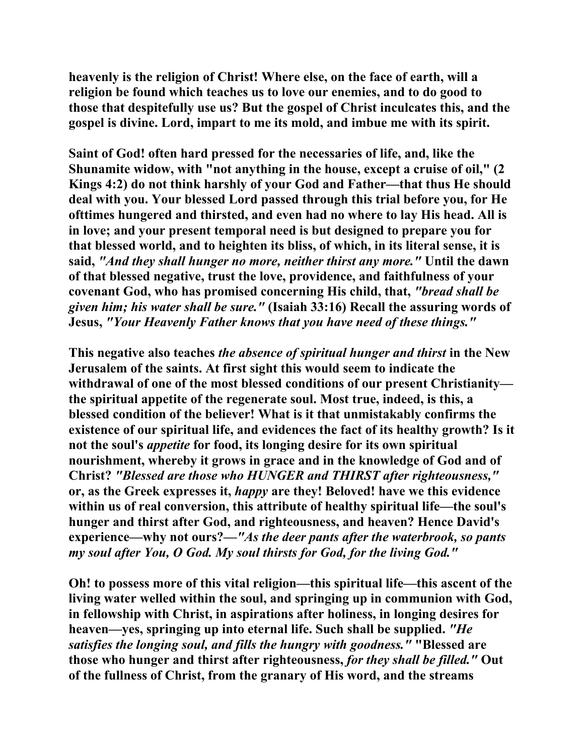heavenly is the religion of Christ! Where else, on the face of earth, will a religion be found which teaches us to love our enemies, and to do good to those that despitefully use us? But the gospel of Christ inculcates this, and the gospel is divine. Lord, impart to me its mold, and imbue me with its spirit.

Saint of God! often hard pressed for the necessaries of life, and, like the Shunamite widow, with "not anything in the house, except a cruise of oil," (2 Kings 4:2) do not think harshly of your God and Father—that thus He should deal with you. Your blessed Lord passed through this trial before you, for He ofttimes hungered and thirsted, and even had no where to lay His head. All is in love; and your present temporal need is but designed to prepare you for that blessed world, and to heighten its bliss, of which, in its literal sense, it is said, *"And they shall hunger no more, neither thirst any more."* Until the dawn of that blessed negative, trust the love, providence, and faithfulness of your covenant God, who has promised concerning His child, that, *"bread shall be given him; his water shall be sure."* (Isaiah 33:16) Recall the assuring words of Jesus, *"Your Heavenly Father knows that you have need of these things."*

This negative also teaches *the absence of spiritual hunger and thirst* in the New Jerusalem of the saints. At first sight this would seem to indicate the withdrawal of one of the most blessed conditions of our present Christianity—the spiritual appetite of the regenerate soul. Most true, indeed, is this, a blessed condition of the believer! What is it that unmistakably confirms the existence of our spiritual life, and evidences the fact of its healthy growth? Is it not the soul's *appetite* for food, its longing desire for its own spiritual nourishment, whereby it grows in grace and in the knowledge of God and of Christ? *"Blessed are those who HUNGER and THIRST after righteousness,"* or, as the Greek expresses it, *happy* are they! Beloved! have we this evidence within us of real conversion, this attribute of healthy spiritual life—the soul's hunger and thirst after God, and righteousness, and heaven? Hence David's experience—why not ours?—*"As the deer pants after the waterbrook, so pants my soul after You, O God. My soul thirsts for God, for the living God."*

Oh! to possess more of this vital religion—this spiritual life—this ascent of the living water welled within the soul, and springing up in communion with God, in fellowship with Christ, in aspirations after holiness, in longing desires for heaven—yes, springing up into eternal life. Such shall be supplied. *"He satisfies the longing soul, and fills the hungry with goodness."* "Blessed are those who hunger and thirst after righteousness, *for they shall be filled."* Out of the fullness of Christ, from the granary of His word, and the streams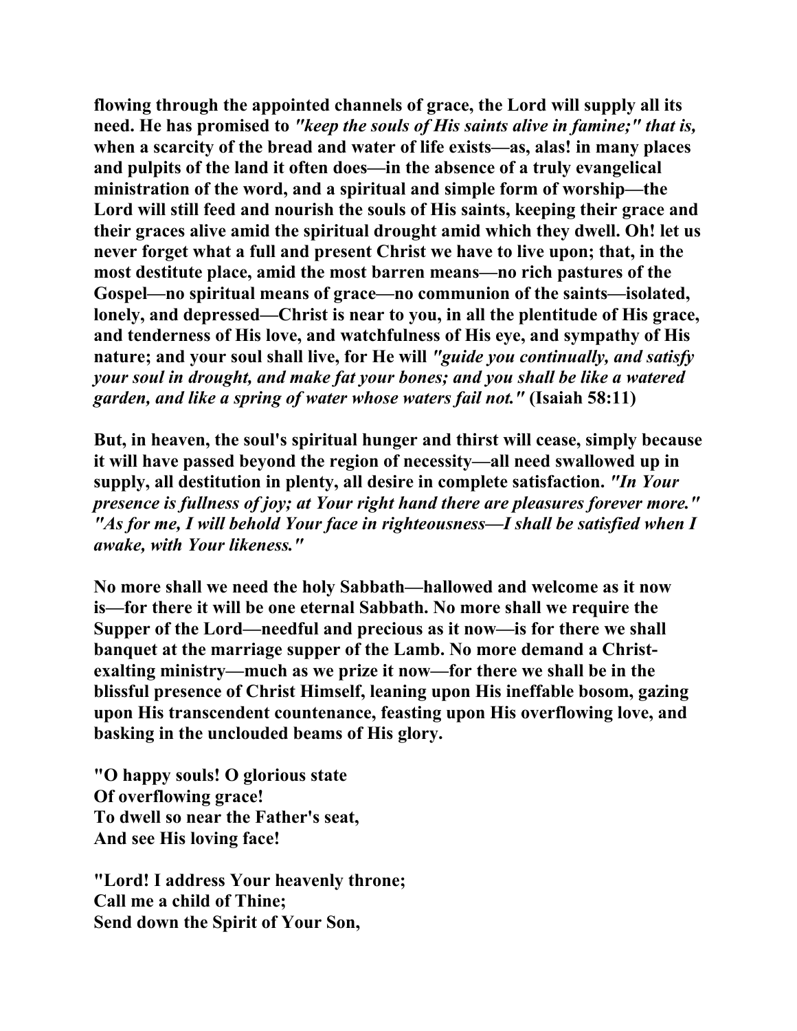**flowing through the appointed channels of grace, the Lord will supply all its need. He has promised to *"keep the souls of His saints alive in famine;" that is,* when a scarcity of the bread and water of life exists—as, alas! in many places and pulpits of the land it often does—in the absence of a truly evangelical ministration of the word, and a spiritual and simple form of worship—the Lord will still feed and nourish the souls of His saints, keeping their grace and their graces alive amid the spiritual drought amid which they dwell. Oh! let us never forget what a full and present Christ we have to live upon; that, in the most destitute place, amid the most barren means—no rich pastures of the Gospel—no spiritual means of grace—no communion of the saints—isolated, lonely, and depressed—Christ is near to you, in all the plentitude of His grace, and tenderness of His love, and watchfulness of His eye, and sympathy of His nature; and your soul shall live, for He will *"guide you continually, and satisfy your soul in drought, and make fat your bones; and you shall be like a watered garden, and like a spring of water whose waters fail not."* (Isaiah 58:11)**

**But, in heaven, the soul's spiritual hunger and thirst will cease, simply because it will have passed beyond the region of necessity—all need swallowed up in supply, all destitution in plenty, all desire in complete satisfaction. *"In Your presence is fullness of joy; at Your right hand there are pleasures forever more." "As for me, I will behold Your face in righteousness—I shall be satisfied when I awake, with Your likeness."***

**No more shall we need the holy Sabbath—hallowed and welcome as it now is—for there it will be one eternal Sabbath. No more shall we require the Supper of the Lord—needful and precious as it now—is for there we shall banquet at the marriage supper of the Lamb. No more demand a Christ-exalting ministry—much as we prize it now—for there we shall be in the blissful presence of Christ Himself, leaning upon His ineffable bosom, gazing upon His transcendent countenance, feasting upon His overflowing love, and basking in the unclouded beams of His glory.**

**"O happy souls! O glorious state  
Of overflowing grace!  
To dwell so near the Father's seat,  
And see His loving face!**

**"Lord! I address Your heavenly throne;  
Call me a child of Thine;  
Send down the Spirit of Your Son,**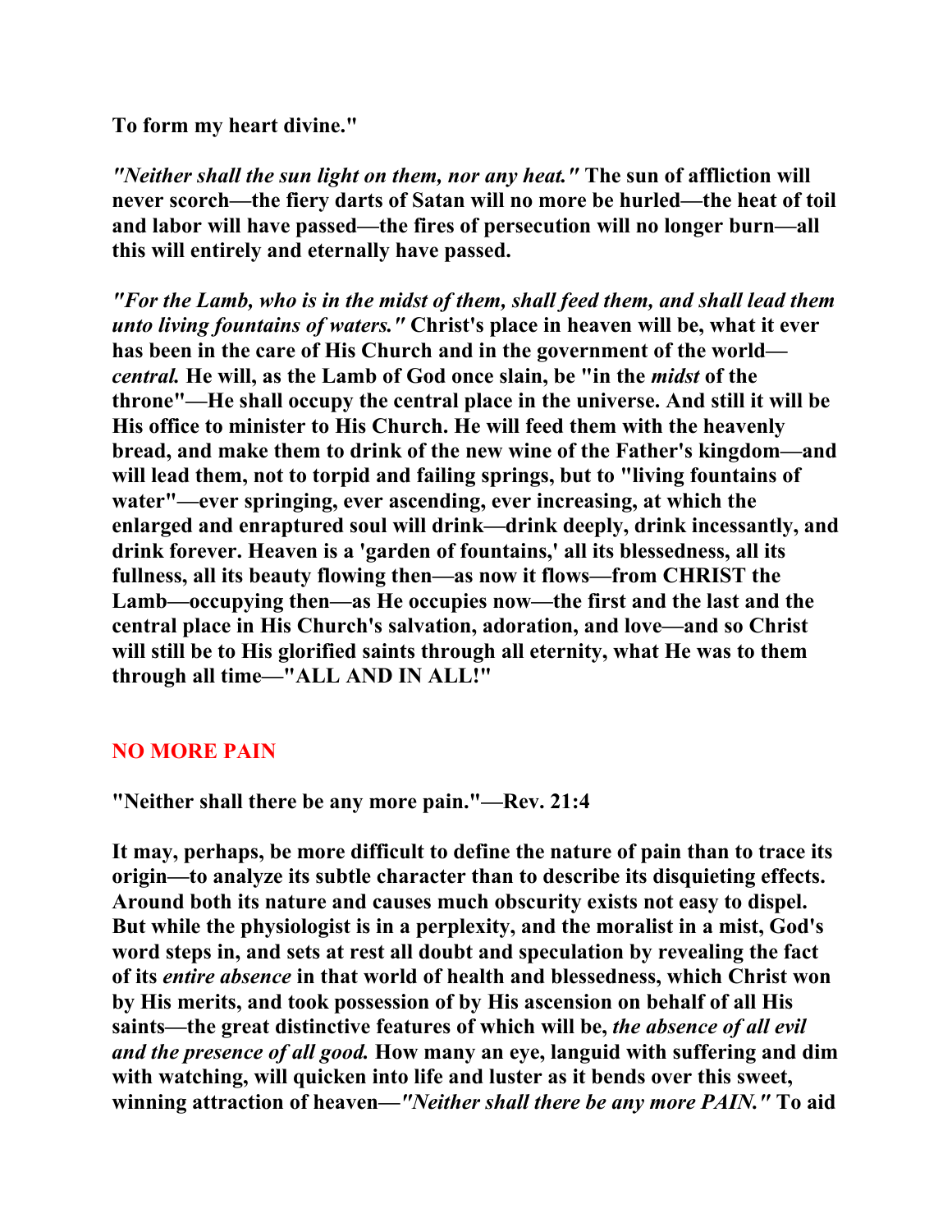**To form my heart divine."**

***"Neither shall the sun light on them, nor any heat."*** **The sun of affliction will never scorch—the fiery darts of Satan will no more be hurled—the heat of toil and labor will have passed—the fires of persecution will no longer burn—all this will entirely and eternally have passed.**

***"For the Lamb, who is in the midst of them, shall feed them, and shall lead them unto living fountains of waters."*** **Christ's place in heaven will be, what it ever has been in the care of His Church and in the government of the world—*central.* He will, as the Lamb of God once slain, be "in the *midst* of the throne"—He shall occupy the central place in the universe. And still it will be His office to minister to His Church. He will feed them with the heavenly bread, and make them to drink of the new wine of the Father's kingdom—and will lead them, not to torpid and failing springs, but to "living fountains of water"—ever springing, ever ascending, ever increasing, at which the enlarged and enraptured soul will drink—drink deeply, drink incessantly, and drink forever. Heaven is a 'garden of fountains,' all its blessedness, all its fullness, all its beauty flowing then—as now it flows—from CHRIST the Lamb—occupying then—as He occupies now—the first and the last and the central place in His Church's salvation, adoration, and love—and so Christ will still be to His glorified saints through all eternity, what He was to them through all time—"ALL AND IN ALL!"**

## NO MORE PAIN

**"Neither shall there be any more pain."—Rev. 21:4**

**It may, perhaps, be more difficult to define the nature of pain than to trace its origin—to analyze its subtle character than to describe its disquieting effects. Around both its nature and causes much obscurity exists not easy to dispel. But while the physiologist is in a perplexity, and the moralist in a mist, God's word steps in, and sets at rest all doubt and speculation by revealing the fact of its *entire absence* in that world of health and blessedness, which Christ won by His merits, and took possession of by His ascension on behalf of all His saints—the great distinctive features of which will be, *the absence of all evil and the presence of all good.* How many an eye, languid with suffering and dim with watching, will quicken into life and luster as it bends over this sweet, winning attraction of heaven—*"Neither shall there be any more PAIN."* To aid**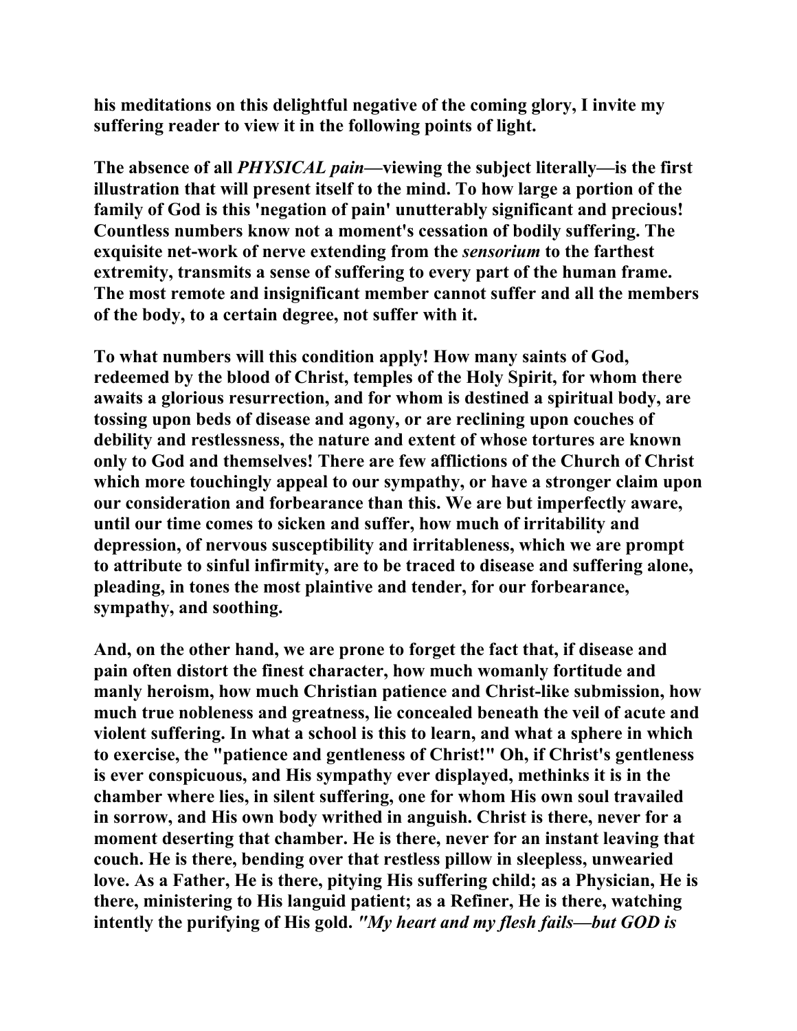his meditations on this delightful negative of the coming glory, I invite my suffering reader to view it in the following points of light.

The absence of all *PHYSICAL pain*—viewing the subject literally—is the first illustration that will present itself to the mind. To how large a portion of the family of God is this 'negation of pain' unutterably significant and precious! Countless numbers know not a moment's cessation of bodily suffering. The exquisite net-work of nerve extending from the *sensorium* to the farthest extremity, transmits a sense of suffering to every part of the human frame. The most remote and insignificant member cannot suffer and all the members of the body, to a certain degree, not suffer with it.

To what numbers will this condition apply! How many saints of God, redeemed by the blood of Christ, temples of the Holy Spirit, for whom there awaits a glorious resurrection, and for whom is destined a spiritual body, are tossing upon beds of disease and agony, or are reclining upon couches of debility and restlessness, the nature and extent of whose tortures are known only to God and themselves! There are few afflictions of the Church of Christ which more touchingly appeal to our sympathy, or have a stronger claim upon our consideration and forbearance than this. We are but imperfectly aware, until our time comes to sicken and suffer, how much of irritability and depression, of nervous susceptibility and irritableness, which we are prompt to attribute to sinful infirmity, are to be traced to disease and suffering alone, pleading, in tones the most plaintive and tender, for our forbearance, sympathy, and soothing.

And, on the other hand, we are prone to forget the fact that, if disease and pain often distort the finest character, how much womanly fortitude and manly heroism, how much Christian patience and Christ-like submission, how much true nobleness and greatness, lie concealed beneath the veil of acute and violent suffering. In what a school is this to learn, and what a sphere in which to exercise, the "patience and gentleness of Christ!" Oh, if Christ's gentleness is ever conspicuous, and His sympathy ever displayed, methinks it is in the chamber where lies, in silent suffering, one for whom His own soul travailed in sorrow, and His own body writhed in anguish. Christ is there, never for a moment deserting that chamber. He is there, never for an instant leaving that couch. He is there, bending over that restless pillow in sleepless, unwearied love. As a Father, He is there, pitying His suffering child; as a Physician, He is there, ministering to His languid patient; as a Refiner, He is there, watching intently the purifying of His gold. *"My heart and my flesh fails—but GOD is*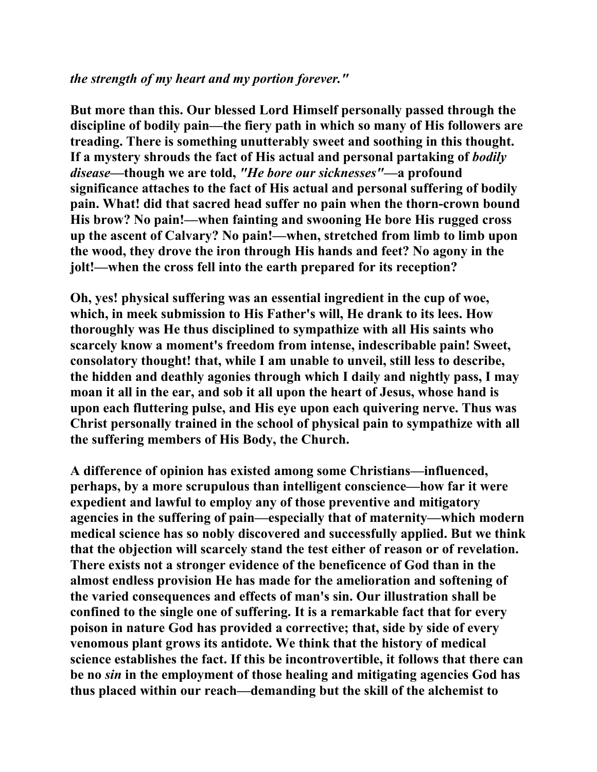*the strength of my heart and my portion forever."*

**But more than this. Our blessed Lord Himself personally passed through the discipline of bodily pain—the fiery path in which so many of His followers are treading. There is something unutterably sweet and soothing in this thought. If a mystery shrouds the fact of His actual and personal partaking of *bodily disease*—though we are told, *"He bore our sicknesses"*—a profound significance attaches to the fact of His actual and personal suffering of bodily pain. What! did that sacred head suffer no pain when the thorn-crown bound His brow? No pain!—when fainting and swooning He bore His rugged cross up the ascent of Calvary? No pain!—when, stretched from limb to limb upon the wood, they drove the iron through His hands and feet? No agony in the jolt!—when the cross fell into the earth prepared for its reception?**

**Oh, yes! physical suffering was an essential ingredient in the cup of woe, which, in meek submission to His Father's will, He drank to its lees. How thoroughly was He thus disciplined to sympathize with all His saints who scarcely know a moment's freedom from intense, indescribable pain! Sweet, consolatory thought! that, while I am unable to unveil, still less to describe, the hidden and deathly agonies through which I daily and nightly pass, I may moan it all in the ear, and sob it all upon the heart of Jesus, whose hand is upon each fluttering pulse, and His eye upon each quivering nerve. Thus was Christ personally trained in the school of physical pain to sympathize with all the suffering members of His Body, the Church.**

**A difference of opinion has existed among some Christians—influenced, perhaps, by a more scrupulous than intelligent conscience—how far it were expedient and lawful to employ any of those preventive and mitigatory agencies in the suffering of pain—especially that of maternity—which modern medical science has so nobly discovered and successfully applied. But we think that the objection will scarcely stand the test either of reason or of revelation. There exists not a stronger evidence of the beneficence of God than in the almost endless provision He has made for the amelioration and softening of the varied consequences and effects of man's sin. Our illustration shall be confined to the single one of suffering. It is a remarkable fact that for every poison in nature God has provided a corrective; that, side by side of every venomous plant grows its antidote. We think that the history of medical science establishes the fact. If this be incontrovertible, it follows that there can be no *sin* in the employment of those healing and mitigating agencies God has thus placed within our reach—demanding but the skill of the alchemist to**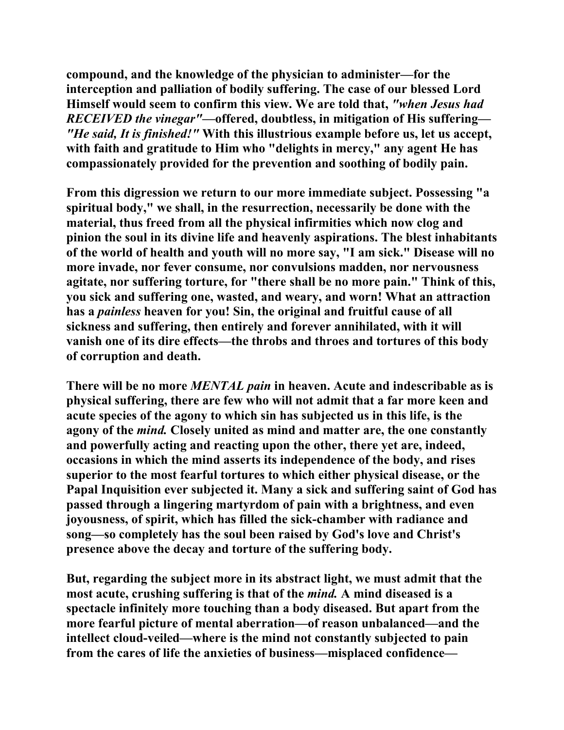compound, and the knowledge of the physician to administer—for the interception and palliation of bodily suffering. The case of our blessed Lord Himself would seem to confirm this view. We are told that, *"when Jesus had RECEIVED the vinegar"*—offered, doubtless, in mitigation of His suffering—*"He said, It is finished!"* With this illustrious example before us, let us accept, with faith and gratitude to Him who "delights in mercy," any agent He has compassionately provided for the prevention and soothing of bodily pain.

From this digression we return to our more immediate subject. Possessing "a spiritual body," we shall, in the resurrection, necessarily be done with the material, thus freed from all the physical infirmities which now clog and pinion the soul in its divine life and heavenly aspirations. The blest inhabitants of the world of health and youth will no more say, "I am sick." Disease will no more invade, nor fever consume, nor convulsions madden, nor nervousness agitate, nor suffering torture, for "there shall be no more pain." Think of this, you sick and suffering one, wasted, and weary, and worn! What an attraction has a *painless* heaven for you! Sin, the original and fruitful cause of all sickness and suffering, then entirely and forever annihilated, with it will vanish one of its dire effects—the throbs and throes and tortures of this body of corruption and death.

There will be no more *MENTAL pain* in heaven. Acute and indescribable as is physical suffering, there are few who will not admit that a far more keen and acute species of the agony to which sin has subjected us in this life, is the agony of the *mind.* Closely united as mind and matter are, the one constantly and powerfully acting and reacting upon the other, there yet are, indeed, occasions in which the mind asserts its independence of the body, and rises superior to the most fearful tortures to which either physical disease, or the Papal Inquisition ever subjected it. Many a sick and suffering saint of God has passed through a lingering martyrdom of pain with a brightness, and even joyousness, of spirit, which has filled the sick-chamber with radiance and song—so completely has the soul been raised by God's love and Christ's presence above the decay and torture of the suffering body.

But, regarding the subject more in its abstract light, we must admit that the most acute, crushing suffering is that of the *mind.* A mind diseased is a spectacle infinitely more touching than a body diseased. But apart from the more fearful picture of mental aberration—of reason unbalanced—and the intellect cloud-veiled—where is the mind not constantly subjected to pain from the cares of life the anxieties of business—misplaced confidence—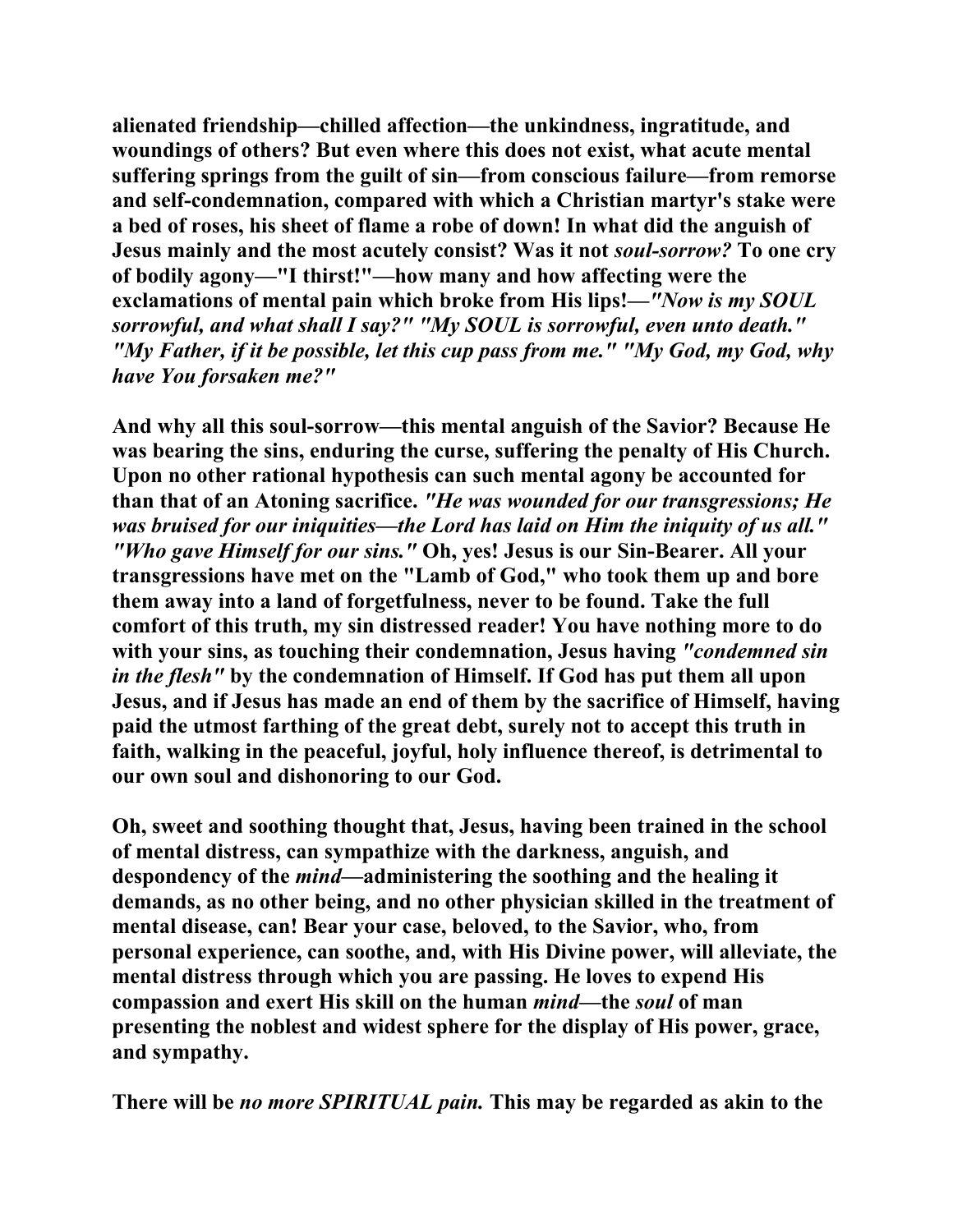**alienated friendship—chilled affection—the unkindness, ingratitude, and woundings of others? But even where this does not exist, what acute mental suffering springs from the guilt of sin—from conscious failure—from remorse and self-condemnation, compared with which a Christian martyr's stake were a bed of roses, his sheet of flame a robe of down! In what did the anguish of Jesus mainly and the most acutely consist? Was it not *soul-sorrow?* To one cry of bodily agony—"I thirst!"—how many and how affecting were the exclamations of mental pain which broke from His lips!—*"Now is my SOUL sorrowful, and what shall I say?" "My SOUL is sorrowful, even unto death." "My Father, if it be possible, let this cup pass from me." "My God, my God, why have You forsaken me?"***

**And why all this soul-sorrow—this mental anguish of the Savior? Because He was bearing the sins, enduring the curse, suffering the penalty of His Church. Upon no other rational hypothesis can such mental agony be accounted for than that of an Atoning sacrifice. *"He was wounded for our transgressions; He was bruised for our iniquities—the Lord has laid on Him the iniquity of us all." "Who gave Himself for our sins."* Oh, yes! Jesus is our Sin-Bearer. All your transgressions have met on the "Lamb of God," who took them up and bore them away into a land of forgetfulness, never to be found. Take the full comfort of this truth, my sin distressed reader! You have nothing more to do with your sins, as touching their condemnation, Jesus having *"condemned sin in the flesh"* by the condemnation of Himself. If God has put them all upon Jesus, and if Jesus has made an end of them by the sacrifice of Himself, having paid the utmost farthing of the great debt, surely not to accept this truth in faith, walking in the peaceful, joyful, holy influence thereof, is detrimental to our own soul and dishonoring to our God.**

**Oh, sweet and soothing thought that, Jesus, having been trained in the school of mental distress, can sympathize with the darkness, anguish, and despondency of the *mind*—administering the soothing and the healing it demands, as no other being, and no other physician skilled in the treatment of mental disease, can! Bear your case, beloved, to the Savior, who, from personal experience, can soothe, and, with His Divine power, will alleviate, the mental distress through which you are passing. He loves to expend His compassion and exert His skill on the human *mind*—the *soul* of man presenting the noblest and widest sphere for the display of His power, grace, and sympathy.**

**There will be *no more SPIRITUAL pain.* This may be regarded as akin to the**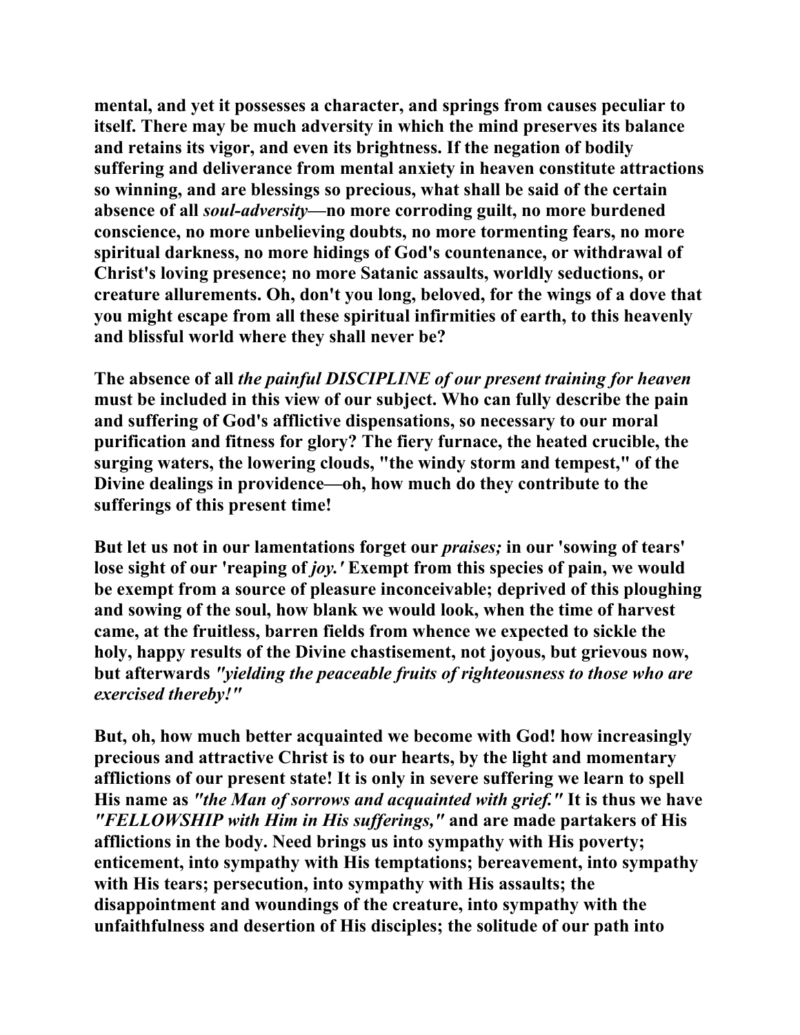**mental, and yet it possesses a character, and springs from causes peculiar to itself. There may be much adversity in which the mind preserves its balance and retains its vigor, and even its brightness. If the negation of bodily suffering and deliverance from mental anxiety in heaven constitute attractions so winning, and are blessings so precious, what shall be said of the certain absence of all *soul-adversity*—no more corroding guilt, no more burdened conscience, no more unbelieving doubts, no more tormenting fears, no more spiritual darkness, no more hidings of God's countenance, or withdrawal of Christ's loving presence; no more Satanic assaults, worldly seductions, or creature allurements. Oh, don't you long, beloved, for the wings of a dove that you might escape from all these spiritual infirmities of earth, to this heavenly and blissful world where they shall never be?**

**The absence of all *the painful DISCIPLINE of our present training for heaven* must be included in this view of our subject. Who can fully describe the pain and suffering of God's afflictive dispensations, so necessary to our moral purification and fitness for glory? The fiery furnace, the heated crucible, the surging waters, the lowering clouds, "the windy storm and tempest," of the Divine dealings in providence—oh, how much do they contribute to the sufferings of this present time!**

**But let us not in our lamentations forget our *praises;* in our 'sowing of tears' lose sight of our 'reaping of *joy.'* Exempt from this species of pain, we would be exempt from a source of pleasure inconceivable; deprived of this ploughing and sowing of the soul, how blank we would look, when the time of harvest came, at the fruitless, barren fields from whence we expected to sickle the holy, happy results of the Divine chastisement, not joyous, but grievous now, but afterwards *"yielding the peaceable fruits of righteousness to those who are exercised thereby!"***

**But, oh, how much better acquainted we become with God! how increasingly precious and attractive Christ is to our hearts, by the light and momentary afflictions of our present state! It is only in severe suffering we learn to spell His name as *"the Man of sorrows and acquainted with grief."* It is thus we have *"FELLOWSHIP with Him in His sufferings,"* and are made partakers of His afflictions in the body. Need brings us into sympathy with His poverty; enticement, into sympathy with His temptations; bereavement, into sympathy with His tears; persecution, into sympathy with His assaults; the disappointment and woundings of the creature, into sympathy with the unfaithfulness and desertion of His disciples; the solitude of our path into**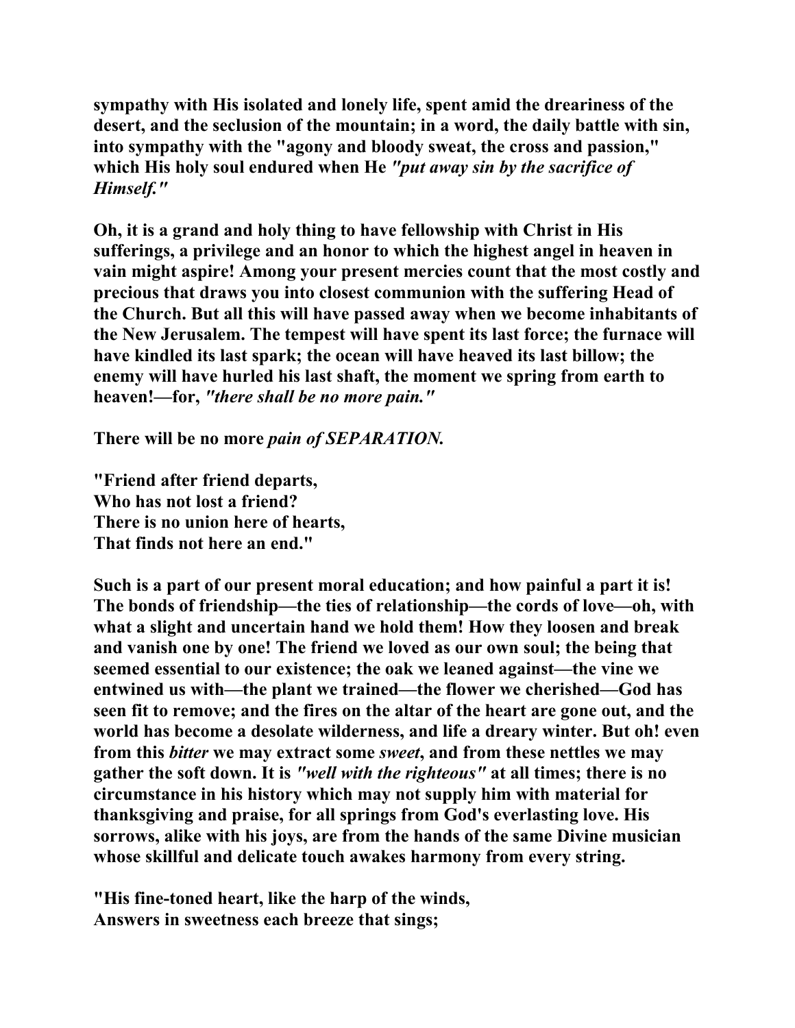sympathy with His isolated and lonely life, spent amid the dreariness of the desert, and the seclusion of the mountain; in a word, the daily battle with sin, into sympathy with the "agony and bloody sweat, the cross and passion," which His holy soul endured when He *"put away sin by the sacrifice of Himself."*

Oh, it is a grand and holy thing to have fellowship with Christ in His sufferings, a privilege and an honor to which the highest angel in heaven in vain might aspire! Among your present mercies count that the most costly and precious that draws you into closest communion with the suffering Head of the Church. But all this will have passed away when we become inhabitants of the New Jerusalem. The tempest will have spent its last force; the furnace will have kindled its last spark; the ocean will have heaved its last billow; the enemy will have hurled his last shaft, the moment we spring from earth to heaven!—for, *"there shall be no more pain."*

There will be no more *pain of SEPARATION.*

"Friend after friend departs,
Who has not lost a friend?
There is no union here of hearts,
That finds not here an end."

Such is a part of our present moral education; and how painful a part it is! The bonds of friendship—the ties of relationship—the cords of love—oh, with what a slight and uncertain hand we hold them! How they loosen and break and vanish one by one! The friend we loved as our own soul; the being that seemed essential to our existence; the oak we leaned against—the vine we entwined us with—the plant we trained—the flower we cherished—God has seen fit to remove; and the fires on the altar of the heart are gone out, and the world has become a desolate wilderness, and life a dreary winter. But oh! even from this *bitter* we may extract some *sweet*, and from these nettles we may gather the soft down. It is *"well with the righteous"* at all times; there is no circumstance in his history which may not supply him with material for thanksgiving and praise, for all springs from God's everlasting love. His sorrows, alike with his joys, are from the hands of the same Divine musician whose skillful and delicate touch awakes harmony from every string.

"His fine-toned heart, like the harp of the winds,
Answers in sweetness each breeze that sings;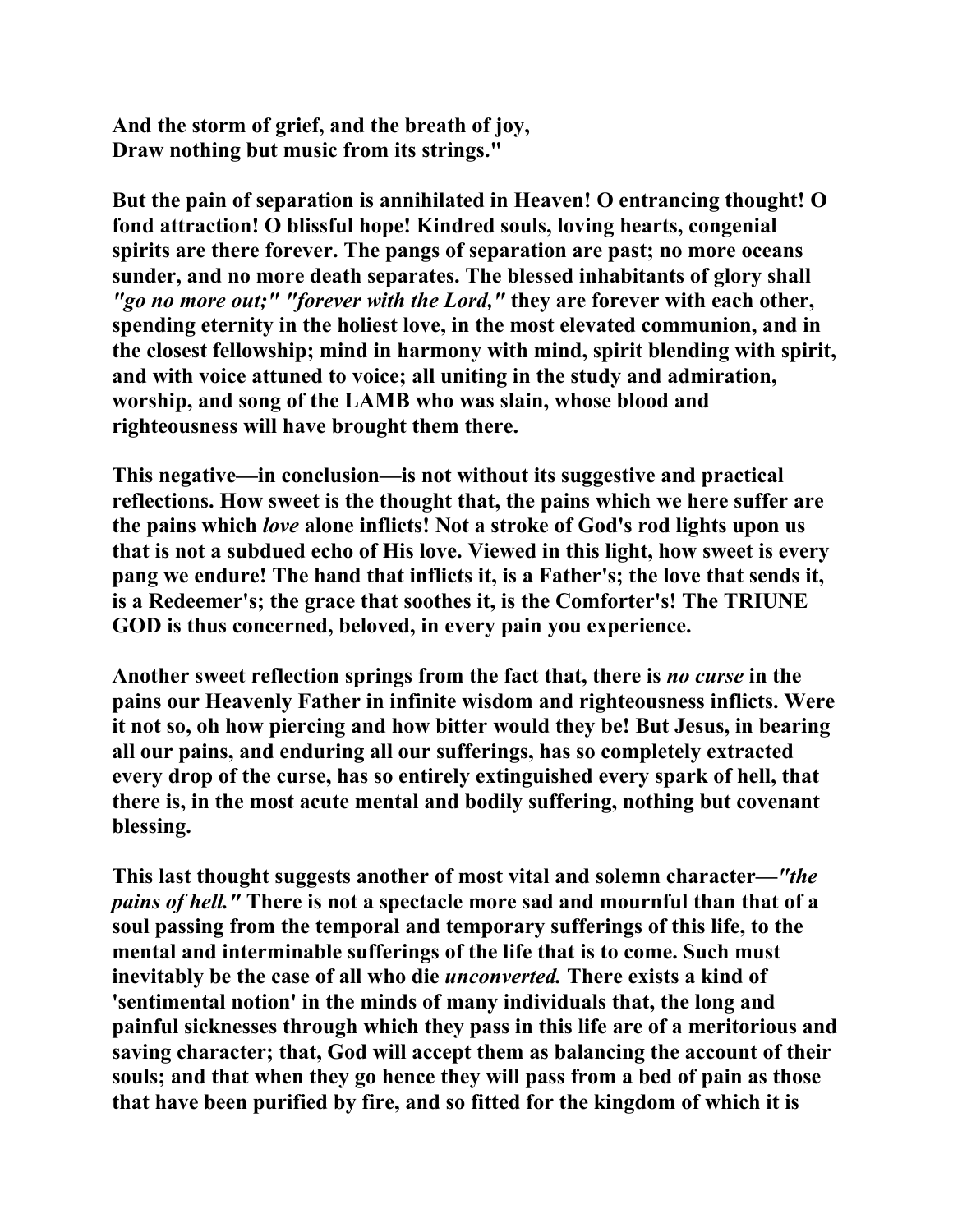**And the storm of grief, and the breath of joy,**
**Draw nothing but music from its strings."**

**But the pain of separation is annihilated in Heaven! O entrancing thought! O fond attraction! O blissful hope! Kindred souls, loving hearts, congenial spirits are there forever. The pangs of separation are past; no more oceans sunder, and no more death separates. The blessed inhabitants of glory shall *"go no more out;" "forever with the Lord,"* they are forever with each other, spending eternity in the holiest love, in the most elevated communion, and in the closest fellowship; mind in harmony with mind, spirit blending with spirit, and with voice attuned to voice; all uniting in the study and admiration, worship, and song of the LAMB who was slain, whose blood and righteousness will have brought them there.**

**This negative—in conclusion—is not without its suggestive and practical reflections. How sweet is the thought that, the pains which we here suffer are the pains which *love* alone inflicts! Not a stroke of God's rod lights upon us that is not a subdued echo of His love. Viewed in this light, how sweet is every pang we endure! The hand that inflicts it, is a Father's; the love that sends it, is a Redeemer's; the grace that soothes it, is the Comforter's! The TRIUNE GOD is thus concerned, beloved, in every pain you experience.**

**Another sweet reflection springs from the fact that, there is *no curse* in the pains our Heavenly Father in infinite wisdom and righteousness inflicts. Were it not so, oh how piercing and how bitter would they be! But Jesus, in bearing all our pains, and enduring all our sufferings, has so completely extracted every drop of the curse, has so entirely extinguished every spark of hell, that there is, in the most acute mental and bodily suffering, nothing but covenant blessing.**

**This last thought suggests another of most vital and solemn character—*"the pains of hell."* There is not a spectacle more sad and mournful than that of a soul passing from the temporal and temporary sufferings of this life, to the mental and interminable sufferings of the life that is to come. Such must inevitably be the case of all who die *unconverted.* There exists a kind of 'sentimental notion' in the minds of many individuals that, the long and painful sicknesses through which they pass in this life are of a meritorious and saving character; that, God will accept them as balancing the account of their souls; and that when they go hence they will pass from a bed of pain as those that have been purified by fire, and so fitted for the kingdom of which it is**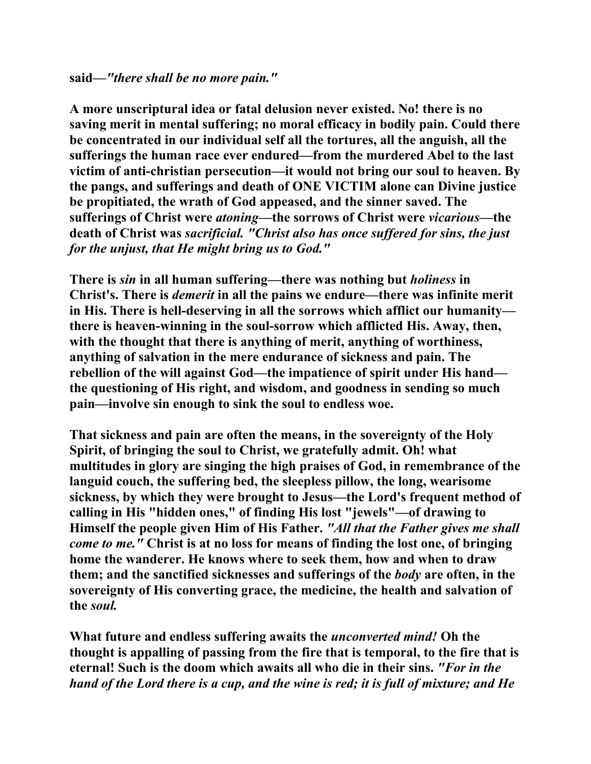**said—*"there shall be no more pain."***

**A more unscriptural idea or fatal delusion never existed. No! there is no saving merit in mental suffering; no moral efficacy in bodily pain. Could there be concentrated in our individual self all the tortures, all the anguish, all the sufferings the human race ever endured—from the murdered Abel to the last victim of anti-christian persecution—it would not bring our soul to heaven. By the pangs, and sufferings and death of ONE VICTIM alone can Divine justice be propitiated, the wrath of God appeased, and the sinner saved. The sufferings of Christ were *atoning*—the sorrows of Christ were *vicarious*—the death of Christ was *sacrificial. "Christ also has once suffered for sins, the just for the unjust, that He might bring us to God."***

**There is *sin* in all human suffering—there was nothing but *holiness* in Christ's. There is *demerit* in all the pains we endure—there was infinite merit in His. There is hell-deserving in all the sorrows which afflict our humanity—there is heaven-winning in the soul-sorrow which afflicted His. Away, then, with the thought that there is anything of merit, anything of worthiness, anything of salvation in the mere endurance of sickness and pain. The rebellion of the will against God—the impatience of spirit under His hand—the questioning of His right, and wisdom, and goodness in sending so much pain—involve sin enough to sink the soul to endless woe.**

**That sickness and pain are often the means, in the sovereignty of the Holy Spirit, of bringing the soul to Christ, we gratefully admit. Oh! what multitudes in glory are singing the high praises of God, in remembrance of the languid couch, the suffering bed, the sleepless pillow, the long, wearisome sickness, by which they were brought to Jesus—the Lord's frequent method of calling in His "hidden ones," of finding His lost "jewels"—of drawing to Himself the people given Him of His Father. *"All that the Father gives me shall come to me."* Christ is at no loss for means of finding the lost one, of bringing home the wanderer. He knows where to seek them, how and when to draw them; and the sanctified sicknesses and sufferings of the *body* are often, in the sovereignty of His converting grace, the medicine, the health and salvation of the *soul.***

**What future and endless suffering awaits the *unconverted mind!* Oh the thought is appalling of passing from the fire that is temporal, to the fire that is eternal! Such is the doom which awaits all who die in their sins. *"For in the hand of the Lord there is a cup, and the wine is red; it is full of mixture; and He***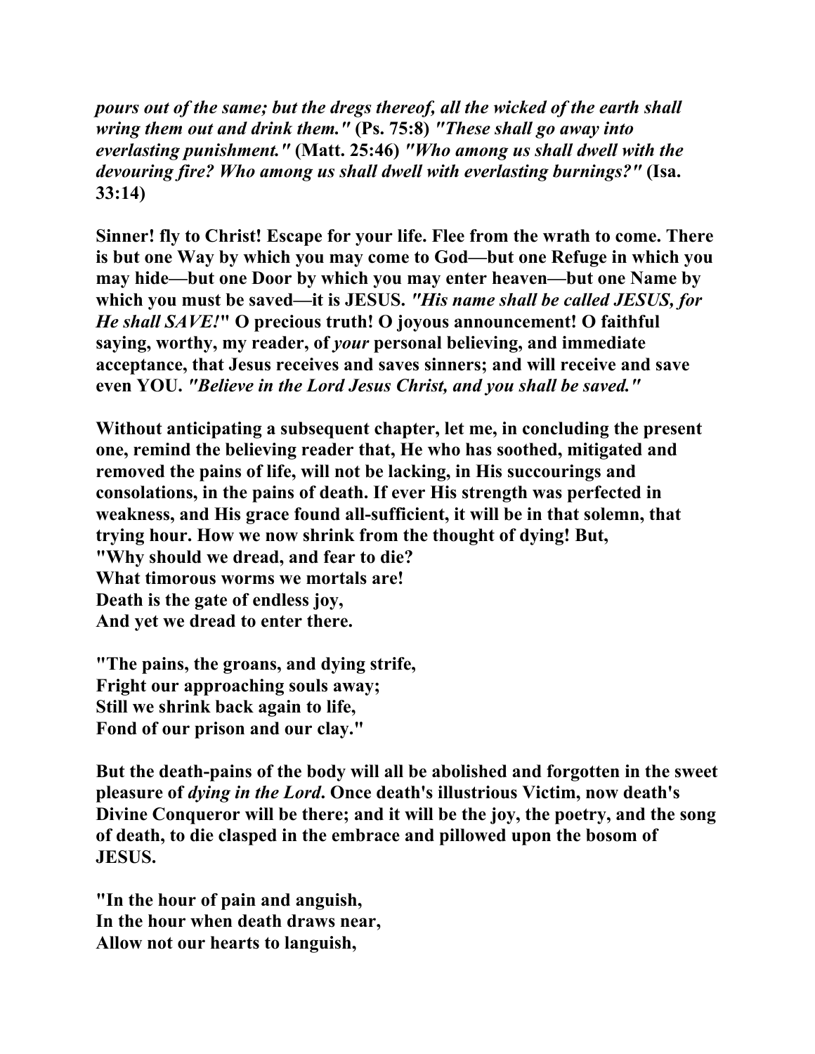***pours out of the same; but the dregs thereof, all the wicked of the earth shall wring them out and drink them."*** **(Ps. 75:8)** ***"These shall go away into everlasting punishment."*** **(Matt. 25:46)** ***"Who among us shall dwell with the devouring fire? Who among us shall dwell with everlasting burnings?"*** **(Isa. 33:14)**

**Sinner! fly to Christ! Escape for your life. Flee from the wrath to come. There is but one Way by which you may come to God—but one Refuge in which you may hide—but one Door by which you may enter heaven—but one Name by which you must be saved—it is JESUS.** ***"His name shall be called JESUS, for He shall SAVE!"*** **O precious truth! O joyous announcement! O faithful saying, worthy, my reader, of** ***your*** **personal believing, and immediate acceptance, that Jesus receives and saves sinners; and will receive and save even YOU.** ***"Believe in the Lord Jesus Christ, and you shall be saved."***

**Without anticipating a subsequent chapter, let me, in concluding the present one, remind the believing reader that, He who has soothed, mitigated and removed the pains of life, will not be lacking, in His succourings and consolations, in the pains of death. If ever His strength was perfected in weakness, and His grace found all-sufficient, it will be in that solemn, that trying hour. How we now shrink from the thought of dying! But,**
**"Why should we dread, and fear to die?**
**What timorous worms we mortals are!**
**Death is the gate of endless joy,**
**And yet we dread to enter there.**

**"The pains, the groans, and dying strife,**
**Fright our approaching souls away;**
**Still we shrink back again to life,**
**Fond of our prison and our clay."**

**But the death-pains of the body will all be abolished and forgotten in the sweet pleasure of** ***dying in the Lord*****. Once death's illustrious Victim, now death's Divine Conqueror will be there; and it will be the joy, the poetry, and the song of death, to die clasped in the embrace and pillowed upon the bosom of JESUS.**

**"In the hour of pain and anguish,**
**In the hour when death draws near,**
**Allow not our hearts to languish,**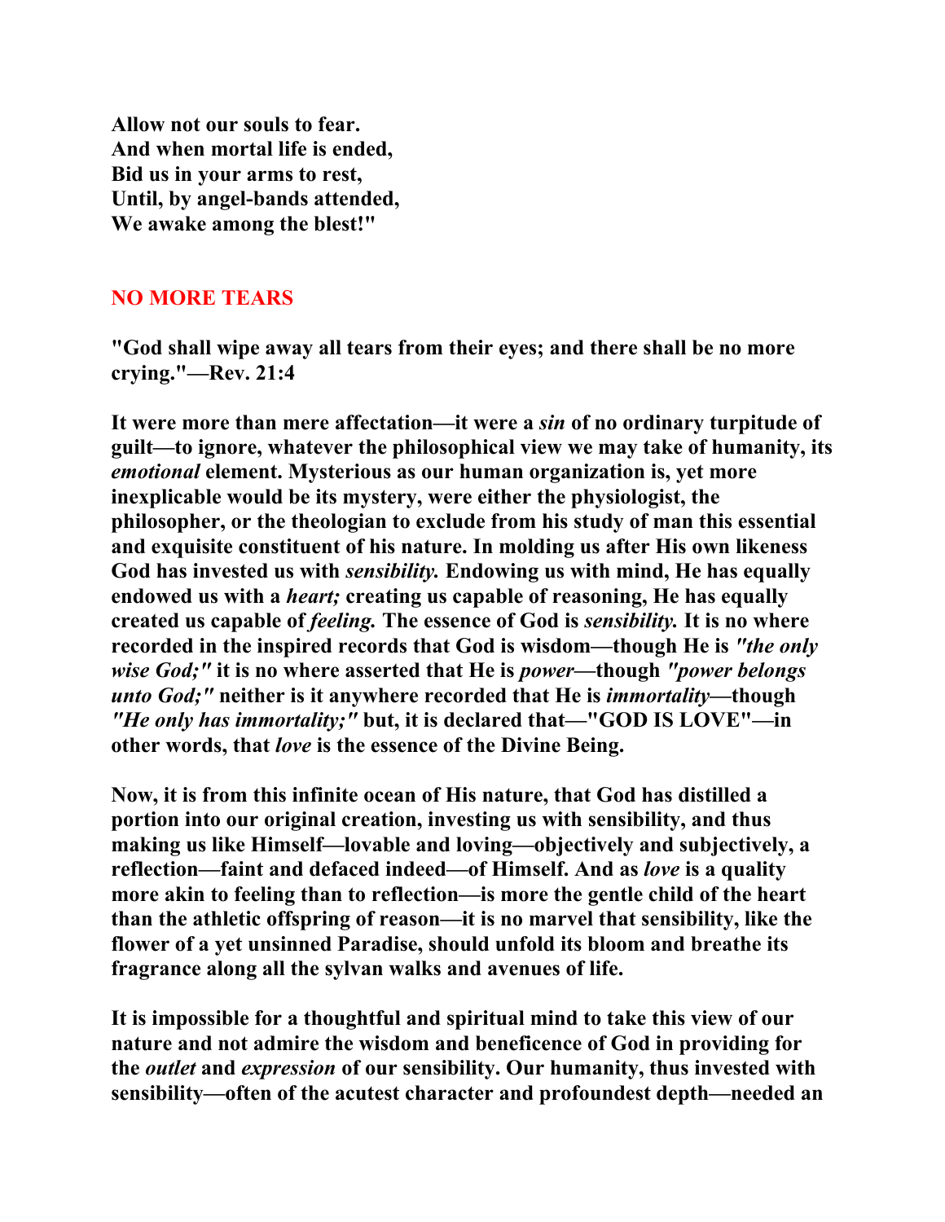**Allow not our souls to fear.**
**And when mortal life is ended,**
**Bid us in your arms to rest,**
**Until, by angel-bands attended,**
**We awake among the blest!"**

## NO MORE TEARS

**"God shall wipe away all tears from their eyes; and there shall be no more crying."—Rev. 21:4**

**It were more than mere affectation—it were a *sin* of no ordinary turpitude of guilt—to ignore, whatever the philosophical view we may take of humanity, its *emotional* element. Mysterious as our human organization is, yet more inexplicable would be its mystery, were either the physiologist, the philosopher, or the theologian to exclude from his study of man this essential and exquisite constituent of his nature. In molding us after His own likeness God has invested us with *sensibility.* Endowing us with mind, He has equally endowed us with a *heart;* creating us capable of reasoning, He has equally created us capable of *feeling.* The essence of God is *sensibility.* It is no where recorded in the inspired records that God is wisdom—though He is *"the only wise God;"* it is no where asserted that He is *power*—though *"power belongs unto God;"* neither is it anywhere recorded that He is *immortality*—though *"He only has immortality;"* but, it is declared that—"GOD IS LOVE"—in other words, that *love* is the essence of the Divine Being.**

**Now, it is from this infinite ocean of His nature, that God has distilled a portion into our original creation, investing us with sensibility, and thus making us like Himself—lovable and loving—objectively and subjectively, a reflection—faint and defaced indeed—of Himself. And as *love* is a quality more akin to feeling than to reflection—is more the gentle child of the heart than the athletic offspring of reason—it is no marvel that sensibility, like the flower of a yet unsinned Paradise, should unfold its bloom and breathe its fragrance along all the sylvan walks and avenues of life.**

**It is impossible for a thoughtful and spiritual mind to take this view of our nature and not admire the wisdom and beneficence of God in providing for the *outlet* and *expression* of our sensibility. Our humanity, thus invested with sensibility—often of the acutest character and profoundest depth—needed an**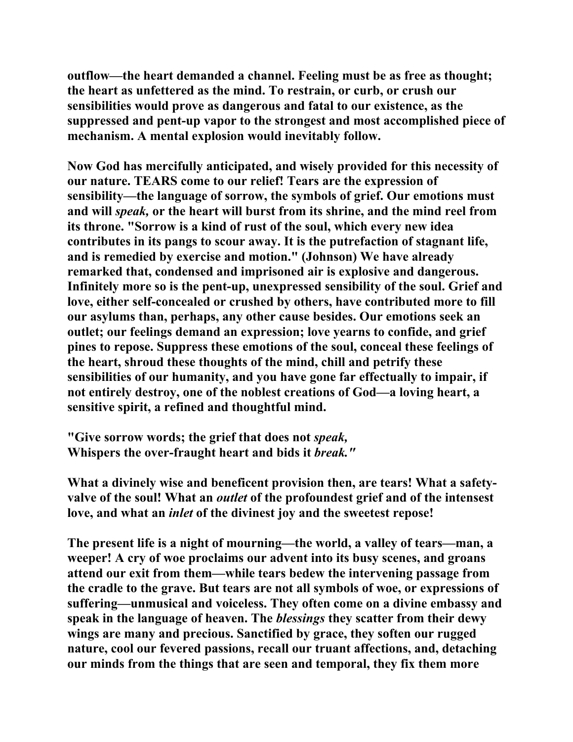outflow—the heart demanded a channel. Feeling must be as free as thought; the heart as unfettered as the mind. To restrain, or curb, or crush our sensibilities would prove as dangerous and fatal to our existence, as the suppressed and pent-up vapor to the strongest and most accomplished piece of mechanism. A mental explosion would inevitably follow.

Now God has mercifully anticipated, and wisely provided for this necessity of our nature. TEARS come to our relief! Tears are the expression of sensibility—the language of sorrow, the symbols of grief. Our emotions must and will *speak,* or the heart will burst from its shrine, and the mind reel from its throne. "Sorrow is a kind of rust of the soul, which every new idea contributes in its pangs to scour away. It is the putrefaction of stagnant life, and is remedied by exercise and motion." (Johnson) We have already remarked that, condensed and imprisoned air is explosive and dangerous. Infinitely more so is the pent-up, unexpressed sensibility of the soul. Grief and love, either self-concealed or crushed by others, have contributed more to fill our asylums than, perhaps, any other cause besides. Our emotions seek an outlet; our feelings demand an expression; love yearns to confide, and grief pines to repose. Suppress these emotions of the soul, conceal these feelings of the heart, shroud these thoughts of the mind, chill and petrify these sensibilities of our humanity, and you have gone far effectually to impair, if not entirely destroy, one of the noblest creations of God—a loving heart, a sensitive spirit, a refined and thoughtful mind.

"Give sorrow words; the grief that does not *speak,*
Whispers the over-fraught heart and bids it *break."*

What a divinely wise and beneficent provision then, are tears! What a safety-valve of the soul! What an *outlet* of the profoundest grief and of the intensest love, and what an *inlet* of the divinest joy and the sweetest repose!

The present life is a night of mourning—the world, a valley of tears—man, a weeper! A cry of woe proclaims our advent into its busy scenes, and groans attend our exit from them—while tears bedew the intervening passage from the cradle to the grave. But tears are not all symbols of woe, or expressions of suffering—unmusical and voiceless. They often come on a divine embassy and speak in the language of heaven. The *blessings* they scatter from their dewy wings are many and precious. Sanctified by grace, they soften our rugged nature, cool our fevered passions, recall our truant affections, and, detaching our minds from the things that are seen and temporal, they fix them more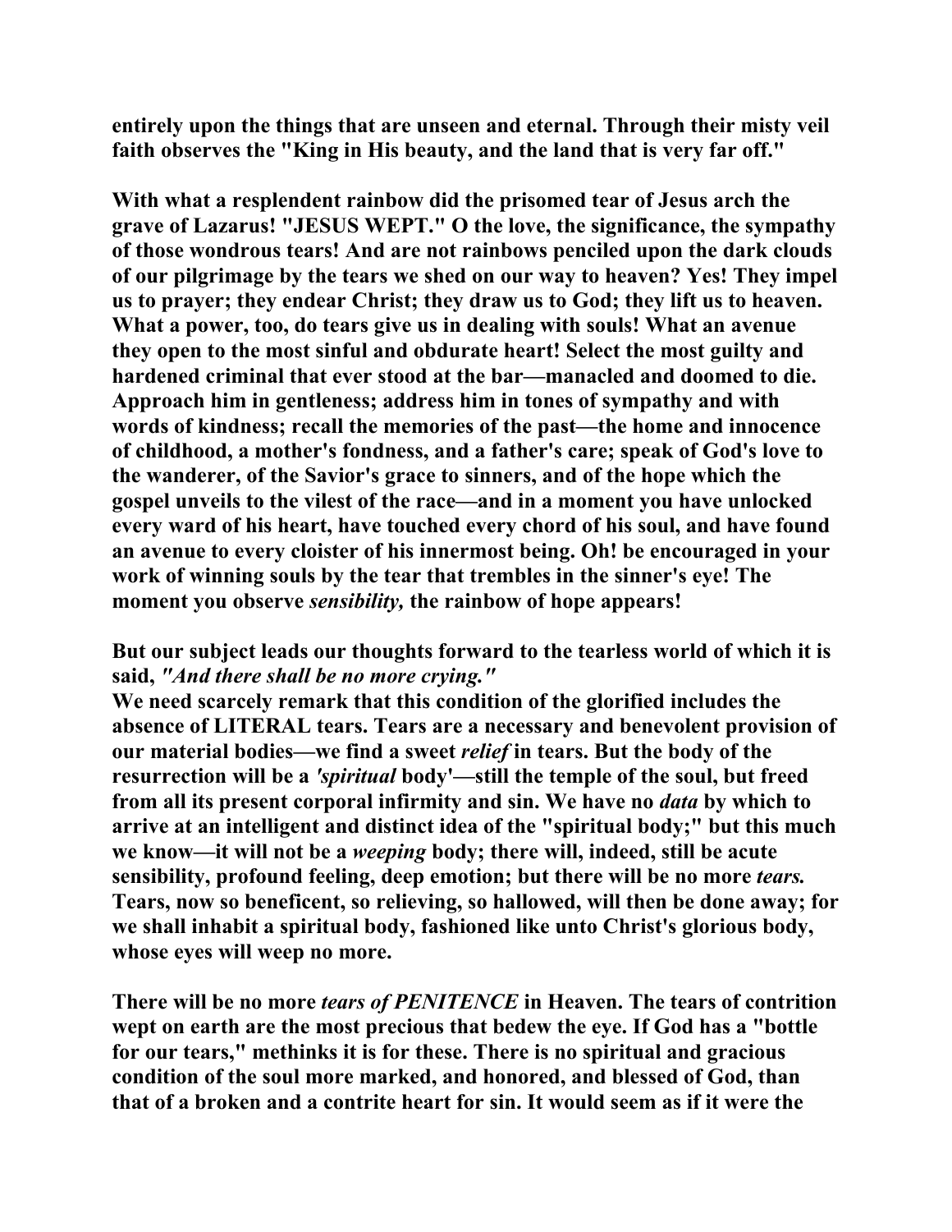**entirely upon the things that are unseen and eternal. Through their misty veil faith observes the "King in His beauty, and the land that is very far off."**

**With what a resplendent rainbow did the prisomed tear of Jesus arch the grave of Lazarus! "JESUS WEPT." O the love, the significance, the sympathy of those wondrous tears! And are not rainbows penciled upon the dark clouds of our pilgrimage by the tears we shed on our way to heaven? Yes! They impel us to prayer; they endear Christ; they draw us to God; they lift us to heaven. What a power, too, do tears give us in dealing with souls! What an avenue they open to the most sinful and obdurate heart! Select the most guilty and hardened criminal that ever stood at the bar—manacled and doomed to die. Approach him in gentleness; address him in tones of sympathy and with words of kindness; recall the memories of the past—the home and innocence of childhood, a mother's fondness, and a father's care; speak of God's love to the wanderer, of the Savior's grace to sinners, and of the hope which the gospel unveils to the vilest of the race—and in a moment you have unlocked every ward of his heart, have touched every chord of his soul, and have found an avenue to every cloister of his innermost being. Oh! be encouraged in your work of winning souls by the tear that trembles in the sinner's eye! The moment you observe *sensibility,* the rainbow of hope appears!**

**But our subject leads our thoughts forward to the tearless world of which it is said, *"And there shall be no more crying."***
**We need scarcely remark that this condition of the glorified includes the absence of LITERAL tears. Tears are a necessary and benevolent provision of our material bodies—we find a sweet *relief* in tears. But the body of the resurrection will be a *'spiritual* body'—still the temple of the soul, but freed from all its present corporal infirmity and sin. We have no *data* by which to arrive at an intelligent and distinct idea of the "spiritual body;" but this much we know—it will not be a *weeping* body; there will, indeed, still be acute sensibility, profound feeling, deep emotion; but there will be no more *tears.* Tears, now so beneficent, so relieving, so hallowed, will then be done away; for we shall inhabit a spiritual body, fashioned like unto Christ's glorious body, whose eyes will weep no more.**

**There will be no more *tears of PENITENCE* in Heaven. The tears of contrition wept on earth are the most precious that bedew the eye. If God has a "bottle for our tears," methinks it is for these. There is no spiritual and gracious condition of the soul more marked, and honored, and blessed of God, than that of a broken and a contrite heart for sin. It would seem as if it were the**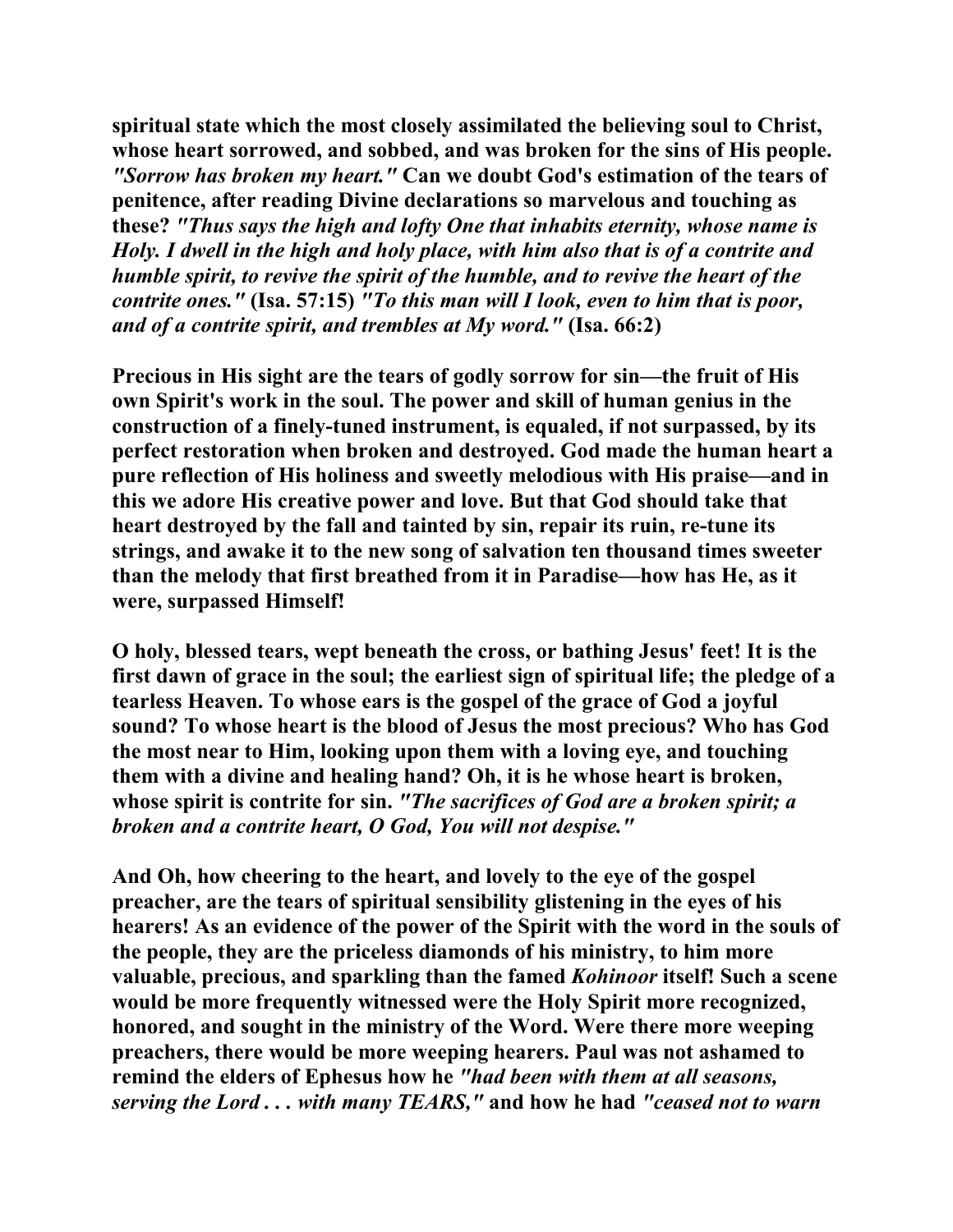**spiritual state which the most closely assimilated the believing soul to Christ, whose heart sorrowed, and sobbed, and was broken for the sins of His people.** ***"Sorrow has broken my heart."*** **Can we doubt God's estimation of the tears of penitence, after reading Divine declarations so marvelous and touching as these?** ***"Thus says the high and lofty One that inhabits eternity, whose name is Holy. I dwell in the high and holy place, with him also that is of a contrite and humble spirit, to revive the spirit of the humble, and to revive the heart of the contrite ones."*** **(Isa. 57:15)** ***"To this man will I look, even to him that is poor, and of a contrite spirit, and trembles at My word."*** **(Isa. 66:2)**

**Precious in His sight are the tears of godly sorrow for sin—the fruit of His own Spirit's work in the soul. The power and skill of human genius in the construction of a finely-tuned instrument, is equaled, if not surpassed, by its perfect restoration when broken and destroyed. God made the human heart a pure reflection of His holiness and sweetly melodious with His praise—and in this we adore His creative power and love. But that God should take that heart destroyed by the fall and tainted by sin, repair its ruin, re-tune its strings, and awake it to the new song of salvation ten thousand times sweeter than the melody that first breathed from it in Paradise—how has He, as it were, surpassed Himself!**

**O holy, blessed tears, wept beneath the cross, or bathing Jesus' feet! It is the first dawn of grace in the soul; the earliest sign of spiritual life; the pledge of a tearless Heaven. To whose ears is the gospel of the grace of God a joyful sound? To whose heart is the blood of Jesus the most precious? Who has God the most near to Him, looking upon them with a loving eye, and touching them with a divine and healing hand? Oh, it is he whose heart is broken, whose spirit is contrite for sin.** ***"The sacrifices of God are a broken spirit; a broken and a contrite heart, O God, You will not despise."***

**And Oh, how cheering to the heart, and lovely to the eye of the gospel preacher, are the tears of spiritual sensibility glistening in the eyes of his hearers! As an evidence of the power of the Spirit with the word in the souls of the people, they are the priceless diamonds of his ministry, to him more valuable, precious, and sparkling than the famed** ***Kohinoor*** **itself! Such a scene would be more frequently witnessed were the Holy Spirit more recognized, honored, and sought in the ministry of the Word. Were there more weeping preachers, there would be more weeping hearers. Paul was not ashamed to remind the elders of Ephesus how he** ***"had been with them at all seasons, serving the Lord . . . with many TEARS,"*** **and how he had** ***"ceased not to warn***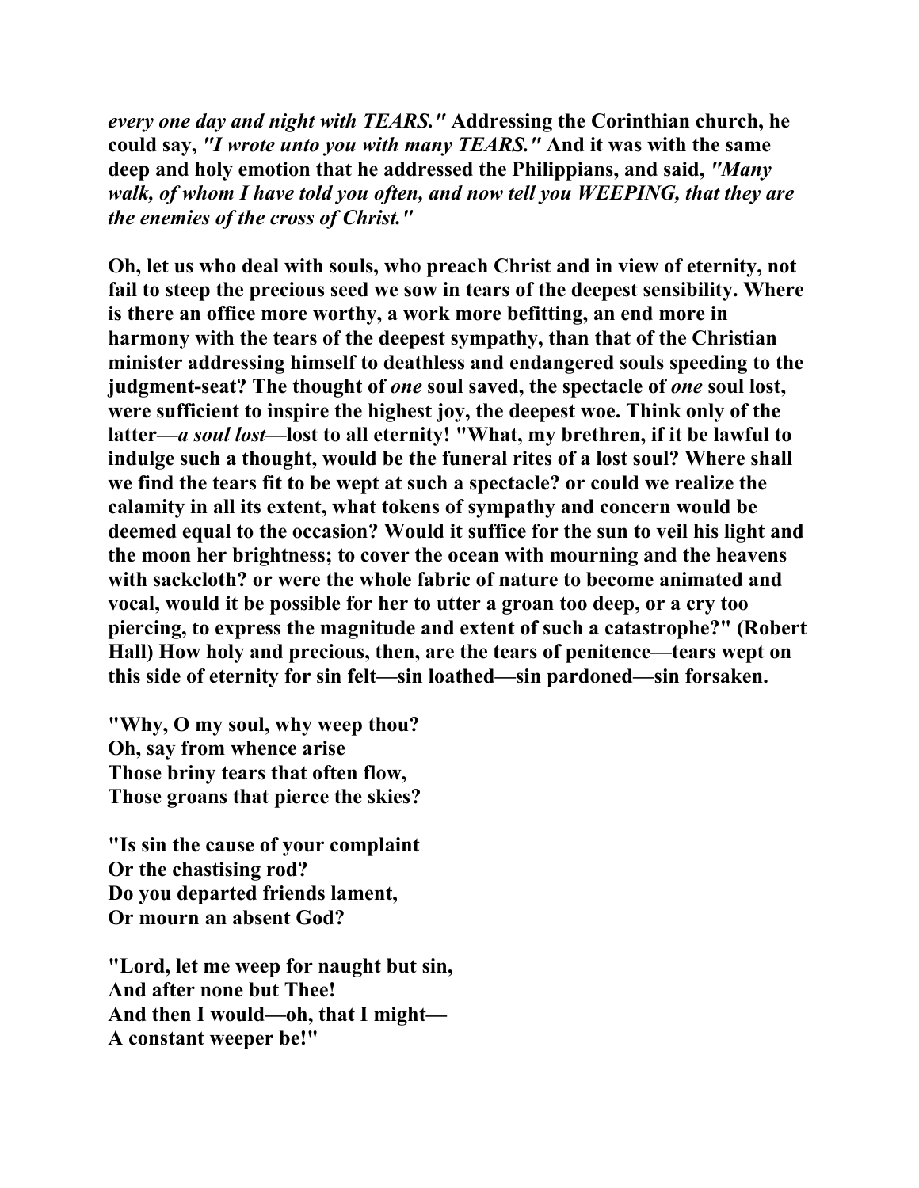***every one day and night with TEARS."*** **Addressing the Corinthian church, he could say,** ***"I wrote unto you with many TEARS."*** **And it was with the same deep and holy emotion that he addressed the Philippians, and said,** ***"Many walk, of whom I have told you often, and now tell you WEEPING, that they are the enemies of the cross of Christ."***

**Oh, let us who deal with souls, who preach Christ and in view of eternity, not fail to steep the precious seed we sow in tears of the deepest sensibility. Where is there an office more worthy, a work more befitting, an end more in harmony with the tears of the deepest sympathy, than that of the Christian minister addressing himself to deathless and endangered souls speeding to the judgment-seat? The thought of *one* soul saved, the spectacle of *one* soul lost, were sufficient to inspire the highest joy, the deepest woe. Think only of the latter—*a soul lost*—lost to all eternity! "What, my brethren, if it be lawful to indulge such a thought, would be the funeral rites of a lost soul? Where shall we find the tears fit to be wept at such a spectacle? or could we realize the calamity in all its extent, what tokens of sympathy and concern would be deemed equal to the occasion? Would it suffice for the sun to veil his light and the moon her brightness; to cover the ocean with mourning and the heavens with sackcloth? or were the whole fabric of nature to become animated and vocal, would it be possible for her to utter a groan too deep, or a cry too piercing, to express the magnitude and extent of such a catastrophe?" (Robert Hall) How holy and precious, then, are the tears of penitence—tears wept on this side of eternity for sin felt—sin loathed—sin pardoned—sin forsaken.**

**"Why, O my soul, why weep thou?**
**Oh, say from whence arise**
**Those briny tears that often flow,**
**Those groans that pierce the skies?**

**"Is sin the cause of your complaint**
**Or the chastising rod?**
**Do you departed friends lament,**
**Or mourn an absent God?**

**"Lord, let me weep for naught but sin,**
**And after none but Thee!**
**And then I would—oh, that I might—**
**A constant weeper be!"**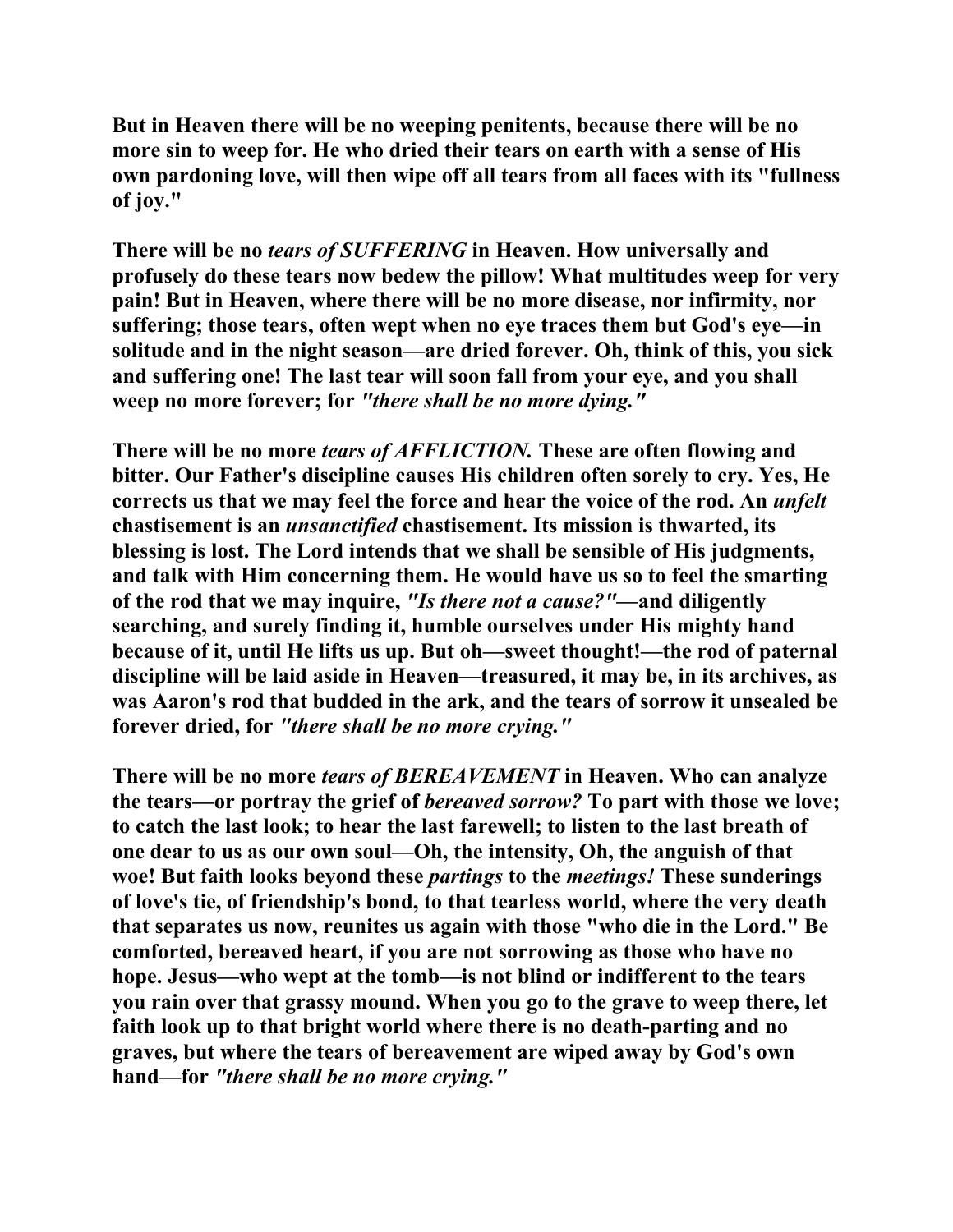**But in Heaven there will be no weeping penitents, because there will be no more sin to weep for. He who dried their tears on earth with a sense of His own pardoning love, will then wipe off all tears from all faces with its "fullness of joy."**

**There will be no *tears of SUFFERING* in Heaven. How universally and profusely do these tears now bedew the pillow! What multitudes weep for very pain! But in Heaven, where there will be no more disease, nor infirmity, nor suffering; those tears, often wept when no eye traces them but God's eye—in solitude and in the night season—are dried forever. Oh, think of this, you sick and suffering one! The last tear will soon fall from your eye, and you shall weep no more forever; for *"there shall be no more dying."***

**There will be no more *tears of AFFLICTION.* These are often flowing and bitter. Our Father's discipline causes His children often sorely to cry. Yes, He corrects us that we may feel the force and hear the voice of the rod. An *unfelt* chastisement is an *unsanctified* chastisement. Its mission is thwarted, its blessing is lost. The Lord intends that we shall be sensible of His judgments, and talk with Him concerning them. He would have us so to feel the smarting of the rod that we may inquire, *"Is there not a cause?"*—and diligently searching, and surely finding it, humble ourselves under His mighty hand because of it, until He lifts us up. But oh—sweet thought!—the rod of paternal discipline will be laid aside in Heaven—treasured, it may be, in its archives, as was Aaron's rod that budded in the ark, and the tears of sorrow it unsealed be forever dried, for *"there shall be no more crying."***

**There will be no more *tears of BEREAVEMENT* in Heaven. Who can analyze the tears—or portray the grief of *bereaved sorrow?* To part with those we love; to catch the last look; to hear the last farewell; to listen to the last breath of one dear to us as our own soul—Oh, the intensity, Oh, the anguish of that woe! But faith looks beyond these *partings* to the *meetings!* These sunderings of love's tie, of friendship's bond, to that tearless world, where the very death that separates us now, reunites us again with those "who die in the Lord." Be comforted, bereaved heart, if you are not sorrowing as those who have no hope. Jesus—who wept at the tomb—is not blind or indifferent to the tears you rain over that grassy mound. When you go to the grave to weep there, let faith look up to that bright world where there is no death-parting and no graves, but where the tears of bereavement are wiped away by God's own hand—for *"there shall be no more crying."***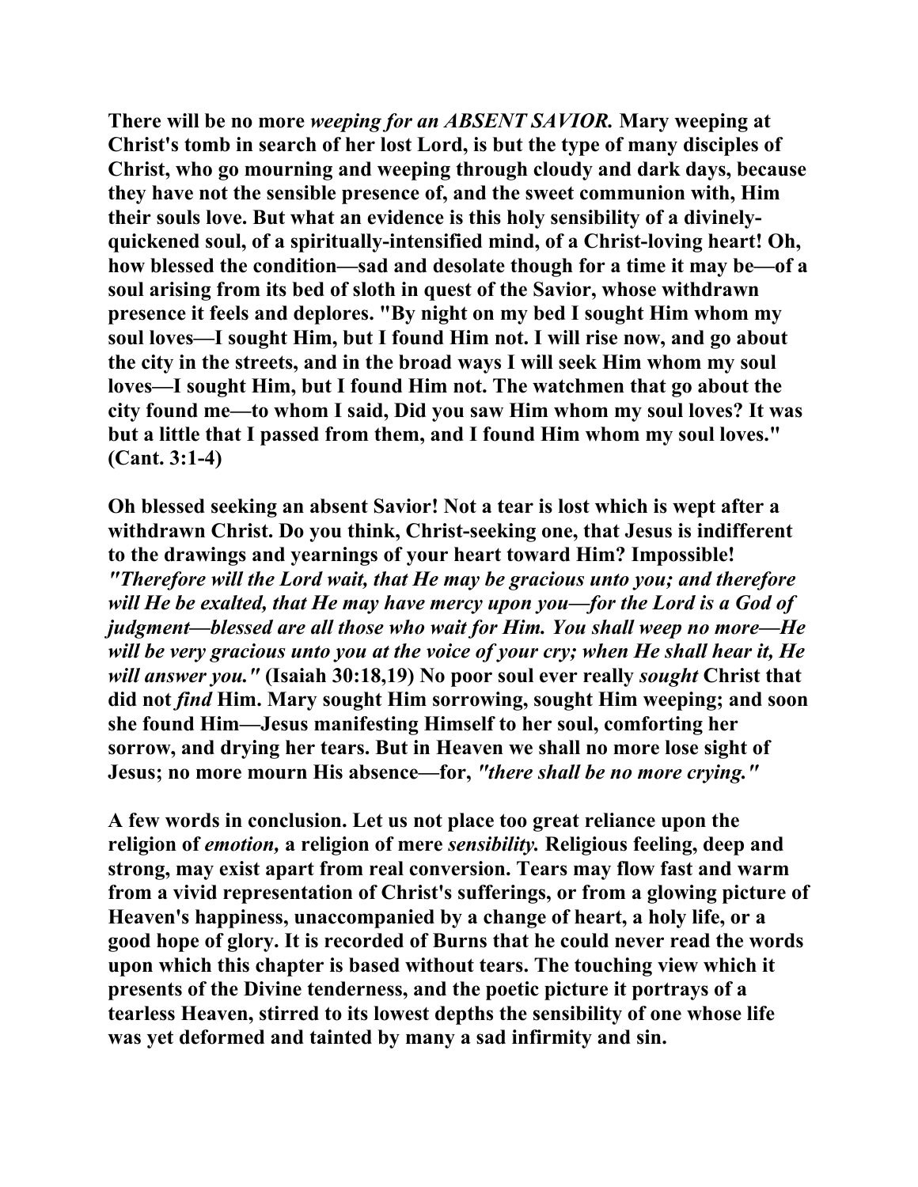**There will be no more** ***weeping for an ABSENT SAVIOR.*** **Mary weeping at Christ's tomb in search of her lost Lord, is but the type of many disciples of Christ, who go mourning and weeping through cloudy and dark days, because they have not the sensible presence of, and the sweet communion with, Him their souls love. But what an evidence is this holy sensibility of a divinely-quickened soul, of a spiritually-intensified mind, of a Christ-loving heart! Oh, how blessed the condition—sad and desolate though for a time it may be—of a soul arising from its bed of sloth in quest of the Savior, whose withdrawn presence it feels and deplores. "By night on my bed I sought Him whom my soul loves—I sought Him, but I found Him not. I will rise now, and go about the city in the streets, and in the broad ways I will seek Him whom my soul loves—I sought Him, but I found Him not. The watchmen that go about the city found me—to whom I said, Did you saw Him whom my soul loves? It was but a little that I passed from them, and I found Him whom my soul loves." (Cant. 3:1-4)**

**Oh blessed seeking an absent Savior! Not a tear is lost which is wept after a withdrawn Christ. Do you think, Christ-seeking one, that Jesus is indifferent to the drawings and yearnings of your heart toward Him? Impossible!** ***"Therefore will the Lord wait, that He may be gracious unto you; and therefore will He be exalted, that He may have mercy upon you—for the Lord is a God of judgment—blessed are all those who wait for Him. You shall weep no more—He will be very gracious unto you at the voice of your cry; when He shall hear it, He will answer you."*** **(Isaiah 30:18,19) No poor soul ever really** ***sought*** **Christ that did not** ***find*** **Him. Mary sought Him sorrowing, sought Him weeping; and soon she found Him—Jesus manifesting Himself to her soul, comforting her sorrow, and drying her tears. But in Heaven we shall no more lose sight of Jesus; no more mourn His absence—for,** ***"there shall be no more crying."***

**A few words in conclusion. Let us not place too great reliance upon the religion of** ***emotion,*** **a religion of mere** ***sensibility.*** **Religious feeling, deep and strong, may exist apart from real conversion. Tears may flow fast and warm from a vivid representation of Christ's sufferings, or from a glowing picture of Heaven's happiness, unaccompanied by a change of heart, a holy life, or a good hope of glory. It is recorded of Burns that he could never read the words upon which this chapter is based without tears. The touching view which it presents of the Divine tenderness, and the poetic picture it portrays of a tearless Heaven, stirred to its lowest depths the sensibility of one whose life was yet deformed and tainted by many a sad infirmity and sin.**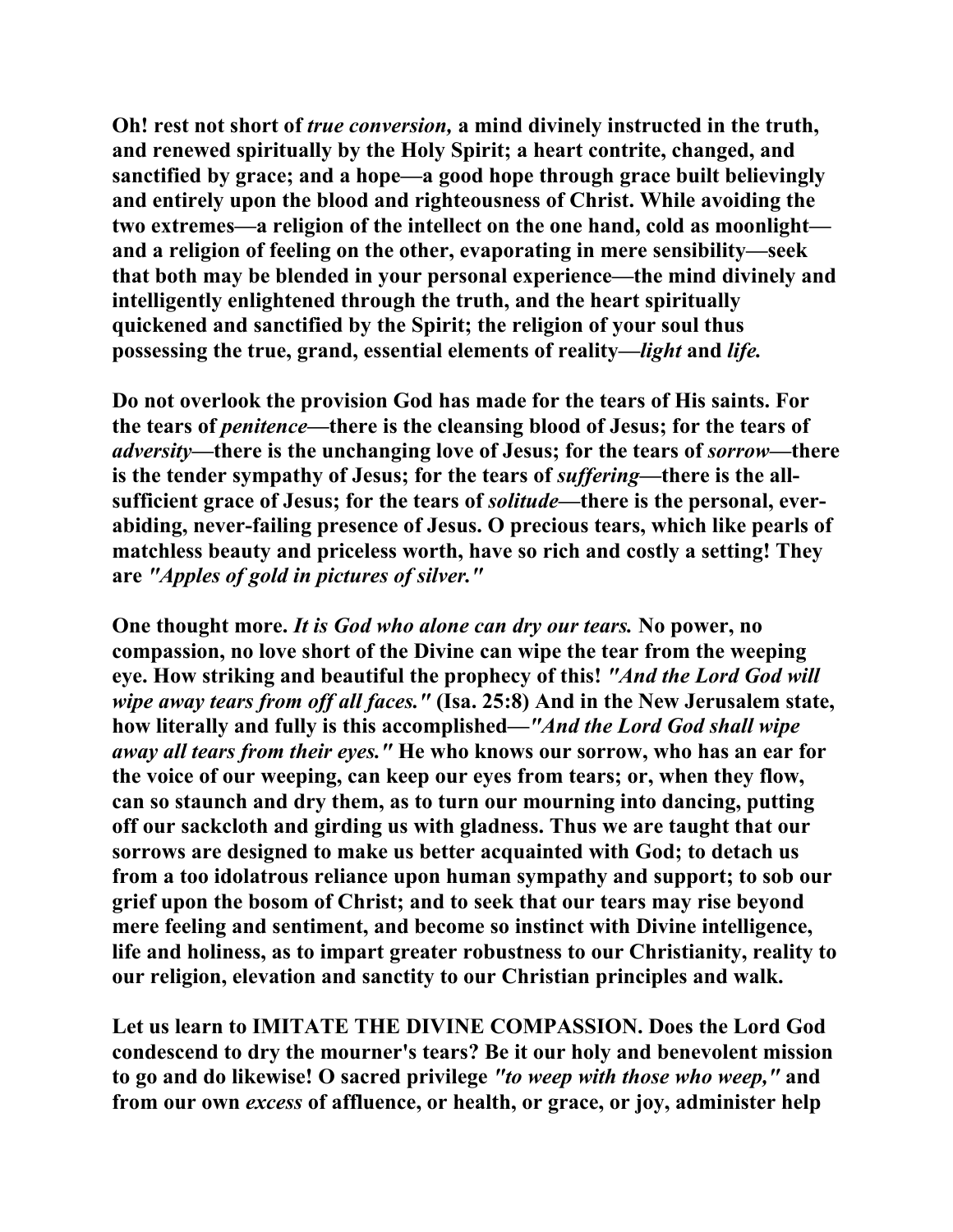Oh! rest not short of *true conversion,* a mind divinely instructed in the truth, and renewed spiritually by the Holy Spirit; a heart contrite, changed, and sanctified by grace; and a hope—a good hope through grace built believingly and entirely upon the blood and righteousness of Christ. While avoiding the two extremes—a religion of the intellect on the one hand, cold as moonlight—and a religion of feeling on the other, evaporating in mere sensibility—seek that both may be blended in your personal experience—the mind divinely and intelligently enlightened through the truth, and the heart spiritually quickened and sanctified by the Spirit; the religion of your soul thus possessing the true, grand, essential elements of reality—*light* and *life.*

Do not overlook the provision God has made for the tears of His saints. For the tears of *penitence*—there is the cleansing blood of Jesus; for the tears of *adversity*—there is the unchanging love of Jesus; for the tears of *sorrow*—there is the tender sympathy of Jesus; for the tears of *suffering*—there is the all-sufficient grace of Jesus; for the tears of *solitude*—there is the personal, ever-abiding, never-failing presence of Jesus. O precious tears, which like pearls of matchless beauty and priceless worth, have so rich and costly a setting! They are *"Apples of gold in pictures of silver."*

One thought more. *It is God who alone can dry our tears.* No power, no compassion, no love short of the Divine can wipe the tear from the weeping eye. How striking and beautiful the prophecy of this! *"And the Lord God will wipe away tears from off all faces."* (Isa. 25:8) And in the New Jerusalem state, how literally and fully is this accomplished—*"And the Lord God shall wipe away all tears from their eyes."* He who knows our sorrow, who has an ear for the voice of our weeping, can keep our eyes from tears; or, when they flow, can so staunch and dry them, as to turn our mourning into dancing, putting off our sackcloth and girding us with gladness. Thus we are taught that our sorrows are designed to make us better acquainted with God; to detach us from a too idolatrous reliance upon human sympathy and support; to sob our grief upon the bosom of Christ; and to seek that our tears may rise beyond mere feeling and sentiment, and become so instinct with Divine intelligence, life and holiness, as to impart greater robustness to our Christianity, reality to our religion, elevation and sanctity to our Christian principles and walk.

Let us learn to IMITATE THE DIVINE COMPASSION. Does the Lord God condescend to dry the mourner's tears? Be it our holy and benevolent mission to go and do likewise! O sacred privilege *"to weep with those who weep,"* and from our own *excess* of affluence, or health, or grace, or joy, administer help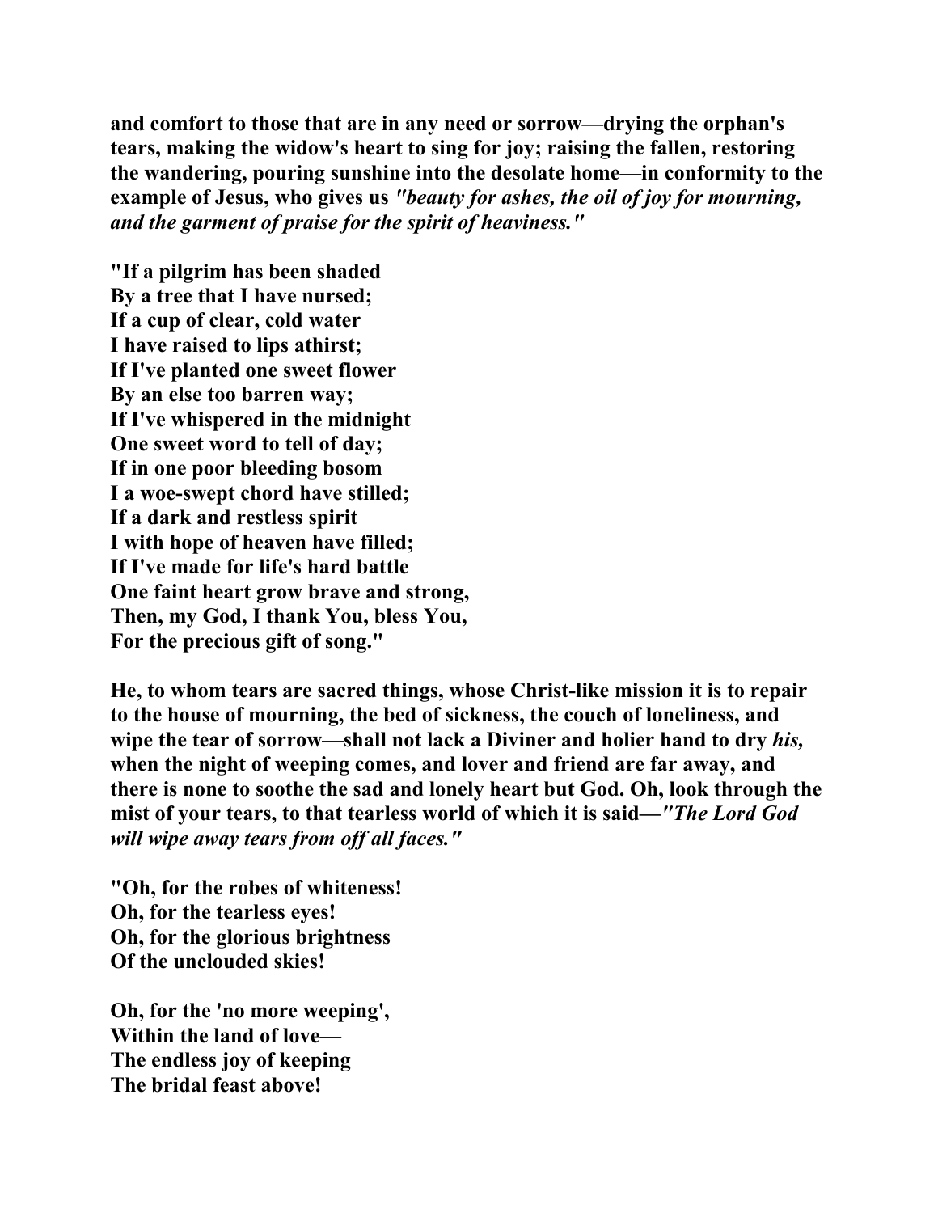**and comfort to those that are in any need or sorrow—drying the orphan's tears, making the widow's heart to sing for joy; raising the fallen, restoring the wandering, pouring sunshine into the desolate home—in conformity to the example of Jesus, who gives us *"beauty for ashes, the oil of joy for mourning, and the garment of praise for the spirit of heaviness."***

**"If a pilgrim has been shaded**
**By a tree that I have nursed;**
**If a cup of clear, cold water**
**I have raised to lips athirst;**
**If I've planted one sweet flower**
**By an else too barren way;**
**If I've whispered in the midnight**
**One sweet word to tell of day;**
**If in one poor bleeding bosom**
**I a woe-swept chord have stilled;**
**If a dark and restless spirit**
**I with hope of heaven have filled;**
**If I've made for life's hard battle**
**One faint heart grow brave and strong,**
**Then, my God, I thank You, bless You,**
**For the precious gift of song."**

**He, to whom tears are sacred things, whose Christ-like mission it is to repair to the house of mourning, the bed of sickness, the couch of loneliness, and wipe the tear of sorrow—shall not lack a Diviner and holier hand to dry *his,* when the night of weeping comes, and lover and friend are far away, and there is none to soothe the sad and lonely heart but God. Oh, look through the mist of your tears, to that tearless world of which it is said—*"The Lord God will wipe away tears from off all faces."***

**"Oh, for the robes of whiteness!**
**Oh, for the tearless eyes!**
**Oh, for the glorious brightness**
**Of the unclouded skies!**

**Oh, for the 'no more weeping',**
**Within the land of love—**
**The endless joy of keeping**
**The bridal feast above!**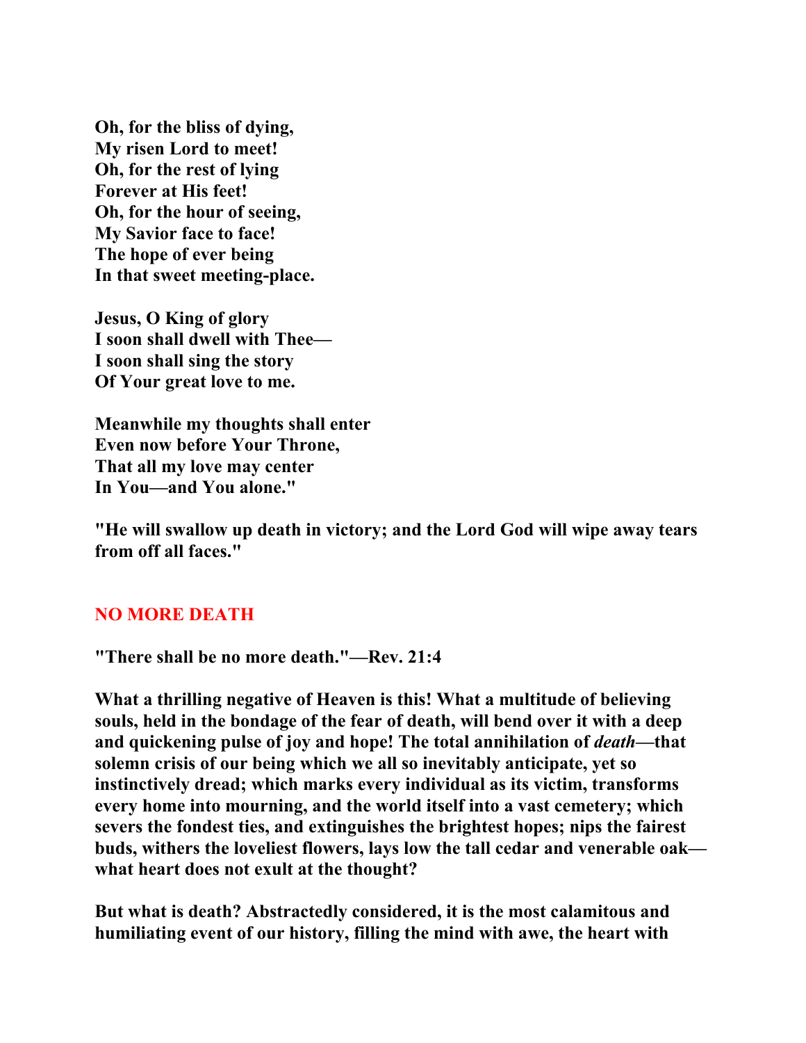**Oh, for the bliss of dying,**
**My risen Lord to meet!**
**Oh, for the rest of lying**
**Forever at His feet!**
**Oh, for the hour of seeing,**
**My Savior face to face!**
**The hope of ever being**
**In that sweet meeting-place.**

**Jesus, O King of glory**
**I soon shall dwell with Thee—**
**I soon shall sing the story**
**Of Your great love to me.**

**Meanwhile my thoughts shall enter**
**Even now before Your Throne,**
**That all my love may center**
**In You—and You alone."**

**"He will swallow up death in victory; and the Lord God will wipe away tears from off all faces."**

## NO MORE DEATH

**"There shall be no more death."—Rev. 21:4**

**What a thrilling negative of Heaven is this! What a multitude of believing souls, held in the bondage of the fear of death, will bend over it with a deep and quickening pulse of joy and hope! The total annihilation of *death*—that solemn crisis of our being which we all so inevitably anticipate, yet so instinctively dread; which marks every individual as its victim, transforms every home into mourning, and the world itself into a vast cemetery; which severs the fondest ties, and extinguishes the brightest hopes; nips the fairest buds, withers the loveliest flowers, lays low the tall cedar and venerable oak—what heart does not exult at the thought?**

**But what is death? Abstractedly considered, it is the most calamitous and humiliating event of our history, filling the mind with awe, the heart with**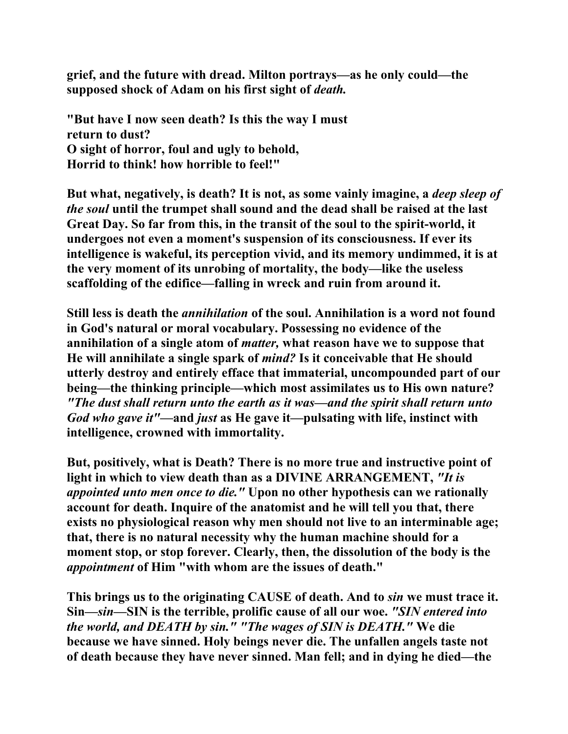**grief, and the future with dread. Milton portrays—as he only could—the supposed shock of Adam on his first sight of *death.***

**"But have I now seen death? Is this the way I must return to dust?**
**O sight of horror, foul and ugly to behold,**
**Horrid to think! how horrible to feel!"**

**But what, negatively, is death? It is not, as some vainly imagine, a *deep sleep of the soul* until the trumpet shall sound and the dead shall be raised at the last Great Day. So far from this, in the transit of the soul to the spirit-world, it undergoes not even a moment's suspension of its consciousness. If ever its intelligence is wakeful, its perception vivid, and its memory undimmed, it is at the very moment of its unrobing of mortality, the body—like the useless scaffolding of the edifice—falling in wreck and ruin from around it.**

**Still less is death the *annihilation* of the soul. Annihilation is a word not found in God's natural or moral vocabulary. Possessing no evidence of the annihilation of a single atom of *matter,* what reason have we to suppose that He will annihilate a single spark of *mind?* Is it conceivable that He should utterly destroy and entirely efface that immaterial, uncompounded part of our being—the thinking principle—which most assimilates us to His own nature? *"The dust shall return unto the earth as it was—and the spirit shall return unto God who gave it"*—and *just* as He gave it—pulsating with life, instinct with intelligence, crowned with immortality.**

**But, positively, what is Death? There is no more true and instructive point of light in which to view death than as a DIVINE ARRANGEMENT, *"It is appointed unto men once to die."* Upon no other hypothesis can we rationally account for death. Inquire of the anatomist and he will tell you that, there exists no physiological reason why men should not live to an interminable age; that, there is no natural necessity why the human machine should for a moment stop, or stop forever. Clearly, then, the dissolution of the body is the *appointment* of Him "with whom are the issues of death."**

**This brings us to the originating CAUSE of death. And to *sin* we must trace it. Sin—*sin*—SIN is the terrible, prolific cause of all our woe. *"SIN entered into the world, and DEATH by sin." "The wages of SIN is DEATH."* We die because we have sinned. Holy beings never die. The unfallen angels taste not of death because they have never sinned. Man fell; and in dying he died—the**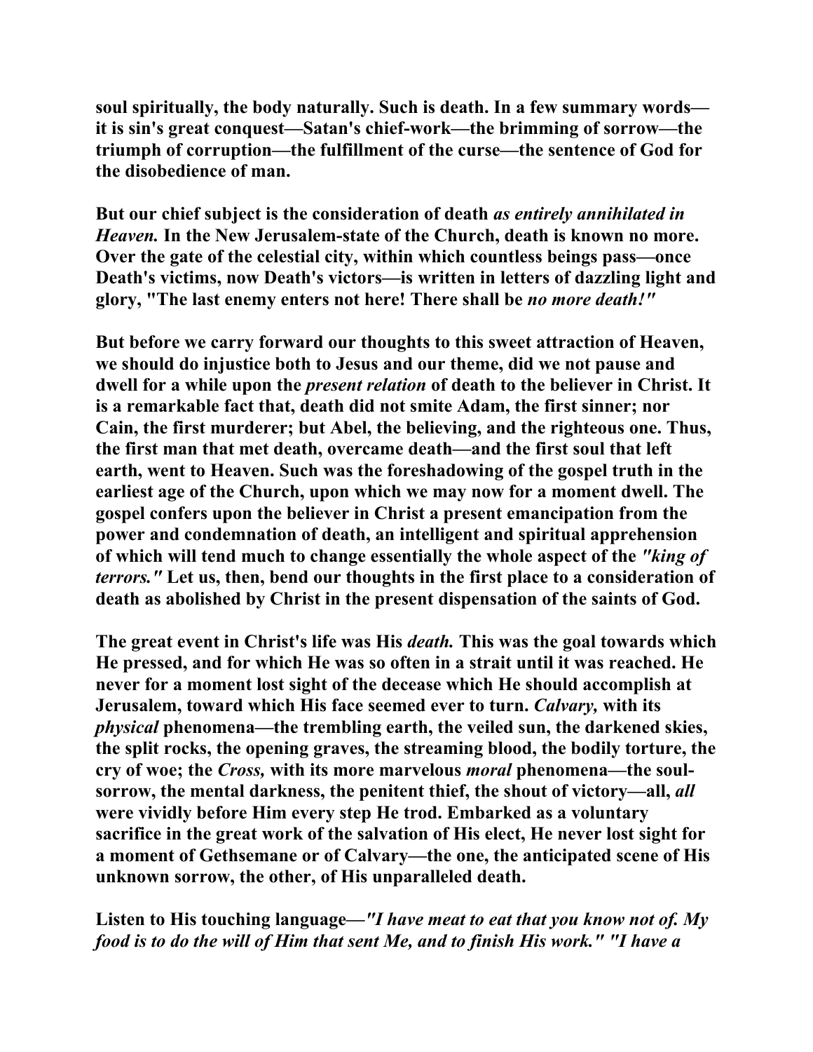**soul spiritually, the body naturally. Such is death. In a few summary words—it is sin's great conquest—Satan's chief-work—the brimming of sorrow—the triumph of corruption—the fulfillment of the curse—the sentence of God for the disobedience of man.**

**But our chief subject is the consideration of death *as entirely annihilated in Heaven.* In the New Jerusalem-state of the Church, death is known no more. Over the gate of the celestial city, within which countless beings pass—once Death's victims, now Death's victors—is written in letters of dazzling light and glory, "The last enemy enters not here! There shall be *no more death!"***

**But before we carry forward our thoughts to this sweet attraction of Heaven, we should do injustice both to Jesus and our theme, did we not pause and dwell for a while upon the *present relation* of death to the believer in Christ. It is a remarkable fact that, death did not smite Adam, the first sinner; nor Cain, the first murderer; but Abel, the believing, and the righteous one. Thus, the first man that met death, overcame death—and the first soul that left earth, went to Heaven. Such was the foreshadowing of the gospel truth in the earliest age of the Church, upon which we may now for a moment dwell. The gospel confers upon the believer in Christ a present emancipation from the power and condemnation of death, an intelligent and spiritual apprehension of which will tend much to change essentially the whole aspect of the *"king of terrors."* Let us, then, bend our thoughts in the first place to a consideration of death as abolished by Christ in the present dispensation of the saints of God.**

**The great event in Christ's life was His *death.* This was the goal towards which He pressed, and for which He was so often in a strait until it was reached. He never for a moment lost sight of the decease which He should accomplish at Jerusalem, toward which His face seemed ever to turn. *Calvary,* with its *physical* phenomena—the trembling earth, the veiled sun, the darkened skies, the split rocks, the opening graves, the streaming blood, the bodily torture, the cry of woe; the *Cross,* with its more marvelous *moral* phenomena—the soul-sorrow, the mental darkness, the penitent thief, the shout of victory—all, *all* were vividly before Him every step He trod. Embarked as a voluntary sacrifice in the great work of the salvation of His elect, He never lost sight for a moment of Gethsemane or of Calvary—the one, the anticipated scene of His unknown sorrow, the other, of His unparalleled death.**

**Listen to His touching language—*"I have meat to eat that you know not of. My food is to do the will of Him that sent Me, and to finish His work." "I have a***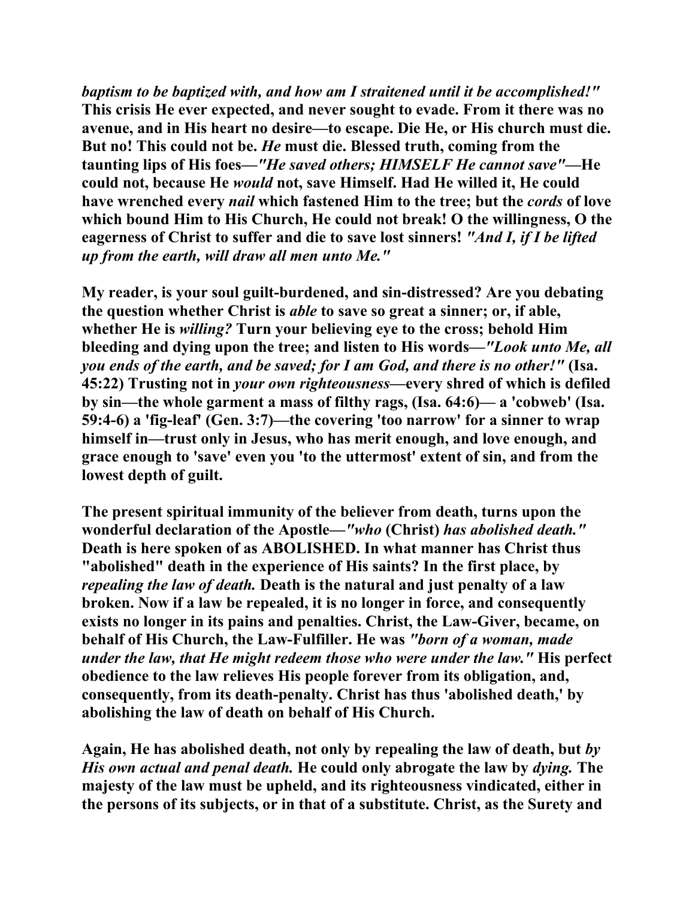*baptism to be baptized with, and how am I straitened until it be accomplished!"* This crisis He ever expected, and never sought to evade. From it there was no avenue, and in His heart no desire—to escape. Die He, or His church must die. But no! This could not be. *He* must die. Blessed truth, coming from the taunting lips of His foes—*"He saved others; HIMSELF He cannot save"*—He could not, because He *would* not, save Himself. Had He willed it, He could have wrenched every *nail* which fastened Him to the tree; but the *cords* of love which bound Him to His Church, He could not break! O the willingness, O the eagerness of Christ to suffer and die to save lost sinners! *"And I, if I be lifted up from the earth, will draw all men unto Me."*

My reader, is your soul guilt-burdened, and sin-distressed? Are you debating the question whether Christ is *able* to save so great a sinner; or, if able, whether He is *willing?* Turn your believing eye to the cross; behold Him bleeding and dying upon the tree; and listen to His words—*"Look unto Me, all you ends of the earth, and be saved; for I am God, and there is no other!"* (Isa. 45:22) Trusting not in *your own righteousness*—every shred of which is defiled by sin—the whole garment a mass of filthy rags, (Isa. 64:6)— a 'cobweb' (Isa. 59:4-6) a 'fig-leaf' (Gen. 3:7)—the covering 'too narrow' for a sinner to wrap himself in—trust only in Jesus, who has merit enough, and love enough, and grace enough to 'save' even you 'to the uttermost' extent of sin, and from the lowest depth of guilt.

The present spiritual immunity of the believer from death, turns upon the wonderful declaration of the Apostle—*"who* (Christ) *has abolished death."* Death is here spoken of as ABOLISHED. In what manner has Christ thus "abolished" death in the experience of His saints? In the first place, by *repealing the law of death.* Death is the natural and just penalty of a law broken. Now if a law be repealed, it is no longer in force, and consequently exists no longer in its pains and penalties. Christ, the Law-Giver, became, on behalf of His Church, the Law-Fulfiller. He was *"born of a woman, made under the law, that He might redeem those who were under the law."* His perfect obedience to the law relieves His people forever from its obligation, and, consequently, from its death-penalty. Christ has thus 'abolished death,' by abolishing the law of death on behalf of His Church.

Again, He has abolished death, not only by repealing the law of death, but *by His own actual and penal death.* He could only abrogate the law by *dying.* The majesty of the law must be upheld, and its righteousness vindicated, either in the persons of its subjects, or in that of a substitute. Christ, as the Surety and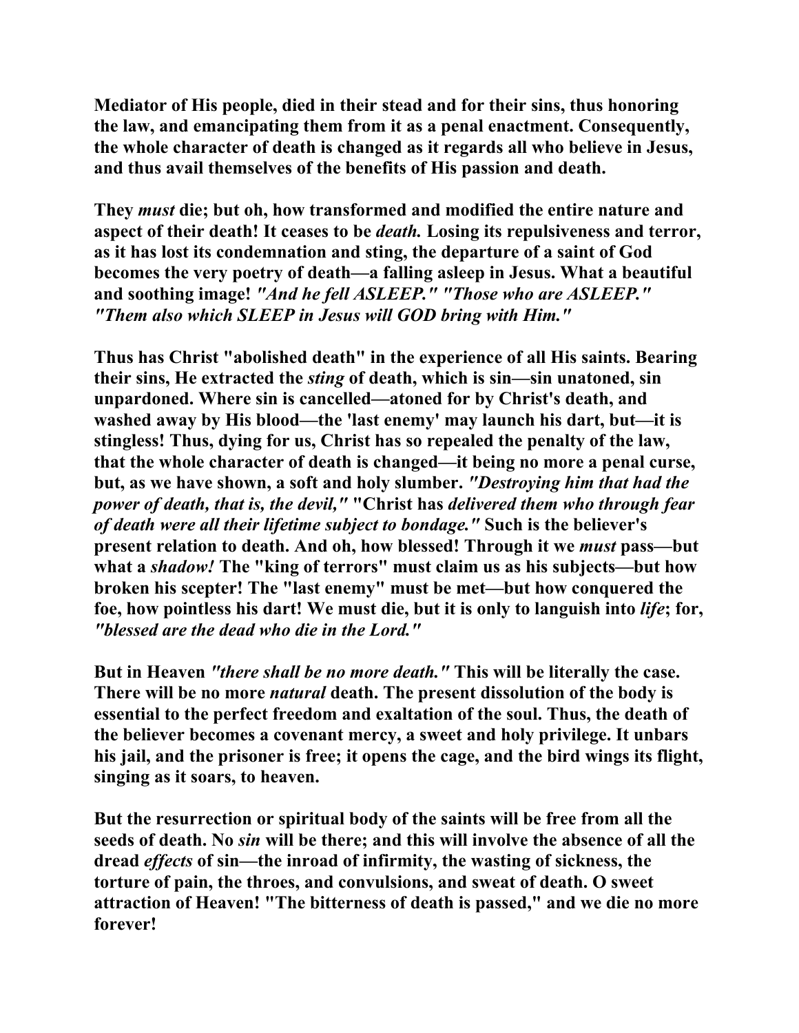**Mediator of His people, died in their stead and for their sins, thus honoring the law, and emancipating them from it as a penal enactment. Consequently, the whole character of death is changed as it regards all who believe in Jesus, and thus avail themselves of the benefits of His passion and death.**

**They *must* die; but oh, how transformed and modified the entire nature and aspect of their death! It ceases to be *death.* Losing its repulsiveness and terror, as it has lost its condemnation and sting, the departure of a saint of God becomes the very poetry of death—a falling asleep in Jesus. What a beautiful and soothing image! *"And he fell ASLEEP." "Those who are ASLEEP." "Them also which SLEEP in Jesus will GOD bring with Him."***

**Thus has Christ "abolished death" in the experience of all His saints. Bearing their sins, He extracted the *sting* of death, which is sin—sin unatoned, sin unpardoned. Where sin is cancelled—atoned for by Christ's death, and washed away by His blood—the 'last enemy' may launch his dart, but—it is stingless! Thus, dying for us, Christ has so repealed the penalty of the law, that the whole character of death is changed—it being no more a penal curse, but, as we have shown, a soft and holy slumber. *"Destroying him that had the power of death, that is, the devil,"* "Christ has *delivered them who through fear of death were all their lifetime subject to bondage."* Such is the believer's present relation to death. And oh, how blessed! Through it we *must* pass—but what a *shadow!* The "king of terrors" must claim us as his subjects—but how broken his scepter! The "last enemy" must be met—but how conquered the foe, how pointless his dart! We must die, but it is only to languish into *life*; for, *"blessed are the dead who die in the Lord."***

**But in Heaven *"there shall be no more death."* This will be literally the case. There will be no more *natural* death. The present dissolution of the body is essential to the perfect freedom and exaltation of the soul. Thus, the death of the believer becomes a covenant mercy, a sweet and holy privilege. It unbars his jail, and the prisoner is free; it opens the cage, and the bird wings its flight, singing as it soars, to heaven.**

**But the resurrection or spiritual body of the saints will be free from all the seeds of death. No *sin* will be there; and this will involve the absence of all the dread *effects* of sin—the inroad of infirmity, the wasting of sickness, the torture of pain, the throes, and convulsions, and sweat of death. O sweet attraction of Heaven! "The bitterness of death is passed," and we die no more forever!**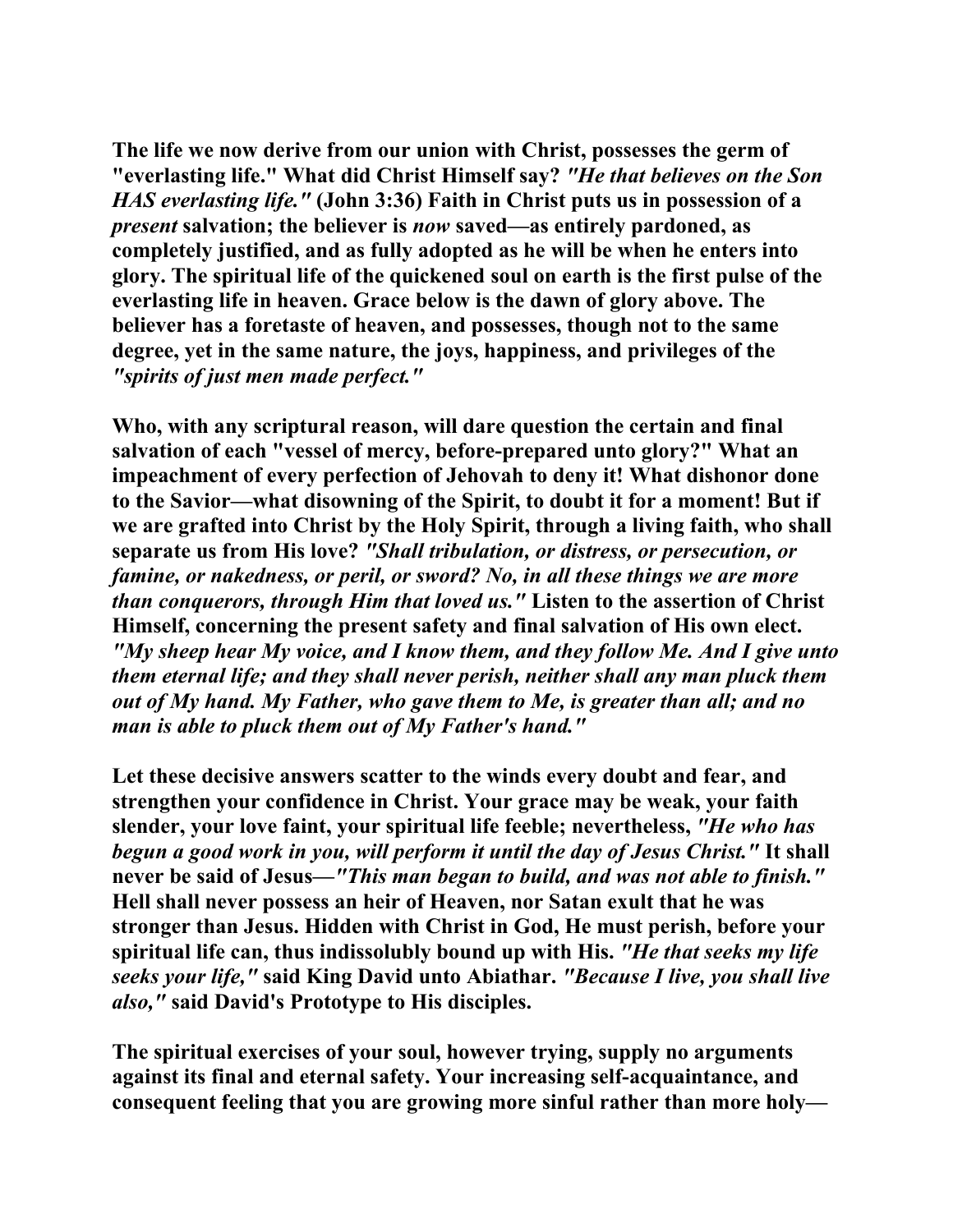The life we now derive from our union with Christ, possesses the germ of "everlasting life." What did Christ Himself say? *"He that believes on the Son HAS everlasting life."* (John 3:36) Faith in Christ puts us in possession of a *present* salvation; the believer is *now* saved—as entirely pardoned, as completely justified, and as fully adopted as he will be when he enters into glory. The spiritual life of the quickened soul on earth is the first pulse of the everlasting life in heaven. Grace below is the dawn of glory above. The believer has a foretaste of heaven, and possesses, though not to the same degree, yet in the same nature, the joys, happiness, and privileges of the *"spirits of just men made perfect."*

Who, with any scriptural reason, will dare question the certain and final salvation of each "vessel of mercy, before-prepared unto glory?" What an impeachment of every perfection of Jehovah to deny it! What dishonor done to the Savior—what disowning of the Spirit, to doubt it for a moment! But if we are grafted into Christ by the Holy Spirit, through a living faith, who shall separate us from His love? *"Shall tribulation, or distress, or persecution, or famine, or nakedness, or peril, or sword? No, in all these things we are more than conquerors, through Him that loved us."* Listen to the assertion of Christ Himself, concerning the present safety and final salvation of His own elect. *"My sheep hear My voice, and I know them, and they follow Me. And I give unto them eternal life; and they shall never perish, neither shall any man pluck them out of My hand. My Father, who gave them to Me, is greater than all; and no man is able to pluck them out of My Father's hand."*

Let these decisive answers scatter to the winds every doubt and fear, and strengthen your confidence in Christ. Your grace may be weak, your faith slender, your love faint, your spiritual life feeble; nevertheless, *"He who has begun a good work in you, will perform it until the day of Jesus Christ."* It shall never be said of Jesus—*"This man began to build, and was not able to finish."* Hell shall never possess an heir of Heaven, nor Satan exult that he was stronger than Jesus. Hidden with Christ in God, He must perish, before your spiritual life can, thus indissolubly bound up with His. *"He that seeks my life seeks your life,"* said King David unto Abiathar. *"Because I live, you shall live also,"* said David's Prototype to His disciples.

The spiritual exercises of your soul, however trying, supply no arguments against its final and eternal safety. Your increasing self-acquaintance, and consequent feeling that you are growing more sinful rather than more holy—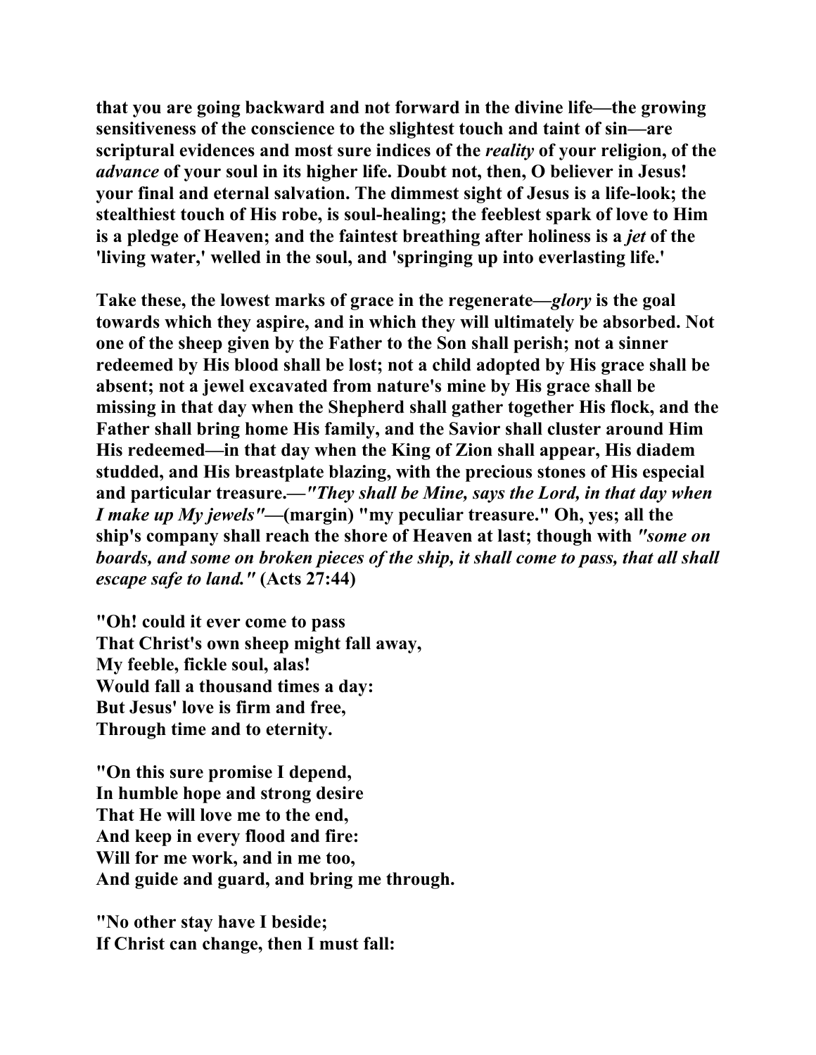**that you are going backward and not forward in the divine life—the growing sensitiveness of the conscience to the slightest touch and taint of sin—are scriptural evidences and most sure indices of the *reality* of your religion, of the *advance* of your soul in its higher life. Doubt not, then, O believer in Jesus! your final and eternal salvation. The dimmest sight of Jesus is a life-look; the stealthiest touch of His robe, is soul-healing; the feeblest spark of love to Him is a pledge of Heaven; and the faintest breathing after holiness is a *jet* of the 'living water,' welled in the soul, and 'springing up into everlasting life.'**

**Take these, the lowest marks of grace in the regenerate—*glory* is the goal towards which they aspire, and in which they will ultimately be absorbed. Not one of the sheep given by the Father to the Son shall perish; not a sinner redeemed by His blood shall be lost; not a child adopted by His grace shall be absent; not a jewel excavated from nature's mine by His grace shall be missing in that day when the Shepherd shall gather together His flock, and the Father shall bring home His family, and the Savior shall cluster around Him His redeemed—in that day when the King of Zion shall appear, His diadem studded, and His breastplate blazing, with the precious stones of His especial and particular treasure.—*"They shall be Mine, says the Lord, in that day when I make up My jewels"*—(margin) "my peculiar treasure." Oh, yes; all the ship's company shall reach the shore of Heaven at last; though with *"some on boards, and some on broken pieces of the ship, it shall come to pass, that all shall escape safe to land."* (Acts 27:44)**

**"Oh! could it ever come to pass**
**That Christ's own sheep might fall away,**
**My feeble, fickle soul, alas!**
**Would fall a thousand times a day:**
**But Jesus' love is firm and free,**
**Through time and to eternity.**

**"On this sure promise I depend,**
**In humble hope and strong desire**
**That He will love me to the end,**
**And keep in every flood and fire:**
**Will for me work, and in me too,**
**And guide and guard, and bring me through.**

**"No other stay have I beside;**
**If Christ can change, then I must fall:**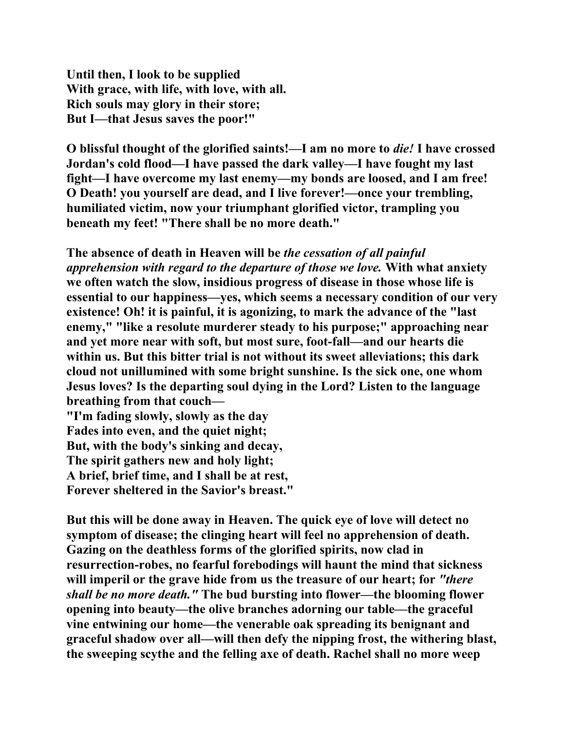Until then, I look to be supplied
With grace, with life, with love, with all.
Rich souls may glory in their store;
But I—that Jesus saves the poor!"

O blissful thought of the glorified saints!—I am no more to *die!* I have crossed Jordan's cold flood—I have passed the dark valley—I have fought my last fight—I have overcome my last enemy—my bonds are loosed, and I am free! O Death! you yourself are dead, and I live forever!—once your trembling, humiliated victim, now your triumphant glorified victor, trampling you beneath my feet! "There shall be no more death."

The absence of death in Heaven will be *the cessation of all painful apprehension with regard to the departure of those we love.* With what anxiety we often watch the slow, insidious progress of disease in those whose life is essential to our happiness—yes, which seems a necessary condition of our very existence! Oh! it is painful, it is agonizing, to mark the advance of the "last enemy," "like a resolute murderer steady to his purpose;" approaching near and yet more near with soft, but most sure, foot-fall—and our hearts die within us. But this bitter trial is not without its sweet alleviations; this dark cloud not unillumined with some bright sunshine. Is the sick one, one whom Jesus loves? Is the departing soul dying in the Lord? Listen to the language breathing from that couch—

"I'm fading slowly, slowly as the day
Fades into even, and the quiet night;
But, with the body's sinking and decay,
The spirit gathers new and holy light;
A brief, brief time, and I shall be at rest,
Forever sheltered in the Savior's breast."

But this will be done away in Heaven. The quick eye of love will detect no symptom of disease; the clinging heart will feel no apprehension of death. Gazing on the deathless forms of the glorified spirits, now clad in resurrection-robes, no fearful forebodings will haunt the mind that sickness will imperil or the grave hide from us the treasure of our heart; for *"there shall be no more death."* The bud bursting into flower—the blooming flower opening into beauty—the olive branches adorning our table—the graceful vine entwining our home—the venerable oak spreading its benignant and graceful shadow over all—will then defy the nipping frost, the withering blast, the sweeping scythe and the felling axe of death. Rachel shall no more weep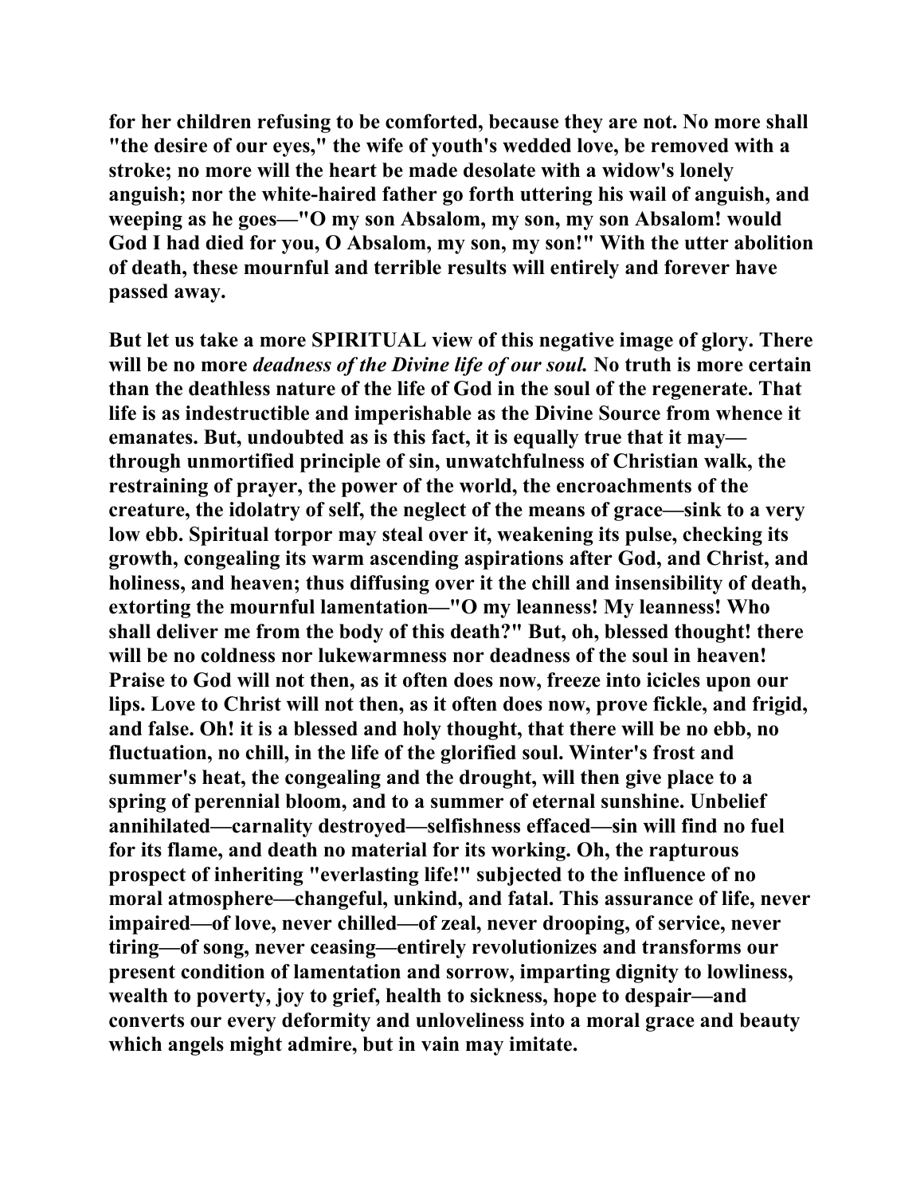for her children refusing to be comforted, because they are not. No more shall "the desire of our eyes," the wife of youth's wedded love, be removed with a stroke; no more will the heart be made desolate with a widow's lonely anguish; nor the white-haired father go forth uttering his wail of anguish, and weeping as he goes—"O my son Absalom, my son, my son Absalom! would God I had died for you, O Absalom, my son, my son!" With the utter abolition of death, these mournful and terrible results will entirely and forever have passed away.

But let us take a more SPIRITUAL view of this negative image of glory. There will be no more *deadness of the Divine life of our soul.* No truth is more certain than the deathless nature of the life of God in the soul of the regenerate. That life is as indestructible and imperishable as the Divine Source from whence it emanates. But, undoubted as is this fact, it is equally true that it may—through unmortified principle of sin, unwatchfulness of Christian walk, the restraining of prayer, the power of the world, the encroachments of the creature, the idolatry of self, the neglect of the means of grace—sink to a very low ebb. Spiritual torpor may steal over it, weakening its pulse, checking its growth, congealing its warm ascending aspirations after God, and Christ, and holiness, and heaven; thus diffusing over it the chill and insensibility of death, extorting the mournful lamentation—"O my leanness! My leanness! Who shall deliver me from the body of this death?" But, oh, blessed thought! there will be no coldness nor lukewarmness nor deadness of the soul in heaven! Praise to God will not then, as it often does now, freeze into icicles upon our lips. Love to Christ will not then, as it often does now, prove fickle, and frigid, and false. Oh! it is a blessed and holy thought, that there will be no ebb, no fluctuation, no chill, in the life of the glorified soul. Winter's frost and summer's heat, the congealing and the drought, will then give place to a spring of perennial bloom, and to a summer of eternal sunshine. Unbelief annihilated—carnality destroyed—selfishness effaced—sin will find no fuel for its flame, and death no material for its working. Oh, the rapturous prospect of inheriting "everlasting life!" subjected to the influence of no moral atmosphere—changeful, unkind, and fatal. This assurance of life, never impaired—of love, never chilled—of zeal, never drooping, of service, never tiring—of song, never ceasing—entirely revolutionizes and transforms our present condition of lamentation and sorrow, imparting dignity to lowliness, wealth to poverty, joy to grief, health to sickness, hope to despair—and converts our every deformity and unloveliness into a moral grace and beauty which angels might admire, but in vain may imitate.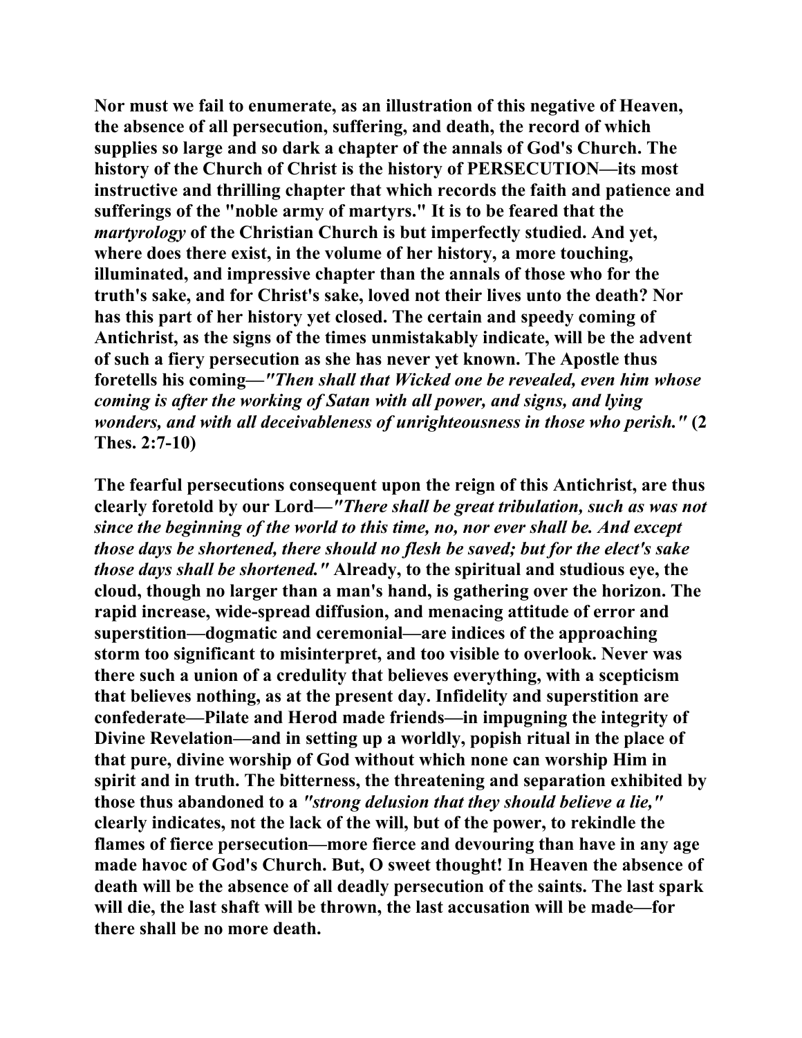Nor must we fail to enumerate, as an illustration of this negative of Heaven, the absence of all persecution, suffering, and death, the record of which supplies so large and so dark a chapter of the annals of God's Church. The history of the Church of Christ is the history of PERSECUTION—its most instructive and thrilling chapter that which records the faith and patience and sufferings of the "noble army of martyrs." It is to be feared that the *martyrology* of the Christian Church is but imperfectly studied. And yet, where does there exist, in the volume of her history, a more touching, illuminated, and impressive chapter than the annals of those who for the truth's sake, and for Christ's sake, loved not their lives unto the death? Nor has this part of her history yet closed. The certain and speedy coming of Antichrist, as the signs of the times unmistakably indicate, will be the advent of such a fiery persecution as she has never yet known. The Apostle thus foretells his coming—*"Then shall that Wicked one be revealed, even him whose coming is after the working of Satan with all power, and signs, and lying wonders, and with all deceivableness of unrighteousness in those who perish."* (2 Thes. 2:7-10)

The fearful persecutions consequent upon the reign of this Antichrist, are thus clearly foretold by our Lord—*"There shall be great tribulation, such as was not since the beginning of the world to this time, no, nor ever shall be. And except those days be shortened, there should no flesh be saved; but for the elect's sake those days shall be shortened."* Already, to the spiritual and studious eye, the cloud, though no larger than a man's hand, is gathering over the horizon. The rapid increase, wide-spread diffusion, and menacing attitude of error and superstition—dogmatic and ceremonial—are indices of the approaching storm too significant to misinterpret, and too visible to overlook. Never was there such a union of a credulity that believes everything, with a scepticism that believes nothing, as at the present day. Infidelity and superstition are confederate—Pilate and Herod made friends—in impugning the integrity of Divine Revelation—and in setting up a worldly, popish ritual in the place of that pure, divine worship of God without which none can worship Him in spirit and in truth. The bitterness, the threatening and separation exhibited by those thus abandoned to a *"strong delusion that they should believe a lie,"* clearly indicates, not the lack of the will, but of the power, to rekindle the flames of fierce persecution—more fierce and devouring than have in any age made havoc of God's Church. But, O sweet thought! In Heaven the absence of death will be the absence of all deadly persecution of the saints. The last spark will die, the last shaft will be thrown, the last accusation will be made—for there shall be no more death.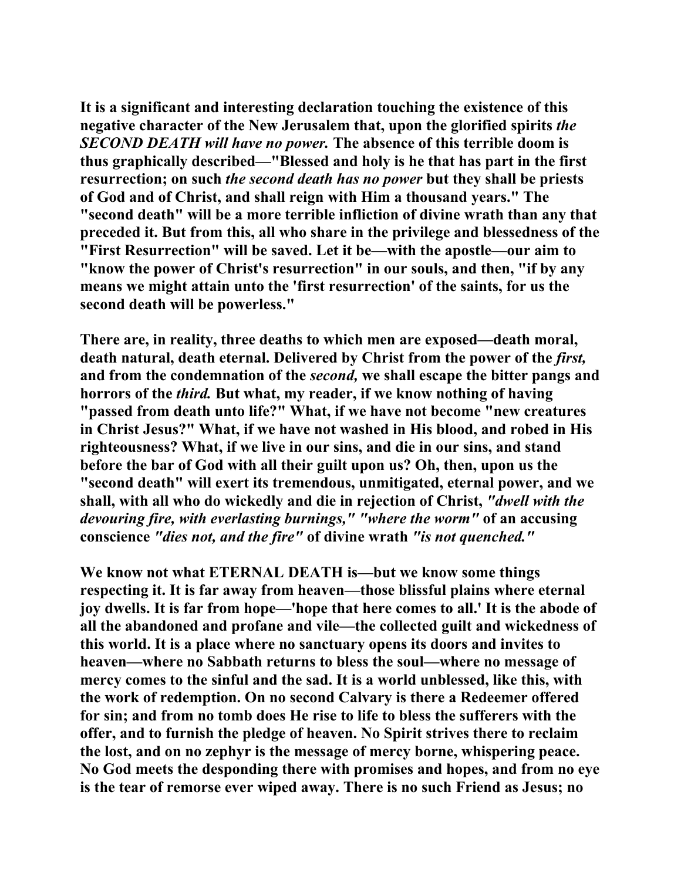**It is a significant and interesting declaration touching the existence of this negative character of the New Jerusalem that, upon the glorified spirits *the SECOND DEATH will have no power.* The absence of this terrible doom is thus graphically described—"Blessed and holy is he that has part in the first resurrection; on such *the second death has no power* but they shall be priests of God and of Christ, and shall reign with Him a thousand years." The "second death" will be a more terrible infliction of divine wrath than any that preceded it. But from this, all who share in the privilege and blessedness of the "First Resurrection" will be saved. Let it be—with the apostle—our aim to "know the power of Christ's resurrection" in our souls, and then, "if by any means we might attain unto the 'first resurrection' of the saints, for us the second death will be powerless."**

**There are, in reality, three deaths to which men are exposed—death moral, death natural, death eternal. Delivered by Christ from the power of the *first,* and from the condemnation of the *second,* we shall escape the bitter pangs and horrors of the *third.* But what, my reader, if we know nothing of having "passed from death unto life?" What, if we have not become "new creatures in Christ Jesus?" What, if we have not washed in His blood, and robed in His righteousness? What, if we live in our sins, and die in our sins, and stand before the bar of God with all their guilt upon us? Oh, then, upon us the "second death" will exert its tremendous, unmitigated, eternal power, and we shall, with all who do wickedly and die in rejection of Christ, *"dwell with the devouring fire, with everlasting burnings," "where the worm"* of an accusing conscience *"dies not, and the fire"* of divine wrath *"is not quenched."***

**We know not what ETERNAL DEATH is—but we know some things respecting it. It is far away from heaven—those blissful plains where eternal joy dwells. It is far from hope—'hope that here comes to all.' It is the abode of all the abandoned and profane and vile—the collected guilt and wickedness of this world. It is a place where no sanctuary opens its doors and invites to heaven—where no Sabbath returns to bless the soul—where no message of mercy comes to the sinful and the sad. It is a world unblessed, like this, with the work of redemption. On no second Calvary is there a Redeemer offered for sin; and from no tomb does He rise to life to bless the sufferers with the offer, and to furnish the pledge of heaven. No Spirit strives there to reclaim the lost, and on no zephyr is the message of mercy borne, whispering peace. No God meets the desponding there with promises and hopes, and from no eye is the tear of remorse ever wiped away. There is no such Friend as Jesus; no**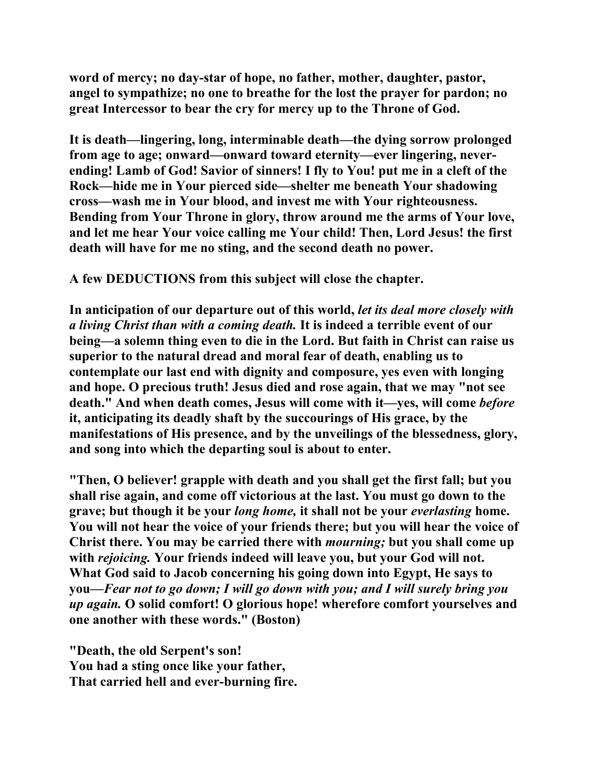**word of mercy; no day-star of hope, no father, mother, daughter, pastor, angel to sympathize; no one to breathe for the lost the prayer for pardon; no great Intercessor to bear the cry for mercy up to the Throne of God.**

**It is death—lingering, long, interminable death—the dying sorrow prolonged from age to age; onward—onward toward eternity—ever lingering, never-ending! Lamb of God! Savior of sinners! I fly to You! put me in a cleft of the Rock—hide me in Your pierced side—shelter me beneath Your shadowing cross—wash me in Your blood, and invest me with Your righteousness. Bending from Your Throne in glory, throw around me the arms of Your love, and let me hear Your voice calling me Your child! Then, Lord Jesus! the first death will have for me no sting, and the second death no power.**

**A few DEDUCTIONS from this subject will close the chapter.**

**In anticipation of our departure out of this world, *let its deal more closely with a living Christ than with a coming death.* It is indeed a terrible event of our being—a solemn thing even to die in the Lord. But faith in Christ can raise us superior to the natural dread and moral fear of death, enabling us to contemplate our last end with dignity and composure, yes even with longing and hope. O precious truth! Jesus died and rose again, that we may "not see death." And when death comes, Jesus will come with it—yes, will come *before* it, anticipating its deadly shaft by the succourings of His grace, by the manifestations of His presence, and by the unveilings of the blessedness, glory, and song into which the departing soul is about to enter.**

**"Then, O believer! grapple with death and you shall get the first fall; but you shall rise again, and come off victorious at the last. You must go down to the grave; but though it be your *long home,* it shall not be your *everlasting* home. You will not hear the voice of your friends there; but you will hear the voice of Christ there. You may be carried there with *mourning;* but you shall come up with *rejoicing.* Your friends indeed will leave you, but your God will not. What God said to Jacob concerning his going down into Egypt, He says to you—*Fear not to go down; I will go down with you; and I will surely bring you up again.* O solid comfort! O glorious hope! wherefore comfort yourselves and one another with these words." (Boston)**

**"Death, the old Serpent's son!**
**You had a sting once like your father,**
**That carried hell and ever-burning fire.**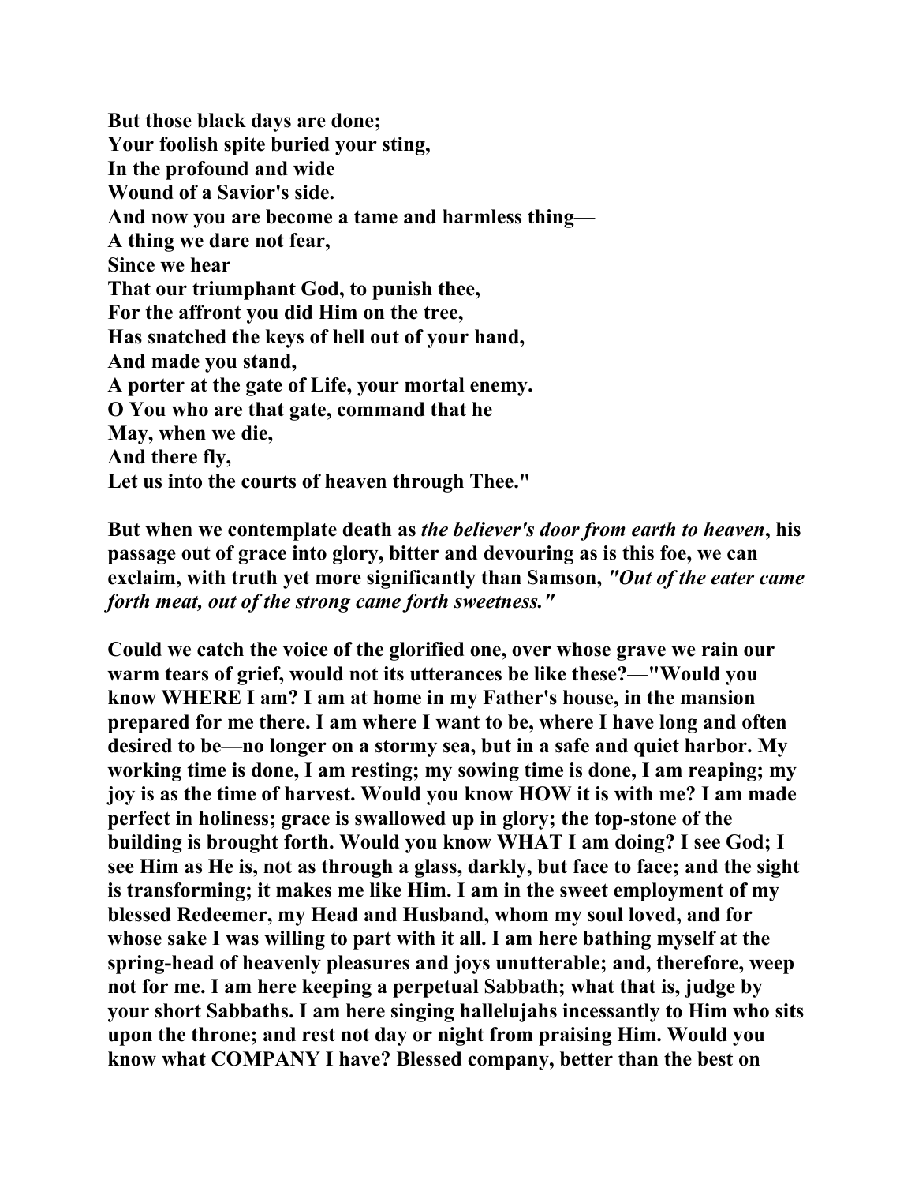**But those black days are done;**
**Your foolish spite buried your sting,**
**In the profound and wide**
**Wound of a Savior's side.**
**And now you are become a tame and harmless thing—**
**A thing we dare not fear,**
**Since we hear**
**That our triumphant God, to punish thee,**
**For the affront you did Him on the tree,**
**Has snatched the keys of hell out of your hand,**
**And made you stand,**
**A porter at the gate of Life, your mortal enemy.**
**O You who are that gate, command that he**
**May, when we die,**
**And there fly,**
**Let us into the courts of heaven through Thee."**

**But when we contemplate death as *the believer's door from earth to heaven*, his passage out of grace into glory, bitter and devouring as is this foe, we can exclaim, with truth yet more significantly than Samson, *"Out of the eater came forth meat, out of the strong came forth sweetness."***

**Could we catch the voice of the glorified one, over whose grave we rain our warm tears of grief, would not its utterances be like these?—"Would you know WHERE I am? I am at home in my Father's house, in the mansion prepared for me there. I am where I want to be, where I have long and often desired to be—no longer on a stormy sea, but in a safe and quiet harbor. My working time is done, I am resting; my sowing time is done, I am reaping; my joy is as the time of harvest. Would you know HOW it is with me? I am made perfect in holiness; grace is swallowed up in glory; the top-stone of the building is brought forth. Would you know WHAT I am doing? I see God; I see Him as He is, not as through a glass, darkly, but face to face; and the sight is transforming; it makes me like Him. I am in the sweet employment of my blessed Redeemer, my Head and Husband, whom my soul loved, and for whose sake I was willing to part with it all. I am here bathing myself at the spring-head of heavenly pleasures and joys unutterable; and, therefore, weep not for me. I am here keeping a perpetual Sabbath; what that is, judge by your short Sabbaths. I am here singing hallelujahs incessantly to Him who sits upon the throne; and rest not day or night from praising Him. Would you know what COMPANY I have? Blessed company, better than the best on**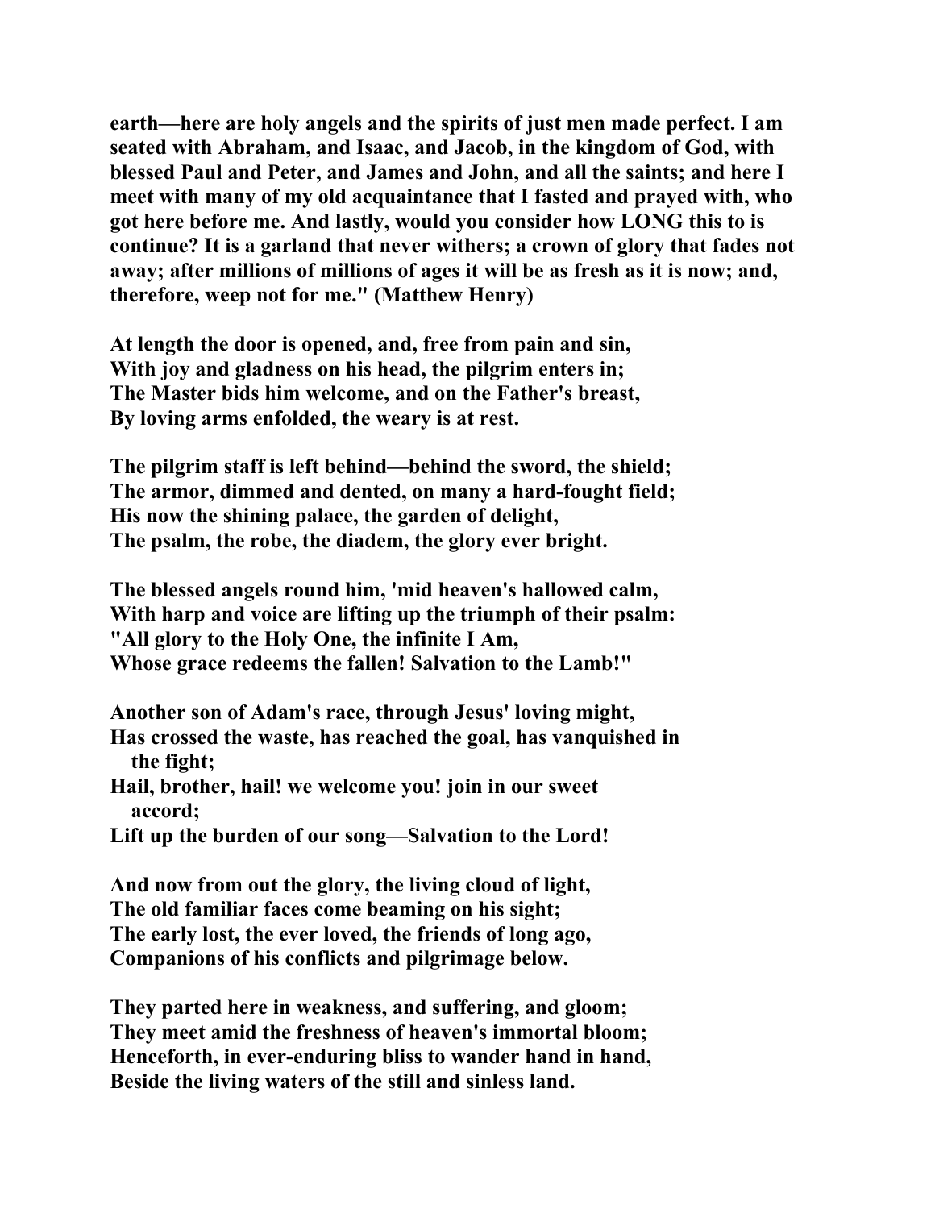**earth—here are holy angels and the spirits of just men made perfect. I am seated with Abraham, and Isaac, and Jacob, in the kingdom of God, with blessed Paul and Peter, and James and John, and all the saints; and here I meet with many of my old acquaintance that I fasted and prayed with, who got here before me. And lastly, would you consider how LONG this to is continue? It is a garland that never withers; a crown of glory that fades not away; after millions of millions of ages it will be as fresh as it is now; and, therefore, weep not for me." (Matthew Henry)**

**At length the door is opened, and, free from pain and sin,**
**With joy and gladness on his head, the pilgrim enters in;**
**The Master bids him welcome, and on the Father's breast,**
**By loving arms enfolded, the weary is at rest.**

**The pilgrim staff is left behind—behind the sword, the shield;**
**The armor, dimmed and dented, on many a hard-fought field;**
**His now the shining palace, the garden of delight,**
**The psalm, the robe, the diadem, the glory ever bright.**

**The blessed angels round him, 'mid heaven's hallowed calm,**
**With harp and voice are lifting up the triumph of their psalm:**
**"All glory to the Holy One, the infinite I Am,**
**Whose grace redeems the fallen! Salvation to the Lamb!"**

**Another son of Adam's race, through Jesus' loving might,**
**Has crossed the waste, has reached the goal, has vanquished in the fight;**
**Hail, brother, hail! we welcome you! join in our sweet accord;**
**Lift up the burden of our song—Salvation to the Lord!**

**And now from out the glory, the living cloud of light,**
**The old familiar faces come beaming on his sight;**
**The early lost, the ever loved, the friends of long ago,**
**Companions of his conflicts and pilgrimage below.**

**They parted here in weakness, and suffering, and gloom;**
**They meet amid the freshness of heaven's immortal bloom;**
**Henceforth, in ever-enduring bliss to wander hand in hand,**
**Beside the living waters of the still and sinless land.**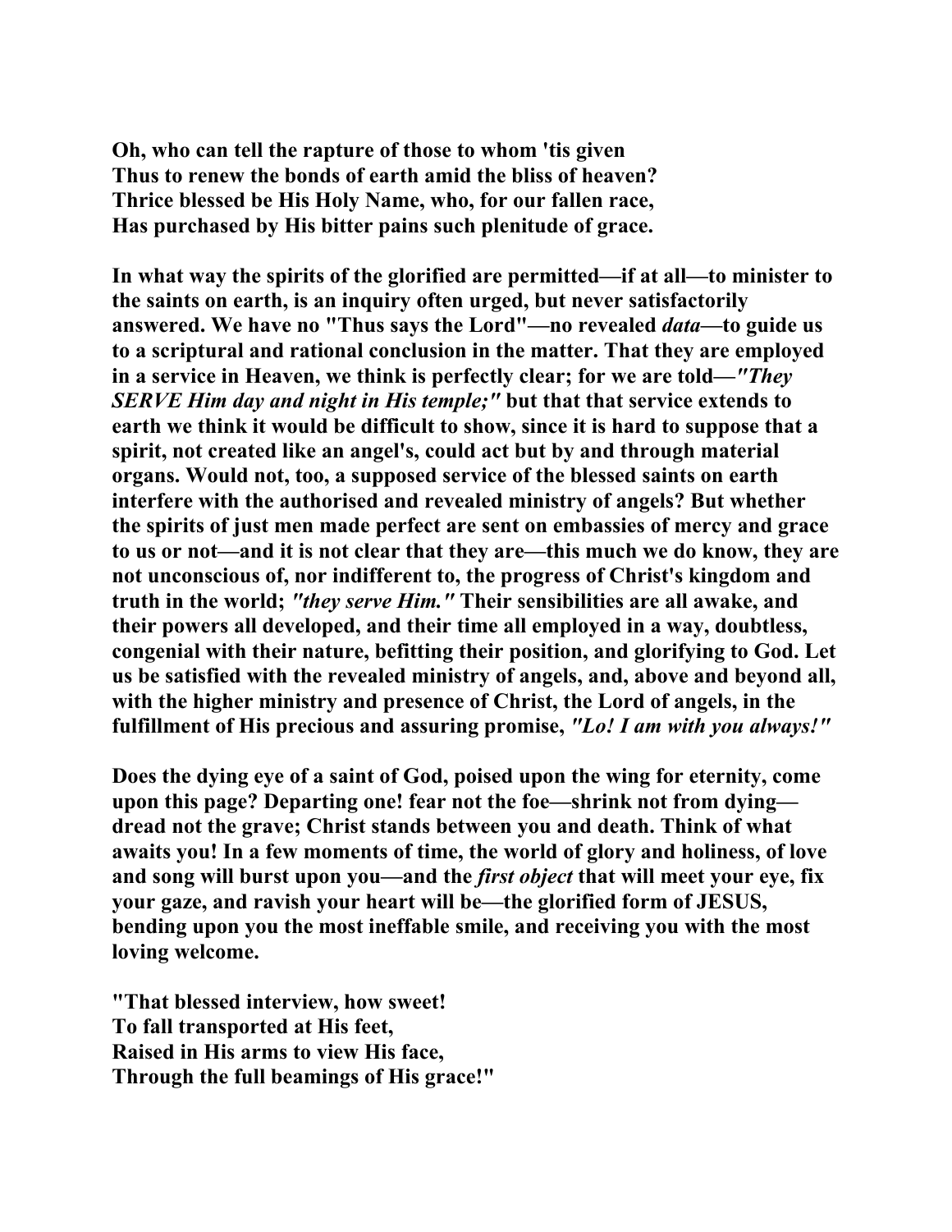Oh, who can tell the rapture of those to whom 'tis given
Thus to renew the bonds of earth amid the bliss of heaven?
Thrice blessed be His Holy Name, who, for our fallen race,
Has purchased by His bitter pains such plenitude of grace.

In what way the spirits of the glorified are permitted—if at all—to minister to the saints on earth, is an inquiry often urged, but never satisfactorily answered. We have no "Thus says the Lord"—no revealed *data*—to guide us to a scriptural and rational conclusion in the matter. That they are employed in a service in Heaven, we think is perfectly clear; for we are told—*"They SERVE Him day and night in His temple;"* but that that service extends to earth we think it would be difficult to show, since it is hard to suppose that a spirit, not created like an angel's, could act but by and through material organs. Would not, too, a supposed service of the blessed saints on earth interfere with the authorised and revealed ministry of angels? But whether the spirits of just men made perfect are sent on embassies of mercy and grace to us or not—and it is not clear that they are—this much we do know, they are not unconscious of, nor indifferent to, the progress of Christ's kingdom and truth in the world; *"they serve Him."* Their sensibilities are all awake, and their powers all developed, and their time all employed in a way, doubtless, congenial with their nature, befitting their position, and glorifying to God. Let us be satisfied with the revealed ministry of angels, and, above and beyond all, with the higher ministry and presence of Christ, the Lord of angels, in the fulfillment of His precious and assuring promise, *"Lo! I am with you always!"*

Does the dying eye of a saint of God, poised upon the wing for eternity, come upon this page? Departing one! fear not the foe—shrink not from dying—dread not the grave; Christ stands between you and death. Think of what awaits you! In a few moments of time, the world of glory and holiness, of love and song will burst upon you—and the *first object* that will meet your eye, fix your gaze, and ravish your heart will be—the glorified form of JESUS, bending upon you the most ineffable smile, and receiving you with the most loving welcome.

"That blessed interview, how sweet!
To fall transported at His feet,
Raised in His arms to view His face,
Through the full beamings of His grace!"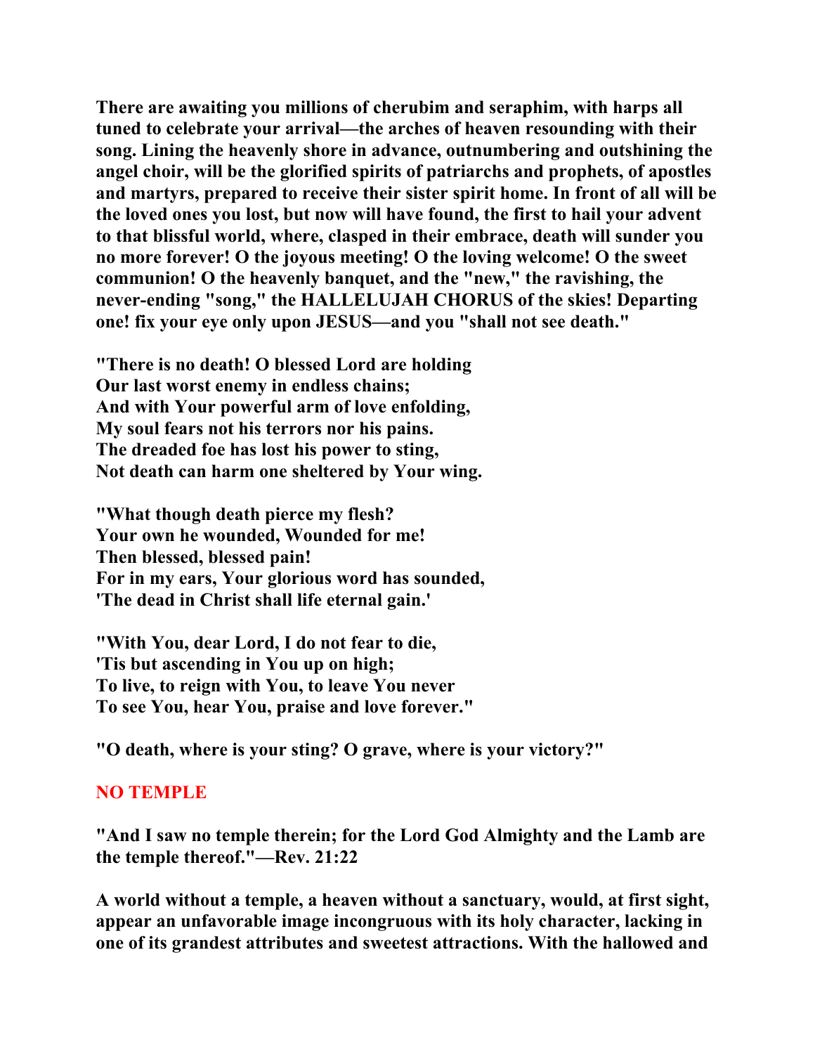**There are awaiting you millions of cherubim and seraphim, with harps all tuned to celebrate your arrival—the arches of heaven resounding with their song. Lining the heavenly shore in advance, outnumbering and outshining the angel choir, will be the glorified spirits of patriarchs and prophets, of apostles and martyrs, prepared to receive their sister spirit home. In front of all will be the loved ones you lost, but now will have found, the first to hail your advent to that blissful world, where, clasped in their embrace, death will sunder you no more forever! O the joyous meeting! O the loving welcome! O the sweet communion! O the heavenly banquet, and the "new," the ravishing, the never-ending "song," the HALLELUJAH CHORUS of the skies! Departing one! fix your eye only upon JESUS—and you "shall not see death."**

**"There is no death! O blessed Lord are holding
Our last worst enemy in endless chains;
And with Your powerful arm of love enfolding,
My soul fears not his terrors nor his pains.
The dreaded foe has lost his power to sting,
Not death can harm one sheltered by Your wing.**

**"What though death pierce my flesh?
Your own he wounded, Wounded for me!
Then blessed, blessed pain!
For in my ears, Your glorious word has sounded,
'The dead in Christ shall life eternal gain.'**

**"With You, dear Lord, I do not fear to die,
'Tis but ascending in You up on high;
To live, to reign with You, to leave You never
To see You, hear You, praise and love forever."**

**"O death, where is your sting? O grave, where is your victory?"**

## NO TEMPLE

**"And I saw no temple therein; for the Lord God Almighty and the Lamb are the temple thereof."—Rev. 21:22**

**A world without a temple, a heaven without a sanctuary, would, at first sight, appear an unfavorable image incongruous with its holy character, lacking in one of its grandest attributes and sweetest attractions. With the hallowed and**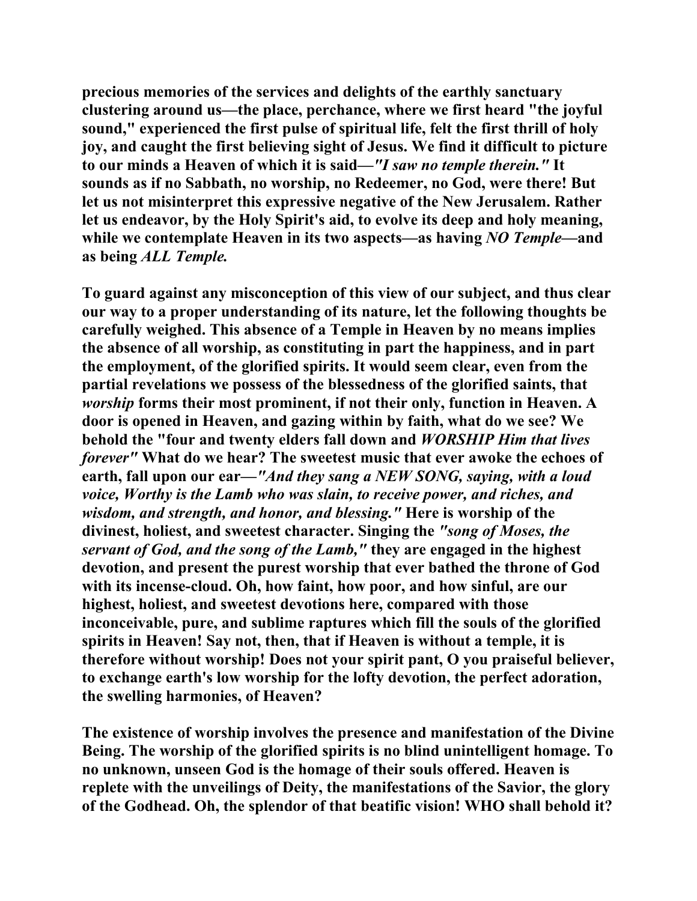**precious memories of the services and delights of the earthly sanctuary clustering around us—the place, perchance, where we first heard "the joyful sound," experienced the first pulse of spiritual life, felt the first thrill of holy joy, and caught the first believing sight of Jesus. We find it difficult to picture to our minds a Heaven of which it is said—*"I saw no temple therein."* It sounds as if no Sabbath, no worship, no Redeemer, no God, were there! But let us not misinterpret this expressive negative of the New Jerusalem. Rather let us endeavor, by the Holy Spirit's aid, to evolve its deep and holy meaning, while we contemplate Heaven in its two aspects—as having *NO Temple*—and as being *ALL Temple.***

**To guard against any misconception of this view of our subject, and thus clear our way to a proper understanding of its nature, let the following thoughts be carefully weighed. This absence of a Temple in Heaven by no means implies the absence of all worship, as constituting in part the happiness, and in part the employment, of the glorified spirits. It would seem clear, even from the partial revelations we possess of the blessedness of the glorified saints, that *worship* forms their most prominent, if not their only, function in Heaven. A door is opened in Heaven, and gazing within by faith, what do we see? We behold the "four and twenty elders fall down and *WORSHIP Him that lives forever"* What do we hear? The sweetest music that ever awoke the echoes of earth, fall upon our ear—*"And they sang a NEW SONG, saying, with a loud voice, Worthy is the Lamb who was slain, to receive power, and riches, and wisdom, and strength, and honor, and blessing."* Here is worship of the divinest, holiest, and sweetest character. Singing the *"song of Moses, the servant of God, and the song of the Lamb,"* they are engaged in the highest devotion, and present the purest worship that ever bathed the throne of God with its incense-cloud. Oh, how faint, how poor, and how sinful, are our highest, holiest, and sweetest devotions here, compared with those inconceivable, pure, and sublime raptures which fill the souls of the glorified spirits in Heaven! Say not, then, that if Heaven is without a temple, it is therefore without worship! Does not your spirit pant, O you praiseful believer, to exchange earth's low worship for the lofty devotion, the perfect adoration, the swelling harmonies, of Heaven?**

**The existence of worship involves the presence and manifestation of the Divine Being. The worship of the glorified spirits is no blind unintelligent homage. To no unknown, unseen God is the homage of their souls offered. Heaven is replete with the unveilings of Deity, the manifestations of the Savior, the glory of the Godhead. Oh, the splendor of that beatific vision! WHO shall behold it?**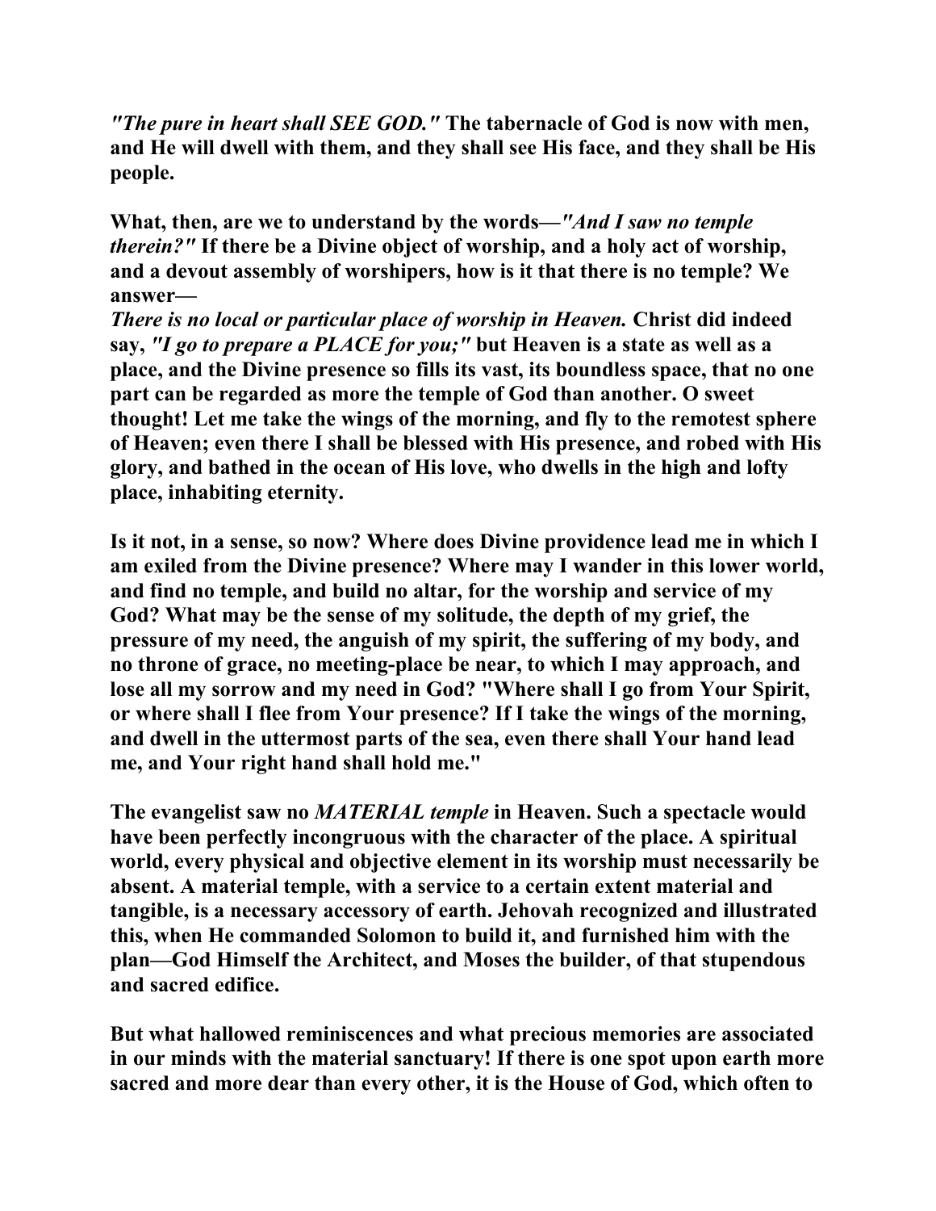***"The pure in heart shall SEE GOD."*** **The tabernacle of God is now with men, and He will dwell with them, and they shall see His face, and they shall be His people.**

**What, then, are we to understand by the words—*"And I saw no temple therein?"* If there be a Divine object of worship, and a holy act of worship, and a devout assembly of worshipers, how is it that there is no temple? We answer—**
***There is no local or particular place of worship in Heaven.*** **Christ did indeed say, *"I go to prepare a PLACE for you;"* but Heaven is a state as well as a place, and the Divine presence so fills its vast, its boundless space, that no one part can be regarded as more the temple of God than another. O sweet thought! Let me take the wings of the morning, and fly to the remotest sphere of Heaven; even there I shall be blessed with His presence, and robed with His glory, and bathed in the ocean of His love, who dwells in the high and lofty place, inhabiting eternity.**

**Is it not, in a sense, so now? Where does Divine providence lead me in which I am exiled from the Divine presence? Where may I wander in this lower world, and find no temple, and build no altar, for the worship and service of my God? What may be the sense of my solitude, the depth of my grief, the pressure of my need, the anguish of my spirit, the suffering of my body, and no throne of grace, no meeting-place be near, to which I may approach, and lose all my sorrow and my need in God? "Where shall I go from Your Spirit, or where shall I flee from Your presence? If I take the wings of the morning, and dwell in the uttermost parts of the sea, even there shall Your hand lead me, and Your right hand shall hold me."**

**The evangelist saw no *MATERIAL temple* in Heaven. Such a spectacle would have been perfectly incongruous with the character of the place. A spiritual world, every physical and objective element in its worship must necessarily be absent. A material temple, with a service to a certain extent material and tangible, is a necessary accessory of earth. Jehovah recognized and illustrated this, when He commanded Solomon to build it, and furnished him with the plan—God Himself the Architect, and Moses the builder, of that stupendous and sacred edifice.**

**But what hallowed reminiscences and what precious memories are associated in our minds with the material sanctuary! If there is one spot upon earth more sacred and more dear than every other, it is the House of God, which often to**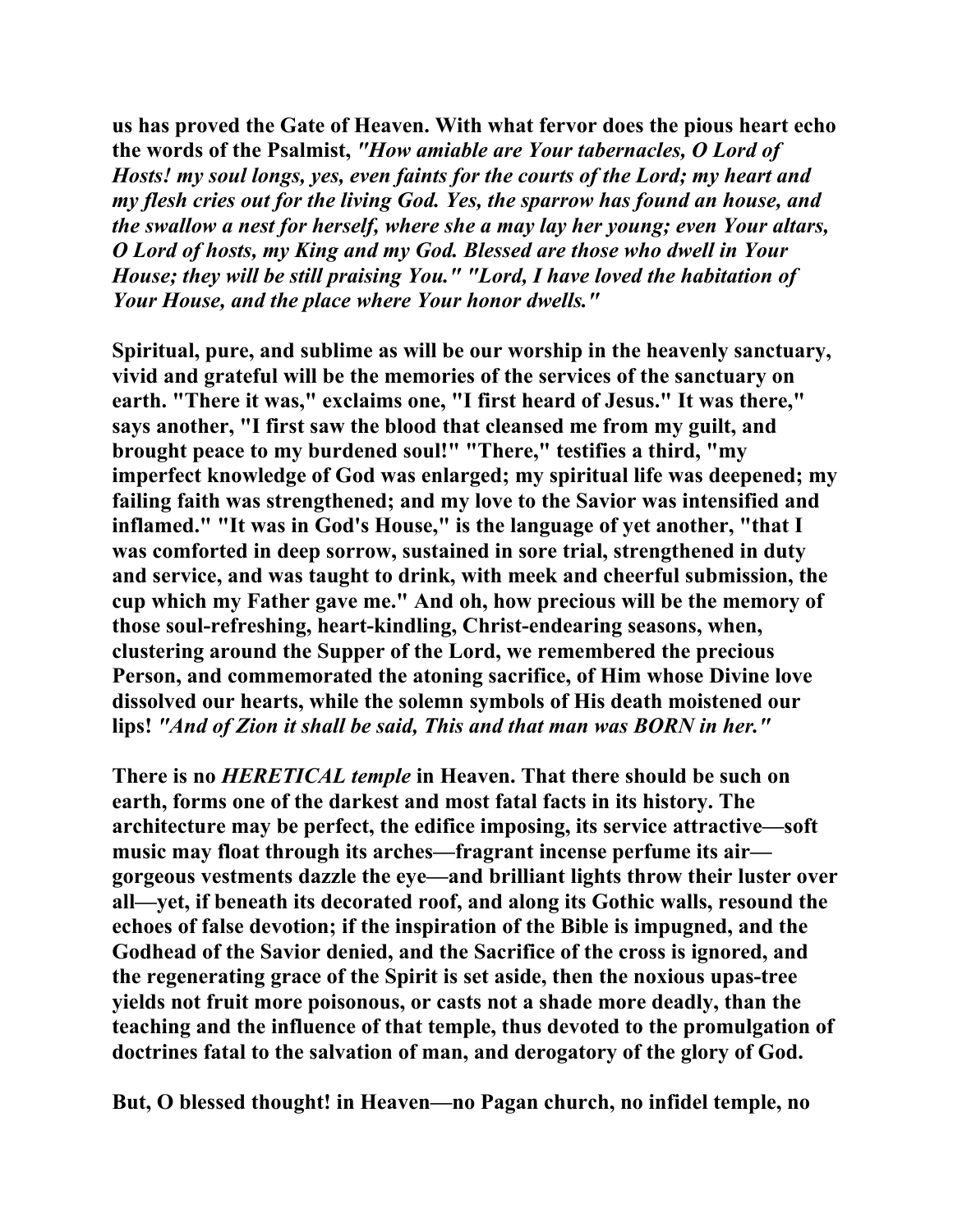**us has proved the Gate of Heaven. With what fervor does the pious heart echo the words of the Psalmist, *"How amiable are Your tabernacles, O Lord of Hosts! my soul longs, yes, even faints for the courts of the Lord; my heart and my flesh cries out for the living God. Yes, the sparrow has found an house, and the swallow a nest for herself, where she a may lay her young; even Your altars, O Lord of hosts, my King and my God. Blessed are those who dwell in Your House; they will be still praising You." "Lord, I have loved the habitation of Your House, and the place where Your honor dwells."***

**Spiritual, pure, and sublime as will be our worship in the heavenly sanctuary, vivid and grateful will be the memories of the services of the sanctuary on earth. "There it was," exclaims one, "I first heard of Jesus." It was there," says another, "I first saw the blood that cleansed me from my guilt, and brought peace to my burdened soul!" "There," testifies a third, "my imperfect knowledge of God was enlarged; my spiritual life was deepened; my failing faith was strengthened; and my love to the Savior was intensified and inflamed." "It was in God's House," is the language of yet another, "that I was comforted in deep sorrow, sustained in sore trial, strengthened in duty and service, and was taught to drink, with meek and cheerful submission, the cup which my Father gave me." And oh, how precious will be the memory of those soul-refreshing, heart-kindling, Christ-endearing seasons, when, clustering around the Supper of the Lord, we remembered the precious Person, and commemorated the atoning sacrifice, of Him whose Divine love dissolved our hearts, while the solemn symbols of His death moistened our lips! *"And of Zion it shall be said, This and that man was BORN in her."***

**There is no *HERETICAL temple* in Heaven. That there should be such on earth, forms one of the darkest and most fatal facts in its history. The architecture may be perfect, the edifice imposing, its service attractive—soft music may float through its arches—fragrant incense perfume its air—gorgeous vestments dazzle the eye—and brilliant lights throw their luster over all—yet, if beneath its decorated roof, and along its Gothic walls, resound the echoes of false devotion; if the inspiration of the Bible is impugned, and the Godhead of the Savior denied, and the Sacrifice of the cross is ignored, and the regenerating grace of the Spirit is set aside, then the noxious upas-tree yields not fruit more poisonous, or casts not a shade more deadly, than the teaching and the influence of that temple, thus devoted to the promulgation of doctrines fatal to the salvation of man, and derogatory of the glory of God.**

**But, O blessed thought! in Heaven—no Pagan church, no infidel temple, no**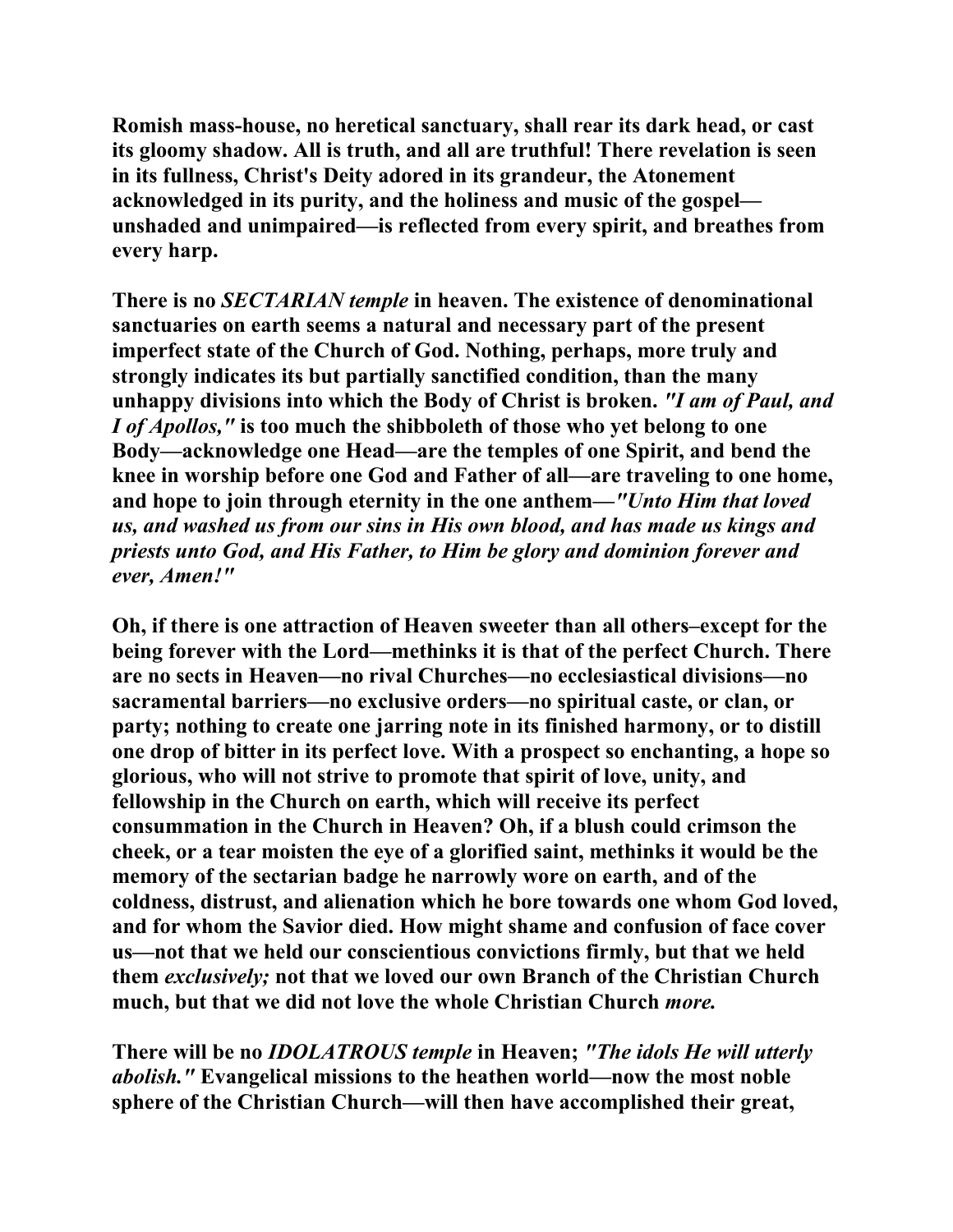**Romish mass-house, no heretical sanctuary, shall rear its dark head, or cast its gloomy shadow. All is truth, and all are truthful! There revelation is seen in its fullness, Christ's Deity adored in its grandeur, the Atonement acknowledged in its purity, and the holiness and music of the gospel—unshaded and unimpaired—is reflected from every spirit, and breathes from every harp.**

**There is no *SECTARIAN temple* in heaven. The existence of denominational sanctuaries on earth seems a natural and necessary part of the present imperfect state of the Church of God. Nothing, perhaps, more truly and strongly indicates its but partially sanctified condition, than the many unhappy divisions into which the Body of Christ is broken. *"I am of Paul, and I of Apollos,"* is too much the shibboleth of those who yet belong to one Body—acknowledge one Head—are the temples of one Spirit, and bend the knee in worship before one God and Father of all—are traveling to one home, and hope to join through eternity in the one anthem—*"Unto Him that loved us, and washed us from our sins in His own blood, and has made us kings and priests unto God, and His Father, to Him be glory and dominion forever and ever, Amen!"***

**Oh, if there is one attraction of Heaven sweeter than all others–except for the being forever with the Lord—methinks it is that of the perfect Church. There are no sects in Heaven—no rival Churches—no ecclesiastical divisions—no sacramental barriers—no exclusive orders—no spiritual caste, or clan, or party; nothing to create one jarring note in its finished harmony, or to distill one drop of bitter in its perfect love. With a prospect so enchanting, a hope so glorious, who will not strive to promote that spirit of love, unity, and fellowship in the Church on earth, which will receive its perfect consummation in the Church in Heaven? Oh, if a blush could crimson the cheek, or a tear moisten the eye of a glorified saint, methinks it would be the memory of the sectarian badge he narrowly wore on earth, and of the coldness, distrust, and alienation which he bore towards one whom God loved, and for whom the Savior died. How might shame and confusion of face cover us—not that we held our conscientious convictions firmly, but that we held them *exclusively;* not that we loved our own Branch of the Christian Church much, but that we did not love the whole Christian Church *more.***

**There will be no *IDOLATROUS temple* in Heaven; *"The idols He will utterly abolish."* Evangelical missions to the heathen world—now the most noble sphere of the Christian Church—will then have accomplished their great,**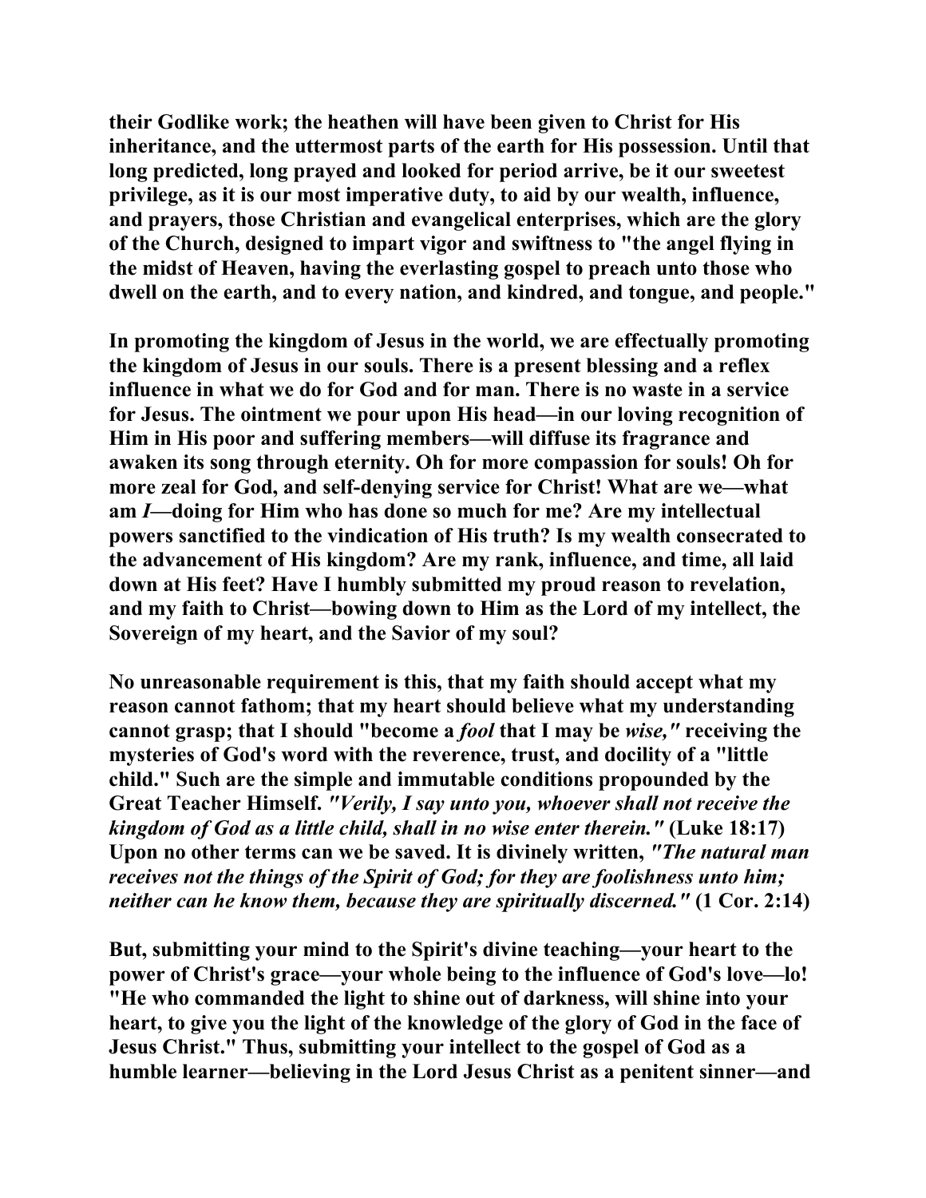their Godlike work; the heathen will have been given to Christ for His inheritance, and the uttermost parts of the earth for His possession. Until that long predicted, long prayed and looked for period arrive, be it our sweetest privilege, as it is our most imperative duty, to aid by our wealth, influence, and prayers, those Christian and evangelical enterprises, which are the glory of the Church, designed to impart vigor and swiftness to "the angel flying in the midst of Heaven, having the everlasting gospel to preach unto those who dwell on the earth, and to every nation, and kindred, and tongue, and people."

In promoting the kingdom of Jesus in the world, we are effectually promoting the kingdom of Jesus in our souls. There is a present blessing and a reflex influence in what we do for God and for man. There is no waste in a service for Jesus. The ointment we pour upon His head—in our loving recognition of Him in His poor and suffering members—will diffuse its fragrance and awaken its song through eternity. Oh for more compassion for souls! Oh for more zeal for God, and self-denying service for Christ! What are we—what am *I*—doing for Him who has done so much for me? Are my intellectual powers sanctified to the vindication of His truth? Is my wealth consecrated to the advancement of His kingdom? Are my rank, influence, and time, all laid down at His feet? Have I humbly submitted my proud reason to revelation, and my faith to Christ—bowing down to Him as the Lord of my intellect, the Sovereign of my heart, and the Savior of my soul?

No unreasonable requirement is this, that my faith should accept what my reason cannot fathom; that my heart should believe what my understanding cannot grasp; that I should "become a *fool* that I may be *wise,"* receiving the mysteries of God's word with the reverence, trust, and docility of a "little child." Such are the simple and immutable conditions propounded by the Great Teacher Himself. *"Verily, I say unto you, whoever shall not receive the kingdom of God as a little child, shall in no wise enter therein."* (Luke 18:17) Upon no other terms can we be saved. It is divinely written, *"The natural man receives not the things of the Spirit of God; for they are foolishness unto him; neither can he know them, because they are spiritually discerned."* (1 Cor. 2:14)

But, submitting your mind to the Spirit's divine teaching—your heart to the power of Christ's grace—your whole being to the influence of God's love—lo! "He who commanded the light to shine out of darkness, will shine into your heart, to give you the light of the knowledge of the glory of God in the face of Jesus Christ." Thus, submitting your intellect to the gospel of God as a humble learner—believing in the Lord Jesus Christ as a penitent sinner—and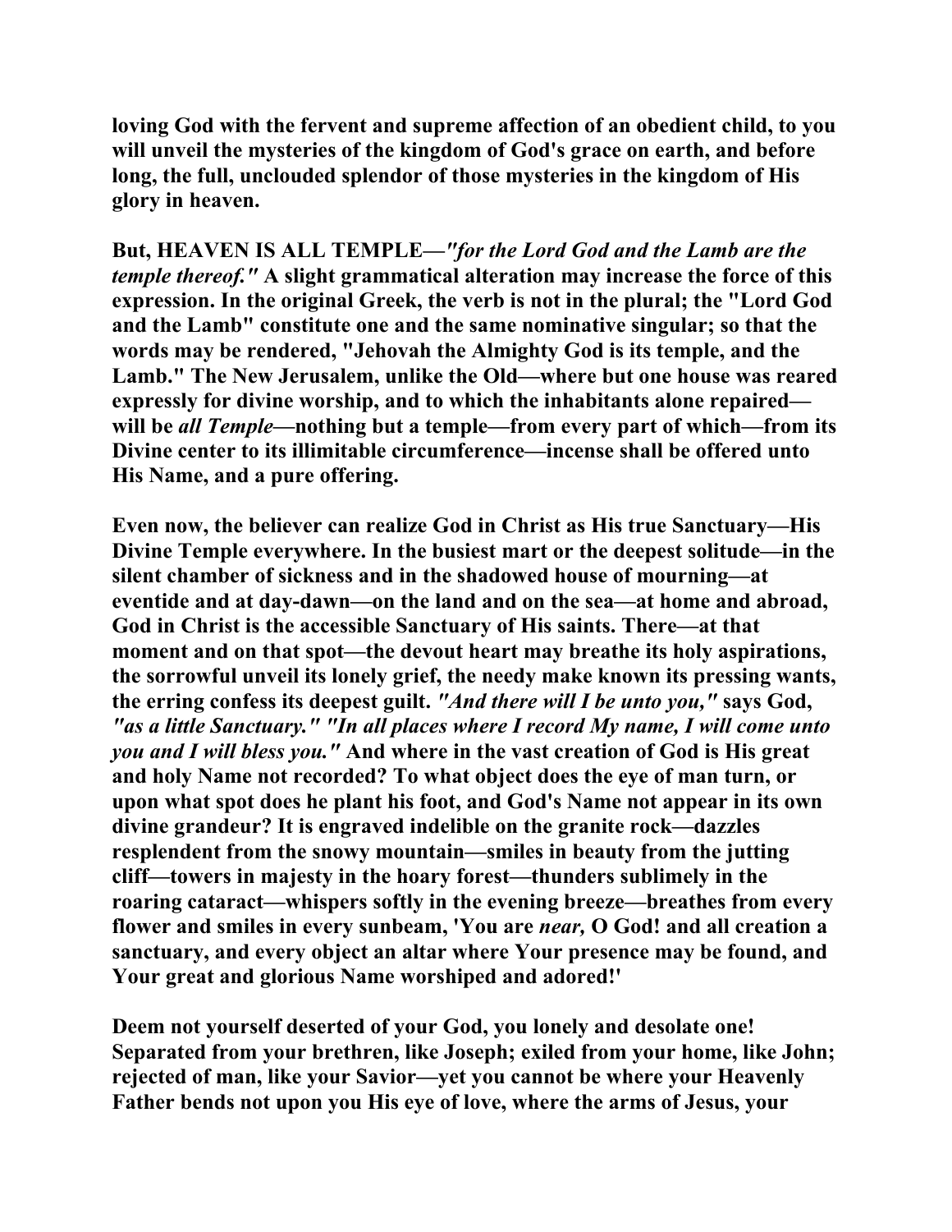**loving God with the fervent and supreme affection of an obedient child, to you will unveil the mysteries of the kingdom of God's grace on earth, and before long, the full, unclouded splendor of those mysteries in the kingdom of His glory in heaven.**

**But, HEAVEN IS ALL TEMPLE—*"for the Lord God and the Lamb are the temple thereof."* A slight grammatical alteration may increase the force of this expression. In the original Greek, the verb is not in the plural; the "Lord God and the Lamb" constitute one and the same nominative singular; so that the words may be rendered, "Jehovah the Almighty God is its temple, and the Lamb." The New Jerusalem, unlike the Old—where but one house was reared expressly for divine worship, and to which the inhabitants alone repaired—will be *all Temple*—nothing but a temple—from every part of which—from its Divine center to its illimitable circumference—incense shall be offered unto His Name, and a pure offering.**

**Even now, the believer can realize God in Christ as His true Sanctuary—His Divine Temple everywhere. In the busiest mart or the deepest solitude—in the silent chamber of sickness and in the shadowed house of mourning—at eventide and at day-dawn—on the land and on the sea—at home and abroad, God in Christ is the accessible Sanctuary of His saints. There—at that moment and on that spot—the devout heart may breathe its holy aspirations, the sorrowful unveil its lonely grief, the needy make known its pressing wants, the erring confess its deepest guilt. *"And there will I be unto you,"* says God, *"as a little Sanctuary." "In all places where I record My name, I will come unto you and I will bless you."* And where in the vast creation of God is His great and holy Name not recorded? To what object does the eye of man turn, or upon what spot does he plant his foot, and God's Name not appear in its own divine grandeur? It is engraved indelible on the granite rock—dazzles resplendent from the snowy mountain—smiles in beauty from the jutting cliff—towers in majesty in the hoary forest—thunders sublimely in the roaring cataract—whispers softly in the evening breeze—breathes from every flower and smiles in every sunbeam, 'You are *near,* O God! and all creation a sanctuary, and every object an altar where Your presence may be found, and Your great and glorious Name worshiped and adored!'**

**Deem not yourself deserted of your God, you lonely and desolate one! Separated from your brethren, like Joseph; exiled from your home, like John; rejected of man, like your Savior—yet you cannot be where your Heavenly Father bends not upon you His eye of love, where the arms of Jesus, your**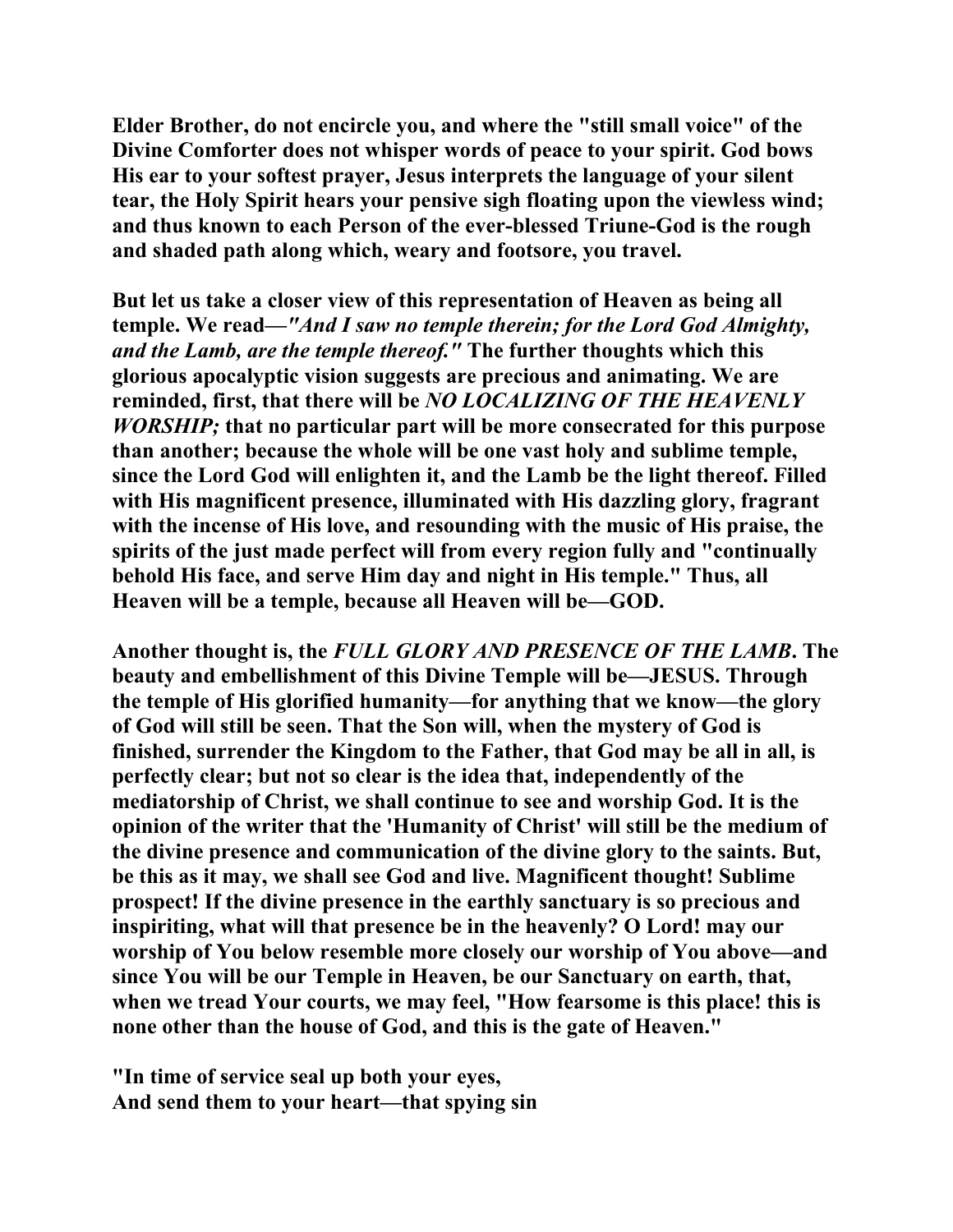**Elder Brother, do not encircle you, and where the "still small voice" of the Divine Comforter does not whisper words of peace to your spirit. God bows His ear to your softest prayer, Jesus interprets the language of your silent tear, the Holy Spirit hears your pensive sigh floating upon the viewless wind; and thus known to each Person of the ever-blessed Triune-God is the rough and shaded path along which, weary and footsore, you travel.**

**But let us take a closer view of this representation of Heaven as being all temple. We read—*"And I saw no temple therein; for the Lord God Almighty, and the Lamb, are the temple thereof."* The further thoughts which this glorious apocalyptic vision suggests are precious and animating. We are reminded, first, that there will be *NO LOCALIZING OF THE HEAVENLY WORSHIP;* that no particular part will be more consecrated for this purpose than another; because the whole will be one vast holy and sublime temple, since the Lord God will enlighten it, and the Lamb be the light thereof. Filled with His magnificent presence, illuminated with His dazzling glory, fragrant with the incense of His love, and resounding with the music of His praise, the spirits of the just made perfect will from every region fully and "continually behold His face, and serve Him day and night in His temple." Thus, all Heaven will be a temple, because all Heaven will be—GOD.**

**Another thought is, the *FULL GLORY AND PRESENCE OF THE LAMB*. The beauty and embellishment of this Divine Temple will be—JESUS. Through the temple of His glorified humanity—for anything that we know—the glory of God will still be seen. That the Son will, when the mystery of God is finished, surrender the Kingdom to the Father, that God may be all in all, is perfectly clear; but not so clear is the idea that, independently of the mediatorship of Christ, we shall continue to see and worship God. It is the opinion of the writer that the 'Humanity of Christ' will still be the medium of the divine presence and communication of the divine glory to the saints. But, be this as it may, we shall see God and live. Magnificent thought! Sublime prospect! If the divine presence in the earthly sanctuary is so precious and inspiriting, what will that presence be in the heavenly? O Lord! may our worship of You below resemble more closely our worship of You above—and since You will be our Temple in Heaven, be our Sanctuary on earth, that, when we tread Your courts, we may feel, "How fearsome is this place! this is none other than the house of God, and this is the gate of Heaven."**

**"In time of service seal up both your eyes,**
**And send them to your heart—that spying sin**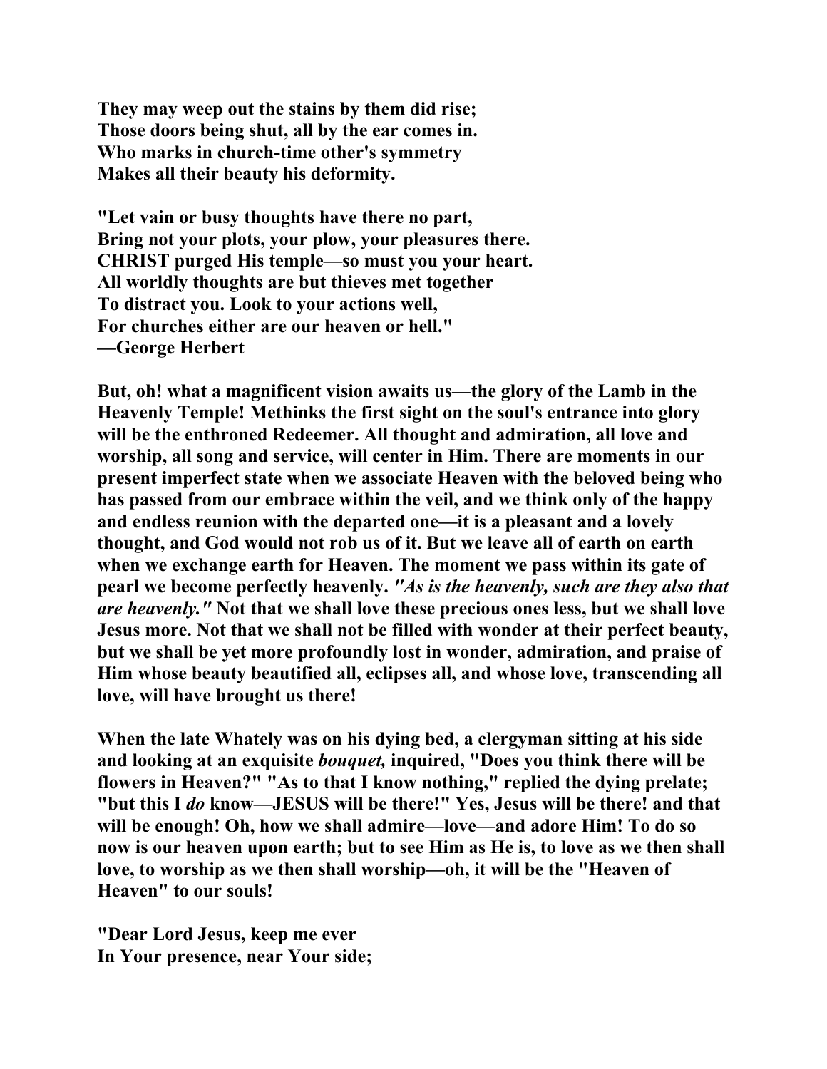**They may weep out the stains by them did rise;**
**Those doors being shut, all by the ear comes in.**
**Who marks in church-time other's symmetry**
**Makes all their beauty his deformity.**

**"Let vain or busy thoughts have there no part,**
**Bring not your plots, your plow, your pleasures there.**
**CHRIST purged His temple—so must you your heart.**
**All worldly thoughts are but thieves met together**
**To distract you. Look to your actions well,**
**For churches either are our heaven or hell."**
**—George Herbert**

**But, oh! what a magnificent vision awaits us—the glory of the Lamb in the Heavenly Temple! Methinks the first sight on the soul's entrance into glory will be the enthroned Redeemer. All thought and admiration, all love and worship, all song and service, will center in Him. There are moments in our present imperfect state when we associate Heaven with the beloved being who has passed from our embrace within the veil, and we think only of the happy and endless reunion with the departed one—it is a pleasant and a lovely thought, and God would not rob us of it. But we leave all of earth on earth when we exchange earth for Heaven. The moment we pass within its gate of pearl we become perfectly heavenly.** ***"As is the heavenly, such are they also that are heavenly."*** **Not that we shall love these precious ones less, but we shall love Jesus more. Not that we shall not be filled with wonder at their perfect beauty, but we shall be yet more profoundly lost in wonder, admiration, and praise of Him whose beauty beautified all, eclipses all, and whose love, transcending all love, will have brought us there!**

**When the late Whately was on his dying bed, a clergyman sitting at his side and looking at an exquisite** ***bouquet,*** **inquired, "Does you think there will be flowers in Heaven?" "As to that I know nothing," replied the dying prelate; "but this I** ***do*** **know—JESUS will be there!" Yes, Jesus will be there! and that will be enough! Oh, how we shall admire—love—and adore Him! To do so now is our heaven upon earth; but to see Him as He is, to love as we then shall love, to worship as we then shall worship—oh, it will be the "Heaven of Heaven" to our souls!**

**"Dear Lord Jesus, keep me ever**
**In Your presence, near Your side;**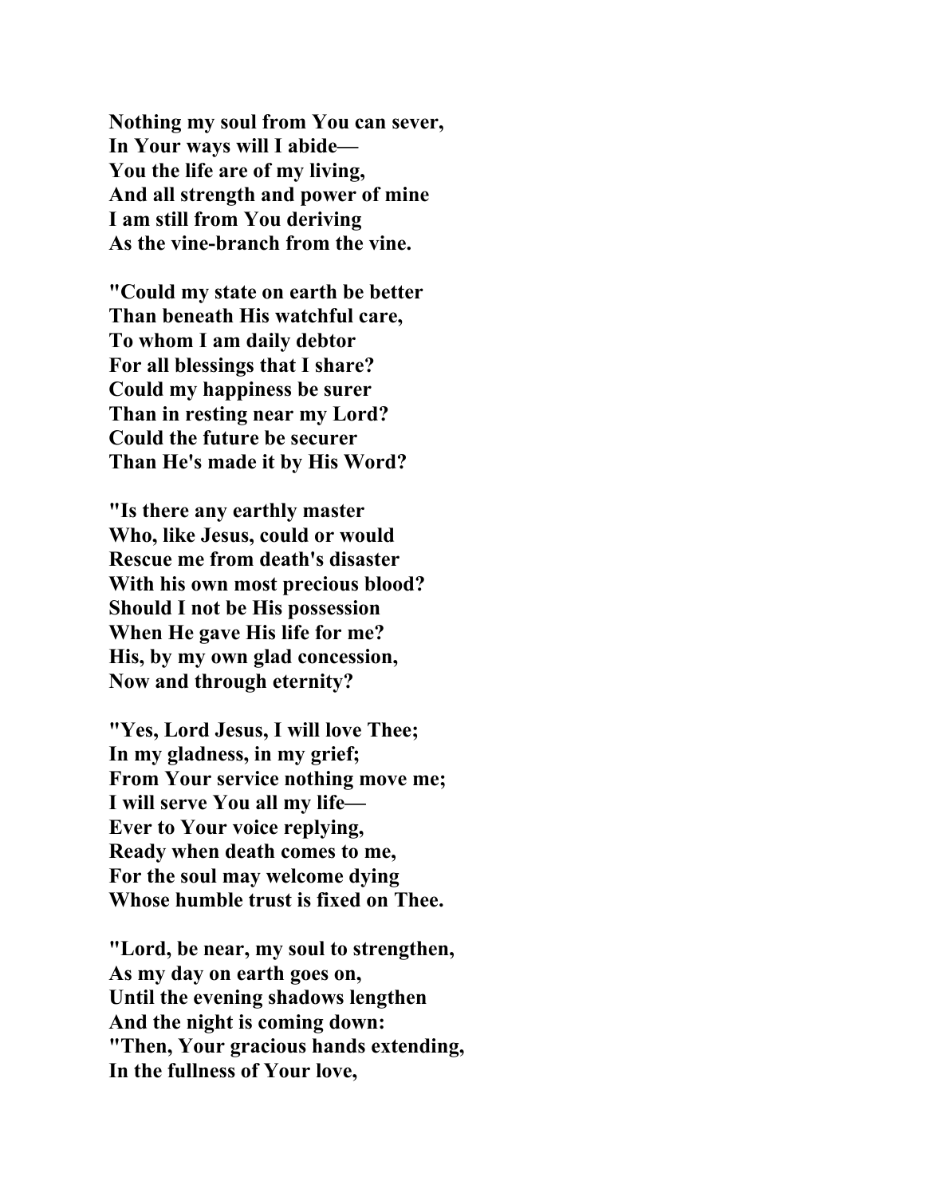**Nothing my soul from You can sever,**
**In Your ways will I abide—**
**You the life are of my living,**
**And all strength and power of mine**
**I am still from You deriving**
**As the vine-branch from the vine.**

**"Could my state on earth be better**
**Than beneath His watchful care,**
**To whom I am daily debtor**
**For all blessings that I share?**
**Could my happiness be surer**
**Than in resting near my Lord?**
**Could the future be securer**
**Than He's made it by His Word?**

**"Is there any earthly master**
**Who, like Jesus, could or would**
**Rescue me from death's disaster**
**With his own most precious blood?**
**Should I not be His possession**
**When He gave His life for me?**
**His, by my own glad concession,**
**Now and through eternity?**

**"Yes, Lord Jesus, I will love Thee;**
**In my gladness, in my grief;**
**From Your service nothing move me;**
**I will serve You all my life—**
**Ever to Your voice replying,**
**Ready when death comes to me,**
**For the soul may welcome dying**
**Whose humble trust is fixed on Thee.**

**"Lord, be near, my soul to strengthen,**
**As my day on earth goes on,**
**Until the evening shadows lengthen**
**And the night is coming down:**
**"Then, Your gracious hands extending,**
**In the fullness of Your love,**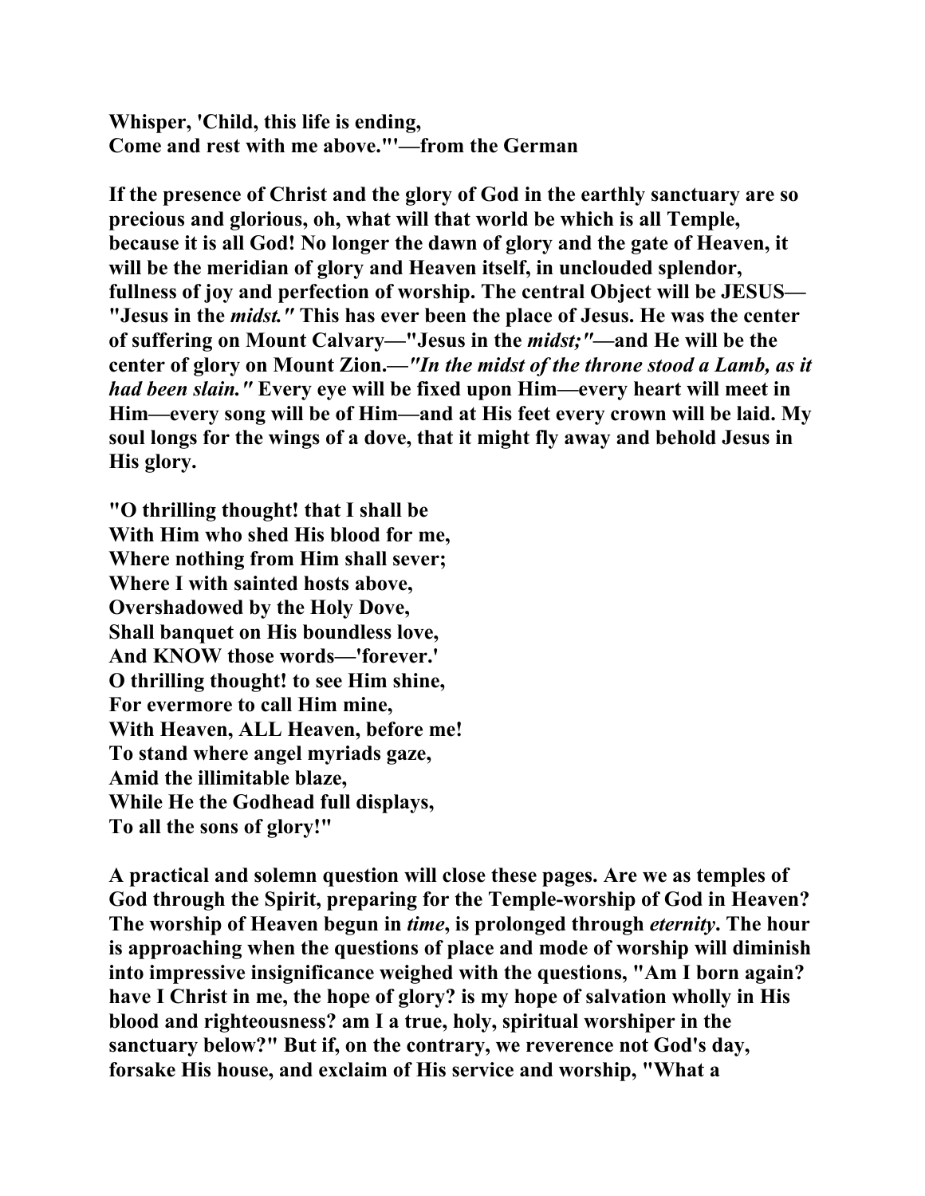Whisper, 'Child, this life is ending,
Come and rest with me above."'—from the German

If the presence of Christ and the glory of God in the earthly sanctuary are so precious and glorious, oh, what will that world be which is all Temple, because it is all God! No longer the dawn of glory and the gate of Heaven, it will be the meridian of glory and Heaven itself, in unclouded splendor, fullness of joy and perfection of worship. The central Object will be JESUS—"Jesus in the *midst."* This has ever been the place of Jesus. He was the center of suffering on Mount Calvary—"Jesus in the *midst;"*—and He will be the center of glory on Mount Zion.—*"In the midst of the throne stood a Lamb, as it had been slain."* Every eye will be fixed upon Him—every heart will meet in Him—every song will be of Him—and at His feet every crown will be laid. My soul longs for the wings of a dove, that it might fly away and behold Jesus in His glory.

"O thrilling thought! that I shall be
With Him who shed His blood for me,
Where nothing from Him shall sever;
Where I with sainted hosts above,
Overshadowed by the Holy Dove,
Shall banquet on His boundless love,
And KNOW those words—'forever.'
O thrilling thought! to see Him shine,
For evermore to call Him mine,
With Heaven, ALL Heaven, before me!
To stand where angel myriads gaze,
Amid the illimitable blaze,
While He the Godhead full displays,
To all the sons of glory!"

A practical and solemn question will close these pages. Are we as temples of God through the Spirit, preparing for the Temple-worship of God in Heaven? The worship of Heaven begun in *time*, is prolonged through *eternity*. The hour is approaching when the questions of place and mode of worship will diminish into impressive insignificance weighed with the questions, "Am I born again? have I Christ in me, the hope of glory? is my hope of salvation wholly in His blood and righteousness? am I a true, holy, spiritual worshiper in the sanctuary below?" But if, on the contrary, we reverence not God's day, forsake His house, and exclaim of His service and worship, "What a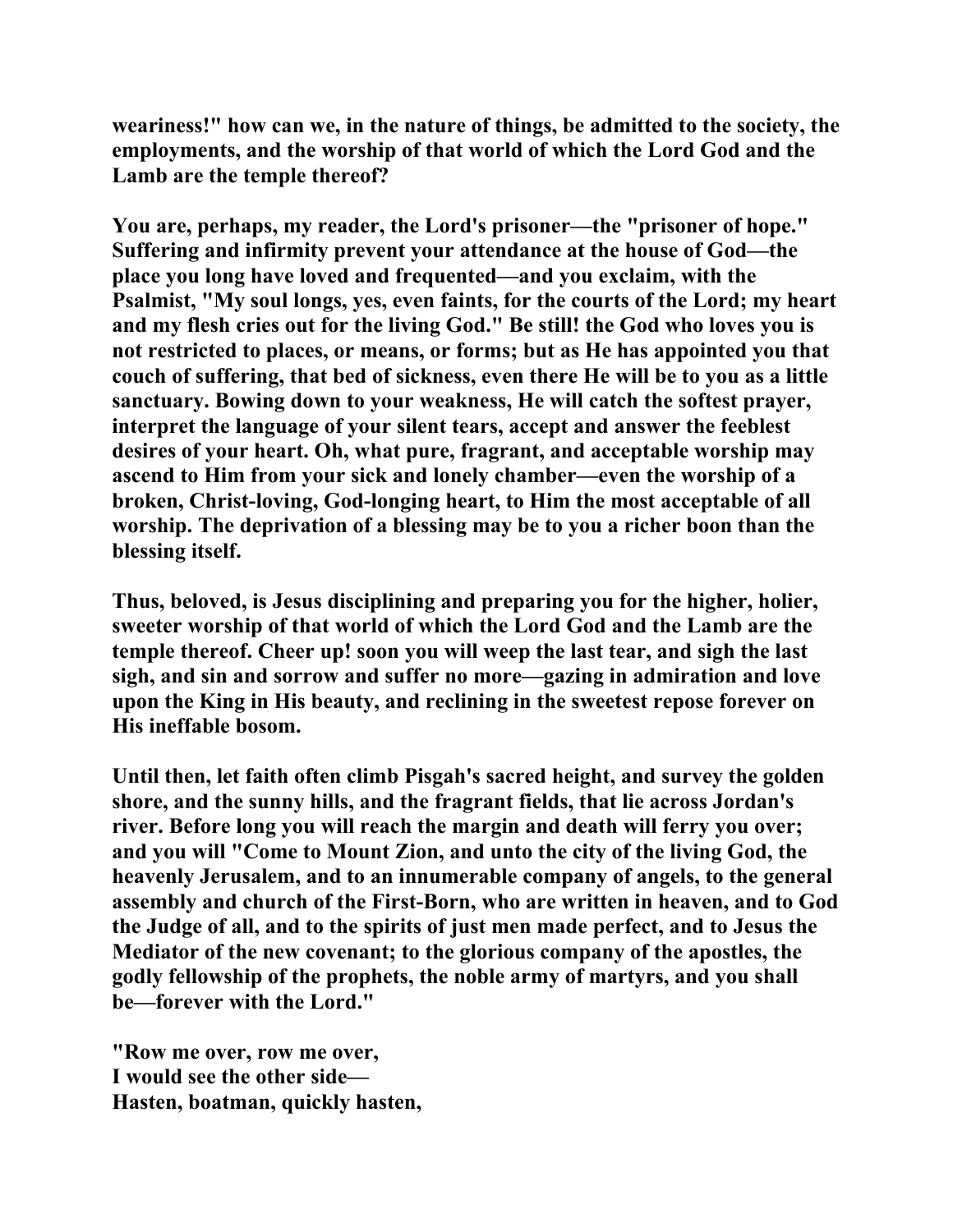**weariness!" how can we, in the nature of things, be admitted to the society, the employments, and the worship of that world of which the Lord God and the Lamb are the temple thereof?**

**You are, perhaps, my reader, the Lord's prisoner—the "prisoner of hope." Suffering and infirmity prevent your attendance at the house of God—the place you long have loved and frequented—and you exclaim, with the Psalmist, "My soul longs, yes, even faints, for the courts of the Lord; my heart and my flesh cries out for the living God." Be still! the God who loves you is not restricted to places, or means, or forms; but as He has appointed you that couch of suffering, that bed of sickness, even there He will be to you as a little sanctuary. Bowing down to your weakness, He will catch the softest prayer, interpret the language of your silent tears, accept and answer the feeblest desires of your heart. Oh, what pure, fragrant, and acceptable worship may ascend to Him from your sick and lonely chamber—even the worship of a broken, Christ-loving, God-longing heart, to Him the most acceptable of all worship. The deprivation of a blessing may be to you a richer boon than the blessing itself.**

**Thus, beloved, is Jesus disciplining and preparing you for the higher, holier, sweeter worship of that world of which the Lord God and the Lamb are the temple thereof. Cheer up! soon you will weep the last tear, and sigh the last sigh, and sin and sorrow and suffer no more—gazing in admiration and love upon the King in His beauty, and reclining in the sweetest repose forever on His ineffable bosom.**

**Until then, let faith often climb Pisgah's sacred height, and survey the golden shore, and the sunny hills, and the fragrant fields, that lie across Jordan's river. Before long you will reach the margin and death will ferry you over; and you will "Come to Mount Zion, and unto the city of the living God, the heavenly Jerusalem, and to an innumerable company of angels, to the general assembly and church of the First-Born, who are written in heaven, and to God the Judge of all, and to the spirits of just men made perfect, and to Jesus the Mediator of the new covenant; to the glorious company of the apostles, the godly fellowship of the prophets, the noble army of martyrs, and you shall be—forever with the Lord."**

**"Row me over, row me over,**
**I would see the other side—**
**Hasten, boatman, quickly hasten,**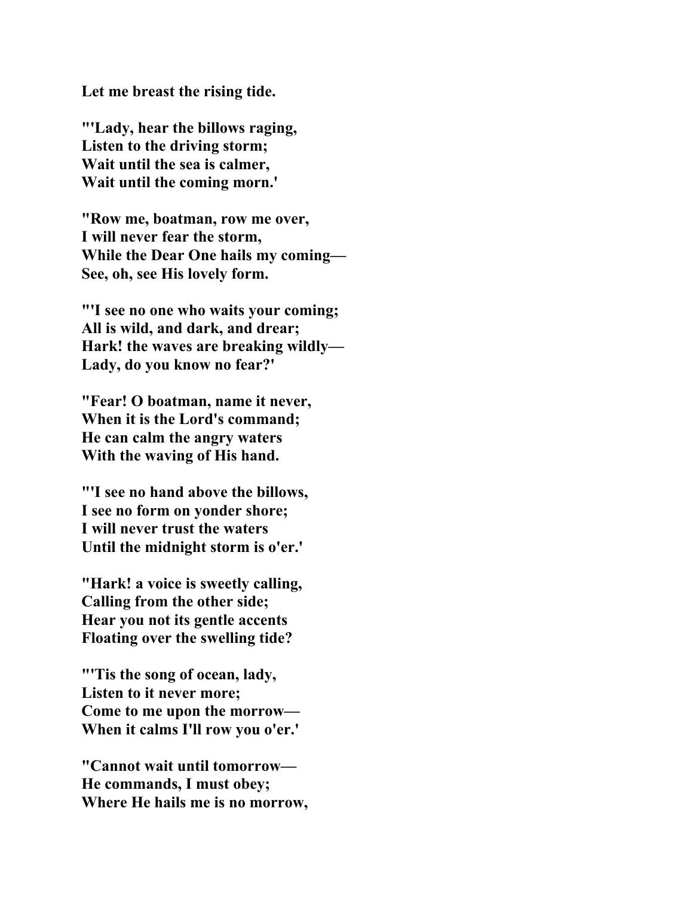**Let me breast the rising tide.**

**"'Lady, hear the billows raging,**
**Listen to the driving storm;**
**Wait until the sea is calmer,**
**Wait until the coming morn.'**

**"Row me, boatman, row me over,**
**I will never fear the storm,**
**While the Dear One hails my coming—**
**See, oh, see His lovely form.**

**"'I see no one who waits your coming;**
**All is wild, and dark, and drear;**
**Hark! the waves are breaking wildly—**
**Lady, do you know no fear?'**

**"Fear! O boatman, name it never,**
**When it is the Lord's command;**
**He can calm the angry waters**
**With the waving of His hand.**

**"'I see no hand above the billows,**
**I see no form on yonder shore;**
**I will never trust the waters**
**Until the midnight storm is o'er.'**

**"Hark! a voice is sweetly calling,**
**Calling from the other side;**
**Hear you not its gentle accents**
**Floating over the swelling tide?**

**"'Tis the song of ocean, lady,**
**Listen to it never more;**
**Come to me upon the morrow—**
**When it calms I'll row you o'er.'**

**"Cannot wait until tomorrow—**
**He commands, I must obey;**
**Where He hails me is no morrow,**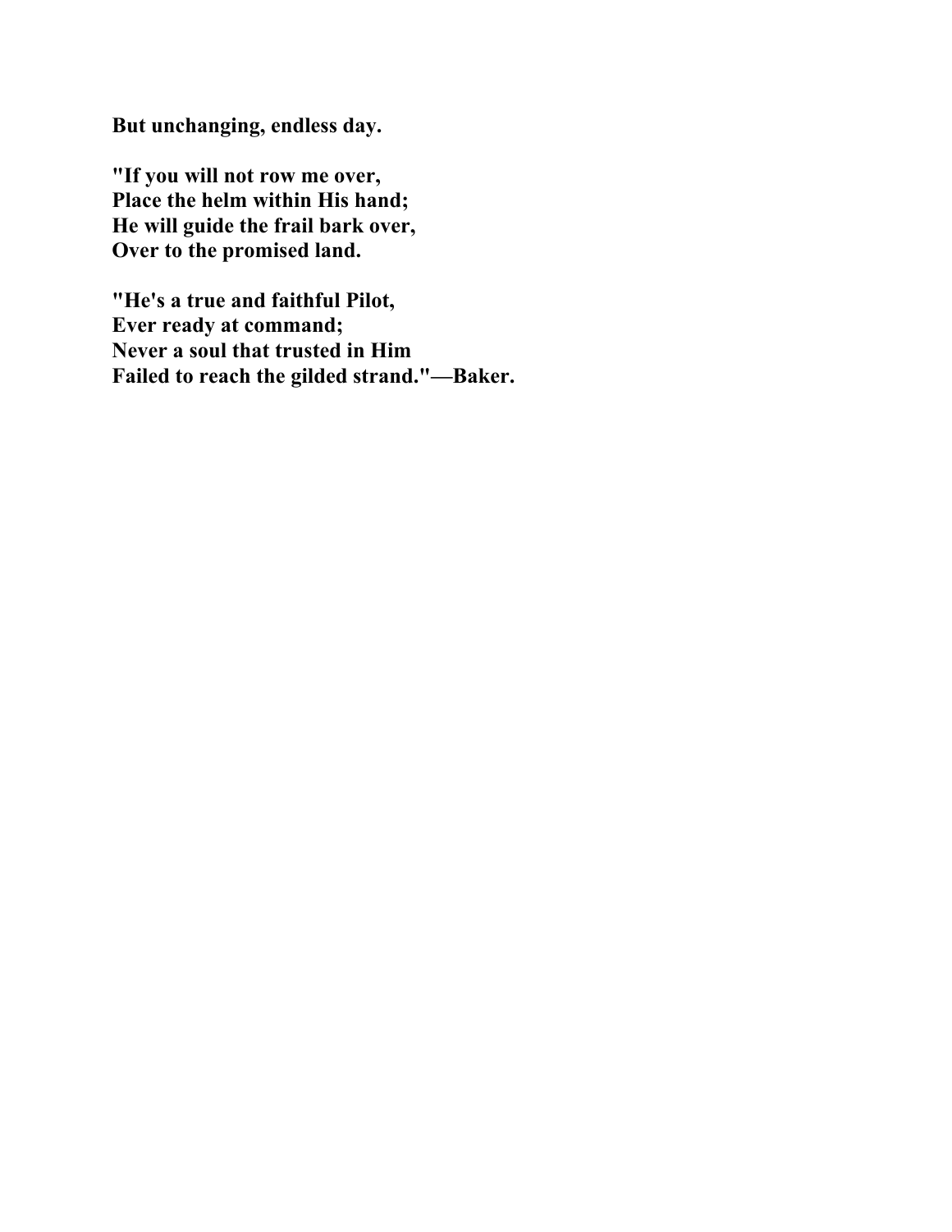**But unchanging, endless day.**

**"If you will not row me over,
Place the helm within His hand;
He will guide the frail bark over,
Over to the promised land.**

**"He's a true and faithful Pilot,
Ever ready at command;
Never a soul that trusted in Him
Failed to reach the gilded strand."—Baker.**